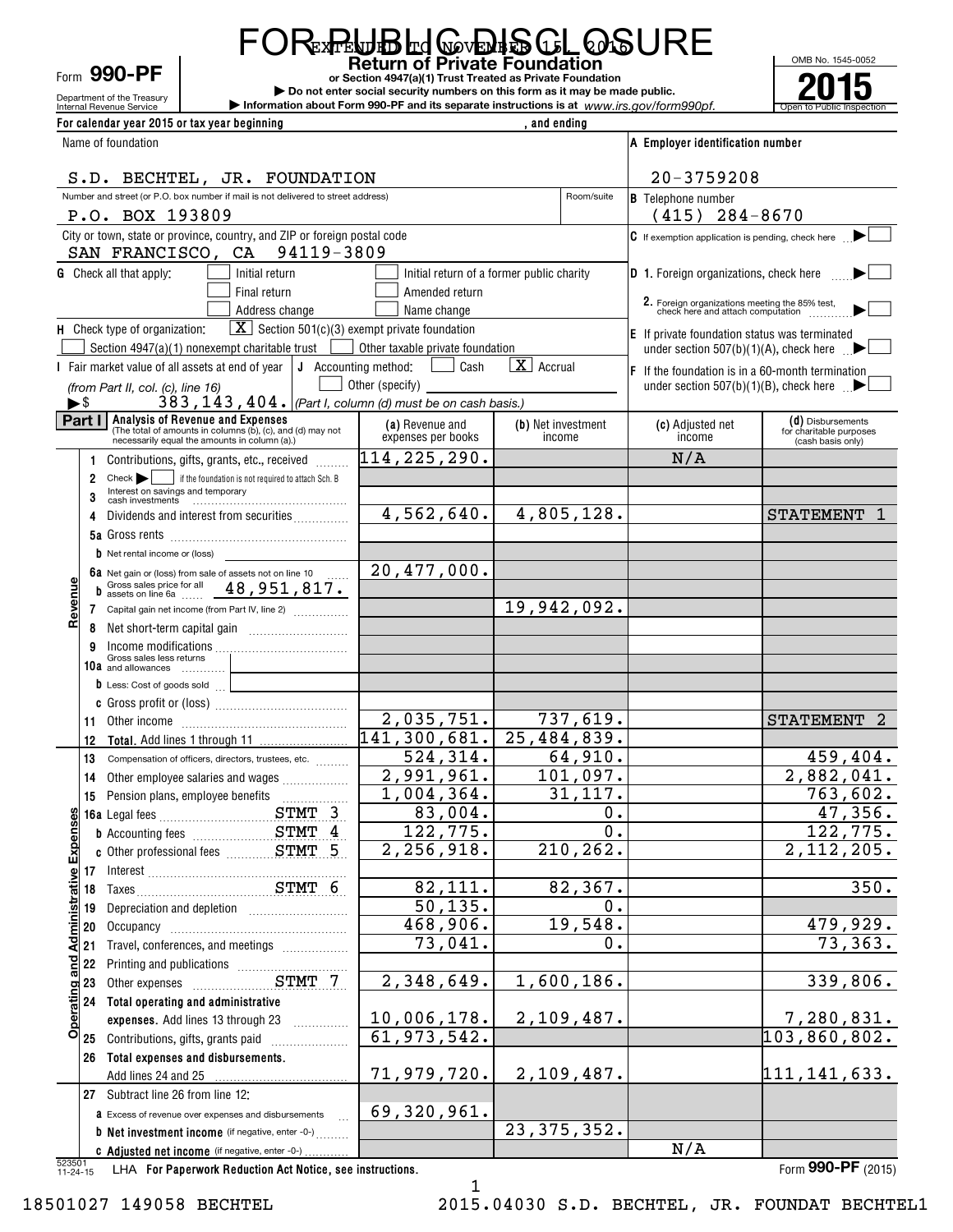# FOR PUBLIC DISCLOSURE

EXTENDED TO NOVEMBER 15, 2016

Form **990-PF** — **Return of Private Foundation**

or Section 4947(a)(1) Trust Treated as Private Foundation

▶ Do not enter social security numbers on this form as it may be made public.

▶ Information about Form 990-PF and its separate instructions is at *www.irs.gov/form990pf.*

Department of the Treasury
Internal Revenue Service

OMB No. 1545-0052

**2015**

Open to Public Inspection

For calendar year 2015 or tax year beginning , and ending

Name of foundation: S.D. BECHTEL, JR. FOUNDATION

A Employer identification number: 20-3759208

Number and street (or P.O. box number if mail is not delivered to street address): P.O. BOX 193809 — Room/suite

B Telephone number: (415) 284-8670

City or town, state or province, country, and ZIP or foreign postal code: SAN FRANCISCO, CA 94119-3809

C If exemption application is pending, check here ▶ ☐

G Check all that apply: ☐ Initial return ☐ Initial return of a former public charity ☐ Final return ☐ Amended return ☐ Address change ☐ Name change

D 1. Foreign organizations, check here ▶ ☐
2. Foreign organizations meeting the 85% test, check here and attach computation ▶ ☐

H Check type of organization: ☒ Section 501(c)(3) exempt private foundation ☐ Section 4947(a)(1) nonexempt charitable trust ☐ Other taxable private foundation

E If private foundation status was terminated under section 507(b)(1)(A), check here ▶ ☐

I Fair market value of all assets at end of year (from Part II, col. (c), line 16) ▶$ 383,143,404.

J Accounting method: ☐ Cash ☒ Accrual ☐ Other (specify) (Part I, column (d) must be on cash basis.)

F If the foundation is in a 60-month termination under section 507(b)(1)(B), check here ▶ ☐

**Part I — Analysis of Revenue and Expenses** (The total of amounts in columns (b), (c), and (d) may not necessarily equal the amounts in column (a).)

| | Line | (a) Revenue and expenses per books | (b) Net investment income | (c) Adjusted net income | (d) Disbursements for charitable purposes (cash basis only) |
|---|---|---|---|---|---|
| Revenue | 1 Contributions, gifts, grants, etc., received | 114,225,290. | | N/A | |
| | 2 Check ▶ ☐ if the foundation is not required to attach Sch. B | | | | |
| | 3 Interest on savings and temporary cash investments | | | | |
| | 4 Dividends and interest from securities | 4,562,640. | 4,805,128. | | STATEMENT 1 |
| | 5a Gross rents | | | | |
| | b Net rental income or (loss) | | | | |
| | 6a Net gain or (loss) from sale of assets not on line 10 | 20,477,000. | | | |
| | b Gross sales price for all assets on line 6a 48,951,817. | | | | |
| | 7 Capital gain net income (from Part IV, line 2) | | 19,942,092. | | |
| | 8 Net short-term capital gain | | | | |
| | 9 Income modifications | | | | |
| | 10a Gross sales less returns and allowances | | | | |
| | b Less: Cost of goods sold | | | | |
| | c Gross profit or (loss) | | | | |
| | 11 Other income | 2,035,751. | 737,619. | | STATEMENT 2 |
| | 12 **Total.** Add lines 1 through 11 | 141,300,681. | 25,484,839. | | |
| Operating and Administrative Expenses | 13 Compensation of officers, directors, trustees, etc. | 524,314. | 64,910. | | 459,404. |
| | 14 Other employee salaries and wages | 2,991,961. | 101,097. | | 2,882,041. |
| | 15 Pension plans, employee benefits | 1,004,364. | 31,117. | | 763,602. |
| | 16a Legal fees STMT 3 | 83,004. | 0. | | 47,356. |
| | b Accounting fees STMT 4 | 122,775. | 0. | | 122,775. |
| | c Other professional fees STMT 5 | 2,256,918. | 210,262. | | 2,112,205. |
| | 17 Interest | | | | |
| | 18 Taxes STMT 6 | 82,111. | 82,367. | | 350. |
| | 19 Depreciation and depletion | 50,135. | 0. | | |
| | 20 Occupancy | 468,906. | 19,548. | | 479,929. |
| | 21 Travel, conferences, and meetings | 73,041. | 0. | | 73,363. |
| | 22 Printing and publications | | | | |
| | 23 Other expenses STMT 7 | 2,348,649. | 1,600,186. | | 339,806. |
| | 24 **Total operating and administrative expenses.** Add lines 13 through 23 | 10,006,178. | 2,109,487. | | 7,280,831. |
| | 25 Contributions, gifts, grants paid | 61,973,542. | | | 103,860,802. |
| | 26 **Total expenses and disbursements.** Add lines 24 and 25 | 71,979,720. | 2,109,487. | | 111,141,633. |
| | 27 Subtract line 26 from line 12: | | | | |
| | a Excess of revenue over expenses and disbursements | 69,320,961. | | | |
| | b **Net investment income** (if negative, enter -0-) | | 23,375,352. | | |
| | c **Adjusted net income** (if negative, enter -0-) | | | N/A | |

523501 11-24-15 LHA **For Paperwork Reduction Act Notice, see instructions.** Form **990-PF** (2015)

18501027 149058 BECHTEL 2015.04030 S.D. BECHTEL, JR. FOUNDAT BECHTEL1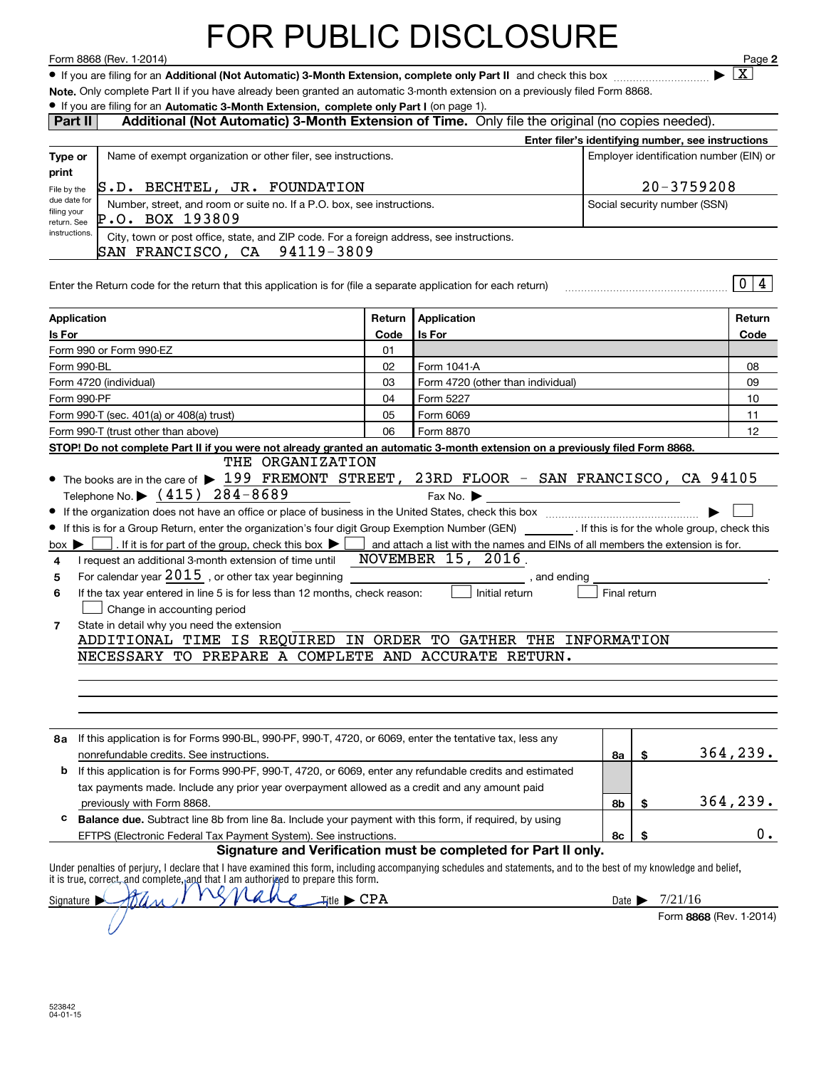# FOR PUBLIC DISCLOSURE

Form 8868 (Rev. 1-2014)

- If you are filing for an **Additional (Not Automatic) 3-Month Extension, complete only Part II** and check this box ▶ [X]

**Note.** Only complete Part II if you have already been granted an automatic 3-month extension on a previously filed Form 8868.

- If you are filing for an **Automatic 3-Month Extension, complete only Part I** (on page 1).

## Part II — Additional (Not Automatic) 3-Month Extension of Time. Only file the original (no copies needed).

**Enter filer's identifying number, see instructions**

| Type or print | Name of exempt organization or other filer, see instructions. | Employer identification number (EIN) or |
|---|---|---|
| File by the due date for filing your return. See instructions. | S.D. BECHTEL, JR. FOUNDATION | 20-3759208 |
| | Number, street, and room or suite no. If a P.O. box, see instructions. P.O. BOX 193809 | Social security number (SSN) |
| | City, town or post office, state, and ZIP code. For a foreign address, see instructions. SAN FRANCISCO, CA 94119-3809 | |

Enter the Return code for the return that this application is for (file a separate application for each return) ..... 0 4

| Application Is For | Return Code | Application Is For | Return Code |
|---|---|---|---|
| Form 990 or Form 990-EZ | 01 | | |
| Form 990-BL | 02 | Form 1041-A | 08 |
| Form 4720 (individual) | 03 | Form 4720 (other than individual) | 09 |
| Form 990-PF | 04 | Form 5227 | 10 |
| Form 990-T (sec. 401(a) or 408(a) trust) | 05 | Form 6069 | 11 |
| Form 990-T (trust other than above) | 06 | Form 8870 | 12 |

**STOP! Do not complete Part II if you were not already granted an automatic 3-month extension on a previously filed Form 8868.**

- The books are in the care of ▶ THE ORGANIZATION 199 FREMONT STREET, 23RD FLOOR - SAN FRANCISCO, CA 94105
  Telephone No. ▶ (415) 284-8689 Fax No. ▶
- If the organization does not have an office or place of business in the United States, check this box ▶ [ ]
- If this is for a Group Return, enter the organization's four digit Group Exemption Number (GEN) ______. If this is for the whole group, check this box ▶ [ ]. If it is for part of the group, check this box ▶ [ ] and attach a list with the names and EINs of all members the extension is for.

**4** I request an additional 3-month extension of time until NOVEMBER 15, 2016.

**5** For calendar year 2015, or other tax year beginning ______________, and ending ______________.

**6** If the tax year entered in line 5 is for less than 12 months, check reason: [ ] Initial return [ ] Final return [ ] Change in accounting period

**7** State in detail why you need the extension
ADDITIONAL TIME IS REQUIRED IN ORDER TO GATHER THE INFORMATION NECESSARY TO PREPARE A COMPLETE AND ACCURATE RETURN.

| | | | |
|---|---|---|---|
| **8a** | If this application is for Forms 990-BL, 990-PF, 990-T, 4720, or 6069, enter the tentative tax, less any nonrefundable credits. See instructions. | 8a | $ 364,239. |
| **b** | If this application is for Forms 990-PF, 990-T, 4720, or 6069, enter any refundable credits and estimated tax payments made. Include any prior year overpayment allowed as a credit and any amount paid previously with Form 8868. | 8b | $ 364,239. |
| **c** | **Balance due.** Subtract line 8b from line 8a. Include your payment with this form, if required, by using EFTPS (Electronic Federal Tax Payment System). See instructions. | 8c | $ 0. |

**Signature and Verification must be completed for Part II only.**

Under penalties of perjury, I declare that I have examined this form, including accompanying schedules and statements, and to the best of my knowledge and belief, it is true, correct, and complete, and that I am authorized to prepare this form.

Signature ▶ Joan McNabe Title ▶ CPA Date ▶ 7/21/16

Form **8868** (Rev. 1-2014)

523842
04-01-15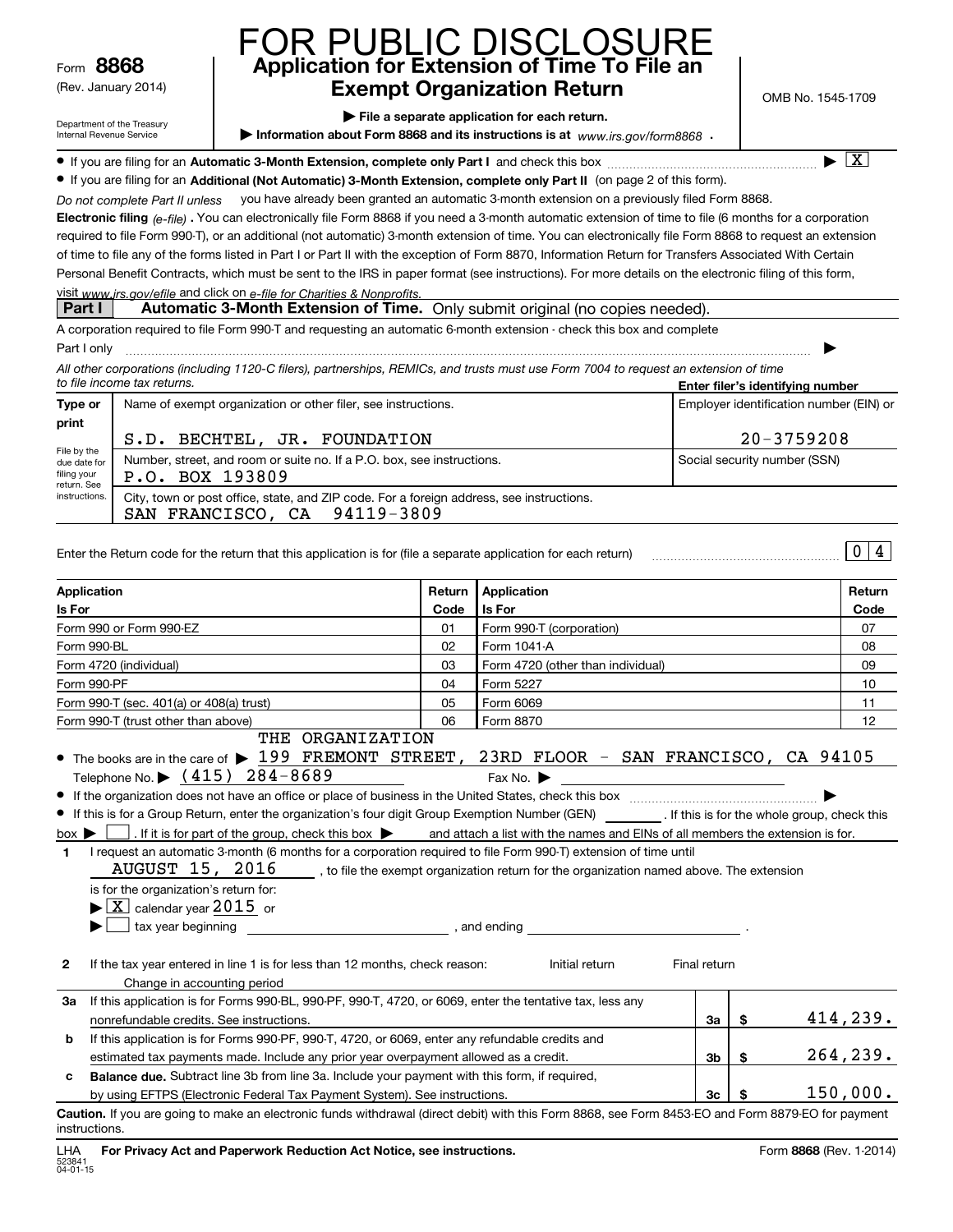FOR PUBLIC DISCLOSURE

Form **8868**
(Rev. January 2014)

Department of the Treasury
Internal Revenue Service

# Application for Extension of Time To File an Exempt Organization Return

▶ **File a separate application for each return.**

▶ **Information about Form 8868 and its instructions is at** *www.irs.gov/form8868* .

OMB No. 1545-1709

- If you are filing for an **Automatic 3-Month Extension, complete only Part I** and check this box ▶ [X]
- If you are filing for an **Additional (Not Automatic) 3-Month Extension, complete only Part II** (on page 2 of this form).

*Do not complete Part II unless* you have already been granted an automatic 3-month extension on a previously filed Form 8868.

**Electronic filing** *(e-file)* **.** You can electronically file Form 8868 if you need a 3-month automatic extension of time to file (6 months for a corporation required to file Form 990-T), or an additional (not automatic) 3-month extension of time. You can electronically file Form 8868 to request an extension of time to file any of the forms listed in Part I or Part II with the exception of Form 8870, Information Return for Transfers Associated With Certain Personal Benefit Contracts, which must be sent to the IRS in paper format (see instructions). For more details on the electronic filing of this form, visit *www.irs.gov/efile* and click on *e-file for Charities & Nonprofits.*

## Part I — Automatic 3-Month Extension of Time. Only submit original (no copies needed).

A corporation required to file Form 990-T and requesting an automatic 6-month extension - check this box and complete Part I only ▶

*All other corporations (including 1120-C filers), partnerships, REMICs, and trusts must use Form 7004 to request an extension of time to file income tax returns.*

| Type or print | Name of exempt organization or other filer, see instructions. | Enter filer's identifying number — Employer identification number (EIN) or |
|---|---|---|
| File by the due date for filing your return. See instructions. | S.D. BECHTEL, JR. FOUNDATION | 20-3759208 |
| | Number, street, and room or suite no. If a P.O. box, see instructions. P.O. BOX 193809 | Social security number (SSN) |
| | City, town or post office, state, and ZIP code. For a foreign address, see instructions. SAN FRANCISCO, CA 94119-3809 | |

Enter the Return code for the return that this application is for (file a separate application for each return) 0 4

| Application Is For | Return Code | Application Is For | Return Code |
|---|---|---|---|
| Form 990 or Form 990-EZ | 01 | Form 990-T (corporation) | 07 |
| Form 990-BL | 02 | Form 1041-A | 08 |
| Form 4720 (individual) | 03 | Form 4720 (other than individual) | 09 |
| Form 990-PF | 04 | Form 5227 | 10 |
| Form 990-T (sec. 401(a) or 408(a) trust) | 05 | Form 6069 | 11 |
| Form 990-T (trust other than above) | 06 | Form 8870 | 12 |

- The books are in the care of ▶ THE ORGANIZATION 199 FREMONT STREET, 23RD FLOOR - SAN FRANCISCO, CA 94105
  Telephone No. ▶ (415) 284-8689   Fax No. ▶
- If the organization does not have an office or place of business in the United States, check this box ▶
- If this is for a Group Return, enter the organization's four digit Group Exemption Number (GEN) ______ . If this is for the whole group, check this box ▶ [ ] . If it is for part of the group, check this box ▶ [ ] and attach a list with the names and EINs of all members the extension is for.

**1** I request an automatic 3-month (6 months for a corporation required to file Form 990-T) extension of time until AUGUST 15, 2016 , to file the exempt organization return for the organization named above. The extension is for the organization's return for:
▶ [X] calendar year 2015 or
▶ [ ] tax year beginning ______________ , and ending ______________ .

**2** If the tax year entered in line 1 is for less than 12 months, check reason: Initial return Final return
Change in accounting period

| | | | |
|---|---|---|---|
| **3a** | If this application is for Forms 990-BL, 990-PF, 990-T, 4720, or 6069, enter the tentative tax, less any nonrefundable credits. See instructions. | 3a | $ 414,239. |
| **b** | If this application is for Forms 990-PF, 990-T, 4720, or 6069, enter any refundable credits and estimated tax payments made. Include any prior year overpayment allowed as a credit. | 3b | $ 264,239. |
| **c** | **Balance due.** Subtract line 3b from line 3a. Include your payment with this form, if required, by using EFTPS (Electronic Federal Tax Payment System). See instructions. | 3c | $ 150,000. |

**Caution.** If you are going to make an electronic funds withdrawal (direct debit) with this Form 8868, see Form 8453-EO and Form 8879-EO for payment instructions.

LHA **For Privacy Act and Paperwork Reduction Act Notice, see instructions.** Form **8868** (Rev. 1-2014)

523841 04-01-15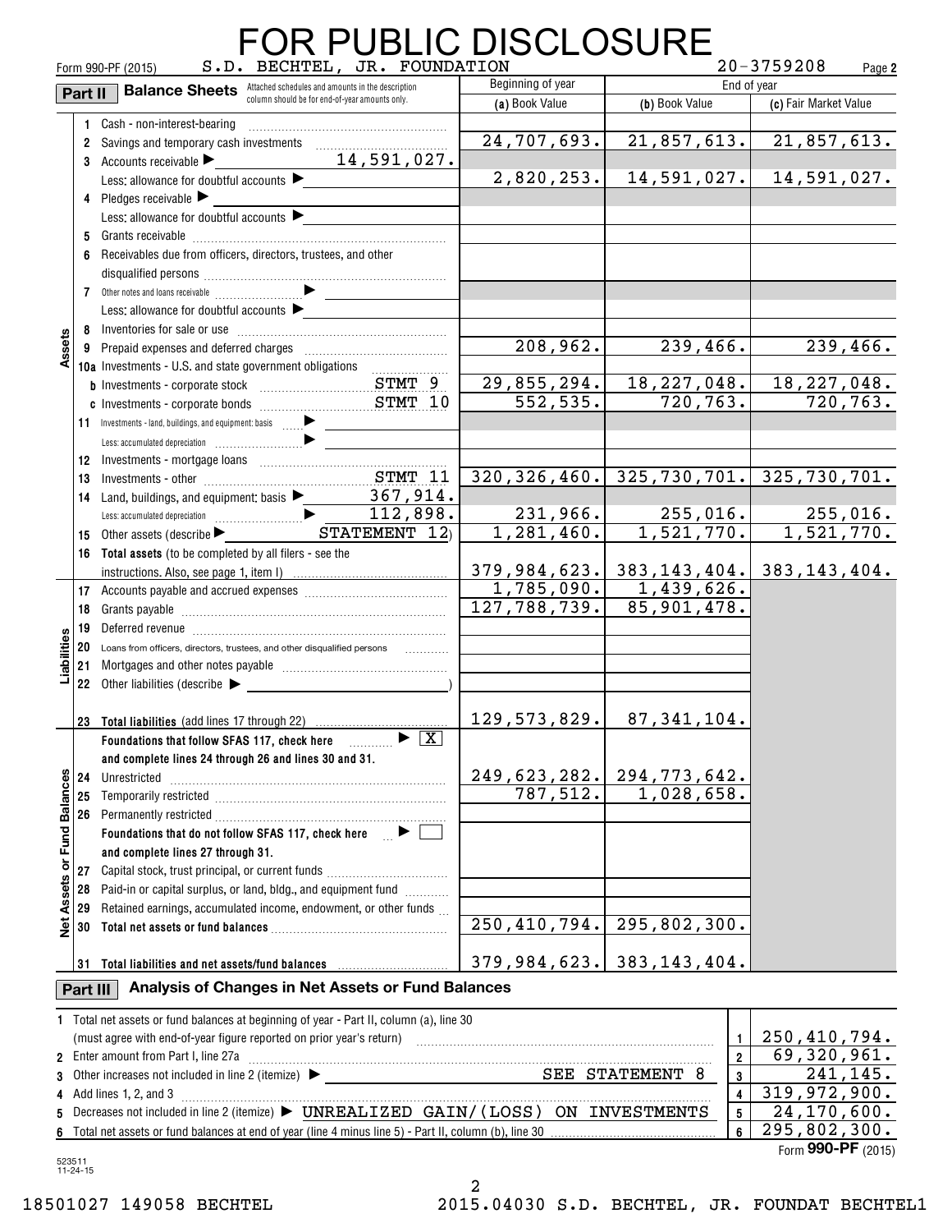# FOR PUBLIC DISCLOSURE

Form 990-PF (2015) S.D. BECHTEL, JR. FOUNDATION 20-3759208 Page 2

## Part II Balance Sheets

Attached schedules and amounts in the description column should be for end-of-year amounts only.

| | | | Beginning of year | End of year | |
|---|---|---|---|---|---|
| | | | (a) Book Value | (b) Book Value | (c) Fair Market Value |
| Assets | 1 | Cash - non-interest-bearing | | | |
| | 2 | Savings and temporary cash investments | 24,707,693. | 21,857,613. | 21,857,613. |
| | 3 | Accounts receivable ▶ 14,591,027. | | | |
| | | Less: allowance for doubtful accounts ▶ | 2,820,253. | 14,591,027. | 14,591,027. |
| | 4 | Pledges receivable ▶ | | | |
| | | Less: allowance for doubtful accounts ▶ | | | |
| | 5 | Grants receivable | | | |
| | 6 | Receivables due from officers, directors, trustees, and other disqualified persons | | | |
| | 7 | Other notes and loans receivable ▶ | | | |
| | | Less: allowance for doubtful accounts ▶ | | | |
| | 8 | Inventories for sale or use | | | |
| | 9 | Prepaid expenses and deferred charges | 208,962. | 239,466. | 239,466. |
| | 10a | Investments - U.S. and state government obligations | | | |
| | b | Investments - corporate stock STMT 9 | 29,855,294. | 18,227,048. | 18,227,048. |
| | c | Investments - corporate bonds STMT 10 | 552,535. | 720,763. | 720,763. |
| | 11 | Investments - land, buildings, and equipment: basis ▶ | | | |
| | | Less: accumulated depreciation ▶ | | | |
| | 12 | Investments - mortgage loans | | | |
| | 13 | Investments - other STMT 11 | 320,326,460. | 325,730,701. | 325,730,701. |
| | 14 | Land, buildings, and equipment: basis ▶ 367,914. | | | |
| | | Less: accumulated depreciation ▶ 112,898. | 231,966. | 255,016. | 255,016. |
| | 15 | Other assets (describe ▶ STATEMENT 12) | 1,281,460. | 1,521,770. | 1,521,770. |
| | 16 | Total assets (to be completed by all filers - see the instructions. Also, see page 1, item I) | 379,984,623. | 383,143,404. | 383,143,404. |
| Liabilities | 17 | Accounts payable and accrued expenses | 1,785,090. | 1,439,626. | |
| | 18 | Grants payable | 127,788,739. | 85,901,478. | |
| | 19 | Deferred revenue | | | |
| | 20 | Loans from officers, directors, trustees, and other disqualified persons | | | |
| | 21 | Mortgages and other notes payable | | | |
| | 22 | Other liabilities (describe ▶ ) | | | |
| | 23 | Total liabilities (add lines 17 through 22) | 129,573,829. | 87,341,104. | |
| Net Assets or Fund Balances | | Foundations that follow SFAS 117, check here ▶ X and complete lines 24 through 26 and lines 30 and 31. | | | |
| | 24 | Unrestricted | 249,623,282. | 294,773,642. | |
| | 25 | Temporarily restricted | 787,512. | 1,028,658. | |
| | 26 | Permanently restricted | | | |
| | | Foundations that do not follow SFAS 117, check here ▶ ☐ and complete lines 27 through 31. | | | |
| | 27 | Capital stock, trust principal, or current funds | | | |
| | 28 | Paid-in or capital surplus, or land, bldg., and equipment fund | | | |
| | 29 | Retained earnings, accumulated income, endowment, or other funds | | | |
| | 30 | Total net assets or fund balances | 250,410,794. | 295,802,300. | |
| | 31 | Total liabilities and net assets/fund balances | 379,984,623. | 383,143,404. | |

## Part III Analysis of Changes in Net Assets or Fund Balances

| | | | |
|---|---|---|---|
| 1 | Total net assets or fund balances at beginning of year - Part II, column (a), line 30 (must agree with end-of-year figure reported on prior year's return) | 1 | 250,410,794. |
| 2 | Enter amount from Part I, line 27a | 2 | 69,320,961. |
| 3 | Other increases not included in line 2 (itemize) ▶ SEE STATEMENT 8 | 3 | 241,145. |
| 4 | Add lines 1, 2, and 3 | 4 | 319,972,900. |
| 5 | Decreases not included in line 2 (itemize) ▶ UNREALIZED GAIN/(LOSS) ON INVESTMENTS | 5 | 24,170,600. |
| 6 | Total net assets or fund balances at end of year (line 4 minus line 5) - Part II, column (b), line 30 | 6 | 295,802,300. |

Form 990-PF (2015)

523511 11-24-15

18501027 149058 BECHTEL 2015.04030 S.D. BECHTEL, JR. FOUNDAT BECHTEL1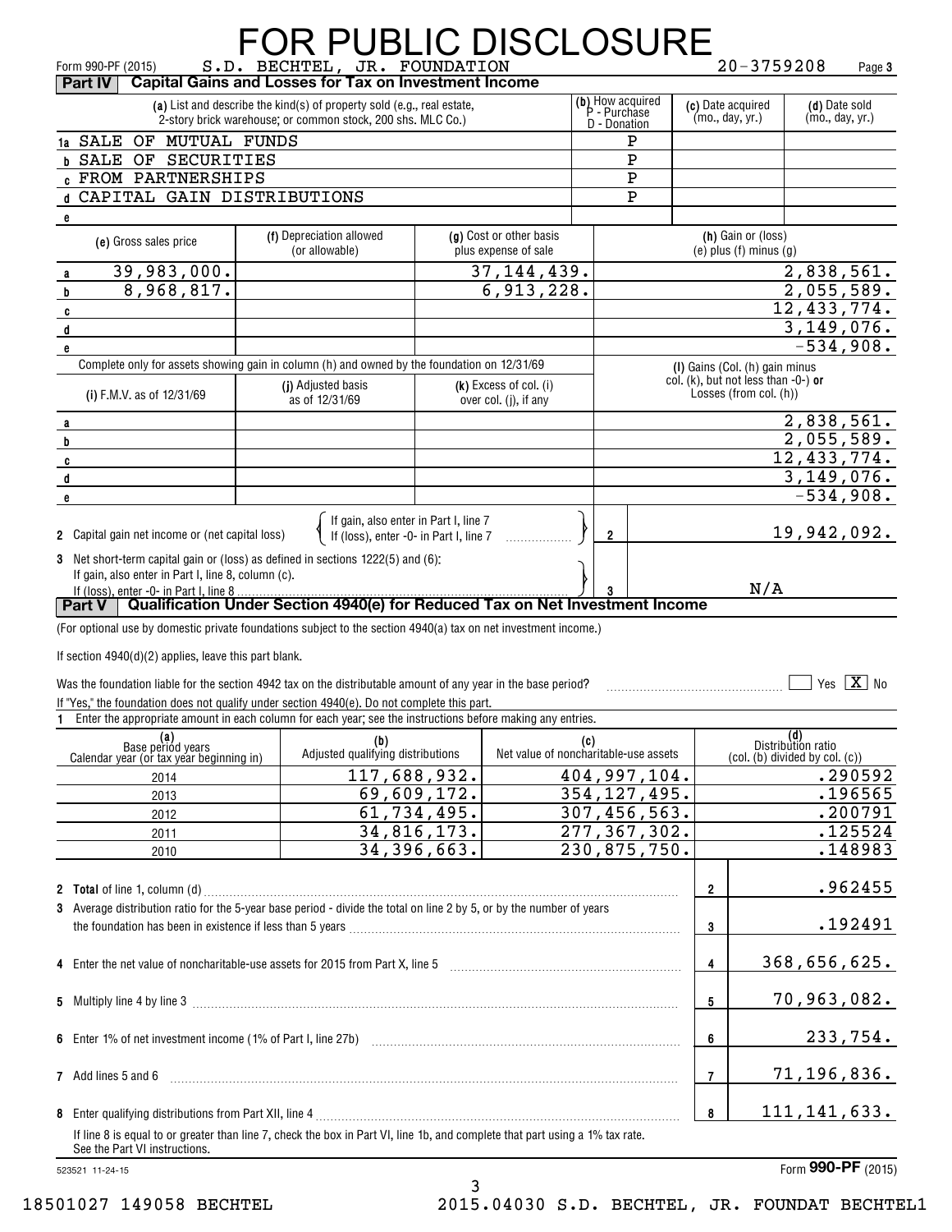# FOR PUBLIC DISCLOSURE

Form 990-PF (2015) S.D. BECHTEL, JR. FOUNDATION 20-3759208 Page 3

## Part IV Capital Gains and Losses for Tax on Investment Income

| | (a) List and describe the kind(s) of property sold (e.g., real estate, 2-story brick warehouse; or common stock, 200 shs. MLC Co.) | (b) How acquired P - Purchase D - Donation | (c) Date acquired (mo., day, yr.) | (d) Date sold (mo., day, yr.) |
|---|---|---|---|---|
| 1a | SALE OF MUTUAL FUNDS | P | | |
| b | SALE OF SECURITIES | P | | |
| c | FROM PARTNERSHIPS | P | | |
| d | CAPITAL GAIN DISTRIBUTIONS | P | | |
| e | | | | |

| | (e) Gross sales price | (f) Depreciation allowed (or allowable) | (g) Cost or other basis plus expense of sale | (h) Gain or (loss) (e) plus (f) minus (g) |
|---|---|---|---|---|
| a | 39,983,000. | | 37,144,439. | 2,838,561. |
| b | 8,968,817. | | 6,913,228. | 2,055,589. |
| c | | | | 12,433,774. |
| d | | | | 3,149,076. |
| e | | | | -534,908. |

Complete only for assets showing gain in column (h) and owned by the foundation on 12/31/69

| | (i) F.M.V. as of 12/31/69 | (j) Adjusted basis as of 12/31/69 | (k) Excess of col. (i) over col. (j), if any | (l) Gains (Col. (h) gain minus col. (k), but not less than -0-) or Losses (from col. (h)) |
|---|---|---|---|---|
| a | | | | 2,838,561. |
| b | | | | 2,055,589. |
| c | | | | 12,433,774. |
| d | | | | 3,149,076. |
| e | | | | -534,908. |

2 Capital gain net income or (net capital loss) { If gain, also enter in Part I, line 7; If (loss), enter -0- in Part I, line 7 } — **2** — 19,942,092.

3 Net short-term capital gain or (loss) as defined in sections 1222(5) and (6): If gain, also enter in Part I, line 8, column (c). If (loss), enter -0- in Part I, line 8 — **3** — N/A

## Part V Qualification Under Section 4940(e) for Reduced Tax on Net Investment Income

(For optional use by domestic private foundations subject to the section 4940(a) tax on net investment income.)

If section 4940(d)(2) applies, leave this part blank.

Was the foundation liable for the section 4942 tax on the distributable amount of any year in the base period? ☐ Yes ☒ No

If "Yes," the foundation does not qualify under section 4940(e). Do not complete this part.

1 Enter the appropriate amount in each column for each year; see the instructions before making any entries.

| (a) Base period years Calendar year (or tax year beginning in) | (b) Adjusted qualifying distributions | (c) Net value of noncharitable-use assets | (d) Distribution ratio (col. (b) divided by col. (c)) |
|---|---|---|---|
| 2014 | 117,688,932. | 404,997,104. | .290592 |
| 2013 | 69,609,172. | 354,127,495. | .196565 |
| 2012 | 61,734,495. | 307,456,563. | .200791 |
| 2011 | 34,816,173. | 277,367,302. | .125524 |
| 2010 | 34,396,663. | 230,875,750. | .148983 |

| | | | |
|---|---|---|---|
| 2 | **Total** of line 1, column (d) | 2 | .962455 |
| 3 | Average distribution ratio for the 5-year base period - divide the total on line 2 by 5, or by the number of years the foundation has been in existence if less than 5 years | 3 | .192491 |
| 4 | Enter the net value of noncharitable-use assets for 2015 from Part X, line 5 | 4 | 368,656,625. |
| 5 | Multiply line 4 by line 3 | 5 | 70,963,082. |
| 6 | Enter 1% of net investment income (1% of Part I, line 27b) | 6 | 233,754. |
| 7 | Add lines 5 and 6 | 7 | 71,196,836. |
| 8 | Enter qualifying distributions from Part XII, line 4 | 8 | 111,141,633. |

If line 8 is equal to or greater than line 7, check the box in Part VI, line 1b, and complete that part using a 1% tax rate. See the Part VI instructions.

523521 11-24-15 Form **990-PF** (2015)

18501027 149058 BECHTEL 2015.04030 S.D. BECHTEL, JR. FOUNDAT BECHTEL1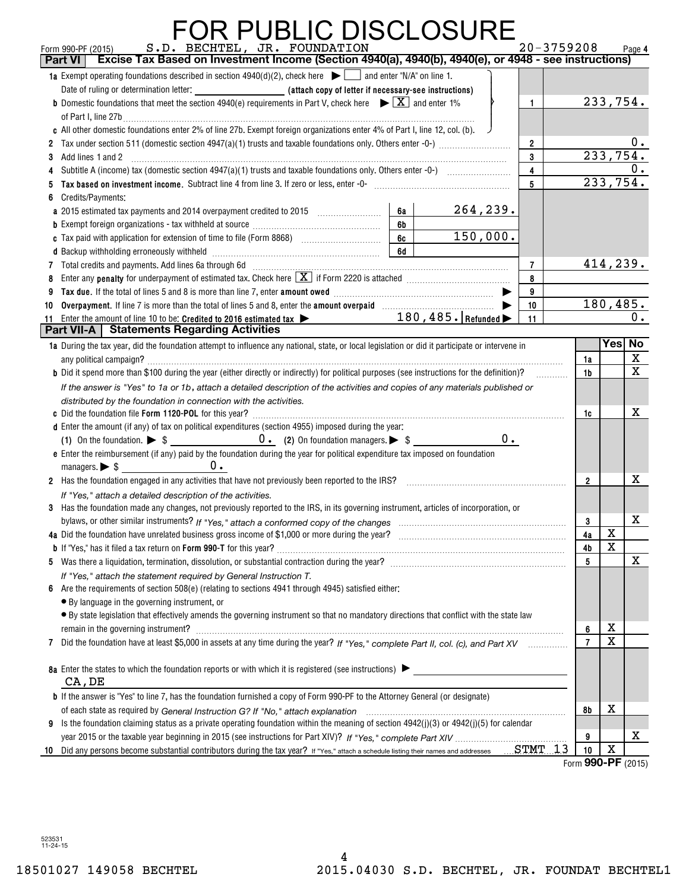# FOR PUBLIC DISCLOSURE

Form 990-PF (2015) S.D. BECHTEL, JR. FOUNDATION 20-3759208 Page 4

## Part VI Excise Tax Based on Investment Income (Section 4940(a), 4940(b), 4940(e), or 4948 - see instructions)

| | | | | |
|---|---|---|---|---|
| **1a** Exempt operating foundations described in section 4940(d)(2), check here ▶ ☐ and enter "N/A" on line 1. Date of ruling or determination letter: ______ (attach copy of letter if necessary-see instructions) | | | | |
| **b** Domestic foundations that meet the section 4940(e) requirements in Part V, check here ▶ ☒ and enter 1% of Part I, line 27b | | | 1 | 233,754. |
| **c** All other domestic foundations enter 2% of line 27b. Exempt foreign organizations enter 4% of Part I, line 12, col. (b). | | | | |
| **2** Tax under section 511 (domestic section 4947(a)(1) trusts and taxable foundations only. Others enter -0-) | | | 2 | 0. |
| **3** Add lines 1 and 2 | | | 3 | 233,754. |
| **4** Subtitle A (income) tax (domestic section 4947(a)(1) trusts and taxable foundations only. Others enter -0-) | | | 4 | 0. |
| **5** **Tax based on investment income.** Subtract line 4 from line 3. If zero or less, enter -0- | | | 5 | 233,754. |
| **6** Credits/Payments: | | | | |
| **a** 2015 estimated tax payments and 2014 overpayment credited to 2015 | 6a | 264,239. | | |
| **b** Exempt foreign organizations - tax withheld at source | 6b | | | |
| **c** Tax paid with application for extension of time to file (Form 8868) | 6c | 150,000. | | |
| **d** Backup withholding erroneously withheld | 6d | | | |
| **7** Total credits and payments. Add lines 6a through 6d | | | 7 | 414,239. |
| **8** Enter any **penalty** for underpayment of estimated tax. Check here ☒ if Form 2220 is attached | | | 8 | |
| **9** **Tax due.** If the total of lines 5 and 8 is more than line 7, enter **amount owed** ▶ | | | 9 | |
| **10** **Overpayment.** If line 7 is more than the total of lines 5 and 8, enter the **amount overpaid** ▶ | | | 10 | 180,485. |
| **11** Enter the amount of line 10 to be: **Credited to 2016 estimated tax** ▶ 180,485. **Refunded** ▶ | | | 11 | 0. |

## Part VII-A Statements Regarding Activities

| | | Yes | No |
|---|---|---|---|
| **1a** During the tax year, did the foundation attempt to influence any national, state, or local legislation or did it participate or intervene in any political campaign? | 1a | | X |
| **b** Did it spend more than $100 during the year (either directly or indirectly) for political purposes (see instructions for the definition)? | 1b | | X |
| *If the answer is "Yes" to 1a or 1b, attach a detailed description of the activities and copies of any materials published or distributed by the foundation in connection with the activities.* | | | |
| **c** Did the foundation file **Form 1120-POL** for this year? | 1c | | X |
| **d** Enter the amount (if any) of tax on political expenditures (section 4955) imposed during the year: (1) On the foundation. ▶ $ 0. (2) On foundation managers. ▶ $ 0. | | | |
| **e** Enter the reimbursement (if any) paid by the foundation during the year for political expenditure tax imposed on foundation managers. ▶ $ 0. | | | |
| **2** Has the foundation engaged in any activities that have not previously been reported to the IRS? | 2 | | X |
| *If "Yes," attach a detailed description of the activities.* | | | |
| **3** Has the foundation made any changes, not previously reported to the IRS, in its governing instrument, articles of incorporation, or bylaws, or other similar instruments? *If "Yes," attach a conformed copy of the changes* | 3 | | X |
| **4a** Did the foundation have unrelated business gross income of $1,000 or more during the year? | 4a | X | |
| **b** If "Yes," has it filed a tax return on **Form 990-T** for this year? | 4b | X | |
| **5** Was there a liquidation, termination, dissolution, or substantial contraction during the year? | 5 | | X |
| *If "Yes," attach the statement required by General Instruction T.* | | | |
| **6** Are the requirements of section 508(e) (relating to sections 4941 through 4945) satisfied either: • By language in the governing instrument, or • By state legislation that effectively amends the governing instrument so that no mandatory directions that conflict with the state law remain in the governing instrument? | 6 | X | |
| **7** Did the foundation have at least $5,000 in assets at any time during the year? *If "Yes," complete Part II, col. (c), and Part XV* | 7 | X | |
| **8a** Enter the states to which the foundation reports or with which it is registered (see instructions) ▶ CA,DE | | | |
| **b** If the answer is "Yes" to line 7, has the foundation furnished a copy of Form 990-PF to the Attorney General (or designate) of each state as required by *General Instruction G? If "No," attach explanation* | 8b | X | |
| **9** Is the foundation claiming status as a private operating foundation within the meaning of section 4942(j)(3) or 4942(j)(5) for calendar year 2015 or the taxable year beginning in 2015 (see instructions for Part XIV)? *If "Yes," complete Part XIV* | 9 | | X |
| **10** Did any persons become substantial contributors during the tax year? If "Yes," attach a schedule listing their names and addresses STMT 13 | 10 | X | |

Form **990-PF** (2015)

523531 11-24-15

18501027 149058 BECHTEL 2015.04030 S.D. BECHTEL, JR. FOUNDAT BECHTEL1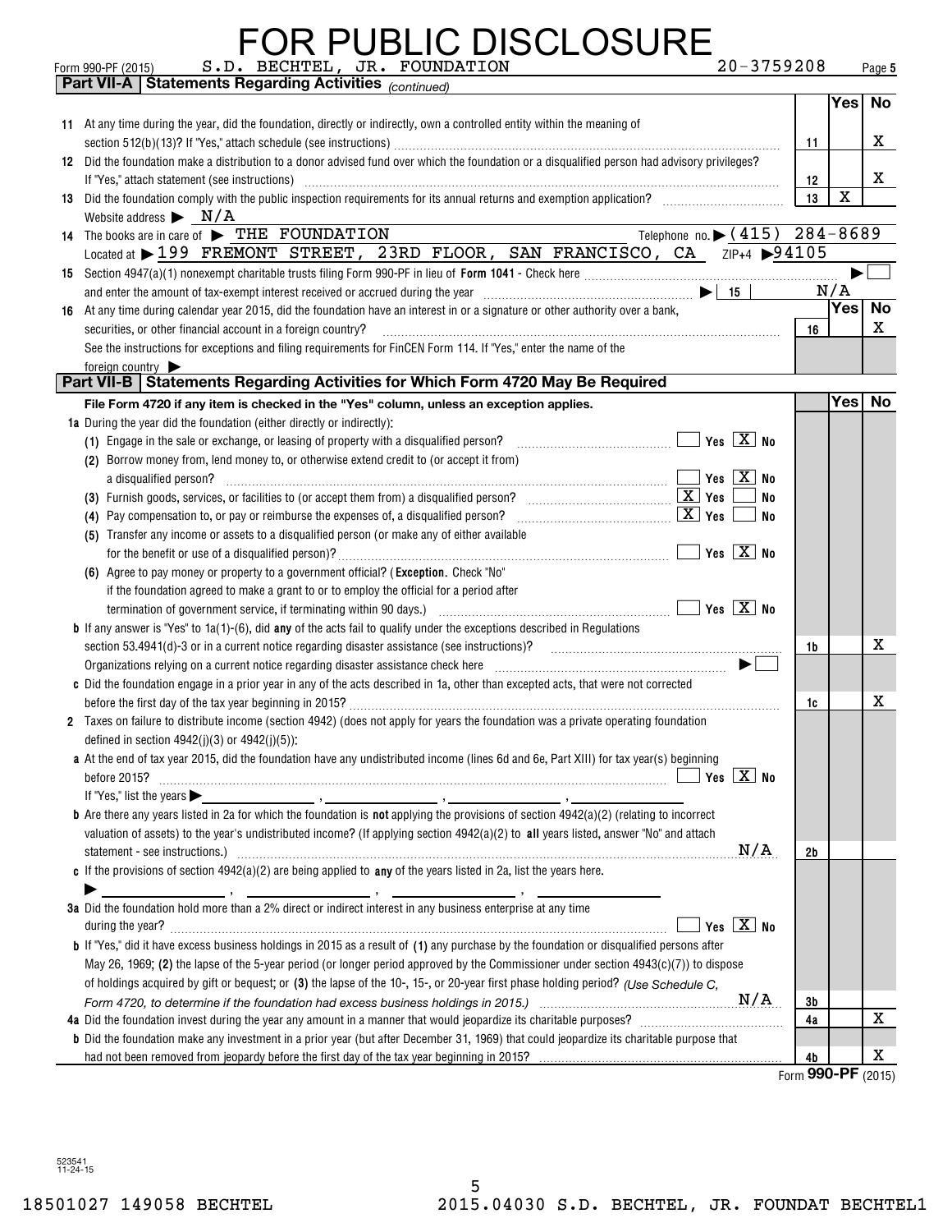# FOR PUBLIC DISCLOSURE

Form 990-PF (2015) S.D. BECHTEL, JR. FOUNDATION 20-3759208

## Part VII-A Statements Regarding Activities *(continued)*

| | | | Yes | No |
|---|---|---|---|---|
| **11** | At any time during the year, did the foundation, directly or indirectly, own a controlled entity within the meaning of section 512(b)(13)? If "Yes," attach schedule (see instructions) | 11 | | X |
| **12** | Did the foundation make a distribution to a donor advised fund over which the foundation or a disqualified person had advisory privileges? If "Yes," attach statement (see instructions) | 12 | | X |
| **13** | Did the foundation comply with the public inspection requirements for its annual returns and exemption application? | 13 | X | |

Website address ▶ N/A

**14** The books are in care of ▶ THE FOUNDATION Telephone no. ▶ (415) 284-8689

Located at ▶ 199 FREMONT STREET, 23RD FLOOR, SAN FRANCISCO, CA ZIP+4 ▶ 94105

**15** Section 4947(a)(1) nonexempt charitable trusts filing Form 990-PF in lieu of **Form 1041** - Check here ▶ ☐

and enter the amount of tax-exempt interest received or accrued during the year ▶ | 15 | N/A

| | | | Yes | No |
|---|---|---|---|---|
| **16** | At any time during calendar year 2015, did the foundation have an interest in or a signature or other authority over a bank, securities, or other financial account in a foreign country? | 16 | | X |

See the instructions for exceptions and filing requirements for FinCEN Form 114. If "Yes," enter the name of the foreign country ▶

## Part VII-B Statements Regarding Activities for Which Form 4720 May Be Required

**File Form 4720 if any item is checked in the "Yes" column, unless an exception applies.**

**1a** During the year did the foundation (either directly or indirectly):

(1) Engage in the sale or exchange, or leasing of property with a disqualified person? ☐ Yes ☒ No

(2) Borrow money from, lend money to, or otherwise extend credit to (or accept it from) a disqualified person? ☐ Yes ☒ No

(3) Furnish goods, services, or facilities to (or accept them from) a disqualified person? ☒ Yes ☐ No

(4) Pay compensation to, or pay or reimburse the expenses of, a disqualified person? ☒ Yes ☐ No

(5) Transfer any income or assets to a disqualified person (or make any of either available for the benefit or use of a disqualified person)? ☐ Yes ☒ No

(6) Agree to pay money or property to a government official? (**Exception.** Check "No" if the foundation agreed to make a grant to or to employ the official for a period after termination of government service, if terminating within 90 days.) ☐ Yes ☒ No

| | | | Yes | No |
|---|---|---|---|---|
| **b** | If any answer is "Yes" to 1a(1)-(6), did **any** of the acts fail to qualify under the exceptions described in Regulations section 53.4941(d)-3 or in a current notice regarding disaster assistance (see instructions)? | 1b | | X |

Organizations relying on a current notice regarding disaster assistance check here ▶ ☐

| | | | Yes | No |
|---|---|---|---|---|
| **c** | Did the foundation engage in a prior year in any of the acts described in 1a, other than excepted acts, that were not corrected before the first day of the tax year beginning in 2015? | 1c | | X |

**2** Taxes on failure to distribute income (section 4942) (does not apply for years the foundation was a private operating foundation defined in section 4942(j)(3) or 4942(j)(5)):

**a** At the end of tax year 2015, did the foundation have any undistributed income (lines 6d and 6e, Part XIII) for tax year(s) beginning before 2015? ☐ Yes ☒ No

If "Yes," list the years ▶ ______, ______, ______, ______

| | | | Yes | No |
|---|---|---|---|---|
| **b** | Are there any years listed in 2a for which the foundation is **not** applying the provisions of section 4942(a)(2) (relating to incorrect valuation of assets) to the year's undistributed income? (If applying section 4942(a)(2) to **all** years listed, answer "No" and attach statement - see instructions.) N/A | 2b | | |

**c** If the provisions of section 4942(a)(2) are being applied to **any** of the years listed in 2a, list the years here.

▶ ______, ______, ______, ______

**3a** Did the foundation hold more than a 2% direct or indirect interest in any business enterprise at any time during the year? ☐ Yes ☒ No

| | | | Yes | No |
|---|---|---|---|---|
| **b** | If "Yes," did it have excess business holdings in 2015 as a result of (1) any purchase by the foundation or disqualified persons after May 26, 1969; (2) the lapse of the 5-year period (or longer period approved by the Commissioner under section 4943(c)(7)) to dispose of holdings acquired by gift or bequest; or (3) the lapse of the 10-, 15-, or 20-year first phase holding period? *(Use Schedule C, Form 4720, to determine if the foundation had excess business holdings in 2015.)* N/A | 3b | | |
| **4a** | Did the foundation invest during the year any amount in a manner that would jeopardize its charitable purposes? | 4a | | X |
| **b** | Did the foundation make any investment in a prior year (but after December 31, 1969) that could jeopardize its charitable purpose that had not been removed from jeopardy before the first day of the tax year beginning in 2015? | 4b | | X |

Form **990-PF** (2015)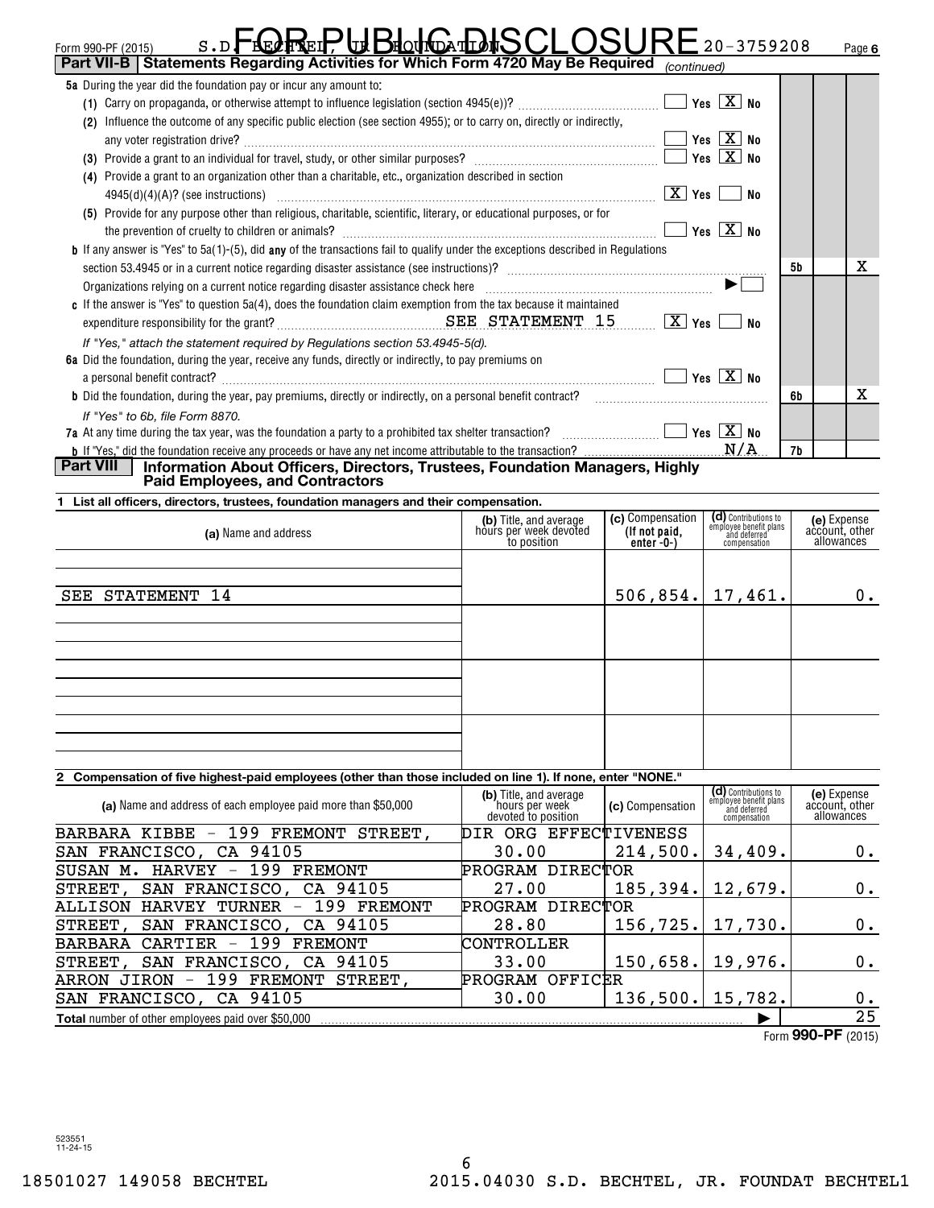Form 990-PF (2015) S.D. BECHTEL, JR. FOUNDATION 20-3759208

**FOR PUBLIC DISCLOSURE**

## Part VII-B | Statements Regarding Activities for Which Form 4720 May Be Required *(continued)*

**5a** During the year did the foundation pay or incur any amount to:

(1) Carry on propaganda, or otherwise attempt to influence legislation (section 4945(e))? ☐ Yes [X] No

(2) Influence the outcome of any specific public election (see section 4955); or to carry on, directly or indirectly, any voter registration drive? ☐ Yes [X] No

(3) Provide a grant to an individual for travel, study, or other similar purposes? ☐ Yes [X] No

(4) Provide a grant to an organization other than a charitable, etc., organization described in section 4945(d)(4)(A)? (see instructions) [X] Yes ☐ No

(5) Provide for any purpose other than religious, charitable, scientific, literary, or educational purposes, or for the prevention of cruelty to children or animals? ☐ Yes [X] No

**b** If any answer is "Yes" to 5a(1)-(5), did **any** of the transactions fail to qualify under the exceptions described in Regulations section 53.4945 or in a current notice regarding disaster assistance (see instructions)? **5b** X (No)

Organizations relying on a current notice regarding disaster assistance check here ▶ ☐

**c** If the answer is "Yes" to question 5a(4), does the foundation claim exemption from the tax because it maintained expenditure responsibility for the grant? SEE STATEMENT 15 [X] Yes ☐ No

*If "Yes," attach the statement required by Regulations section 53.4945-5(d).*

**6a** Did the foundation, during the year, receive any funds, directly or indirectly, to pay premiums on a personal benefit contract? ☐ Yes [X] No

**b** Did the foundation, during the year, pay premiums, directly or indirectly, on a personal benefit contract? **6b** X (No)

*If "Yes" to 6b, file Form 8870.*

**7a** At any time during the tax year, was the foundation a party to a prohibited tax shelter transaction? ☐ Yes [X] No

**b** If "Yes," did the foundation receive any proceeds or have any net income attributable to the transaction? N/A **7b**

## Part VIII | Information About Officers, Directors, Trustees, Foundation Managers, Highly Paid Employees, and Contractors

**1 List all officers, directors, trustees, foundation managers and their compensation.**

| (a) Name and address | (b) Title, and average hours per week devoted to position | (c) Compensation (If not paid, enter -0-) | (d) Contributions to employee benefit plans and deferred compensation | (e) Expense account, other allowances |
|---|---|---|---|---|
| SEE STATEMENT 14 | | 506,854. | 17,461. | 0. |

**2 Compensation of five highest-paid employees (other than those included on line 1). If none, enter "NONE."**

| (a) Name and address of each employee paid more than $50,000 | (b) Title, and average hours per week devoted to position | (c) Compensation | (d) Contributions to employee benefit plans and deferred compensation | (e) Expense account, other allowances |
|---|---|---|---|---|
| BARBARA KIBBE - 199 FREMONT STREET, SAN FRANCISCO, CA 94105 | DIR ORG EFFECTIVENESS 30.00 | 214,500. | 34,409. | 0. |
| SUSAN M. HARVEY - 199 FREMONT STREET, SAN FRANCISCO, CA 94105 | PROGRAM DIRECTOR 27.00 | 185,394. | 12,679. | 0. |
| ALLISON HARVEY TURNER - 199 FREMONT STREET, SAN FRANCISCO, CA 94105 | PROGRAM DIRECTOR 28.80 | 156,725. | 17,730. | 0. |
| BARBARA CARTIER - 199 FREMONT STREET, SAN FRANCISCO, CA 94105 | CONTROLLER 33.00 | 150,658. | 19,976. | 0. |
| ARRON JIRON - 199 FREMONT STREET, SAN FRANCISCO, CA 94105 | PROGRAM OFFICER 30.00 | 136,500. | 15,782. | 0. |

**Total** number of other employees paid over $50,000 ▶ 25

Form **990-PF** (2015)

523551 11-24-15

18501027 149058 BECHTEL 2015.04030 S.D. BECHTEL, JR. FOUNDAT BECHTEL1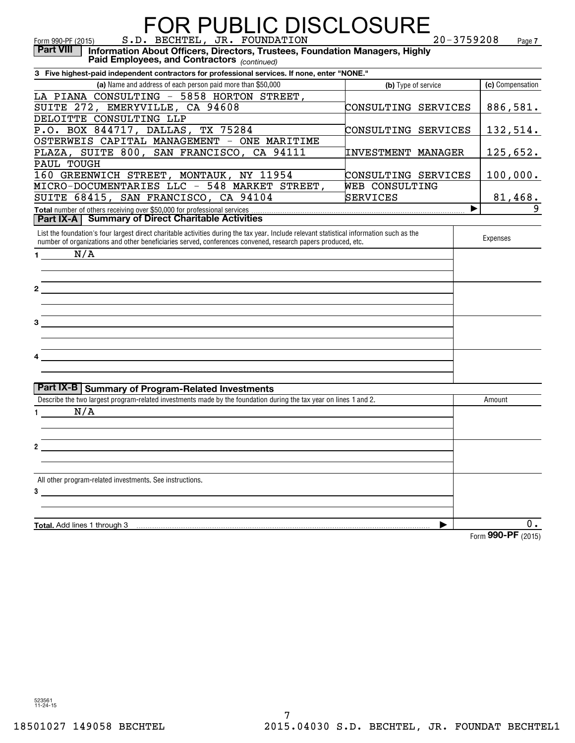# FOR PUBLIC DISCLOSURE

Form 990-PF (2015) S.D. BECHTEL, JR. FOUNDATION 20-3759208 Page 7

**Part VIII** **Information About Officers, Directors, Trustees, Foundation Managers, Highly Paid Employees, and Contractors** *(continued)*

**3 Five highest-paid independent contractors for professional services. If none, enter "NONE."**

| (a) Name and address of each person paid more than $50,000 | (b) Type of service | (c) Compensation |
|---|---|---|
| LA PIANA CONSULTING - 5858 HORTON STREET, SUITE 272, EMERYVILLE, CA 94608 | CONSULTING SERVICES | 886,581. |
| DELOITTE CONSULTING LLP P.O. BOX 844717, DALLAS, TX 75284 | CONSULTING SERVICES | 132,514. |
| OSTERWEIS CAPITAL MANAGEMENT - ONE MARITIME PLAZA, SUITE 800, SAN FRANCISCO, CA 94111 | INVESTMENT MANAGER | 125,652. |
| PAUL TOUGH 160 GREENWICH STREET, MONTAUK, NY 11954 | CONSULTING SERVICES | 100,000. |
| MICRO-DOCUMENTARIES LLC - 548 MARKET STREET, SUITE 68415, SAN FRANCISCO, CA 94104 | WEB CONSULTING SERVICES | 81,468. |
| **Total** number of others receiving over $50,000 for professional services ▶ | | 9 |

**Part IX-A** **Summary of Direct Charitable Activities**

| List the foundation's four largest direct charitable activities during the tax year. Include relevant statistical information such as the number of organizations and other beneficiaries served, conferences convened, research papers produced, etc. | Expenses |
|---|---|
| 1 N/A | |
| 2 | |
| 3 | |
| 4 | |

**Part IX-B** **Summary of Program-Related Investments**

| Describe the two largest program-related investments made by the foundation during the tax year on lines 1 and 2. | Amount |
|---|---|
| 1 N/A | |
| 2 | |
| All other program-related investments. See instructions. | |
| 3 | |
| **Total.** Add lines 1 through 3 ▶ | 0. |

Form **990-PF** (2015)

523561 11-24-15

18501027 149058 BECHTEL 2015.04030 S.D. BECHTEL, JR. FOUNDAT BECHTEL1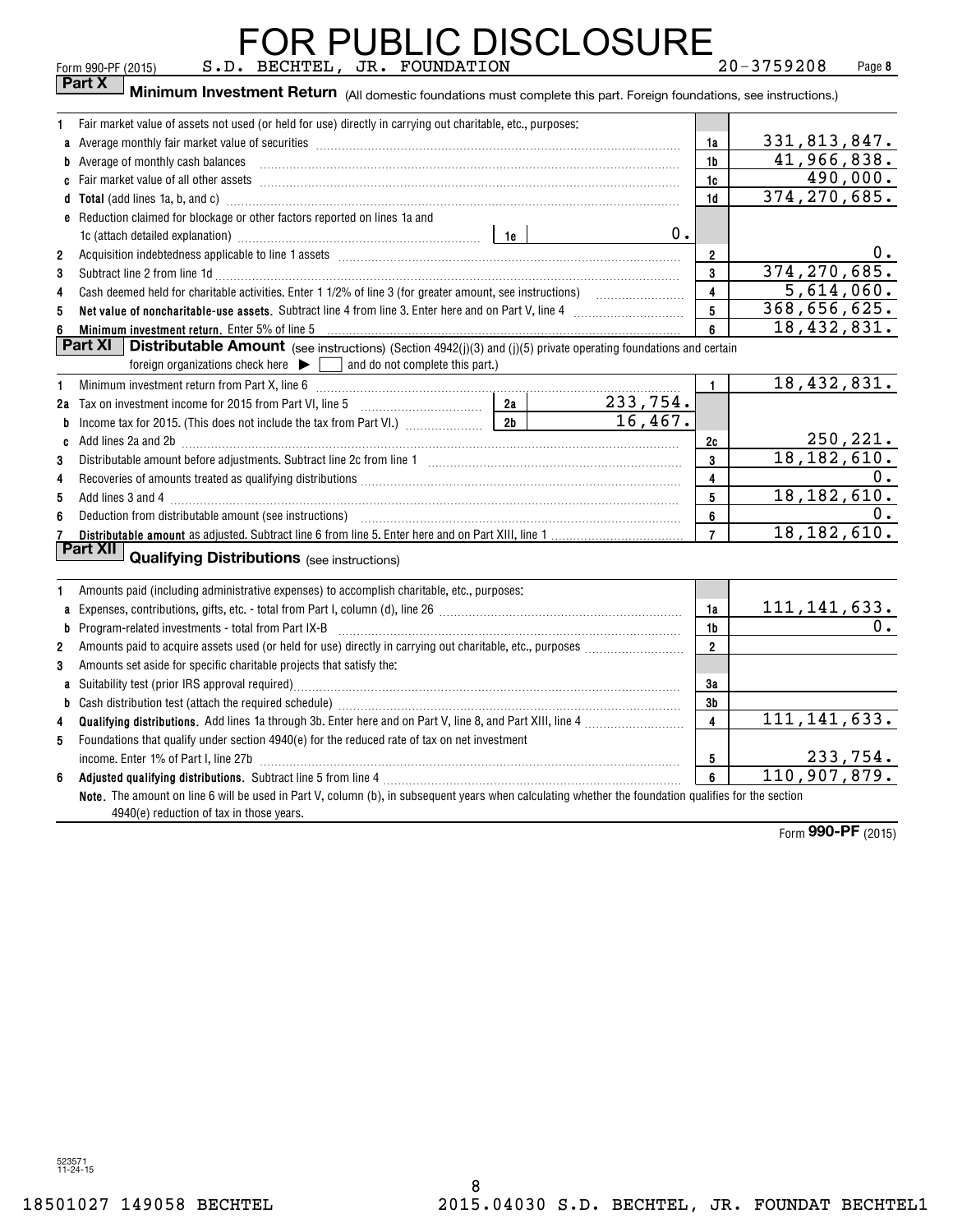# FOR PUBLIC DISCLOSURE

Form 990-PF (2015) S.D. BECHTEL, JR. FOUNDATION 20-3759208 Page 8

## Part X Minimum Investment Return (All domestic foundations must complete this part. Foreign foundations, see instructions.)

| | | | |
|---|---|---|---|
| **1** | Fair market value of assets not used (or held for use) directly in carrying out charitable, etc., purposes: | | |
| **a** | Average monthly fair market value of securities | 1a | 331,813,847. |
| **b** | Average of monthly cash balances | 1b | 41,966,838. |
| **c** | Fair market value of all other assets | 1c | 490,000. |
| **d** | **Total** (add lines 1a, b, and c) | 1d | 374,270,685. |
| **e** | Reduction claimed for blockage or other factors reported on lines 1a and 1c (attach detailed explanation) — 1e: 0. | | |
| **2** | Acquisition indebtedness applicable to line 1 assets | 2 | 0. |
| **3** | Subtract line 2 from line 1d | 3 | 374,270,685. |
| **4** | Cash deemed held for charitable activities. Enter 1 1/2% of line 3 (for greater amount, see instructions) | 4 | 5,614,060. |
| **5** | **Net value of noncharitable-use assets**. Subtract line 4 from line 3. Enter here and on Part V, line 4 | 5 | 368,656,625. |
| **6** | **Minimum investment return.** Enter 5% of line 5 | 6 | 18,432,831. |

## Part XI Distributable Amount (see instructions) (Section 4942(j)(3) and (j)(5) private operating foundations and certain foreign organizations check here ▶ ☐ and do not complete this part.)

| | | | |
|---|---|---|---|
| **1** | Minimum investment return from Part X, line 6 | 1 | 18,432,831. |
| **2a** | Tax on investment income for 2015 from Part VI, line 5 — 2a: 233,754. | | |
| **b** | Income tax for 2015. (This does not include the tax from Part VI.) — 2b: 16,467. | | |
| **c** | Add lines 2a and 2b | 2c | 250,221. |
| **3** | Distributable amount before adjustments. Subtract line 2c from line 1 | 3 | 18,182,610. |
| **4** | Recoveries of amounts treated as qualifying distributions | 4 | 0. |
| **5** | Add lines 3 and 4 | 5 | 18,182,610. |
| **6** | Deduction from distributable amount (see instructions) | 6 | 0. |
| **7** | **Distributable amount** as adjusted. Subtract line 6 from line 5. Enter here and on Part XIII, line 1 | 7 | 18,182,610. |

## Part XII Qualifying Distributions (see instructions)

| | | | |
|---|---|---|---|
| **1** | Amounts paid (including administrative expenses) to accomplish charitable, etc., purposes: | | |
| **a** | Expenses, contributions, gifts, etc. - total from Part I, column (d), line 26 | 1a | 111,141,633. |
| **b** | Program-related investments - total from Part IX-B | 1b | 0. |
| **2** | Amounts paid to acquire assets used (or held for use) directly in carrying out charitable, etc., purposes | 2 | |
| **3** | Amounts set aside for specific charitable projects that satisfy the: | | |
| **a** | Suitability test (prior IRS approval required) | 3a | |
| **b** | Cash distribution test (attach the required schedule) | 3b | |
| **4** | **Qualifying distributions**. Add lines 1a through 3b. Enter here and on Part V, line 8, and Part XIII, line 4 | 4 | 111,141,633. |
| **5** | Foundations that qualify under section 4940(e) for the reduced rate of tax on net investment income. Enter 1% of Part I, line 27b | 5 | 233,754. |
| **6** | **Adjusted qualifying distributions**. Subtract line 5 from line 4 | 6 | 110,907,879. |

**Note**. The amount on line 6 will be used in Part V, column (b), in subsequent years when calculating whether the foundation qualifies for the section 4940(e) reduction of tax in those years.

Form **990-PF** (2015)

523571 11-24-15

18501027 149058 BECHTEL 2015.04030 S.D. BECHTEL, JR. FOUNDAT BECHTEL1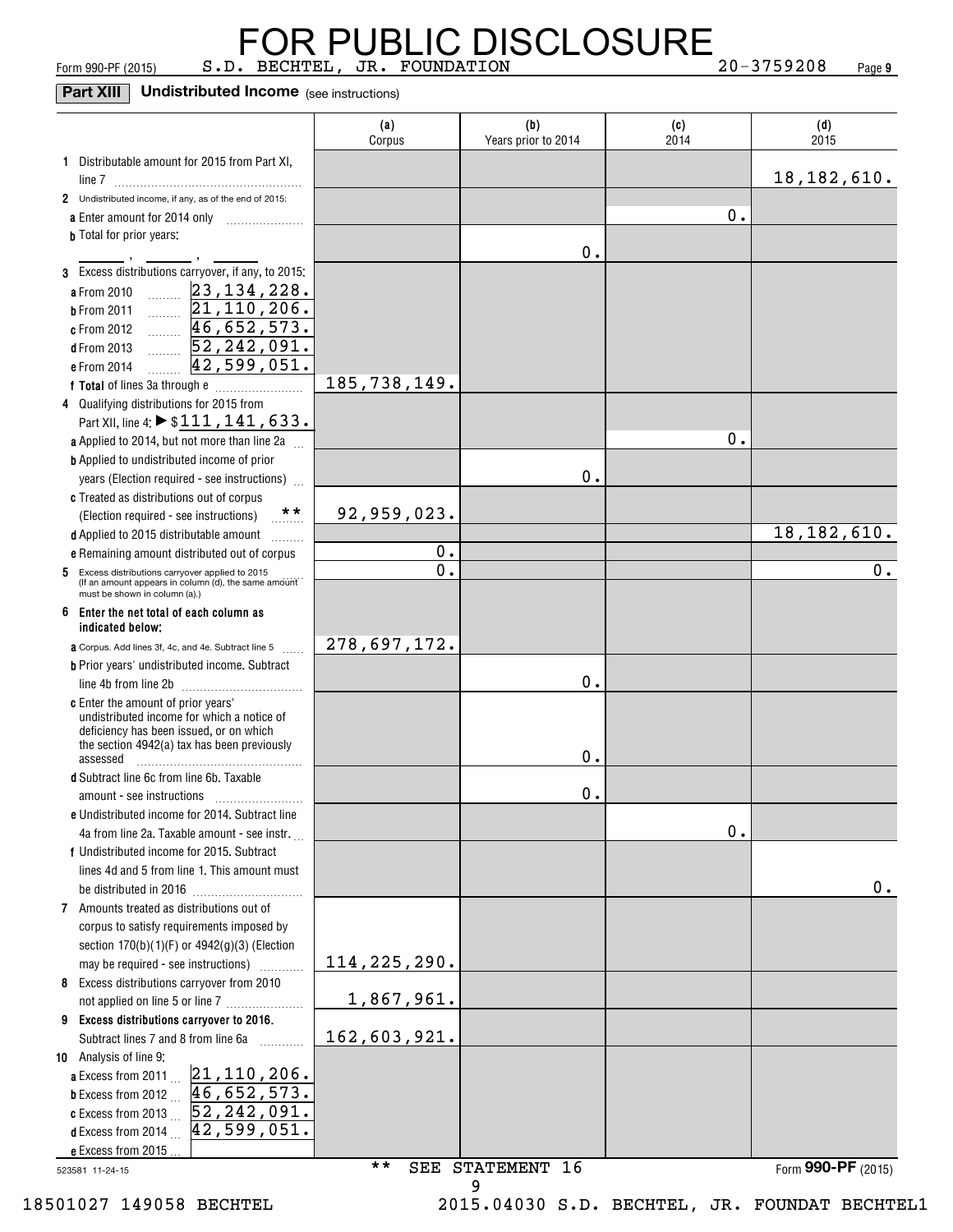FOR PUBLIC DISCLOSURE

Form 990-PF (2015) S.D. BECHTEL, JR. FOUNDATION 20-3759208 Page 9

**Part XIII Undistributed Income** (see instructions)

| | (a) Corpus | (b) Years prior to 2014 | (c) 2014 | (d) 2015 |
|---|---|---|---|---|
| **1** Distributable amount for 2015 from Part XI, line 7 | | | | 18,182,610. |
| **2** Undistributed income, if any, as of the end of 2015: | | | | |
| **a** Enter amount for 2014 only | | | 0. | |
| **b** Total for prior years: ____ , ____ , ____ | | 0. | | |
| **3** Excess distributions carryover, if any, to 2015: | | | | |
| **a** From 2010 ... 23,134,228. | | | | |
| **b** From 2011 ... 21,110,206. | | | | |
| **c** From 2012 ... 46,652,573. | | | | |
| **d** From 2013 ... 52,242,091. | | | | |
| **e** From 2014 ... 42,599,051. | | | | |
| **f Total** of lines 3a through e | 185,738,149. | | | |
| **4** Qualifying distributions for 2015 from Part XII, line 4: ▶ $ 111,141,633. | | | | |
| **a** Applied to 2014, but not more than line 2a | | | 0. | |
| **b** Applied to undistributed income of prior years (Election required - see instructions) | | 0. | | |
| **c** Treated as distributions out of corpus (Election required - see instructions) ** | 92,959,023. | | | |
| **d** Applied to 2015 distributable amount | | | | 18,182,610. |
| **e** Remaining amount distributed out of corpus | 0. | | | |
| **5** Excess distributions carryover applied to 2015 (If an amount appears in column (d), the same amount must be shown in column (a).) | 0. | | | 0. |
| **6 Enter the net total of each column as indicated below:** | | | | |
| **a** Corpus. Add lines 3f, 4c, and 4e. Subtract line 5 | 278,697,172. | | | |
| **b** Prior years' undistributed income. Subtract line 4b from line 2b | | 0. | | |
| **c** Enter the amount of prior years' undistributed income for which a notice of deficiency has been issued, or on which the section 4942(a) tax has been previously assessed | | 0. | | |
| **d** Subtract line 6c from line 6b. Taxable amount - see instructions | | 0. | | |
| **e** Undistributed income for 2014. Subtract line 4a from line 2a. Taxable amount - see instr. | | | 0. | |
| **f** Undistributed income for 2015. Subtract lines 4d and 5 from line 1. This amount must be distributed in 2016 | | | | 0. |
| **7** Amounts treated as distributions out of corpus to satisfy requirements imposed by section 170(b)(1)(F) or 4942(g)(3) (Election may be required - see instructions) | 114,225,290. | | | |
| **8** Excess distributions carryover from 2010 not applied on line 5 or line 7 | 1,867,961. | | | |
| **9 Excess distributions carryover to 2016.** Subtract lines 7 and 8 from line 6a | 162,603,921. | | | |
| **10** Analysis of line 9: | | | | |
| **a** Excess from 2011 ... 21,110,206. | | | | |
| **b** Excess from 2012 ... 46,652,573. | | | | |
| **c** Excess from 2013 ... 52,242,091. | | | | |
| **d** Excess from 2014 ... 42,599,051. | | | | |
| **e** Excess from 2015 ... | | | | |

** SEE STATEMENT 16

Form **990-PF** (2015)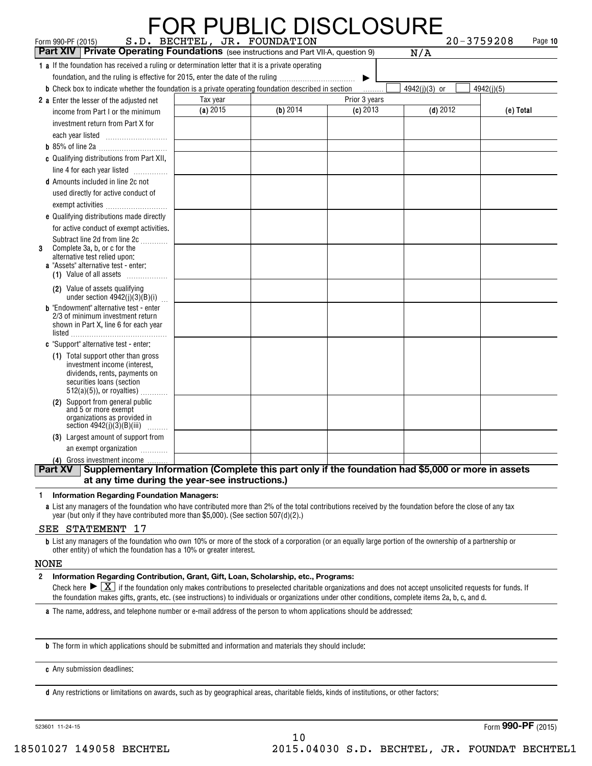# FOR PUBLIC DISCLOSURE

Form 990-PF (2015) S.D. BECHTEL, JR. FOUNDATION 20-3759208 Page 10

**Part XIV | Private Operating Foundations** (see instructions and Part VII-A, question 9) N/A

**1 a** If the foundation has received a ruling or determination letter that it is a private operating foundation, and the ruling is effective for 2015, enter the date of the ruling ▶

**b** Check box to indicate whether the foundation is a private operating foundation described in section ☐ 4942(j)(3) or ☐ 4942(j)(5)

| | Tax year | Prior 3 years | | | |
|---|---|---|---|---|---|
| | **(a)** 2015 | **(b)** 2014 | **(c)** 2013 | **(d)** 2012 | **(e) Total** |
| **2 a** Enter the lesser of the adjusted net income from Part I or the minimum investment return from Part X for each year listed | | | | | |
| **b** 85% of line 2a | | | | | |
| **c** Qualifying distributions from Part XII, line 4 for each year listed | | | | | |
| **d** Amounts included in line 2c not used directly for active conduct of exempt activities | | | | | |
| **e** Qualifying distributions made directly for active conduct of exempt activities. Subtract line 2d from line 2c | | | | | |
| **3** Complete 3a, b, or c for the alternative test relied upon: **a** "Assets" alternative test - enter: **(1)** Value of all assets | | | | | |
| **(2)** Value of assets qualifying under section 4942(j)(3)(B)(i) | | | | | |
| **b** "Endowment" alternative test - enter 2/3 of minimum investment return shown in Part X, line 6 for each year listed | | | | | |
| **c** "Support" alternative test - enter: **(1)** Total support other than gross investment income (interest, dividends, rents, payments on securities loans (section 512(a)(5)), or royalties) | | | | | |
| **(2)** Support from general public and 5 or more exempt organizations as provided in section 4942(j)(3)(B)(iii) | | | | | |
| **(3)** Largest amount of support from an exempt organization | | | | | |
| **(4)** Gross investment income | | | | | |

**Part XV | Supplementary Information (Complete this part only if the foundation had $5,000 or more in assets at any time during the year-see instructions.)**

**1 Information Regarding Foundation Managers:**

**a** List any managers of the foundation who have contributed more than 2% of the total contributions received by the foundation before the close of any tax year (but only if they have contributed more than $5,000). (See section 507(d)(2).)

SEE STATEMENT 17

**b** List any managers of the foundation who own 10% or more of the stock of a corporation (or an equally large portion of the ownership of a partnership or other entity) of which the foundation has a 10% or greater interest.

NONE

**2 Information Regarding Contribution, Grant, Gift, Loan, Scholarship, etc., Programs:**

Check here ▶ ☒ if the foundation only makes contributions to preselected charitable organizations and does not accept unsolicited requests for funds. If the foundation makes gifts, grants, etc. (see instructions) to individuals or organizations under other conditions, complete items 2a, b, c, and d.

**a** The name, address, and telephone number or e-mail address of the person to whom applications should be addressed:

**b** The form in which applications should be submitted and information and materials they should include:

**c** Any submission deadlines:

**d** Any restrictions or limitations on awards, such as by geographical areas, charitable fields, kinds of institutions, or other factors:

523601 11-24-15 Form **990-PF** (2015)

18501027 149058 BECHTEL 2015.04030 S.D. BECHTEL, JR. FOUNDAT BECHTEL1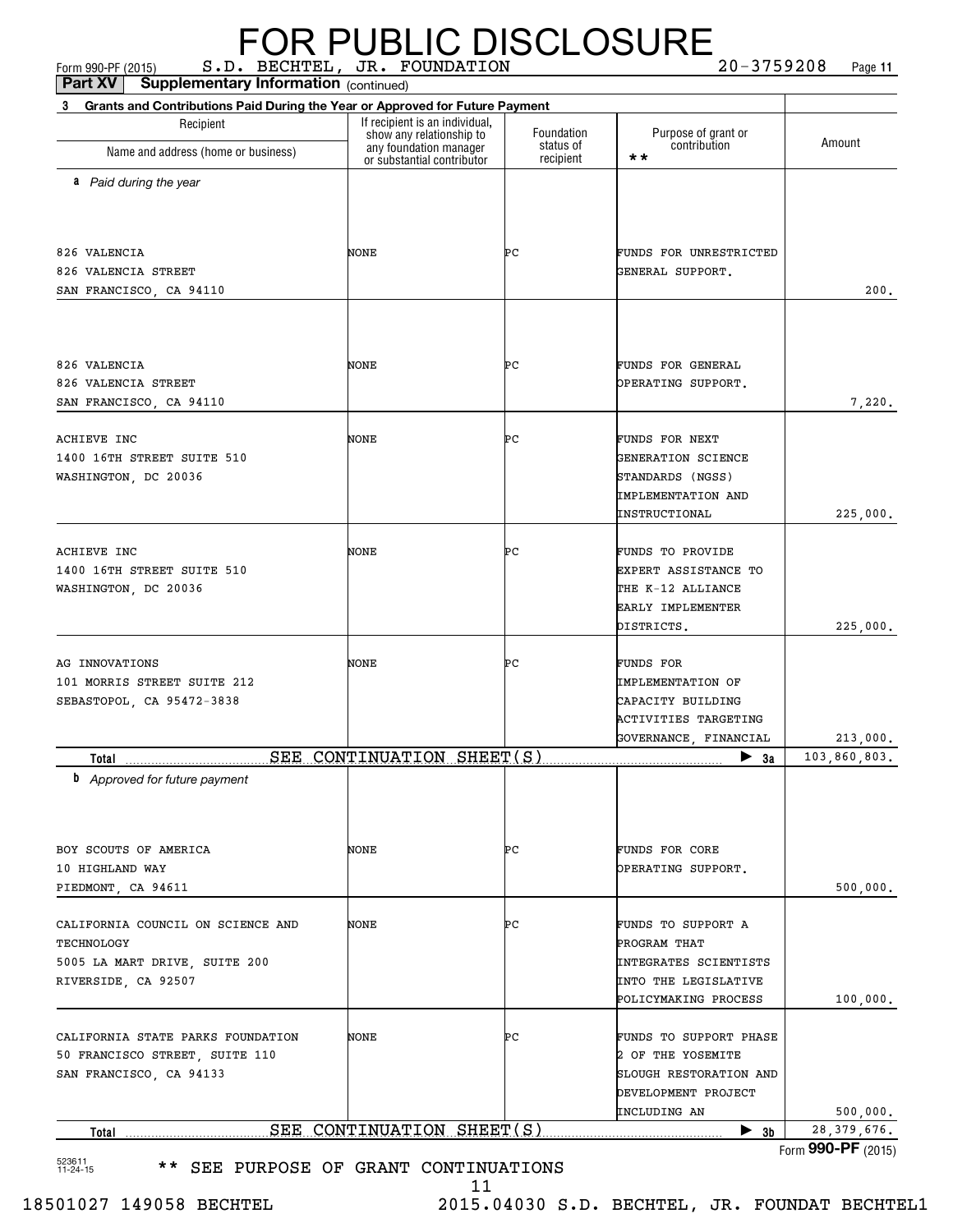# FOR PUBLIC DISCLOSURE

Form 990-PF (2015) S.D. BECHTEL, JR. FOUNDATION 20-3759208 Page 11

**Part XV Supplementary Information** (continued)

**3 Grants and Contributions Paid During the Year or Approved for Future Payment**

| Recipient<br>Name and address (home or business) | If recipient is an individual, show any relationship to any foundation manager or substantial contributor | Foundation status of recipient | Purpose of grant or contribution ** | Amount |
|---|---|---|---|---|
| ***a** Paid during the year* | | | | |
| 826 VALENCIA<br>826 VALENCIA STREET<br>SAN FRANCISCO, CA 94110 | NONE | PC | FUNDS FOR UNRESTRICTED GENERAL SUPPORT. | 200. |
| 826 VALENCIA<br>826 VALENCIA STREET<br>SAN FRANCISCO, CA 94110 | NONE | PC | FUNDS FOR GENERAL OPERATING SUPPORT. | 7,220. |
| ACHIEVE INC<br>1400 16TH STREET SUITE 510<br>WASHINGTON, DC 20036 | NONE | PC | FUNDS FOR NEXT GENERATION SCIENCE STANDARDS (NGSS) IMPLEMENTATION AND INSTRUCTIONAL | 225,000. |
| ACHIEVE INC<br>1400 16TH STREET SUITE 510<br>WASHINGTON, DC 20036 | NONE | PC | FUNDS TO PROVIDE EXPERT ASSISTANCE TO THE K-12 ALLIANCE EARLY IMPLEMENTER DISTRICTS. | 225,000. |
| AG INNOVATIONS<br>101 MORRIS STREET SUITE 212<br>SEBASTOPOL, CA 95472-3838 | NONE | PC | FUNDS FOR IMPLEMENTATION OF CAPACITY BUILDING ACTIVITIES TARGETING GOVERNANCE, FINANCIAL | 213,000. |
| **Total** SEE CONTINUATION SHEET(S) | | | ▶ 3a | 103,860,803. |
| ***b** Approved for future payment* | | | | |
| BOY SCOUTS OF AMERICA<br>10 HIGHLAND WAY<br>PIEDMONT, CA 94611 | NONE | PC | FUNDS FOR CORE OPERATING SUPPORT. | 500,000. |
| CALIFORNIA COUNCIL ON SCIENCE AND TECHNOLOGY<br>5005 LA MART DRIVE, SUITE 200<br>RIVERSIDE, CA 92507 | NONE | PC | FUNDS TO SUPPORT A PROGRAM THAT INTEGRATES SCIENTISTS INTO THE LEGISLATIVE POLICYMAKING PROCESS | 100,000. |
| CALIFORNIA STATE PARKS FOUNDATION<br>50 FRANCISCO STREET, SUITE 110<br>SAN FRANCISCO, CA 94133 | NONE | PC | FUNDS TO SUPPORT PHASE 2 OF THE YOSEMITE SLOUGH RESTORATION AND DEVELOPMENT PROJECT INCLUDING AN | 500,000. |
| **Total** SEE CONTINUATION SHEET(S) | | | ▶ 3b | 28,379,676. |

** SEE PURPOSE OF GRANT CONTINUATIONS

523611 11-24-15

18501027 149058 BECHTEL 2015.04030 S.D. BECHTEL, JR. FOUNDAT BECHTEL1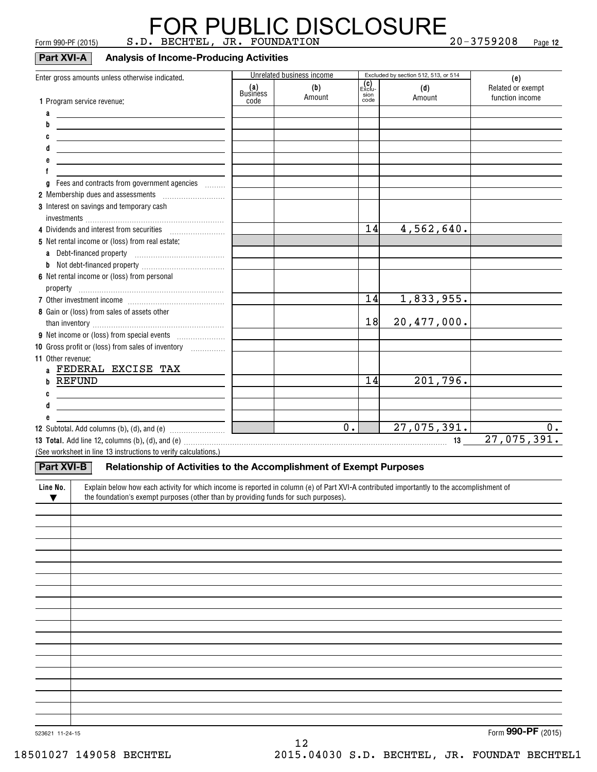# FOR PUBLIC DISCLOSURE

Form 990-PF (2015) S.D. BECHTEL, JR. FOUNDATION 20-3759208 Page 12

## Part XVI-A Analysis of Income-Producing Activities

| Enter gross amounts unless otherwise indicated. | Unrelated business income | | Excluded by section 512, 513, or 514 | | (e) |
|---|---|---|---|---|---|
| | (a) Business code | (b) Amount | (c) Exclusion code | (d) Amount | Related or exempt function income |
| 1 Program service revenue: | | | | | |
| a | | | | | |
| b | | | | | |
| c | | | | | |
| d | | | | | |
| e | | | | | |
| f | | | | | |
| g Fees and contracts from government agencies | | | | | |
| 2 Membership dues and assessments | | | | | |
| 3 Interest on savings and temporary cash investments | | | | | |
| 4 Dividends and interest from securities | | | 14 | 4,562,640. | |
| 5 Net rental income or (loss) from real estate: | | | | | |
| a Debt-financed property | | | | | |
| b Not debt-financed property | | | | | |
| 6 Net rental income or (loss) from personal property | | | | | |
| 7 Other investment income | | | 14 | 1,833,955. | |
| 8 Gain or (loss) from sales of assets other than inventory | | | 18 | 20,477,000. | |
| 9 Net income or (loss) from special events | | | | | |
| 10 Gross profit or (loss) from sales of inventory | | | | | |
| 11 Other revenue: | | | | | |
| a FEDERAL EXCISE TAX | | | | | |
| b REFUND | | | 14 | 201,796. | |
| c | | | | | |
| d | | | | | |
| e | | | | | |
| 12 Subtotal. Add columns (b), (d), and (e) | | 0. | | 27,075,391. | 0. |

**13 Total.** Add line 12, columns (b), (d), and (e) ..... **13** 27,075,391.

(See worksheet in line 13 instructions to verify calculations.)

## Part XVI-B Relationship of Activities to the Accomplishment of Exempt Purposes

| Line No. ▼ | Explain below how each activity for which income is reported in column (e) of Part XVI-A contributed importantly to the accomplishment of the foundation's exempt purposes (other than by providing funds for such purposes). |
|---|---|
| | |

523621 11-24-15

Form **990-PF** (2015)

18501027 149058 BECHTEL 2015.04030 S.D. BECHTEL, JR. FOUNDAT BECHTEL1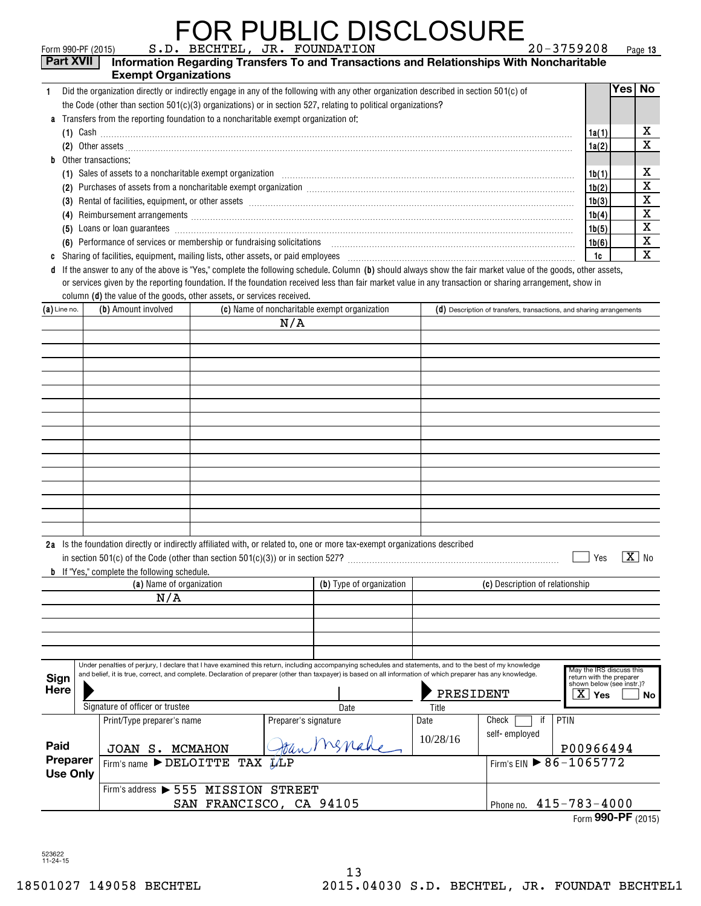# FOR PUBLIC DISCLOSURE

Form 990-PF (2015) S.D. BECHTEL, JR. FOUNDATION 20-3759208 Page 13

## Part XVII Information Regarding Transfers To and Transactions and Relationships With Noncharitable Exempt Organizations

| | | | Yes | No |
|---|---|---|---|---|
| **1** | Did the organization directly or indirectly engage in any of the following with any other organization described in section 501(c) of the Code (other than section 501(c)(3) organizations) or in section 527, relating to political organizations? | | | |
| **a** | Transfers from the reporting foundation to a noncharitable exempt organization of: | | | |
| | (1) Cash | 1a(1) | | X |
| | (2) Other assets | 1a(2) | | X |
| **b** | Other transactions: | | | |
| | (1) Sales of assets to a noncharitable exempt organization | 1b(1) | | X |
| | (2) Purchases of assets from a noncharitable exempt organization | 1b(2) | | X |
| | (3) Rental of facilities, equipment, or other assets | 1b(3) | | X |
| | (4) Reimbursement arrangements | 1b(4) | | X |
| | (5) Loans or loan guarantees | 1b(5) | | X |
| | (6) Performance of services or membership or fundraising solicitations | 1b(6) | | X |
| **c** | Sharing of facilities, equipment, mailing lists, other assets, or paid employees | 1c | | X |

**d** If the answer to any of the above is "Yes," complete the following schedule. Column **(b)** should always show the fair market value of the goods, other assets, or services given by the reporting foundation. If the foundation received less than fair market value in any transaction or sharing arrangement, show in column **(d)** the value of the goods, other assets, or services received.

| (a) Line no. | (b) Amount involved | (c) Name of noncharitable exempt organization | (d) Description of transfers, transactions, and sharing arrangements |
|---|---|---|---|
| | | N/A | |

**2a** Is the foundation directly or indirectly affiliated with, or related to, one or more tax-exempt organizations described in section 501(c) of the Code (other than section 501(c)(3)) or in section 527? ☐ Yes ☒ No

**b** If "Yes," complete the following schedule.

| (a) Name of organization | (b) Type of organization | (c) Description of relationship |
|---|---|---|
| N/A | | |

**Sign Here**

Under penalties of perjury, I declare that I have examined this return, including accompanying schedules and statements, and to the best of my knowledge and belief, it is true, correct, and complete. Declaration of preparer (other than taxpayer) is based on all information of which preparer has any knowledge.

Signature of officer or trustee | Date | Title: PRESIDENT

May the IRS discuss this return with the preparer shown below (see instr.)? ☒ Yes ☐ No

**Paid Preparer Use Only**

| Print/Type preparer's name | Preparer's signature | Date | Check ☐ if self-employed | PTIN |
|---|---|---|---|---|
| JOAN S. MCMAHON | Joan McMahon | 10/28/16 | | P00966494 |

Firm's name ▶ DELOITTE TAX LLP — Firm's EIN ▶ 86-1065772

Firm's address ▶ 555 MISSION STREET, SAN FRANCISCO, CA 94105 — Phone no. 415-783-4000

Form **990-PF** (2015)

523622 11-24-15

18501027 149058 BECHTEL 2015.04030 S.D. BECHTEL, JR. FOUNDAT BECHTEL1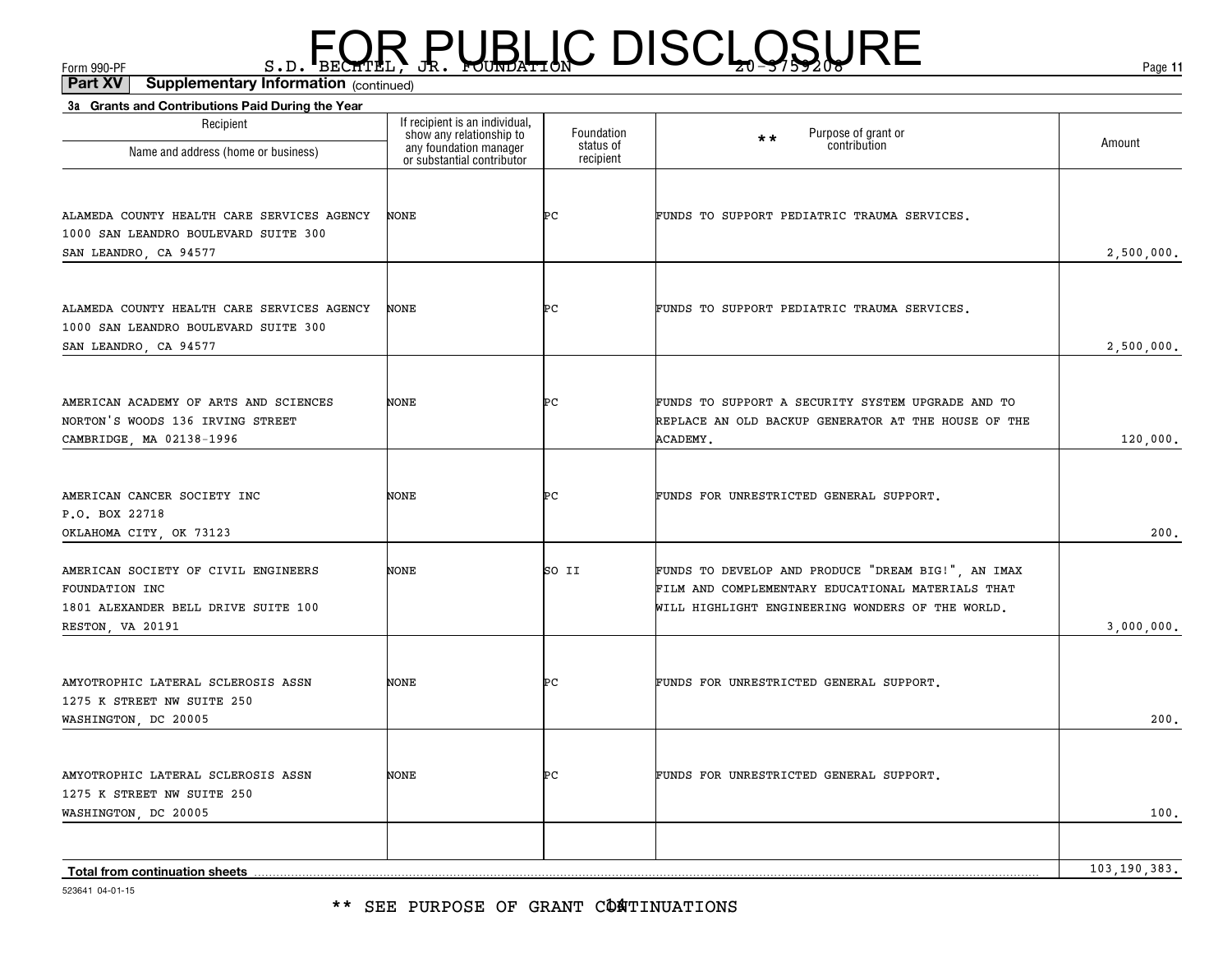FOR PUBLIC DISCLOSURE

Form 990-PF S.D. BECHTEL, JR. FOUNDATION 20-3759208

**Part XV Supplementary Information** (continued)

**3a Grants and Contributions Paid During the Year**

| Recipient Name and address (home or business) | If recipient is an individual, show any relationship to any foundation manager or substantial contributor | Foundation status of recipient | ** Purpose of grant or contribution | Amount |
|---|---|---|---|---|
| ALAMEDA COUNTY HEALTH CARE SERVICES AGENCY 1000 SAN LEANDRO BOULEVARD SUITE 300 SAN LEANDRO, CA 94577 | NONE | PC | FUNDS TO SUPPORT PEDIATRIC TRAUMA SERVICES. | 2,500,000. |
| ALAMEDA COUNTY HEALTH CARE SERVICES AGENCY 1000 SAN LEANDRO BOULEVARD SUITE 300 SAN LEANDRO, CA 94577 | NONE | PC | FUNDS TO SUPPORT PEDIATRIC TRAUMA SERVICES. | 2,500,000. |
| AMERICAN ACADEMY OF ARTS AND SCIENCES NORTON'S WOODS 136 IRVING STREET CAMBRIDGE, MA 02138-1996 | NONE | PC | FUNDS TO SUPPORT A SECURITY SYSTEM UPGRADE AND TO REPLACE AN OLD BACKUP GENERATOR AT THE HOUSE OF THE ACADEMY. | 120,000. |
| AMERICAN CANCER SOCIETY INC P.O. BOX 22718 OKLAHOMA CITY, OK 73123 | NONE | PC | FUNDS FOR UNRESTRICTED GENERAL SUPPORT. | 200. |
| AMERICAN SOCIETY OF CIVIL ENGINEERS FOUNDATION INC 1801 ALEXANDER BELL DRIVE SUITE 100 RESTON, VA 20191 | NONE | SO II | FUNDS TO DEVELOP AND PRODUCE "DREAM BIG!", AN IMAX FILM AND COMPLEMENTARY EDUCATIONAL MATERIALS THAT WILL HIGHLIGHT ENGINEERING WONDERS OF THE WORLD. | 3,000,000. |
| AMYOTROPHIC LATERAL SCLEROSIS ASSN 1275 K STREET NW SUITE 250 WASHINGTON, DC 20005 | NONE | PC | FUNDS FOR UNRESTRICTED GENERAL SUPPORT. | 200. |
| AMYOTROPHIC LATERAL SCLEROSIS ASSN 1275 K STREET NW SUITE 250 WASHINGTON, DC 20005 | NONE | PC | FUNDS FOR UNRESTRICTED GENERAL SUPPORT. | 100. |
| **Total from continuation sheets** | | | | 103,190,383. |

523641 04-01-15

** SEE PURPOSE OF GRANT CONTINUATIONS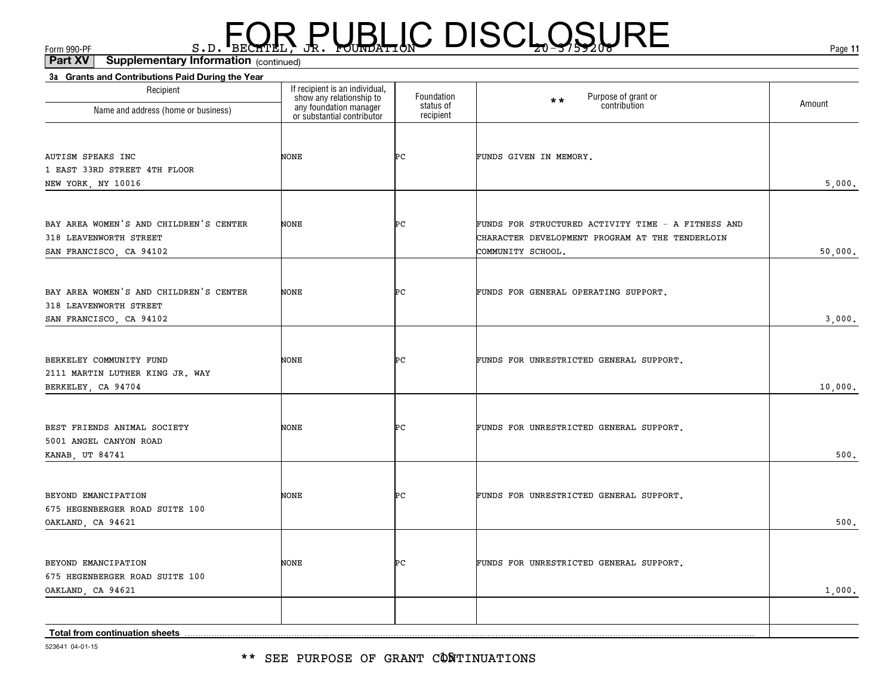FOR PUBLIC DISCLOSURE

Form 990-PF S.D. BECHTEL, JR. FOUNDATION 20-3759208

**Part XV Supplementary Information** (continued)

**3a Grants and Contributions Paid During the Year**

| Recipient Name and address (home or business) | If recipient is an individual, show any relationship to any foundation manager or substantial contributor | Foundation status of recipient | ** Purpose of grant or contribution | Amount |
|---|---|---|---|---|
| AUTISM SPEAKS INC<br>1 EAST 33RD STREET 4TH FLOOR<br>NEW YORK, NY 10016 | NONE | PC | FUNDS GIVEN IN MEMORY. | 5,000. |
| BAY AREA WOMEN'S AND CHILDREN'S CENTER<br>318 LEAVENWORTH STREET<br>SAN FRANCISCO, CA 94102 | NONE | PC | FUNDS FOR STRUCTURED ACTIVITY TIME - A FITNESS AND CHARACTER DEVELOPMENT PROGRAM AT THE TENDERLOIN COMMUNITY SCHOOL. | 50,000. |
| BAY AREA WOMEN'S AND CHILDREN'S CENTER<br>318 LEAVENWORTH STREET<br>SAN FRANCISCO, CA 94102 | NONE | PC | FUNDS FOR GENERAL OPERATING SUPPORT. | 3,000. |
| BERKELEY COMMUNITY FUND<br>2111 MARTIN LUTHER KING JR. WAY<br>BERKELEY, CA 94704 | NONE | PC | FUNDS FOR UNRESTRICTED GENERAL SUPPORT. | 10,000. |
| BEST FRIENDS ANIMAL SOCIETY<br>5001 ANGEL CANYON ROAD<br>KANAB, UT 84741 | NONE | PC | FUNDS FOR UNRESTRICTED GENERAL SUPPORT. | 500. |
| BEYOND EMANCIPATION<br>675 HEGENBERGER ROAD SUITE 100<br>OAKLAND, CA 94621 | NONE | PC | FUNDS FOR UNRESTRICTED GENERAL SUPPORT. | 500. |
| BEYOND EMANCIPATION<br>675 HEGENBERGER ROAD SUITE 100<br>OAKLAND, CA 94621 | NONE | PC | FUNDS FOR UNRESTRICTED GENERAL SUPPORT. | 1,000. |
| | | | | |
| **Total from continuation sheets** | | | | |

523641 04-01-15

** SEE PURPOSE OF GRANT CONTINUATIONS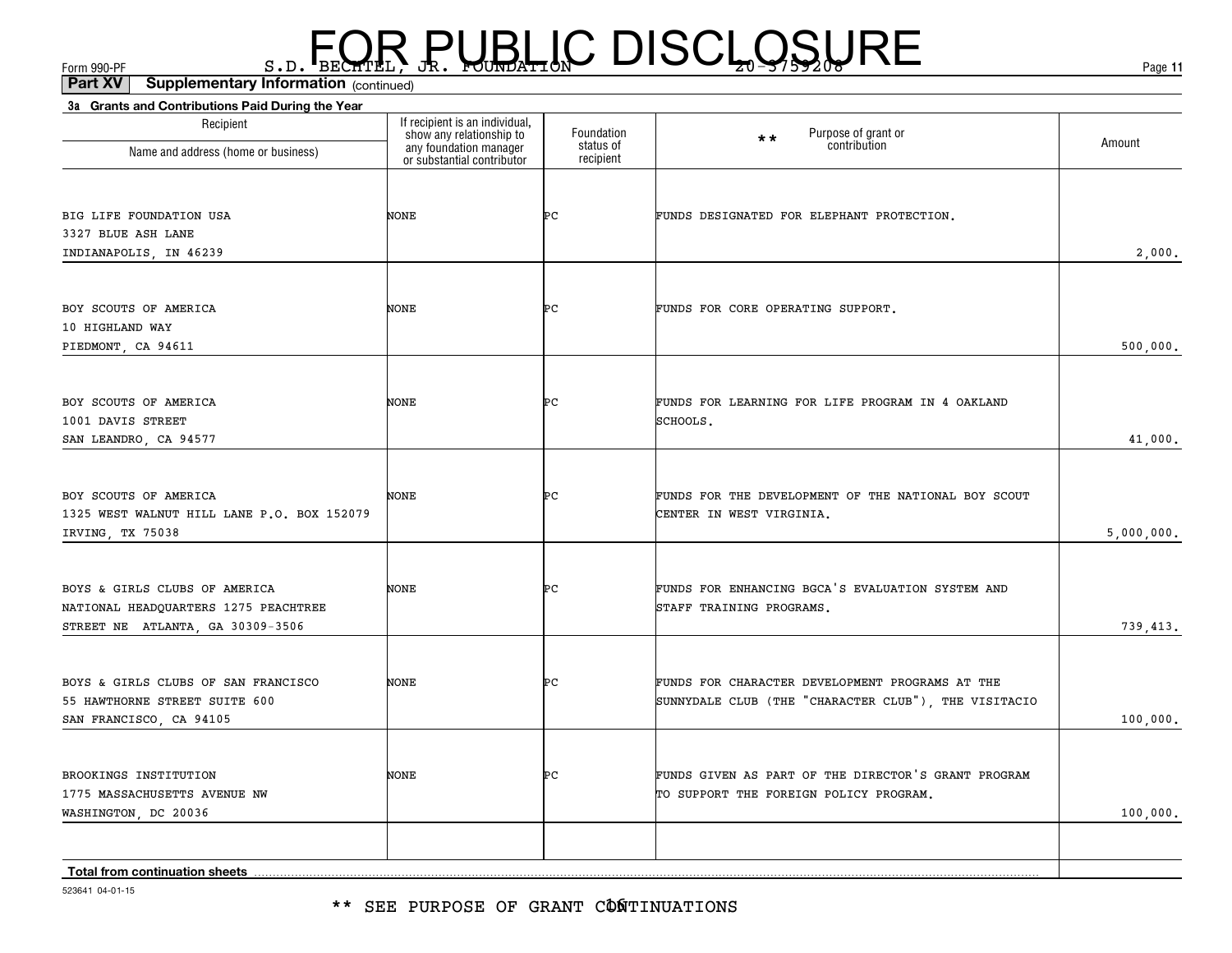FOR PUBLIC DISCLOSURE

Form 990-PF S.D. BECHTEL, JR. FOUNDATION 20-3759208

**Part XV Supplementary Information** (continued)

**3a Grants and Contributions Paid During the Year**

| Recipient<br>Name and address (home or business) | If recipient is an individual, show any relationship to any foundation manager or substantial contributor | Foundation status of recipient | ** Purpose of grant or contribution | Amount |
|---|---|---|---|---|
| BIG LIFE FOUNDATION USA<br>3327 BLUE ASH LANE<br>INDIANAPOLIS, IN 46239 | NONE | PC | FUNDS DESIGNATED FOR ELEPHANT PROTECTION. | 2,000. |
| BOY SCOUTS OF AMERICA<br>10 HIGHLAND WAY<br>PIEDMONT, CA 94611 | NONE | PC | FUNDS FOR CORE OPERATING SUPPORT. | 500,000. |
| BOY SCOUTS OF AMERICA<br>1001 DAVIS STREET<br>SAN LEANDRO, CA 94577 | NONE | PC | FUNDS FOR LEARNING FOR LIFE PROGRAM IN 4 OAKLAND SCHOOLS. | 41,000. |
| BOY SCOUTS OF AMERICA<br>1325 WEST WALNUT HILL LANE P.O. BOX 152079<br>IRVING, TX 75038 | NONE | PC | FUNDS FOR THE DEVELOPMENT OF THE NATIONAL BOY SCOUT CENTER IN WEST VIRGINIA. | 5,000,000. |
| BOYS & GIRLS CLUBS OF AMERICA<br>NATIONAL HEADQUARTERS 1275 PEACHTREE<br>STREET NE ATLANTA, GA 30309-3506 | NONE | PC | FUNDS FOR ENHANCING BGCA'S EVALUATION SYSTEM AND STAFF TRAINING PROGRAMS. | 739,413. |
| BOYS & GIRLS CLUBS OF SAN FRANCISCO<br>55 HAWTHORNE STREET SUITE 600<br>SAN FRANCISCO, CA 94105 | NONE | PC | FUNDS FOR CHARACTER DEVELOPMENT PROGRAMS AT THE SUNNYDALE CLUB (THE "CHARACTER CLUB"), THE VISITACIO | 100,000. |
| BROOKINGS INSTITUTION<br>1775 MASSACHUSETTS AVENUE NW<br>WASHINGTON, DC 20036 | NONE | PC | FUNDS GIVEN AS PART OF THE DIRECTOR'S GRANT PROGRAM TO SUPPORT THE FOREIGN POLICY PROGRAM. | 100,000. |
| | | | | |
| **Total from continuation sheets** | | | | |

523641 04-01-15

** SEE PURPOSE OF GRANT CONTINUATIONS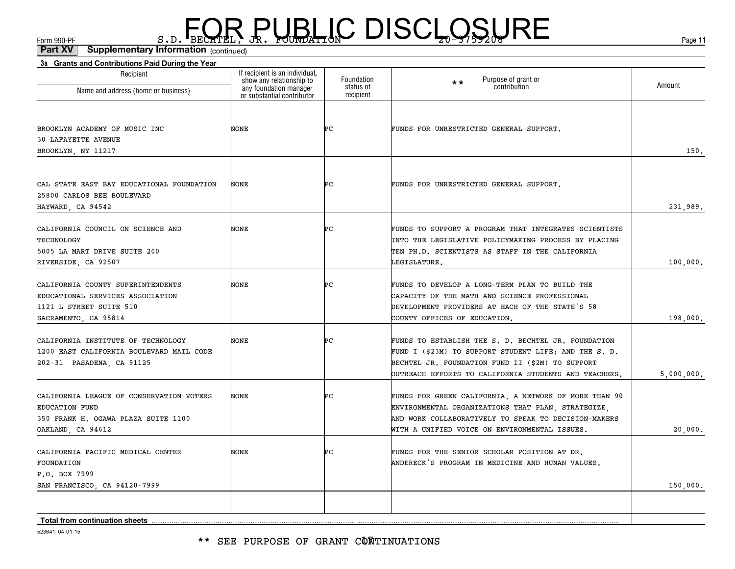FOR PUBLIC DISCLOSURE

Form 990-PF S.D. BECHTEL, JR. FOUNDATION 20-3759208

**Part XV Supplementary Information** (continued)

**3a Grants and Contributions Paid During the Year**

| Recipient<br>Name and address (home or business) | If recipient is an individual, show any relationship to any foundation manager or substantial contributor | Foundation status of recipient | ** Purpose of grant or contribution | Amount |
|---|---|---|---|---|
| BROOKLYN ACADEMY OF MUSIC INC<br>30 LAFAYETTE AVENUE<br>BROOKLYN, NY 11217 | NONE | PC | FUNDS FOR UNRESTRICTED GENERAL SUPPORT. | 150. |
| CAL STATE EAST BAY EDUCATIONAL FOUNDATION<br>25800 CARLOS BEE BOULEVARD<br>HAYWARD, CA 94542 | NONE | PC | FUNDS FOR UNRESTRICTED GENERAL SUPPORT. | 231,989. |
| CALIFORNIA COUNCIL ON SCIENCE AND TECHNOLOGY<br>5005 LA MART DRIVE SUITE 200<br>RIVERSIDE, CA 92507 | NONE | PC | FUNDS TO SUPPORT A PROGRAM THAT INTEGRATES SCIENTISTS INTO THE LEGISLATIVE POLICYMAKING PROCESS BY PLACING TEN PH.D. SCIENTISTS AS STAFF IN THE CALIFORNIA LEGISLATURE. | 100,000. |
| CALIFORNIA COUNTY SUPERINTENDENTS EDUCATIONAL SERVICES ASSOCIATION<br>1121 L STREET SUITE 510<br>SACRAMENTO, CA 95814 | NONE | PC | FUNDS TO DEVELOP A LONG-TERM PLAN TO BUILD THE CAPACITY OF THE MATH AND SCIENCE PROFESSIONAL DEVELOPMENT PROVIDERS AT EACH OF THE STATE'S 58 COUNTY OFFICES OF EDUCATION. | 198,000. |
| CALIFORNIA INSTITUTE OF TECHNOLOGY<br>1200 EAST CALIFORNIA BOULEVARD MAIL CODE 202-31 PASADENA, CA 91125 | NONE | PC | FUNDS TO ESTABLISH THE S. D. BECHTEL JR. FOUNDATION FUND I ($23M) TO SUPPORT STUDENT LIFE; AND THE S. D. BECHTEL JR. FOUNDATION FUND II ($2M) TO SUPPORT OUTREACH EFFORTS TO CALIFORNIA STUDENTS AND TEACHERS. | 5,000,000. |
| CALIFORNIA LEAGUE OF CONSERVATION VOTERS EDUCATION FUND<br>350 FRANK H. OGAWA PLAZA SUITE 1100<br>OAKLAND, CA 94612 | NONE | PC | FUNDS FOR GREEN CALIFORNIA, A NETWORK OF MORE THAN 90 ENVIRONMENTAL ORGANIZATIONS THAT PLAN, STRATEGIZE, AND WORK COLLABORATIVELY TO SPEAK TO DECISION-MAKERS WITH A UNIFIED VOICE ON ENVIRONMENTAL ISSUES. | 20,000. |
| CALIFORNIA PACIFIC MEDICAL CENTER FOUNDATION<br>P.O. BOX 7999<br>SAN FRANCISCO, CA 94120-7999 | NONE | PC | FUNDS FOR THE SENIOR SCHOLAR POSITION AT DR. ANDERECK'S PROGRAM IN MEDICINE AND HUMAN VALUES. | 150,000. |
| | | | | |
| **Total from continuation sheets** | | | | |

523641 04-01-15

** SEE PURPOSE OF GRANT CONTINUATIONS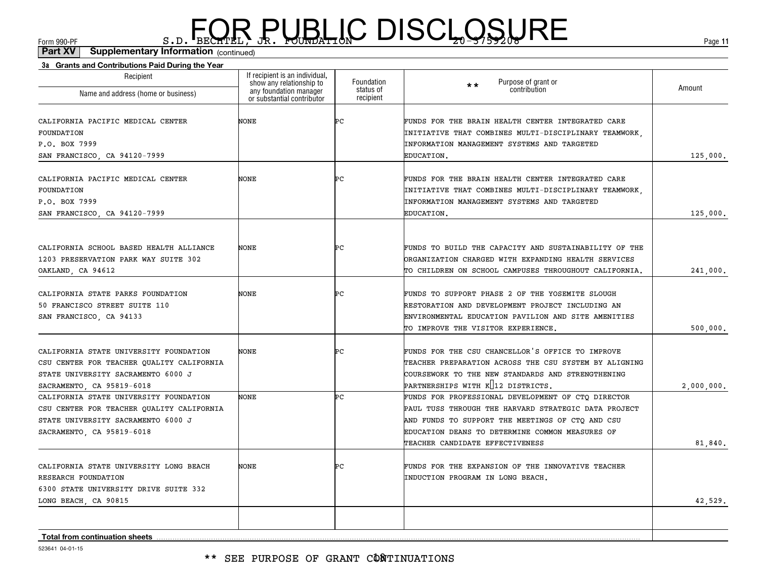FOR PUBLIC DISCLOSURE

Form 990-PF S.D. BECHTEL, JR. FOUNDATION 20-3759208

**Part XV Supplementary Information** (continued)

**3a Grants and Contributions Paid During the Year**

| Recipient Name and address (home or business) | If recipient is an individual, show any relationship to any foundation manager or substantial contributor | Foundation status of recipient | ** Purpose of grant or contribution | Amount |
|---|---|---|---|---|
| CALIFORNIA PACIFIC MEDICAL CENTER FOUNDATION P.O. BOX 7999 SAN FRANCISCO, CA 94120-7999 | NONE | PC | FUNDS FOR THE BRAIN HEALTH CENTER INTEGRATED CARE INITIATIVE THAT COMBINES MULTI-DISCIPLINARY TEAMWORK, INFORMATION MANAGEMENT SYSTEMS AND TARGETED EDUCATION. | 125,000. |
| CALIFORNIA PACIFIC MEDICAL CENTER FOUNDATION P.O. BOX 7999 SAN FRANCISCO, CA 94120-7999 | NONE | PC | FUNDS FOR THE BRAIN HEALTH CENTER INTEGRATED CARE INITIATIVE THAT COMBINES MULTI-DISCIPLINARY TEAMWORK, INFORMATION MANAGEMENT SYSTEMS AND TARGETED EDUCATION. | 125,000. |
| CALIFORNIA SCHOOL BASED HEALTH ALLIANCE 1203 PRESERVATION PARK WAY SUITE 302 OAKLAND, CA 94612 | NONE | PC | FUNDS TO BUILD THE CAPACITY AND SUSTAINABILITY OF THE ORGANIZATION CHARGED WITH EXPANDING HEALTH SERVICES TO CHILDREN ON SCHOOL CAMPUSES THROUGHOUT CALIFORNIA. | 241,000. |
| CALIFORNIA STATE PARKS FOUNDATION 50 FRANCISCO STREET SUITE 110 SAN FRANCISCO, CA 94133 | NONE | PC | FUNDS TO SUPPORT PHASE 2 OF THE YOSEMITE SLOUGH RESTORATION AND DEVELOPMENT PROJECT INCLUDING AN ENVIRONMENTAL EDUCATION PAVILION AND SITE AMENITIES TO IMPROVE THE VISITOR EXPERIENCE. | 500,000. |
| CALIFORNIA STATE UNIVERSITY FOUNDATION CSU CENTER FOR TEACHER QUALITY CALIFORNIA STATE UNIVERSITY SACRAMENTO 6000 J SACRAMENTO, CA 95819-6018 | NONE | PC | FUNDS FOR THE CSU CHANCELLOR'S OFFICE TO IMPROVE TEACHER PREPARATION ACROSS THE CSU SYSTEM BY ALIGNING COURSEWORK TO THE NEW STANDARDS AND STRENGTHENING PARTNERSHIPS WITH K-12 DISTRICTS. | 2,000,000. |
| CALIFORNIA STATE UNIVERSITY FOUNDATION CSU CENTER FOR TEACHER QUALITY CALIFORNIA STATE UNIVERSITY SACRAMENTO 6000 J SACRAMENTO, CA 95819-6018 | NONE | PC | FUNDS FOR PROFESSIONAL DEVELOPMENT OF CTQ DIRECTOR PAUL TUSS THROUGH THE HARVARD STRATEGIC DATA PROJECT AND FUNDS TO SUPPORT THE MEETINGS OF CTQ AND CSU EDUCATION DEANS TO DETERMINE COMMON MEASURES OF TEACHER CANDIDATE EFFECTIVENESS | 81,840. |
| CALIFORNIA STATE UNIVERSITY LONG BEACH RESEARCH FOUNDATION 6300 STATE UNIVERSITY DRIVE SUITE 332 LONG BEACH, CA 90815 | NONE | PC | FUNDS FOR THE EXPANSION OF THE INNOVATIVE TEACHER INDUCTION PROGRAM IN LONG BEACH. | 42,529. |
| | | | | |
| **Total from continuation sheets** | | | | |

523641 04-01-15

** SEE PURPOSE OF GRANT CONTINUATIONS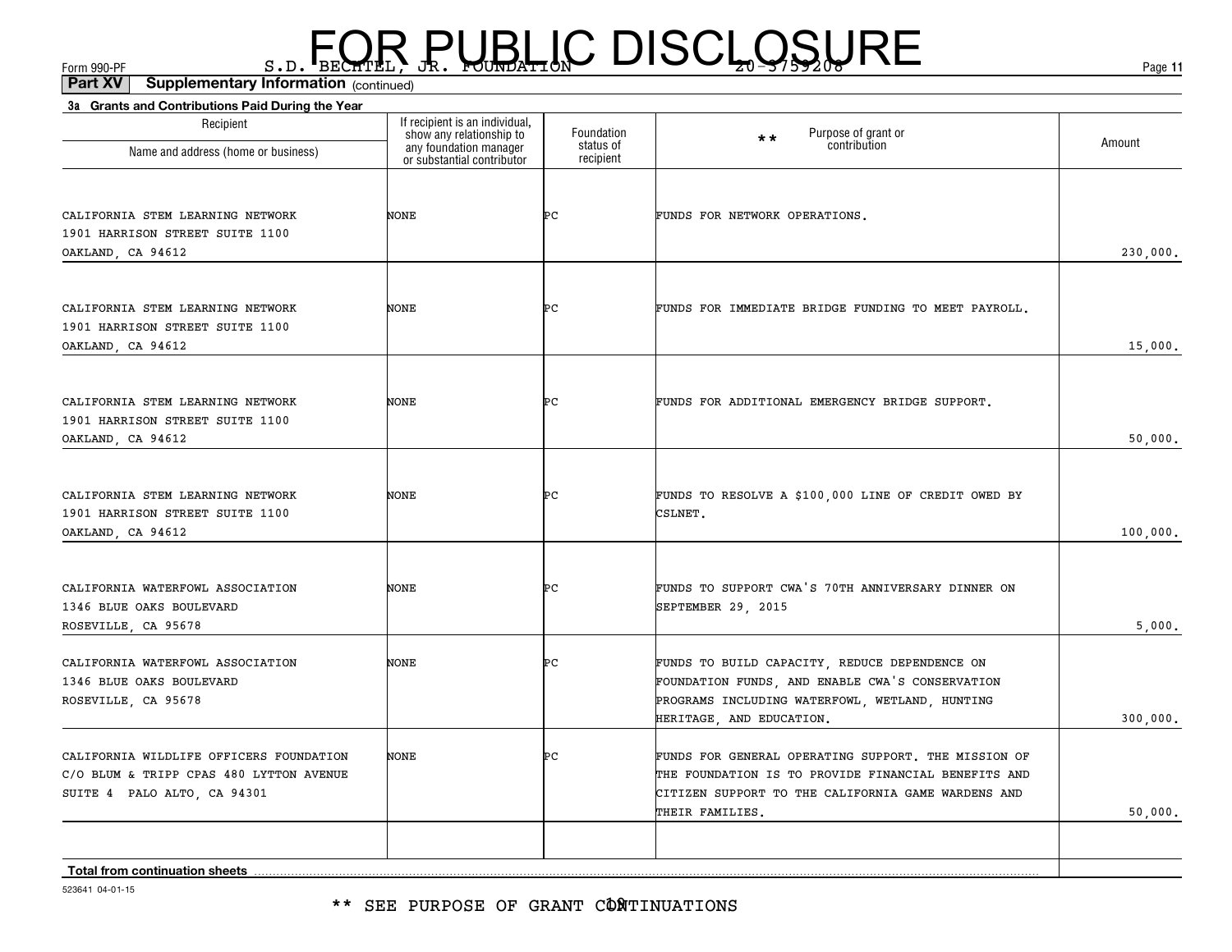FOR PUBLIC DISCLOSURE

Form 990-PF S.D. BECHTEL, JR. FOUNDATION 20-3759208

**Part XV Supplementary Information** (continued)

**3a Grants and Contributions Paid During the Year**

| Recipient<br>Name and address (home or business) | If recipient is an individual, show any relationship to any foundation manager or substantial contributor | Foundation status of recipient | ** Purpose of grant or contribution | Amount |
|---|---|---|---|---|
| CALIFORNIA STEM LEARNING NETWORK<br>1901 HARRISON STREET SUITE 1100<br>OAKLAND, CA 94612 | NONE | PC | FUNDS FOR NETWORK OPERATIONS. | 230,000. |
| CALIFORNIA STEM LEARNING NETWORK<br>1901 HARRISON STREET SUITE 1100<br>OAKLAND, CA 94612 | NONE | PC | FUNDS FOR IMMEDIATE BRIDGE FUNDING TO MEET PAYROLL. | 15,000. |
| CALIFORNIA STEM LEARNING NETWORK<br>1901 HARRISON STREET SUITE 1100<br>OAKLAND, CA 94612 | NONE | PC | FUNDS FOR ADDITIONAL EMERGENCY BRIDGE SUPPORT. | 50,000. |
| CALIFORNIA STEM LEARNING NETWORK<br>1901 HARRISON STREET SUITE 1100<br>OAKLAND, CA 94612 | NONE | PC | FUNDS TO RESOLVE A $100,000 LINE OF CREDIT OWED BY CSLNET. | 100,000. |
| CALIFORNIA WATERFOWL ASSOCIATION<br>1346 BLUE OAKS BOULEVARD<br>ROSEVILLE, CA 95678 | NONE | PC | FUNDS TO SUPPORT CWA'S 70TH ANNIVERSARY DINNER ON SEPTEMBER 29, 2015 | 5,000. |
| CALIFORNIA WATERFOWL ASSOCIATION<br>1346 BLUE OAKS BOULEVARD<br>ROSEVILLE, CA 95678 | NONE | PC | FUNDS TO BUILD CAPACITY, REDUCE DEPENDENCE ON FOUNDATION FUNDS, AND ENABLE CWA'S CONSERVATION PROGRAMS INCLUDING WATERFOWL, WETLAND, HUNTING HERITAGE, AND EDUCATION. | 300,000. |
| CALIFORNIA WILDLIFE OFFICERS FOUNDATION<br>C/O BLUM & TRIPP CPAS 480 LYTTON AVENUE<br>SUITE 4 PALO ALTO, CA 94301 | NONE | PC | FUNDS FOR GENERAL OPERATING SUPPORT. THE MISSION OF THE FOUNDATION IS TO PROVIDE FINANCIAL BENEFITS AND CITIZEN SUPPORT TO THE CALIFORNIA GAME WARDENS AND THEIR FAMILIES. | 50,000. |
| | | | | |
| **Total from continuation sheets** | | | | |

523641 04-01-15

** SEE PURPOSE OF GRANT CONTINUATIONS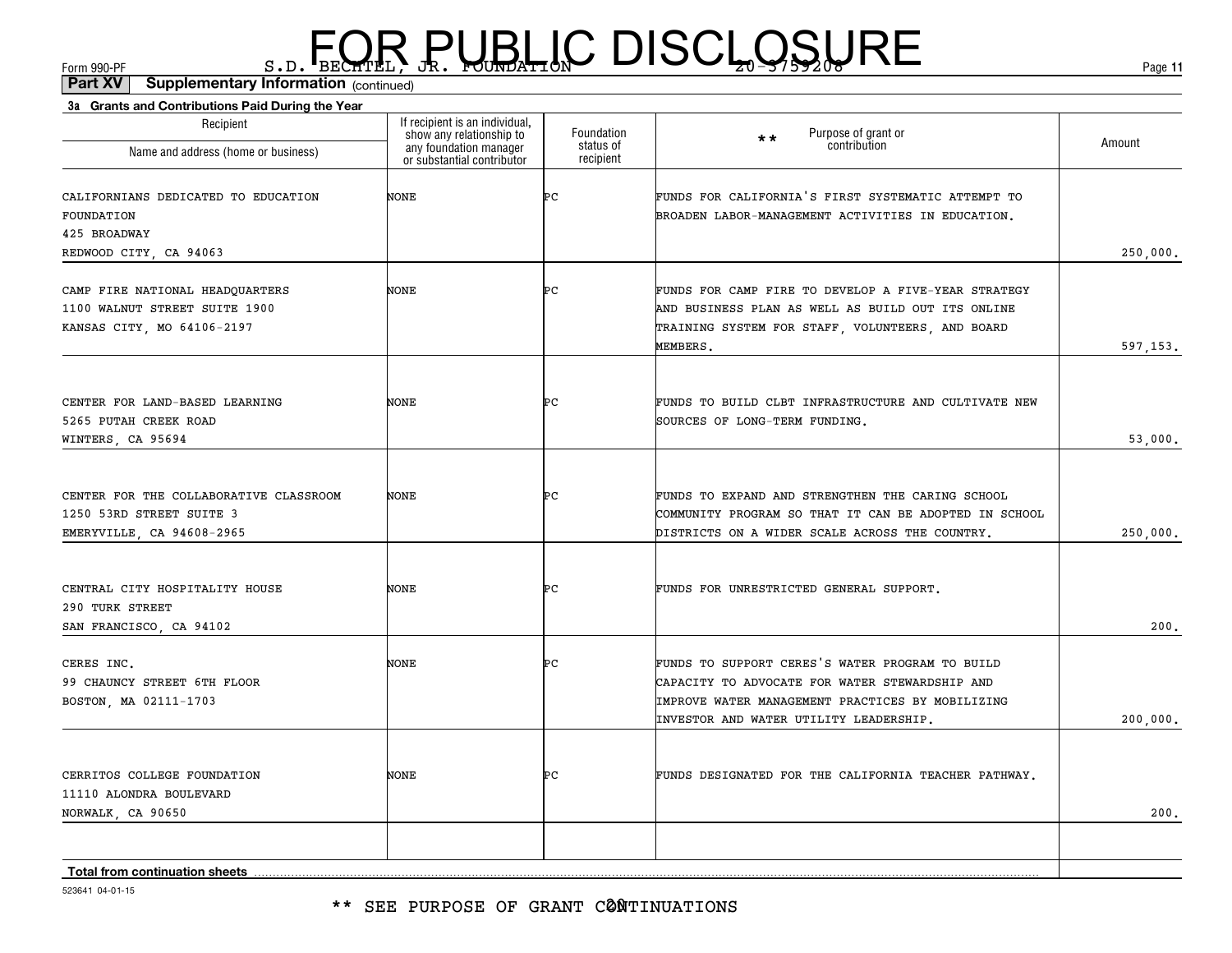FOR PUBLIC DISCLOSURE

Form 990-PF S.D. BECHTEL, JR. FOUNDATION 20-3759208

**Part XV Supplementary Information** (continued)

**3a Grants and Contributions Paid During the Year**

| Recipient<br>Name and address (home or business) | If recipient is an individual, show any relationship to any foundation manager or substantial contributor | Foundation status of recipient | ** Purpose of grant or contribution | Amount |
|---|---|---|---|---|
| CALIFORNIANS DEDICATED TO EDUCATION FOUNDATION<br>425 BROADWAY<br>REDWOOD CITY, CA 94063 | NONE | PC | FUNDS FOR CALIFORNIA'S FIRST SYSTEMATIC ATTEMPT TO BROADEN LABOR-MANAGEMENT ACTIVITIES IN EDUCATION. | 250,000. |
| CAMP FIRE NATIONAL HEADQUARTERS<br>1100 WALNUT STREET SUITE 1900<br>KANSAS CITY, MO 64106-2197 | NONE | PC | FUNDS FOR CAMP FIRE TO DEVELOP A FIVE-YEAR STRATEGY AND BUSINESS PLAN AS WELL AS BUILD OUT ITS ONLINE TRAINING SYSTEM FOR STAFF, VOLUNTEERS, AND BOARD MEMBERS. | 597,153. |
| CENTER FOR LAND-BASED LEARNING<br>5265 PUTAH CREEK ROAD<br>WINTERS, CA 95694 | NONE | PC | FUNDS TO BUILD CLBT INFRASTRUCTURE AND CULTIVATE NEW SOURCES OF LONG-TERM FUNDING. | 53,000. |
| CENTER FOR THE COLLABORATIVE CLASSROOM<br>1250 53RD STREET SUITE 3<br>EMERYVILLE, CA 94608-2965 | NONE | PC | FUNDS TO EXPAND AND STRENGTHEN THE CARING SCHOOL COMMUNITY PROGRAM SO THAT IT CAN BE ADOPTED IN SCHOOL DISTRICTS ON A WIDER SCALE ACROSS THE COUNTRY. | 250,000. |
| CENTRAL CITY HOSPITALITY HOUSE<br>290 TURK STREET<br>SAN FRANCISCO, CA 94102 | NONE | PC | FUNDS FOR UNRESTRICTED GENERAL SUPPORT. | 200. |
| CERES INC.<br>99 CHAUNCY STREET 6TH FLOOR<br>BOSTON, MA 02111-1703 | NONE | PC | FUNDS TO SUPPORT CERES'S WATER PROGRAM TO BUILD CAPACITY TO ADVOCATE FOR WATER STEWARDSHIP AND IMPROVE WATER MANAGEMENT PRACTICES BY MOBILIZING INVESTOR AND WATER UTILITY LEADERSHIP. | 200,000. |
| CERRITOS COLLEGE FOUNDATION<br>11110 ALONDRA BOULEVARD<br>NORWALK, CA 90650 | NONE | PC | FUNDS DESIGNATED FOR THE CALIFORNIA TEACHER PATHWAY. | 200. |
| | | | | |
| **Total from continuation sheets** | | | | |

523641 04-01-15

** SEE PURPOSE OF GRANT CONTINUATIONS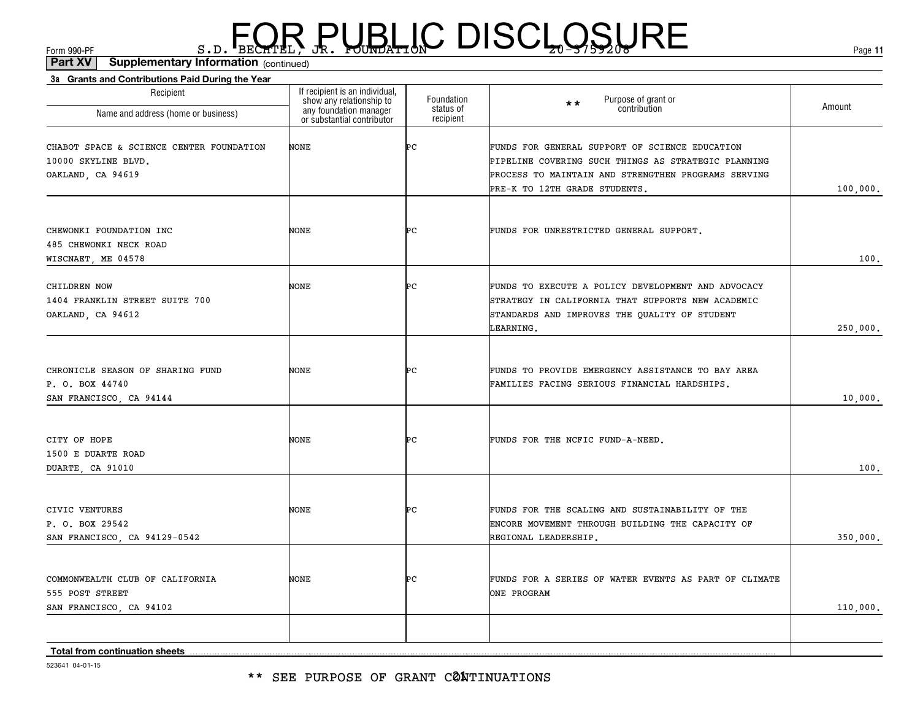FOR PUBLIC DISCLOSURE

S.D. BECHTEL, JR. FOUNDATION 20-3759208

**Part XV Supplementary Information** (continued)

**3a Grants and Contributions Paid During the Year**

| Recipient<br>Name and address (home or business) | If recipient is an individual, show any relationship to any foundation manager or substantial contributor | Foundation status of recipient | ** Purpose of grant or contribution | Amount |
|---|---|---|---|---|
| CHABOT SPACE & SCIENCE CENTER FOUNDATION<br>10000 SKYLINE BLVD.<br>OAKLAND, CA 94619 | NONE | PC | FUNDS FOR GENERAL SUPPORT OF SCIENCE EDUCATION PIPELINE COVERING SUCH THINGS AS STRATEGIC PLANNING PROCESS TO MAINTAIN AND STRENGTHEN PROGRAMS SERVING PRE-K TO 12TH GRADE STUDENTS. | 100,000. |
| CHEWONKI FOUNDATION INC<br>485 CHEWONKI NECK ROAD<br>WISCNAET, ME 04578 | NONE | PC | FUNDS FOR UNRESTRICTED GENERAL SUPPORT. | 100. |
| CHILDREN NOW<br>1404 FRANKLIN STREET SUITE 700<br>OAKLAND, CA 94612 | NONE | PC | FUNDS TO EXECUTE A POLICY DEVELOPMENT AND ADVOCACY STRATEGY IN CALIFORNIA THAT SUPPORTS NEW ACADEMIC STANDARDS AND IMPROVES THE QUALITY OF STUDENT LEARNING. | 250,000. |
| CHRONICLE SEASON OF SHARING FUND<br>P. O. BOX 44740<br>SAN FRANCISCO, CA 94144 | NONE | PC | FUNDS TO PROVIDE EMERGENCY ASSISTANCE TO BAY AREA FAMILIES FACING SERIOUS FINANCIAL HARDSHIPS. | 10,000. |
| CITY OF HOPE<br>1500 E DUARTE ROAD<br>DUARTE, CA 91010 | NONE | PC | FUNDS FOR THE NCFIC FUND-A-NEED. | 100. |
| CIVIC VENTURES<br>P. O. BOX 29542<br>SAN FRANCISCO, CA 94129-0542 | NONE | PC | FUNDS FOR THE SCALING AND SUSTAINABILITY OF THE ENCORE MOVEMENT THROUGH BUILDING THE CAPACITY OF REGIONAL LEADERSHIP. | 350,000. |
| COMMONWEALTH CLUB OF CALIFORNIA<br>555 POST STREET<br>SAN FRANCISCO, CA 94102 | NONE | PC | FUNDS FOR A SERIES OF WATER EVENTS AS PART OF CLIMATE ONE PROGRAM | 110,000. |
| **Total from continuation sheets** | | | | |

523641 04-01-15

** SEE PURPOSE OF GRANT CONTINUATIONS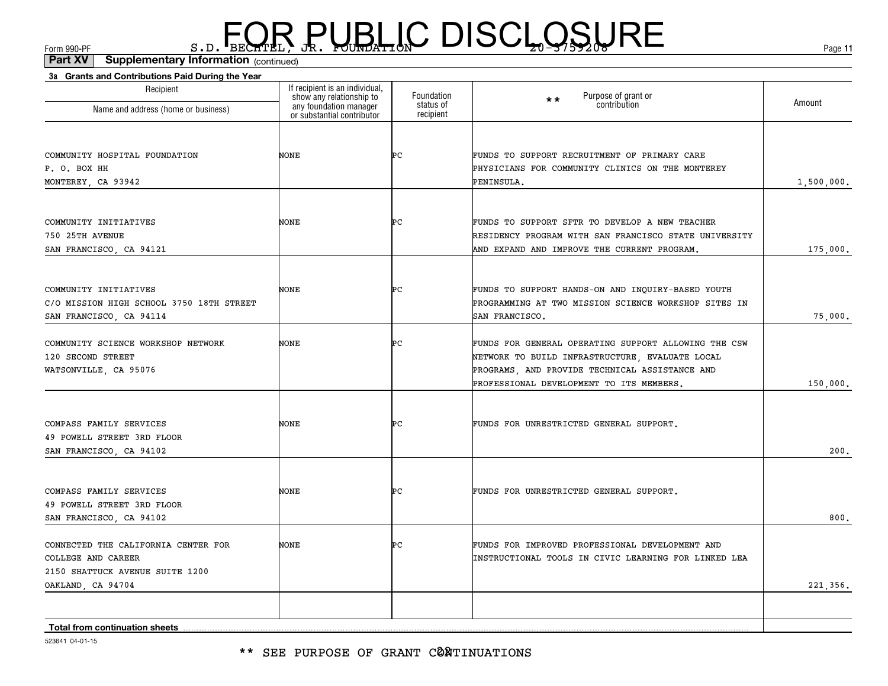FOR PUBLIC DISCLOSURE

Form 990-PF S.D. BECHTEL, JR. FOUNDATION 20-3759208

**Part XV Supplementary Information** (continued)

**3a Grants and Contributions Paid During the Year**

| Recipient Name and address (home or business) | If recipient is an individual, show any relationship to any foundation manager or substantial contributor | Foundation status of recipient | ** Purpose of grant or contribution | Amount |
|---|---|---|---|---|
| COMMUNITY HOSPITAL FOUNDATION P. O. BOX HH MONTEREY, CA 93942 | NONE | PC | FUNDS TO SUPPORT RECRUITMENT OF PRIMARY CARE PHYSICIANS FOR COMMUNITY CLINICS ON THE MONTEREY PENINSULA. | 1,500,000. |
| COMMUNITY INITIATIVES 750 25TH AVENUE SAN FRANCISCO, CA 94121 | NONE | PC | FUNDS TO SUPPORT SFTR TO DEVELOP A NEW TEACHER RESIDENCY PROGRAM WITH SAN FRANCISCO STATE UNIVERSITY AND EXPAND AND IMPROVE THE CURRENT PROGRAM. | 175,000. |
| COMMUNITY INITIATIVES C/O MISSION HIGH SCHOOL 3750 18TH STREET SAN FRANCISCO, CA 94114 | NONE | PC | FUNDS TO SUPPORT HANDS-ON AND INQUIRY-BASED YOUTH PROGRAMMING AT TWO MISSION SCIENCE WORKSHOP SITES IN SAN FRANCISCO. | 75,000. |
| COMMUNITY SCIENCE WORKSHOP NETWORK 120 SECOND STREET WATSONVILLE, CA 95076 | NONE | PC | FUNDS FOR GENERAL OPERATING SUPPORT ALLOWING THE CSW NETWORK TO BUILD INFRASTRUCTURE, EVALUATE LOCAL PROGRAMS, AND PROVIDE TECHNICAL ASSISTANCE AND PROFESSIONAL DEVELOPMENT TO ITS MEMBERS. | 150,000. |
| COMPASS FAMILY SERVICES 49 POWELL STREET 3RD FLOOR SAN FRANCISCO, CA 94102 | NONE | PC | FUNDS FOR UNRESTRICTED GENERAL SUPPORT. | 200. |
| COMPASS FAMILY SERVICES 49 POWELL STREET 3RD FLOOR SAN FRANCISCO, CA 94102 | NONE | PC | FUNDS FOR UNRESTRICTED GENERAL SUPPORT. | 800. |
| CONNECTED THE CALIFORNIA CENTER FOR COLLEGE AND CAREER 2150 SHATTUCK AVENUE SUITE 1200 OAKLAND, CA 94704 | NONE | PC | FUNDS FOR IMPROVED PROFESSIONAL DEVELOPMENT AND INSTRUCTIONAL TOOLS IN CIVIC LEARNING FOR LINKED LEA | 221,356. |
| | | | | |
| **Total from continuation sheets** | | | | |

523641 04-01-15

** SEE PURPOSE OF GRANT CONTINUATIONS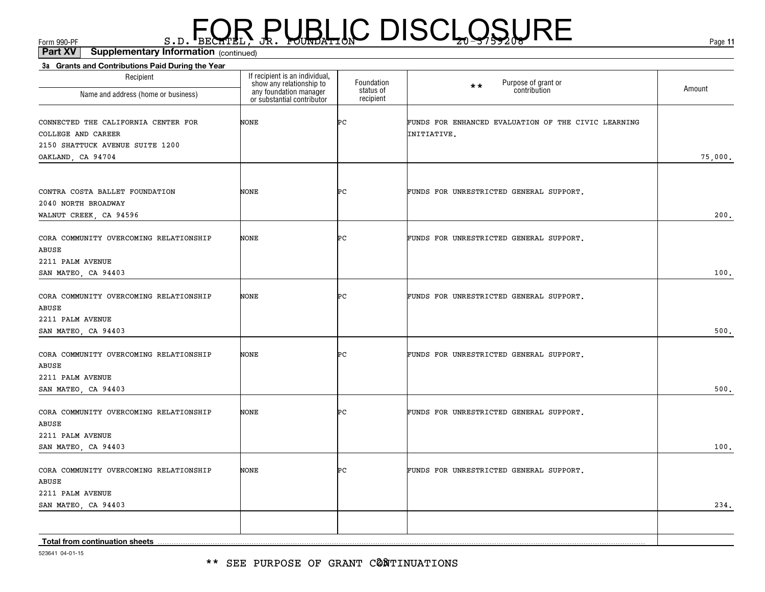FOR PUBLIC DISCLOSURE

Form 990-PF S.D. BECHTEL, JR. FOUNDATION 20-3759208

**Part XV Supplementary Information** (continued)

**3a Grants and Contributions Paid During the Year**

| Recipient Name and address (home or business) | If recipient is an individual, show any relationship to any foundation manager or substantial contributor | Foundation status of recipient | ** Purpose of grant or contribution | Amount |
|---|---|---|---|---|
| CONNECTED THE CALIFORNIA CENTER FOR COLLEGE AND CAREER 2150 SHATTUCK AVENUE SUITE 1200 OAKLAND, CA 94704 | NONE | PC | FUNDS FOR ENHANCED EVALUATION OF THE CIVIC LEARNING INITIATIVE. | 75,000. |
| CONTRA COSTA BALLET FOUNDATION 2040 NORTH BROADWAY WALNUT CREEK, CA 94596 | NONE | PC | FUNDS FOR UNRESTRICTED GENERAL SUPPORT. | 200. |
| CORA COMMUNITY OVERCOMING RELATIONSHIP ABUSE 2211 PALM AVENUE SAN MATEO, CA 94403 | NONE | PC | FUNDS FOR UNRESTRICTED GENERAL SUPPORT. | 100. |
| CORA COMMUNITY OVERCOMING RELATIONSHIP ABUSE 2211 PALM AVENUE SAN MATEO, CA 94403 | NONE | PC | FUNDS FOR UNRESTRICTED GENERAL SUPPORT. | 500. |
| CORA COMMUNITY OVERCOMING RELATIONSHIP ABUSE 2211 PALM AVENUE SAN MATEO, CA 94403 | NONE | PC | FUNDS FOR UNRESTRICTED GENERAL SUPPORT. | 500. |
| CORA COMMUNITY OVERCOMING RELATIONSHIP ABUSE 2211 PALM AVENUE SAN MATEO, CA 94403 | NONE | PC | FUNDS FOR UNRESTRICTED GENERAL SUPPORT. | 100. |
| CORA COMMUNITY OVERCOMING RELATIONSHIP ABUSE 2211 PALM AVENUE SAN MATEO, CA 94403 | NONE | PC | FUNDS FOR UNRESTRICTED GENERAL SUPPORT. | 234. |
| | | | | |
| **Total from continuation sheets** | | | | |

523641 04-01-15

** SEE PURPOSE OF GRANT CONTINUATIONS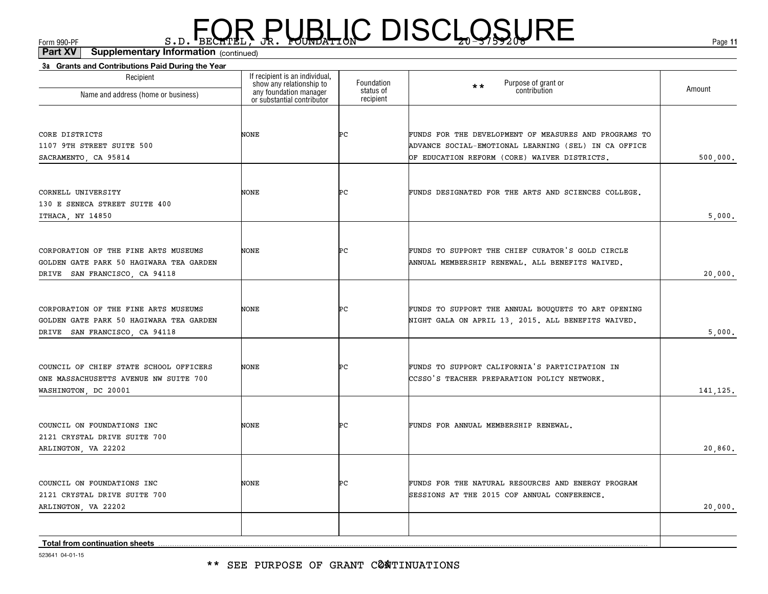FOR PUBLIC DISCLOSURE

Form 990-PF S.D. BECHTEL, JR. FOUNDATION 20-3759208

**Part XV Supplementary Information** (continued)

**3a Grants and Contributions Paid During the Year**

| Recipient Name and address (home or business) | If recipient is an individual, show any relationship to any foundation manager or substantial contributor | Foundation status of recipient | ** Purpose of grant or contribution | Amount |
|---|---|---|---|---|
| CORE DISTRICTS 1107 9TH STREET SUITE 500 SACRAMENTO, CA 95814 | NONE | PC | FUNDS FOR THE DEVELOPMENT OF MEASURES AND PROGRAMS TO ADVANCE SOCIAL-EMOTIONAL LEARNING (SEL) IN CA OFFICE OF EDUCATION REFORM (CORE) WAIVER DISTRICTS. | 500,000. |
| CORNELL UNIVERSITY 130 E SENECA STREET SUITE 400 ITHACA, NY 14850 | NONE | PC | FUNDS DESIGNATED FOR THE ARTS AND SCIENCES COLLEGE. | 5,000. |
| CORPORATION OF THE FINE ARTS MUSEUMS GOLDEN GATE PARK 50 HAGIWARA TEA GARDEN DRIVE SAN FRANCISCO, CA 94118 | NONE | PC | FUNDS TO SUPPORT THE CHIEF CURATOR'S GOLD CIRCLE ANNUAL MEMBERSHIP RENEWAL. ALL BENEFITS WAIVED. | 20,000. |
| CORPORATION OF THE FINE ARTS MUSEUMS GOLDEN GATE PARK 50 HAGIWARA TEA GARDEN DRIVE SAN FRANCISCO, CA 94118 | NONE | PC | FUNDS TO SUPPORT THE ANNUAL BOUQUETS TO ART OPENING NIGHT GALA ON APRIL 13, 2015. ALL BENEFITS WAIVED. | 5,000. |
| COUNCIL OF CHIEF STATE SCHOOL OFFICERS ONE MASSACHUSETTS AVENUE NW SUITE 700 WASHINGTON, DC 20001 | NONE | PC | FUNDS TO SUPPORT CALIFORNIA'S PARTICIPATION IN CCSSO'S TEACHER PREPARATION POLICY NETWORK. | 141,125. |
| COUNCIL ON FOUNDATIONS INC 2121 CRYSTAL DRIVE SUITE 700 ARLINGTON, VA 22202 | NONE | PC | FUNDS FOR ANNUAL MEMBERSHIP RENEWAL. | 20,860. |
| COUNCIL ON FOUNDATIONS INC 2121 CRYSTAL DRIVE SUITE 700 ARLINGTON, VA 22202 | NONE | PC | FUNDS FOR THE NATURAL RESOURCES AND ENERGY PROGRAM SESSIONS AT THE 2015 COF ANNUAL CONFERENCE. | 20,000. |
| | | | | |
| **Total from continuation sheets** | | | | |

523641 04-01-15

** SEE PURPOSE OF GRANT CONTINUATIONS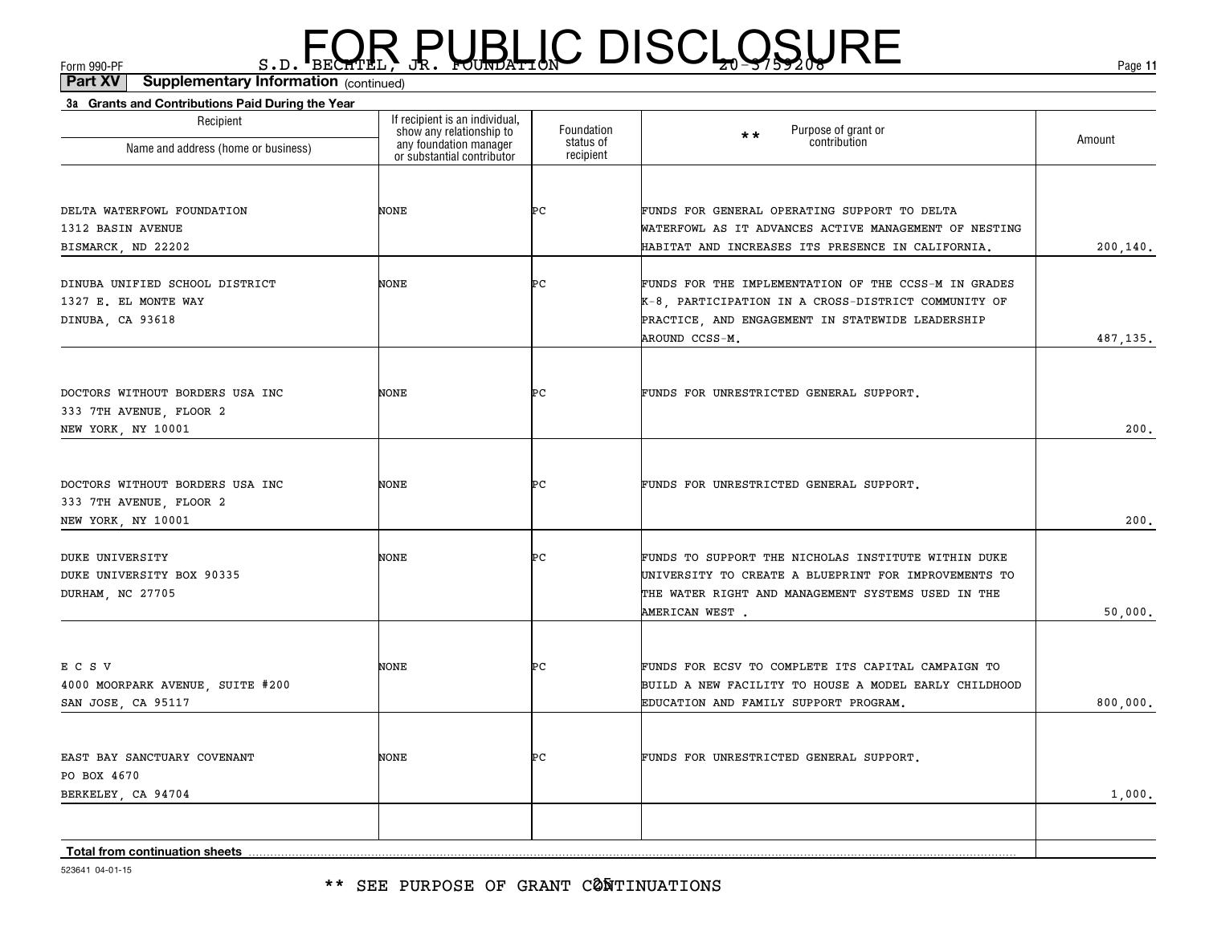FOR PUBLIC DISCLOSURE

Form 990-PF S.D. BECHTEL, JR. FOUNDATION 20-3759208

**Part XV Supplementary Information** (continued)

**3a Grants and Contributions Paid During the Year**

| Recipient Name and address (home or business) | If recipient is an individual, show any relationship to any foundation manager or substantial contributor | Foundation status of recipient | ** Purpose of grant or contribution | Amount |
|---|---|---|---|---|
| DELTA WATERFOWL FOUNDATION<br>1312 BASIN AVENUE<br>BISMARCK, ND 22202 | NONE | PC | FUNDS FOR GENERAL OPERATING SUPPORT TO DELTA WATERFOWL AS IT ADVANCES ACTIVE MANAGEMENT OF NESTING HABITAT AND INCREASES ITS PRESENCE IN CALIFORNIA. | 200,140. |
| DINUBA UNIFIED SCHOOL DISTRICT<br>1327 E. EL MONTE WAY<br>DINUBA, CA 93618 | NONE | PC | FUNDS FOR THE IMPLEMENTATION OF THE CCSS-M IN GRADES K-8, PARTICIPATION IN A CROSS-DISTRICT COMMUNITY OF PRACTICE, AND ENGAGEMENT IN STATEWIDE LEADERSHIP AROUND CCSS-M. | 487,135. |
| DOCTORS WITHOUT BORDERS USA INC<br>333 7TH AVENUE, FLOOR 2<br>NEW YORK, NY 10001 | NONE | PC | FUNDS FOR UNRESTRICTED GENERAL SUPPORT. | 200. |
| DOCTORS WITHOUT BORDERS USA INC<br>333 7TH AVENUE, FLOOR 2<br>NEW YORK, NY 10001 | NONE | PC | FUNDS FOR UNRESTRICTED GENERAL SUPPORT. | 200. |
| DUKE UNIVERSITY<br>DUKE UNIVERSITY BOX 90335<br>DURHAM, NC 27705 | NONE | PC | FUNDS TO SUPPORT THE NICHOLAS INSTITUTE WITHIN DUKE UNIVERSITY TO CREATE A BLUEPRINT FOR IMPROVEMENTS TO THE WATER RIGHT AND MANAGEMENT SYSTEMS USED IN THE AMERICAN WEST . | 50,000. |
| E C S V<br>4000 MOORPARK AVENUE, SUITE #200<br>SAN JOSE, CA 95117 | NONE | PC | FUNDS FOR ECSV TO COMPLETE ITS CAPITAL CAMPAIGN TO BUILD A NEW FACILITY TO HOUSE A MODEL EARLY CHILDHOOD EDUCATION AND FAMILY SUPPORT PROGRAM. | 800,000. |
| EAST BAY SANCTUARY COVENANT<br>PO BOX 4670<br>BERKELEY, CA 94704 | NONE | PC | FUNDS FOR UNRESTRICTED GENERAL SUPPORT. | 1,000. |
| | | | | |
| **Total from continuation sheets** | | | | |

523641 04-01-15

** SEE PURPOSE OF GRANT CONTINUATIONS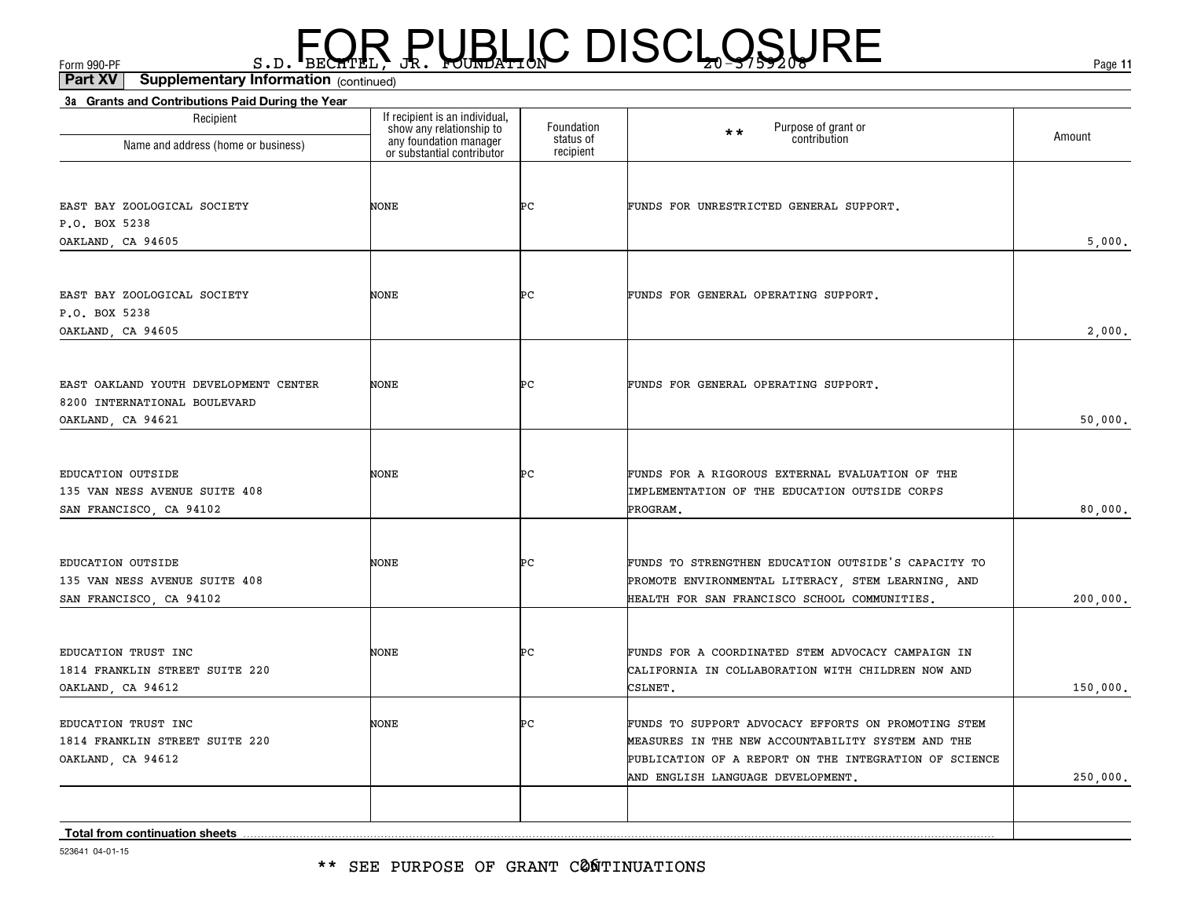FOR PUBLIC DISCLOSURE

Form 990-PF S.D. BECHTEL, JR. FOUNDATION 20-3759208

**Part XV Supplementary Information** (continued)

**3a Grants and Contributions Paid During the Year**

| Recipient Name and address (home or business) | If recipient is an individual, show any relationship to any foundation manager or substantial contributor | Foundation status of recipient | ** Purpose of grant or contribution | Amount |
|---|---|---|---|---|
| EAST BAY ZOOLOGICAL SOCIETY P.O. BOX 5238 OAKLAND, CA 94605 | NONE | PC | FUNDS FOR UNRESTRICTED GENERAL SUPPORT. | 5,000. |
| EAST BAY ZOOLOGICAL SOCIETY P.O. BOX 5238 OAKLAND, CA 94605 | NONE | PC | FUNDS FOR GENERAL OPERATING SUPPORT. | 2,000. |
| EAST OAKLAND YOUTH DEVELOPMENT CENTER 8200 INTERNATIONAL BOULEVARD OAKLAND, CA 94621 | NONE | PC | FUNDS FOR GENERAL OPERATING SUPPORT. | 50,000. |
| EDUCATION OUTSIDE 135 VAN NESS AVENUE SUITE 408 SAN FRANCISCO, CA 94102 | NONE | PC | FUNDS FOR A RIGOROUS EXTERNAL EVALUATION OF THE IMPLEMENTATION OF THE EDUCATION OUTSIDE CORPS PROGRAM. | 80,000. |
| EDUCATION OUTSIDE 135 VAN NESS AVENUE SUITE 408 SAN FRANCISCO, CA 94102 | NONE | PC | FUNDS TO STRENGTHEN EDUCATION OUTSIDE'S CAPACITY TO PROMOTE ENVIRONMENTAL LITERACY, STEM LEARNING, AND HEALTH FOR SAN FRANCISCO SCHOOL COMMUNITIES. | 200,000. |
| EDUCATION TRUST INC 1814 FRANKLIN STREET SUITE 220 OAKLAND, CA 94612 | NONE | PC | FUNDS FOR A COORDINATED STEM ADVOCACY CAMPAIGN IN CALIFORNIA IN COLLABORATION WITH CHILDREN NOW AND CSLNET. | 150,000. |
| EDUCATION TRUST INC 1814 FRANKLIN STREET SUITE 220 OAKLAND, CA 94612 | NONE | PC | FUNDS TO SUPPORT ADVOCACY EFFORTS ON PROMOTING STEM MEASURES IN THE NEW ACCOUNTABILITY SYSTEM AND THE PUBLICATION OF A REPORT ON THE INTEGRATION OF SCIENCE AND ENGLISH LANGUAGE DEVELOPMENT. | 250,000. |
| **Total from continuation sheets** | | | | |

523641 04-01-15

** SEE PURPOSE OF GRANT CONTINUATIONS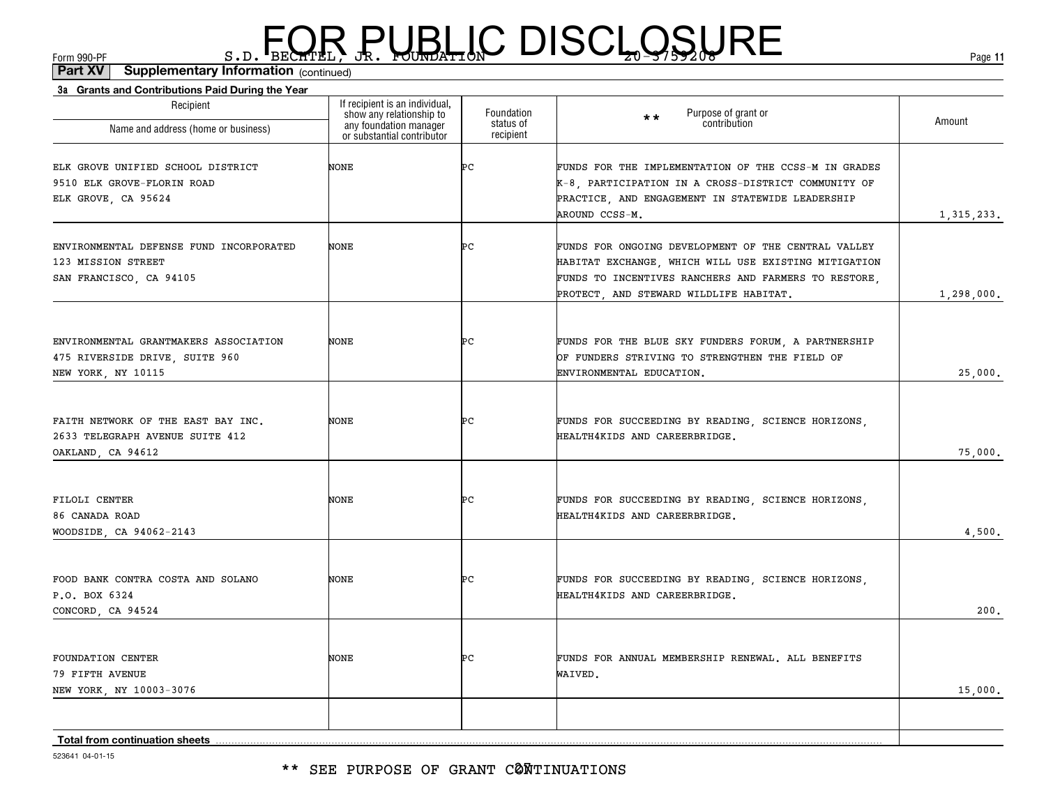# FOR PUBLIC DISCLOSURE

Form 990-PF S.D. BECHTEL, JR. FOUNDATION 20-3759208

**Part XV Supplementary Information** (continued)

**3a Grants and Contributions Paid During the Year**

| Recipient Name and address (home or business) | If recipient is an individual, show any relationship to any foundation manager or substantial contributor | Foundation status of recipient | ** Purpose of grant or contribution | Amount |
|---|---|---|---|---|
| ELK GROVE UNIFIED SCHOOL DISTRICT<br>9510 ELK GROVE-FLORIN ROAD<br>ELK GROVE, CA 95624 | NONE | PC | FUNDS FOR THE IMPLEMENTATION OF THE CCSS-M IN GRADES K-8, PARTICIPATION IN A CROSS-DISTRICT COMMUNITY OF PRACTICE, AND ENGAGEMENT IN STATEWIDE LEADERSHIP AROUND CCSS-M. | 1,315,233. |
| ENVIRONMENTAL DEFENSE FUND INCORPORATED<br>123 MISSION STREET<br>SAN FRANCISCO, CA 94105 | NONE | PC | FUNDS FOR ONGOING DEVELOPMENT OF THE CENTRAL VALLEY HABITAT EXCHANGE, WHICH WILL USE EXISTING MITIGATION FUNDS TO INCENTIVES RANCHERS AND FARMERS TO RESTORE, PROTECT, AND STEWARD WILDLIFE HABITAT. | 1,298,000. |
| ENVIRONMENTAL GRANTMAKERS ASSOCIATION<br>475 RIVERSIDE DRIVE, SUITE 960<br>NEW YORK, NY 10115 | NONE | PC | FUNDS FOR THE BLUE SKY FUNDERS FORUM, A PARTNERSHIP OF FUNDERS STRIVING TO STRENGTHEN THE FIELD OF ENVIRONMENTAL EDUCATION. | 25,000. |
| FAITH NETWORK OF THE EAST BAY INC.<br>2633 TELEGRAPH AVENUE SUITE 412<br>OAKLAND, CA 94612 | NONE | PC | FUNDS FOR SUCCEEDING BY READING, SCIENCE HORIZONS, HEALTH4KIDS AND CAREERBRIDGE. | 75,000. |
| FILOLI CENTER<br>86 CANADA ROAD<br>WOODSIDE, CA 94062-2143 | NONE | PC | FUNDS FOR SUCCEEDING BY READING, SCIENCE HORIZONS, HEALTH4KIDS AND CAREERBRIDGE. | 4,500. |
| FOOD BANK CONTRA COSTA AND SOLANO<br>P.O. BOX 6324<br>CONCORD, CA 94524 | NONE | PC | FUNDS FOR SUCCEEDING BY READING, SCIENCE HORIZONS, HEALTH4KIDS AND CAREERBRIDGE. | 200. |
| FOUNDATION CENTER<br>79 FIFTH AVENUE<br>NEW YORK, NY 10003-3076 | NONE | PC | FUNDS FOR ANNUAL MEMBERSHIP RENEWAL. ALL BENEFITS WAIVED. | 15,000. |
| | | | | |
| **Total from continuation sheets** | | | | |

523641 04-01-15

** SEE PURPOSE OF GRANT CONTINUATIONS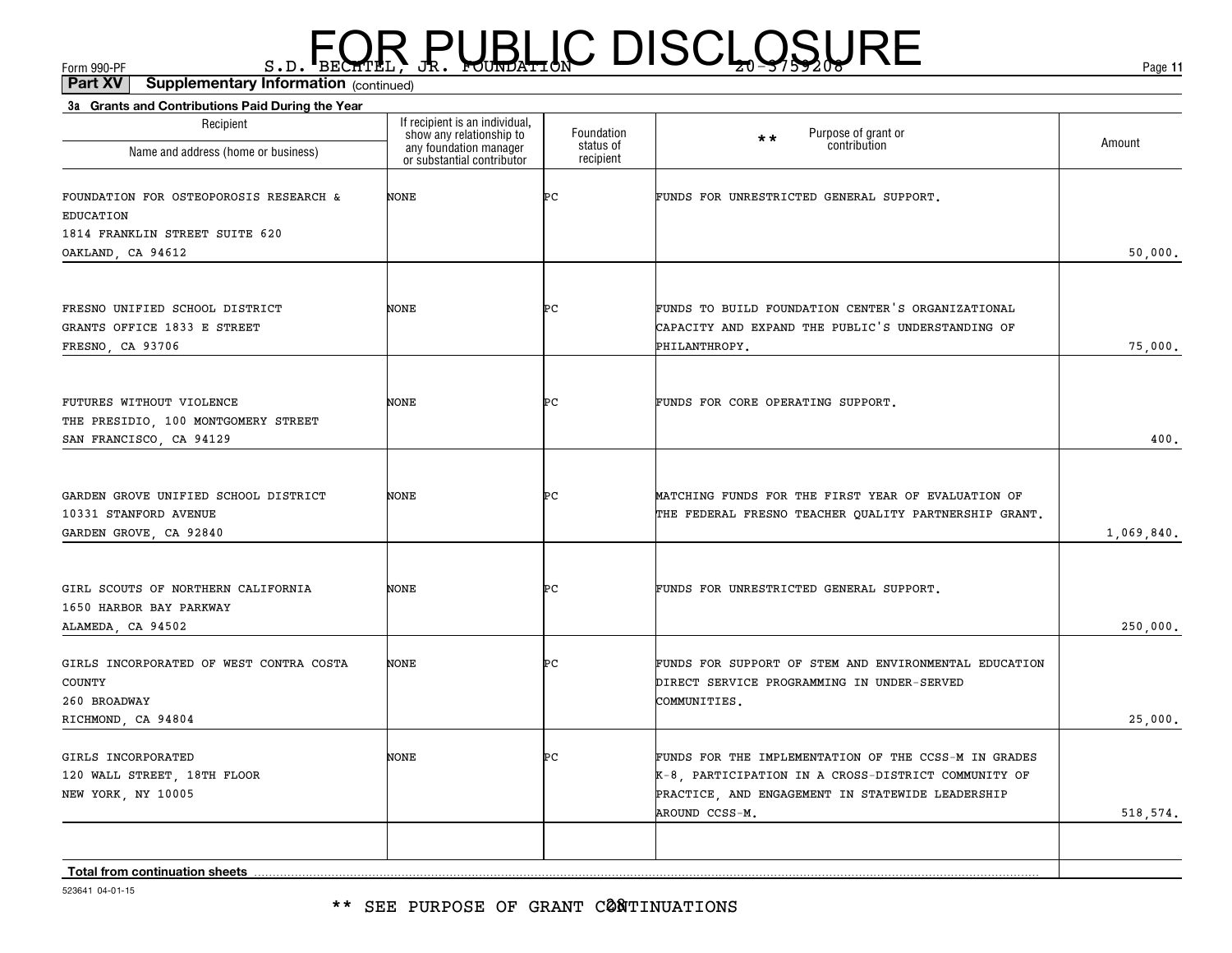FOR PUBLIC DISCLOSURE

Form 990-PF S.D. BECHTEL, JR. FOUNDATION 20-3759208

**Part XV Supplementary Information** (continued)

**3a Grants and Contributions Paid During the Year**

| Recipient Name and address (home or business) | If recipient is an individual, show any relationship to any foundation manager or substantial contributor | Foundation status of recipient | ** Purpose of grant or contribution | Amount |
|---|---|---|---|---|
| FOUNDATION FOR OSTEOPOROSIS RESEARCH & EDUCATION<br>1814 FRANKLIN STREET SUITE 620<br>OAKLAND, CA 94612 | NONE | PC | FUNDS FOR UNRESTRICTED GENERAL SUPPORT. | 50,000. |
| FRESNO UNIFIED SCHOOL DISTRICT<br>GRANTS OFFICE 1833 E STREET<br>FRESNO, CA 93706 | NONE | PC | FUNDS TO BUILD FOUNDATION CENTER'S ORGANIZATIONAL CAPACITY AND EXPAND THE PUBLIC'S UNDERSTANDING OF PHILANTHROPY. | 75,000. |
| FUTURES WITHOUT VIOLENCE<br>THE PRESIDIO, 100 MONTGOMERY STREET<br>SAN FRANCISCO, CA 94129 | NONE | PC | FUNDS FOR CORE OPERATING SUPPORT. | 400. |
| GARDEN GROVE UNIFIED SCHOOL DISTRICT<br>10331 STANFORD AVENUE<br>GARDEN GROVE, CA 92840 | NONE | PC | MATCHING FUNDS FOR THE FIRST YEAR OF EVALUATION OF THE FEDERAL FRESNO TEACHER QUALITY PARTNERSHIP GRANT. | 1,069,840. |
| GIRL SCOUTS OF NORTHERN CALIFORNIA<br>1650 HARBOR BAY PARKWAY<br>ALAMEDA, CA 94502 | NONE | PC | FUNDS FOR UNRESTRICTED GENERAL SUPPORT. | 250,000. |
| GIRLS INCORPORATED OF WEST CONTRA COSTA COUNTY<br>260 BROADWAY<br>RICHMOND, CA 94804 | NONE | PC | FUNDS FOR SUPPORT OF STEM AND ENVIRONMENTAL EDUCATION DIRECT SERVICE PROGRAMMING IN UNDER-SERVED COMMUNITIES. | 25,000. |
| GIRLS INCORPORATED<br>120 WALL STREET, 18TH FLOOR<br>NEW YORK, NY 10005 | NONE | PC | FUNDS FOR THE IMPLEMENTATION OF THE CCSS-M IN GRADES K-8, PARTICIPATION IN A CROSS-DISTRICT COMMUNITY OF PRACTICE, AND ENGAGEMENT IN STATEWIDE LEADERSHIP AROUND CCSS-M. | 518,574. |
| | | | | |
| **Total from continuation sheets** | | | | |

523641 04-01-15

** SEE PURPOSE OF GRANT CONTINUATIONS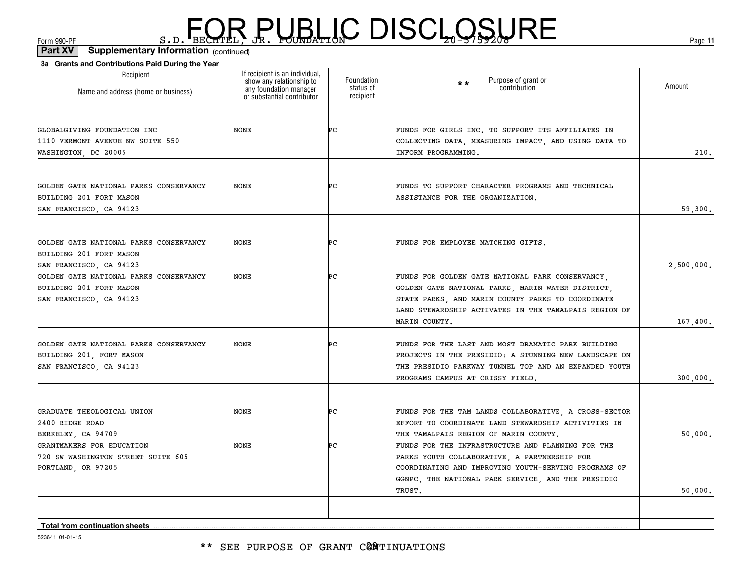FOR PUBLIC DISCLOSURE

Form 990-PF S.D. BECHTEL, JR. FOUNDATION 20-3759208

**Part XV Supplementary Information** (continued)

**3a Grants and Contributions Paid During the Year**

| Recipient Name and address (home or business) | If recipient is an individual, show any relationship to any foundation manager or substantial contributor | Foundation status of recipient | ** Purpose of grant or contribution | Amount |
|---|---|---|---|---|
| GLOBALGIVING FOUNDATION INC 1110 VERMONT AVENUE NW SUITE 550 WASHINGTON, DC 20005 | NONE | PC | FUNDS FOR GIRLS INC. TO SUPPORT ITS AFFILIATES IN COLLECTING DATA, MEASURING IMPACT, AND USING DATA TO INFORM PROGRAMMING. | 210. |
| GOLDEN GATE NATIONAL PARKS CONSERVANCY BUILDING 201 FORT MASON SAN FRANCISCO, CA 94123 | NONE | PC | FUNDS TO SUPPORT CHARACTER PROGRAMS AND TECHNICAL ASSISTANCE FOR THE ORGANIZATION. | 59,300. |
| GOLDEN GATE NATIONAL PARKS CONSERVANCY BUILDING 201 FORT MASON SAN FRANCISCO, CA 94123 | NONE | PC | FUNDS FOR EMPLOYEE MATCHING GIFTS. | 2,500,000. |
| GOLDEN GATE NATIONAL PARKS CONSERVANCY BUILDING 201 FORT MASON SAN FRANCISCO, CA 94123 | NONE | PC | FUNDS FOR GOLDEN GATE NATIONAL PARK CONSERVANCY, GOLDEN GATE NATIONAL PARKS, MARIN WATER DISTRICT, STATE PARKS, AND MARIN COUNTY PARKS TO COORDINATE LAND STEWARDSHIP ACTIVATES IN THE TAMALPAIS REGION OF MARIN COUNTY. | 167,400. |
| GOLDEN GATE NATIONAL PARKS CONSERVANCY BUILDING 201, FORT MASON SAN FRANCISCO, CA 94123 | NONE | PC | FUNDS FOR THE LAST AND MOST DRAMATIC PARK BUILDING PROJECTS IN THE PRESIDIO: A STUNNING NEW LANDSCAPE ON THE PRESIDIO PARKWAY TUNNEL TOP AND AN EXPANDED YOUTH PROGRAMS CAMPUS AT CRISSY FIELD. | 300,000. |
| GRADUATE THEOLOGICAL UNION 2400 RIDGE ROAD BERKELEY, CA 94709 | NONE | PC | FUNDS FOR THE TAM LANDS COLLABORATIVE, A CROSS-SECTOR EFFORT TO COORDINATE LAND STEWARDSHIP ACTIVITIES IN THE TAMALPAIS REGION OF MARIN COUNTY. | 50,000. |
| GRANTMAKERS FOR EDUCATION 720 SW WASHINGTON STREET SUITE 605 PORTLAND, OR 97205 | NONE | PC | FUNDS FOR THE INFRASTRUCTURE AND PLANNING FOR THE PARKS YOUTH COLLABORATIVE, A PARTNERSHIP FOR COORDINATING AND IMPROVING YOUTH-SERVING PROGRAMS OF GGNPC, THE NATIONAL PARK SERVICE, AND THE PRESIDIO TRUST. | 50,000. |
| | | | | |
| **Total from continuation sheets** | | | | |

523641 04-01-15

** SEE PURPOSE OF GRANT CONTINUATIONS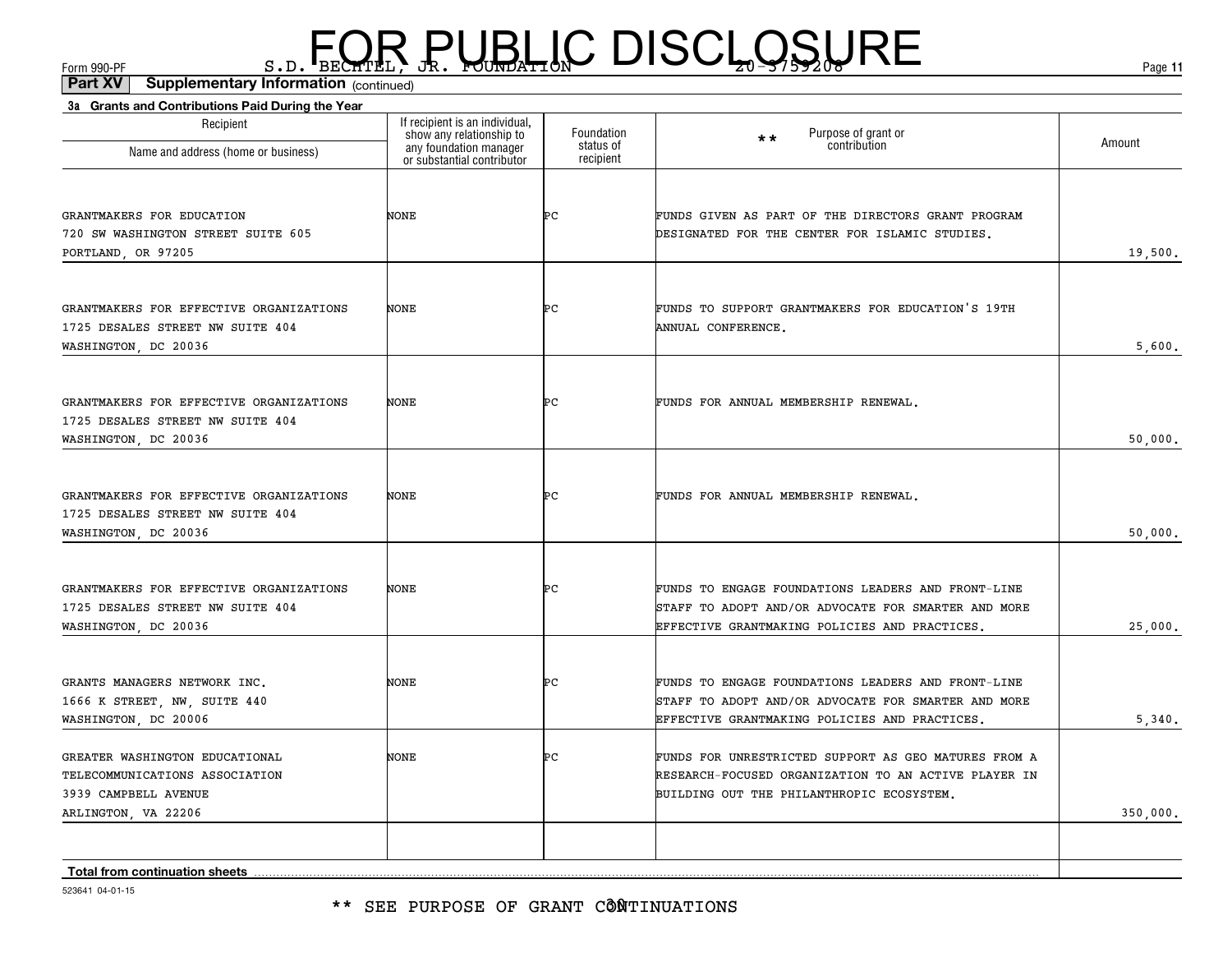# FOR PUBLIC DISCLOSURE

Form 990-PF S.D. BECHTEL, JR. FOUNDATION 20-3759208

**Part XV Supplementary Information** (continued)

**3a Grants and Contributions Paid During the Year**

| Recipient Name and address (home or business) | If recipient is an individual, show any relationship to any foundation manager or substantial contributor | Foundation status of recipient | ** Purpose of grant or contribution | Amount |
|---|---|---|---|---|
| GRANTMAKERS FOR EDUCATION 720 SW WASHINGTON STREET SUITE 605 PORTLAND, OR 97205 | NONE | PC | FUNDS GIVEN AS PART OF THE DIRECTORS GRANT PROGRAM DESIGNATED FOR THE CENTER FOR ISLAMIC STUDIES. | 19,500. |
| GRANTMAKERS FOR EFFECTIVE ORGANIZATIONS 1725 DESALES STREET NW SUITE 404 WASHINGTON, DC 20036 | NONE | PC | FUNDS TO SUPPORT GRANTMAKERS FOR EDUCATION'S 19TH ANNUAL CONFERENCE. | 5,600. |
| GRANTMAKERS FOR EFFECTIVE ORGANIZATIONS 1725 DESALES STREET NW SUITE 404 WASHINGTON, DC 20036 | NONE | PC | FUNDS FOR ANNUAL MEMBERSHIP RENEWAL. | 50,000. |
| GRANTMAKERS FOR EFFECTIVE ORGANIZATIONS 1725 DESALES STREET NW SUITE 404 WASHINGTON, DC 20036 | NONE | PC | FUNDS FOR ANNUAL MEMBERSHIP RENEWAL. | 50,000. |
| GRANTMAKERS FOR EFFECTIVE ORGANIZATIONS 1725 DESALES STREET NW SUITE 404 WASHINGTON, DC 20036 | NONE | PC | FUNDS TO ENGAGE FOUNDATIONS LEADERS AND FRONT-LINE STAFF TO ADOPT AND/OR ADVOCATE FOR SMARTER AND MORE EFFECTIVE GRANTMAKING POLICIES AND PRACTICES. | 25,000. |
| GRANTS MANAGERS NETWORK INC. 1666 K STREET, NW, SUITE 440 WASHINGTON, DC 20006 | NONE | PC | FUNDS TO ENGAGE FOUNDATIONS LEADERS AND FRONT-LINE STAFF TO ADOPT AND/OR ADVOCATE FOR SMARTER AND MORE EFFECTIVE GRANTMAKING POLICIES AND PRACTICES. | 5,340. |
| GREATER WASHINGTON EDUCATIONAL TELECOMMUNICATIONS ASSOCIATION 3939 CAMPBELL AVENUE ARLINGTON, VA 22206 | NONE | PC | FUNDS FOR UNRESTRICTED SUPPORT AS GEO MATURES FROM A RESEARCH-FOCUSED ORGANIZATION TO AN ACTIVE PLAYER IN BUILDING OUT THE PHILANTHROPIC ECOSYSTEM. | 350,000. |
| | | | | |
| **Total from continuation sheets** | | | | |

523641 04-01-15

** SEE PURPOSE OF GRANT CONTINUATIONS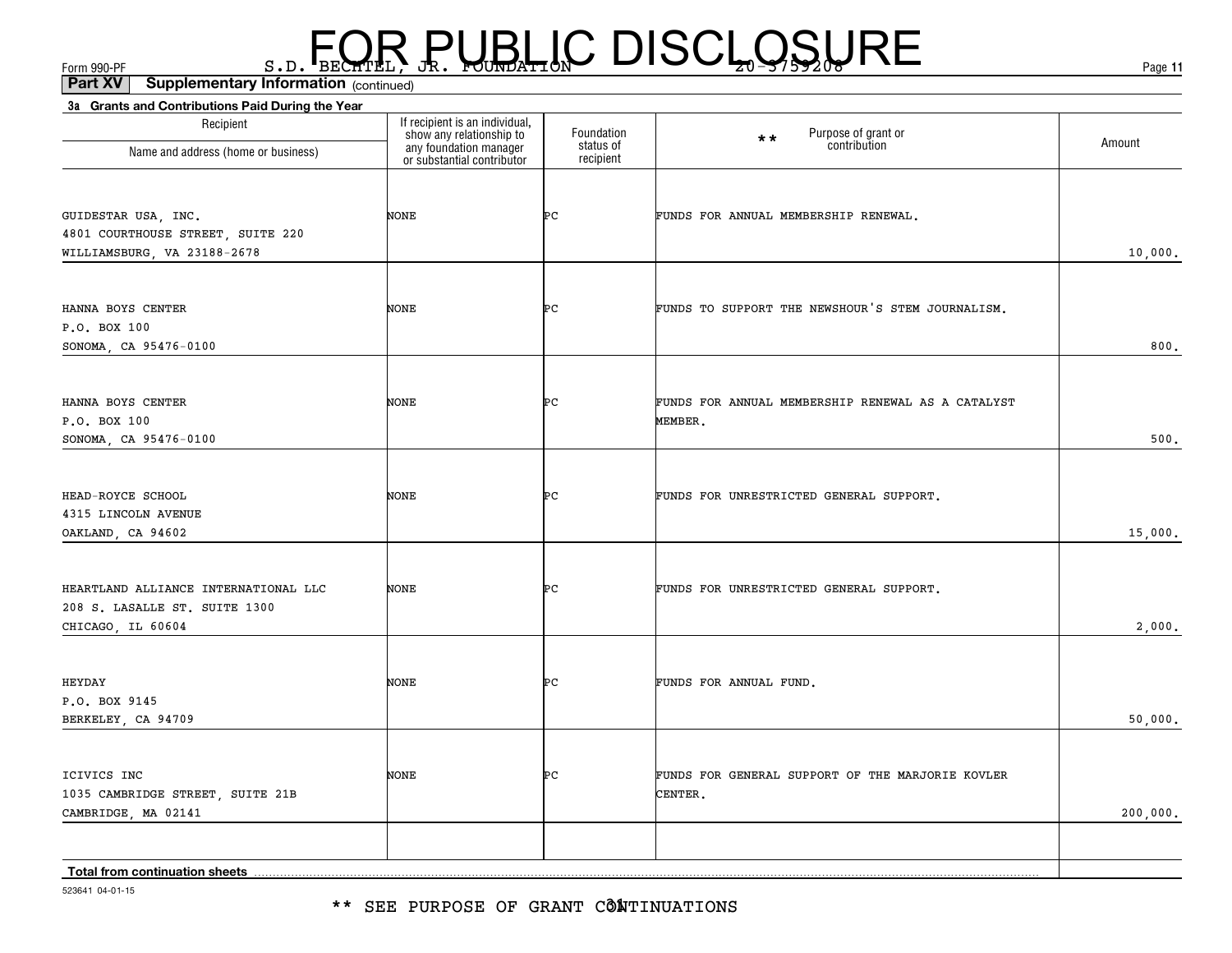FOR PUBLIC DISCLOSURE

Form 990-PF S.D. BECHTEL, JR. FOUNDATION 20-3759208

**Part XV Supplementary Information** (continued)

**3a Grants and Contributions Paid During the Year**

| Recipient Name and address (home or business) | If recipient is an individual, show any relationship to any foundation manager or substantial contributor | Foundation status of recipient | ** Purpose of grant or contribution | Amount |
|---|---|---|---|---|
| GUIDESTAR USA, INC. 4801 COURTHOUSE STREET, SUITE 220 WILLIAMSBURG, VA 23188-2678 | NONE | PC | FUNDS FOR ANNUAL MEMBERSHIP RENEWAL. | 10,000. |
| HANNA BOYS CENTER P.O. BOX 100 SONOMA, CA 95476-0100 | NONE | PC | FUNDS TO SUPPORT THE NEWSHOUR'S STEM JOURNALISM. | 800. |
| HANNA BOYS CENTER P.O. BOX 100 SONOMA, CA 95476-0100 | NONE | PC | FUNDS FOR ANNUAL MEMBERSHIP RENEWAL AS A CATALYST MEMBER. | 500. |
| HEAD-ROYCE SCHOOL 4315 LINCOLN AVENUE OAKLAND, CA 94602 | NONE | PC | FUNDS FOR UNRESTRICTED GENERAL SUPPORT. | 15,000. |
| HEARTLAND ALLIANCE INTERNATIONAL LLC 208 S. LASALLE ST. SUITE 1300 CHICAGO, IL 60604 | NONE | PC | FUNDS FOR UNRESTRICTED GENERAL SUPPORT. | 2,000. |
| HEYDAY P.O. BOX 9145 BERKELEY, CA 94709 | NONE | PC | FUNDS FOR ANNUAL FUND. | 50,000. |
| ICIVICS INC 1035 CAMBRIDGE STREET, SUITE 21B CAMBRIDGE, MA 02141 | NONE | PC | FUNDS FOR GENERAL SUPPORT OF THE MARJORIE KOVLER CENTER. | 200,000. |
| | | | | |
| **Total from continuation sheets** | | | | |

523641 04-01-15

** SEE PURPOSE OF GRANT CONTINUATIONS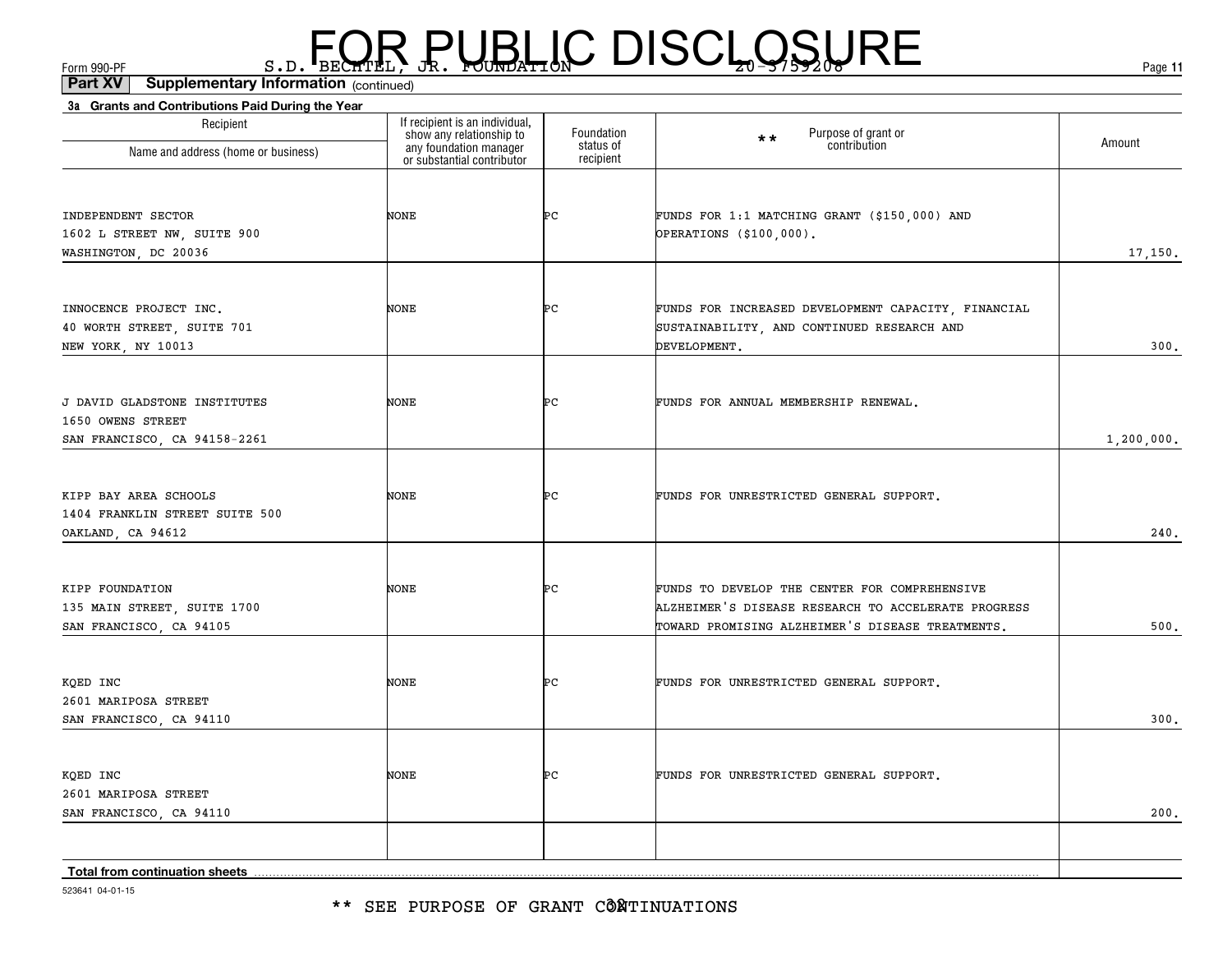# FOR PUBLIC DISCLOSURE

Form 990-PF S.D. BECHTEL, JR. FOUNDATION 20-3759208

**Part XV Supplementary Information** (continued)

**3a Grants and Contributions Paid During the Year**

| Recipient<br>Name and address (home or business) | If recipient is an individual, show any relationship to any foundation manager or substantial contributor | Foundation status of recipient | ** Purpose of grant or contribution | Amount |
|---|---|---|---|---|
| INDEPENDENT SECTOR<br>1602 L STREET NW, SUITE 900<br>WASHINGTON, DC 20036 | NONE | PC | FUNDS FOR 1:1 MATCHING GRANT ($150,000) AND OPERATIONS ($100,000). | 17,150. |
| INNOCENCE PROJECT INC.<br>40 WORTH STREET, SUITE 701<br>NEW YORK, NY 10013 | NONE | PC | FUNDS FOR INCREASED DEVELOPMENT CAPACITY, FINANCIAL SUSTAINABILITY, AND CONTINUED RESEARCH AND DEVELOPMENT. | 300. |
| J DAVID GLADSTONE INSTITUTES<br>1650 OWENS STREET<br>SAN FRANCISCO, CA 94158-2261 | NONE | PC | FUNDS FOR ANNUAL MEMBERSHIP RENEWAL. | 1,200,000. |
| KIPP BAY AREA SCHOOLS<br>1404 FRANKLIN STREET SUITE 500<br>OAKLAND, CA 94612 | NONE | PC | FUNDS FOR UNRESTRICTED GENERAL SUPPORT. | 240. |
| KIPP FOUNDATION<br>135 MAIN STREET, SUITE 1700<br>SAN FRANCISCO, CA 94105 | NONE | PC | FUNDS TO DEVELOP THE CENTER FOR COMPREHENSIVE ALZHEIMER'S DISEASE RESEARCH TO ACCELERATE PROGRESS TOWARD PROMISING ALZHEIMER'S DISEASE TREATMENTS. | 500. |
| KQED INC<br>2601 MARIPOSA STREET<br>SAN FRANCISCO, CA 94110 | NONE | PC | FUNDS FOR UNRESTRICTED GENERAL SUPPORT. | 300. |
| KQED INC<br>2601 MARIPOSA STREET<br>SAN FRANCISCO, CA 94110 | NONE | PC | FUNDS FOR UNRESTRICTED GENERAL SUPPORT. | 200. |
| **Total from continuation sheets** | | | | |

523641 04-01-15

** SEE PURPOSE OF GRANT CONTINUATIONS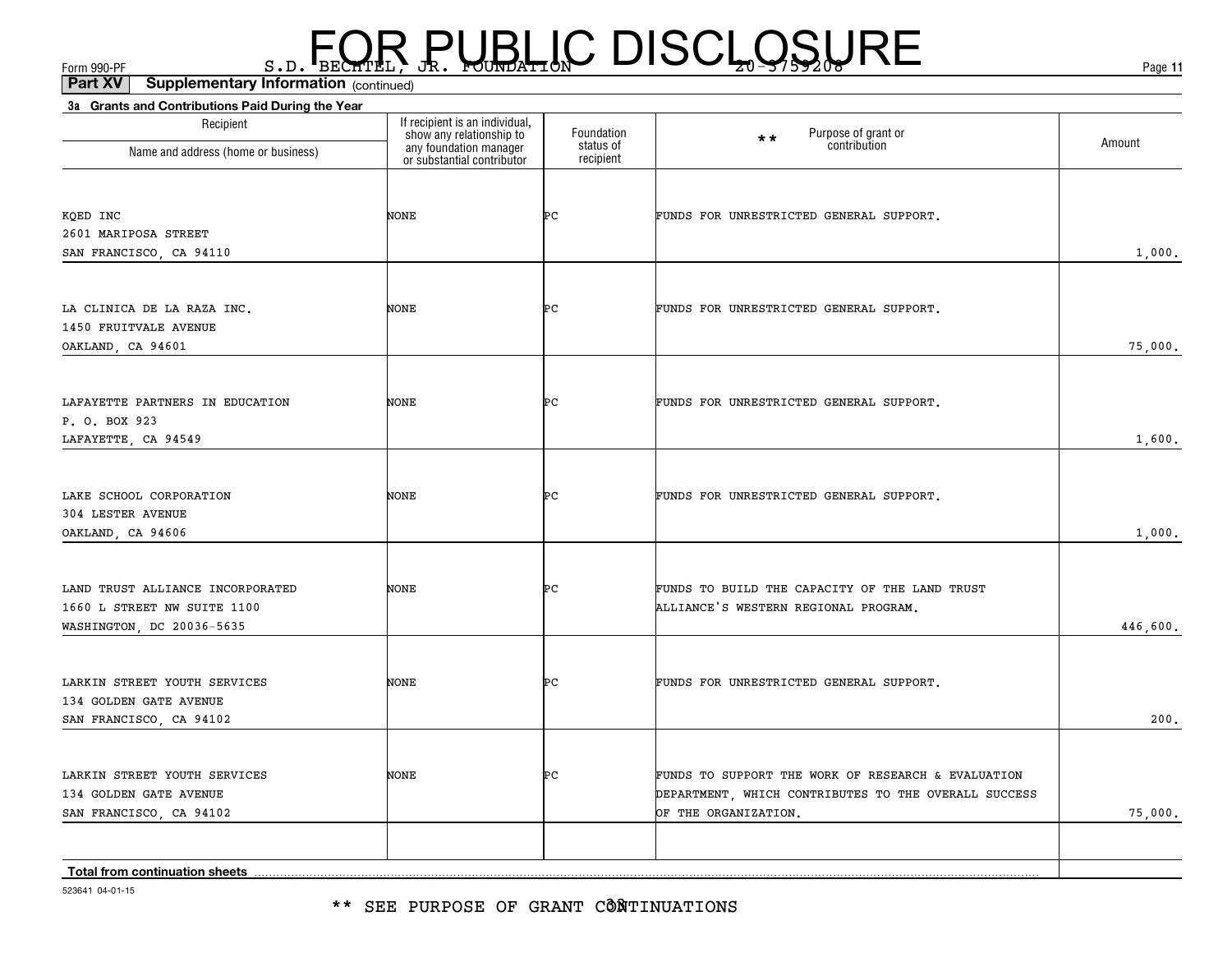FOR PUBLIC DISCLOSURE

Form 990-PF S.D. BECHTEL, JR. FOUNDATION 20-3759208

**Part XV Supplementary Information** (continued)

**3a Grants and Contributions Paid During the Year**

| Recipient Name and address (home or business) | If recipient is an individual, show any relationship to any foundation manager or substantial contributor | Foundation status of recipient | ** Purpose of grant or contribution | Amount |
|---|---|---|---|---|
| KQED INC<br>2601 MARIPOSA STREET<br>SAN FRANCISCO, CA 94110 | NONE | PC | FUNDS FOR UNRESTRICTED GENERAL SUPPORT. | 1,000. |
| LA CLINICA DE LA RAZA INC.<br>1450 FRUITVALE AVENUE<br>OAKLAND, CA 94601 | NONE | PC | FUNDS FOR UNRESTRICTED GENERAL SUPPORT. | 75,000. |
| LAFAYETTE PARTNERS IN EDUCATION<br>P. O. BOX 923<br>LAFAYETTE, CA 94549 | NONE | PC | FUNDS FOR UNRESTRICTED GENERAL SUPPORT. | 1,600. |
| LAKE SCHOOL CORPORATION<br>304 LESTER AVENUE<br>OAKLAND, CA 94606 | NONE | PC | FUNDS FOR UNRESTRICTED GENERAL SUPPORT. | 1,000. |
| LAND TRUST ALLIANCE INCORPORATED<br>1660 L STREET NW SUITE 1100<br>WASHINGTON, DC 20036-5635 | NONE | PC | FUNDS TO BUILD THE CAPACITY OF THE LAND TRUST ALLIANCE'S WESTERN REGIONAL PROGRAM. | 446,600. |
| LARKIN STREET YOUTH SERVICES<br>134 GOLDEN GATE AVENUE<br>SAN FRANCISCO, CA 94102 | NONE | PC | FUNDS FOR UNRESTRICTED GENERAL SUPPORT. | 200. |
| LARKIN STREET YOUTH SERVICES<br>134 GOLDEN GATE AVENUE<br>SAN FRANCISCO, CA 94102 | NONE | PC | FUNDS TO SUPPORT THE WORK OF RESEARCH & EVALUATION DEPARTMENT, WHICH CONTRIBUTES TO THE OVERALL SUCCESS OF THE ORGANIZATION. | 75,000. |
| | | | | |
| **Total from continuation sheets** | | | | |

523641 04-01-15

** SEE PURPOSE OF GRANT CONTINUATIONS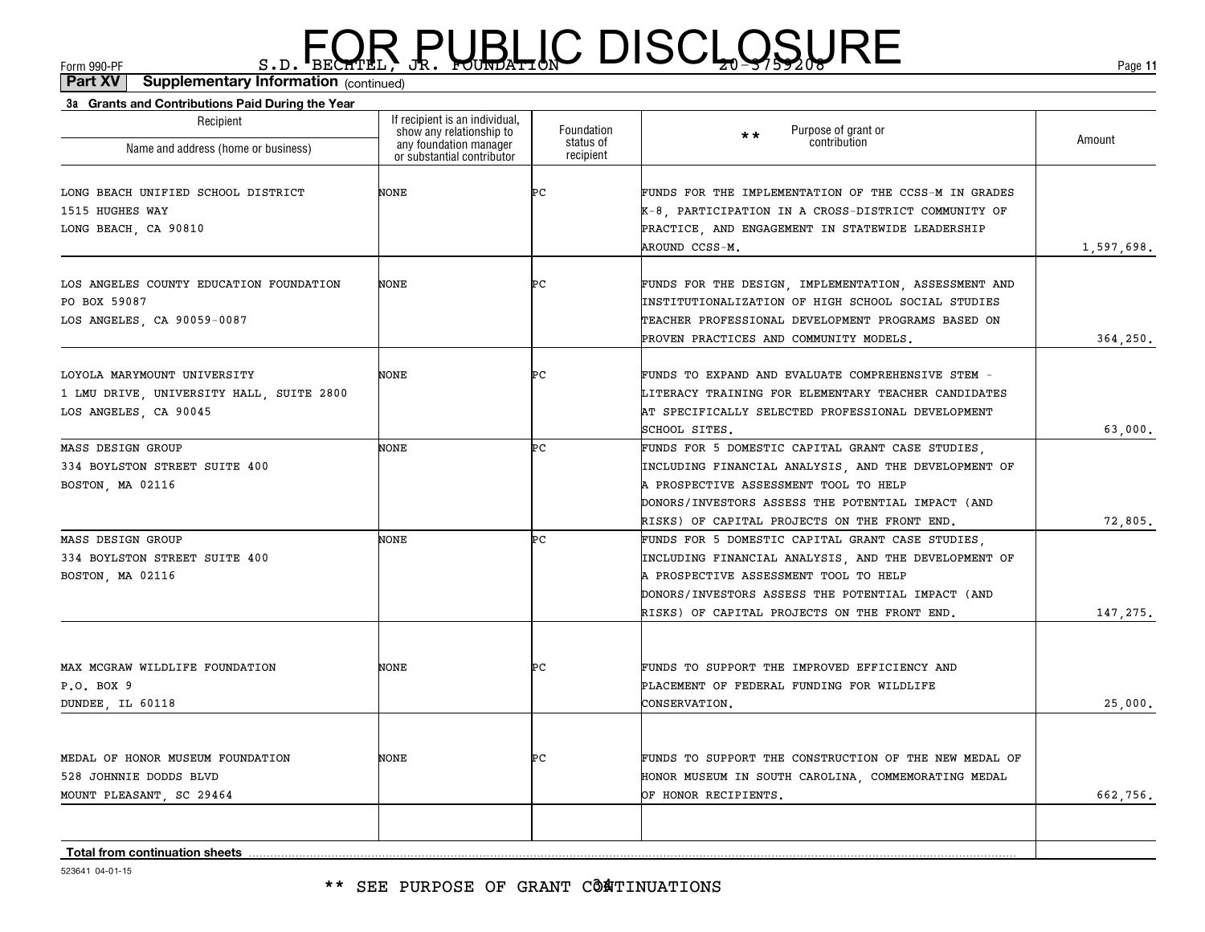FOR PUBLIC DISCLOSURE

Form 990-PF S.D. BECHTEL, JR. FOUNDATION 20-3759208

**Part XV Supplementary Information** (continued)

**3a Grants and Contributions Paid During the Year**

| Recipient Name and address (home or business) | If recipient is an individual, show any relationship to any foundation manager or substantial contributor | Foundation status of recipient | ** Purpose of grant or contribution | Amount |
|---|---|---|---|---|
| LONG BEACH UNIFIED SCHOOL DISTRICT 1515 HUGHES WAY LONG BEACH, CA 90810 | NONE | PC | FUNDS FOR THE IMPLEMENTATION OF THE CCSS-M IN GRADES K-8, PARTICIPATION IN A CROSS-DISTRICT COMMUNITY OF PRACTICE, AND ENGAGEMENT IN STATEWIDE LEADERSHIP AROUND CCSS-M. | 1,597,698. |
| LOS ANGELES COUNTY EDUCATION FOUNDATION PO BOX 59087 LOS ANGELES, CA 90059-0087 | NONE | PC | FUNDS FOR THE DESIGN, IMPLEMENTATION, ASSESSMENT AND INSTITUTIONALIZATION OF HIGH SCHOOL SOCIAL STUDIES TEACHER PROFESSIONAL DEVELOPMENT PROGRAMS BASED ON PROVEN PRACTICES AND COMMUNITY MODELS. | 364,250. |
| LOYOLA MARYMOUNT UNIVERSITY 1 LMU DRIVE, UNIVERSITY HALL, SUITE 2800 LOS ANGELES, CA 90045 | NONE | PC | FUNDS TO EXPAND AND EVALUATE COMPREHENSIVE STEM - LITERACY TRAINING FOR ELEMENTARY TEACHER CANDIDATES AT SPECIFICALLY SELECTED PROFESSIONAL DEVELOPMENT SCHOOL SITES. | 63,000. |
| MASS DESIGN GROUP 334 BOYLSTON STREET SUITE 400 BOSTON, MA 02116 | NONE | PC | FUNDS FOR 5 DOMESTIC CAPITAL GRANT CASE STUDIES, INCLUDING FINANCIAL ANALYSIS, AND THE DEVELOPMENT OF A PROSPECTIVE ASSESSMENT TOOL TO HELP DONORS/INVESTORS ASSESS THE POTENTIAL IMPACT (AND RISKS) OF CAPITAL PROJECTS ON THE FRONT END. | 72,805. |
| MASS DESIGN GROUP 334 BOYLSTON STREET SUITE 400 BOSTON, MA 02116 | NONE | PC | FUNDS FOR 5 DOMESTIC CAPITAL GRANT CASE STUDIES, INCLUDING FINANCIAL ANALYSIS, AND THE DEVELOPMENT OF A PROSPECTIVE ASSESSMENT TOOL TO HELP DONORS/INVESTORS ASSESS THE POTENTIAL IMPACT (AND RISKS) OF CAPITAL PROJECTS ON THE FRONT END. | 147,275. |
| MAX MCGRAW WILDLIFE FOUNDATION P.O. BOX 9 DUNDEE, IL 60118 | NONE | PC | FUNDS TO SUPPORT THE IMPROVED EFFICIENCY AND PLACEMENT OF FEDERAL FUNDING FOR WILDLIFE CONSERVATION. | 25,000. |
| MEDAL OF HONOR MUSEUM FOUNDATION 528 JOHNNIE DODDS BLVD MOUNT PLEASANT, SC 29464 | NONE | PC | FUNDS TO SUPPORT THE CONSTRUCTION OF THE NEW MEDAL OF HONOR MUSEUM IN SOUTH CAROLINA, COMMEMORATING MEDAL OF HONOR RECIPIENTS. | 662,756. |
| | | | | |
| **Total from continuation sheets** | | | | |

523641 04-01-15

** SEE PURPOSE OF GRANT CONTINUATIONS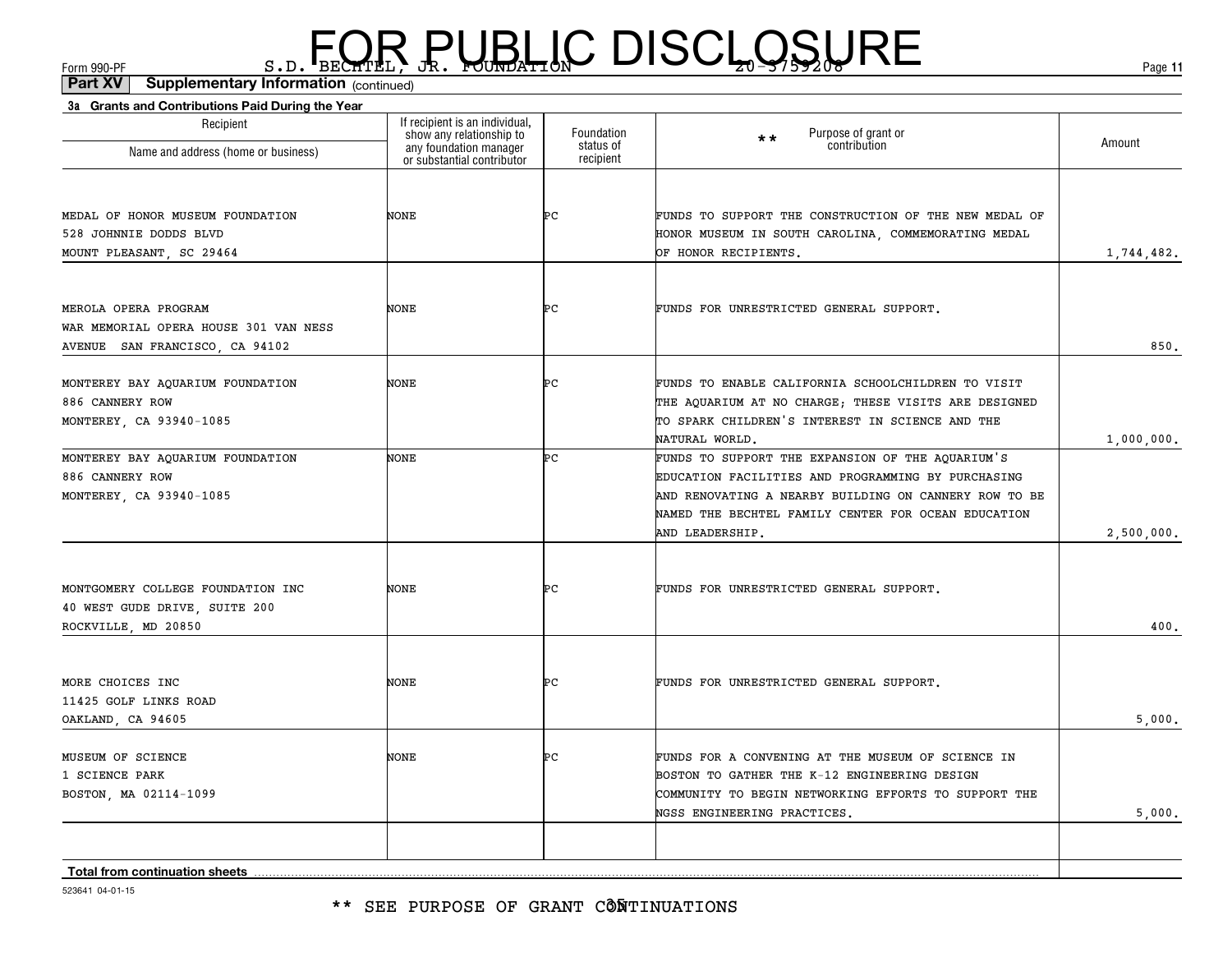FOR PUBLIC DISCLOSURE

Form 990-PF S.D. BECHTEL, JR. FOUNDATION 20-3759208

**Part XV Supplementary Information** (continued)

**3a Grants and Contributions Paid During the Year**

| Recipient Name and address (home or business) | If recipient is an individual, show any relationship to any foundation manager or substantial contributor | Foundation status of recipient | ** Purpose of grant or contribution | Amount |
|---|---|---|---|---|
| MEDAL OF HONOR MUSEUM FOUNDATION 528 JOHNNIE DODDS BLVD MOUNT PLEASANT, SC 29464 | NONE | PC | FUNDS TO SUPPORT THE CONSTRUCTION OF THE NEW MEDAL OF HONOR MUSEUM IN SOUTH CAROLINA, COMMEMORATING MEDAL OF HONOR RECIPIENTS. | 1,744,482. |
| MEROLA OPERA PROGRAM WAR MEMORIAL OPERA HOUSE 301 VAN NESS AVENUE SAN FRANCISCO, CA 94102 | NONE | PC | FUNDS FOR UNRESTRICTED GENERAL SUPPORT. | 850. |
| MONTEREY BAY AQUARIUM FOUNDATION 886 CANNERY ROW MONTEREY, CA 93940-1085 | NONE | PC | FUNDS TO ENABLE CALIFORNIA SCHOOLCHILDREN TO VISIT THE AQUARIUM AT NO CHARGE; THESE VISITS ARE DESIGNED TO SPARK CHILDREN'S INTEREST IN SCIENCE AND THE NATURAL WORLD. | 1,000,000. |
| MONTEREY BAY AQUARIUM FOUNDATION 886 CANNERY ROW MONTEREY, CA 93940-1085 | NONE | PC | FUNDS TO SUPPORT THE EXPANSION OF THE AQUARIUM'S EDUCATION FACILITIES AND PROGRAMMING BY PURCHASING AND RENOVATING A NEARBY BUILDING ON CANNERY ROW TO BE NAMED THE BECHTEL FAMILY CENTER FOR OCEAN EDUCATION AND LEADERSHIP. | 2,500,000. |
| MONTGOMERY COLLEGE FOUNDATION INC 40 WEST GUDE DRIVE, SUITE 200 ROCKVILLE, MD 20850 | NONE | PC | FUNDS FOR UNRESTRICTED GENERAL SUPPORT. | 400. |
| MORE CHOICES INC 11425 GOLF LINKS ROAD OAKLAND, CA 94605 | NONE | PC | FUNDS FOR UNRESTRICTED GENERAL SUPPORT. | 5,000. |
| MUSEUM OF SCIENCE 1 SCIENCE PARK BOSTON, MA 02114-1099 | NONE | PC | FUNDS FOR A CONVENING AT THE MUSEUM OF SCIENCE IN BOSTON TO GATHER THE K-12 ENGINEERING DESIGN COMMUNITY TO BEGIN NETWORKING EFFORTS TO SUPPORT THE NGSS ENGINEERING PRACTICES. | 5,000. |
| | | | | |
| **Total from continuation sheets** | | | | |

523641 04-01-15

** SEE PURPOSE OF GRANT CONTINUATIONS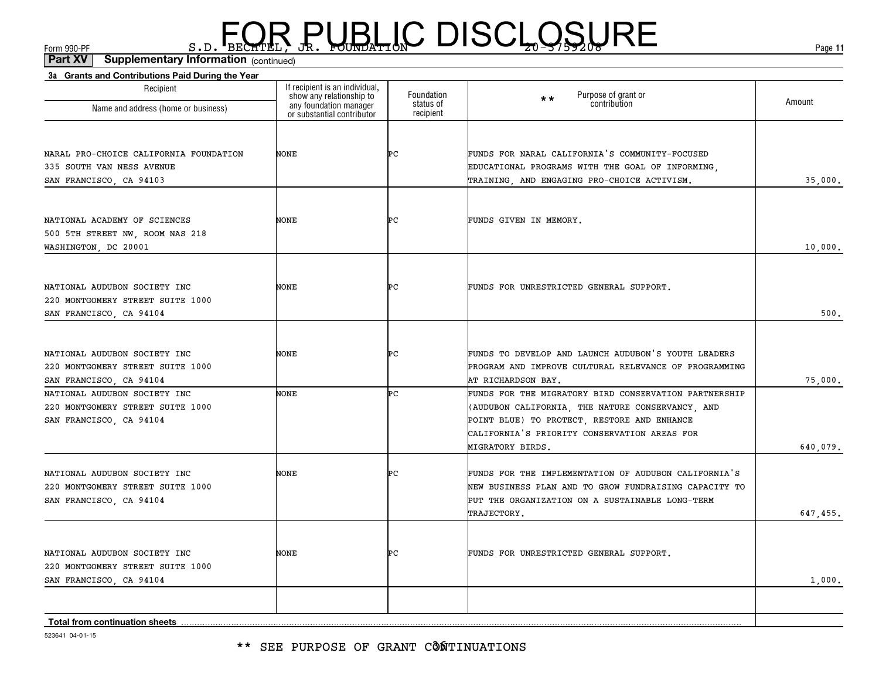FOR PUBLIC DISCLOSURE

Form 990-PF S.D. BECHTEL, JR. FOUNDATION 20-3759208

**Part XV Supplementary Information** (continued)

**3a Grants and Contributions Paid During the Year**

| Recipient Name and address (home or business) | If recipient is an individual, show any relationship to any foundation manager or substantial contributor | Foundation status of recipient | ** Purpose of grant or contribution | Amount |
|---|---|---|---|---|
| NARAL PRO-CHOICE CALIFORNIA FOUNDATION<br>335 SOUTH VAN NESS AVENUE<br>SAN FRANCISCO, CA 94103 | NONE | PC | FUNDS FOR NARAL CALIFORNIA'S COMMUNITY-FOCUSED EDUCATIONAL PROGRAMS WITH THE GOAL OF INFORMING, TRAINING, AND ENGAGING PRO-CHOICE ACTIVISM. | 35,000. |
| NATIONAL ACADEMY OF SCIENCES<br>500 5TH STREET NW, ROOM NAS 218<br>WASHINGTON, DC 20001 | NONE | PC | FUNDS GIVEN IN MEMORY. | 10,000. |
| NATIONAL AUDUBON SOCIETY INC<br>220 MONTGOMERY STREET SUITE 1000<br>SAN FRANCISCO, CA 94104 | NONE | PC | FUNDS FOR UNRESTRICTED GENERAL SUPPORT. | 500. |
| NATIONAL AUDUBON SOCIETY INC<br>220 MONTGOMERY STREET SUITE 1000<br>SAN FRANCISCO, CA 94104 | NONE | PC | FUNDS TO DEVELOP AND LAUNCH AUDUBON'S YOUTH LEADERS PROGRAM AND IMPROVE CULTURAL RELEVANCE OF PROGRAMMING AT RICHARDSON BAY. | 75,000. |
| NATIONAL AUDUBON SOCIETY INC<br>220 MONTGOMERY STREET SUITE 1000<br>SAN FRANCISCO, CA 94104 | NONE | PC | FUNDS FOR THE MIGRATORY BIRD CONSERVATION PARTNERSHIP (AUDUBON CALIFORNIA, THE NATURE CONSERVANCY, AND POINT BLUE) TO PROTECT, RESTORE AND ENHANCE CALIFORNIA'S PRIORITY CONSERVATION AREAS FOR MIGRATORY BIRDS. | 640,079. |
| NATIONAL AUDUBON SOCIETY INC<br>220 MONTGOMERY STREET SUITE 1000<br>SAN FRANCISCO, CA 94104 | NONE | PC | FUNDS FOR THE IMPLEMENTATION OF AUDUBON CALIFORNIA'S NEW BUSINESS PLAN AND TO GROW FUNDRAISING CAPACITY TO PUT THE ORGANIZATION ON A SUSTAINABLE LONG-TERM TRAJECTORY. | 647,455. |
| NATIONAL AUDUBON SOCIETY INC<br>220 MONTGOMERY STREET SUITE 1000<br>SAN FRANCISCO, CA 94104 | NONE | PC | FUNDS FOR UNRESTRICTED GENERAL SUPPORT. | 1,000. |
| | | | | |
| **Total from continuation sheets** | | | | |

523641 04-01-15

** SEE PURPOSE OF GRANT CONTINUATIONS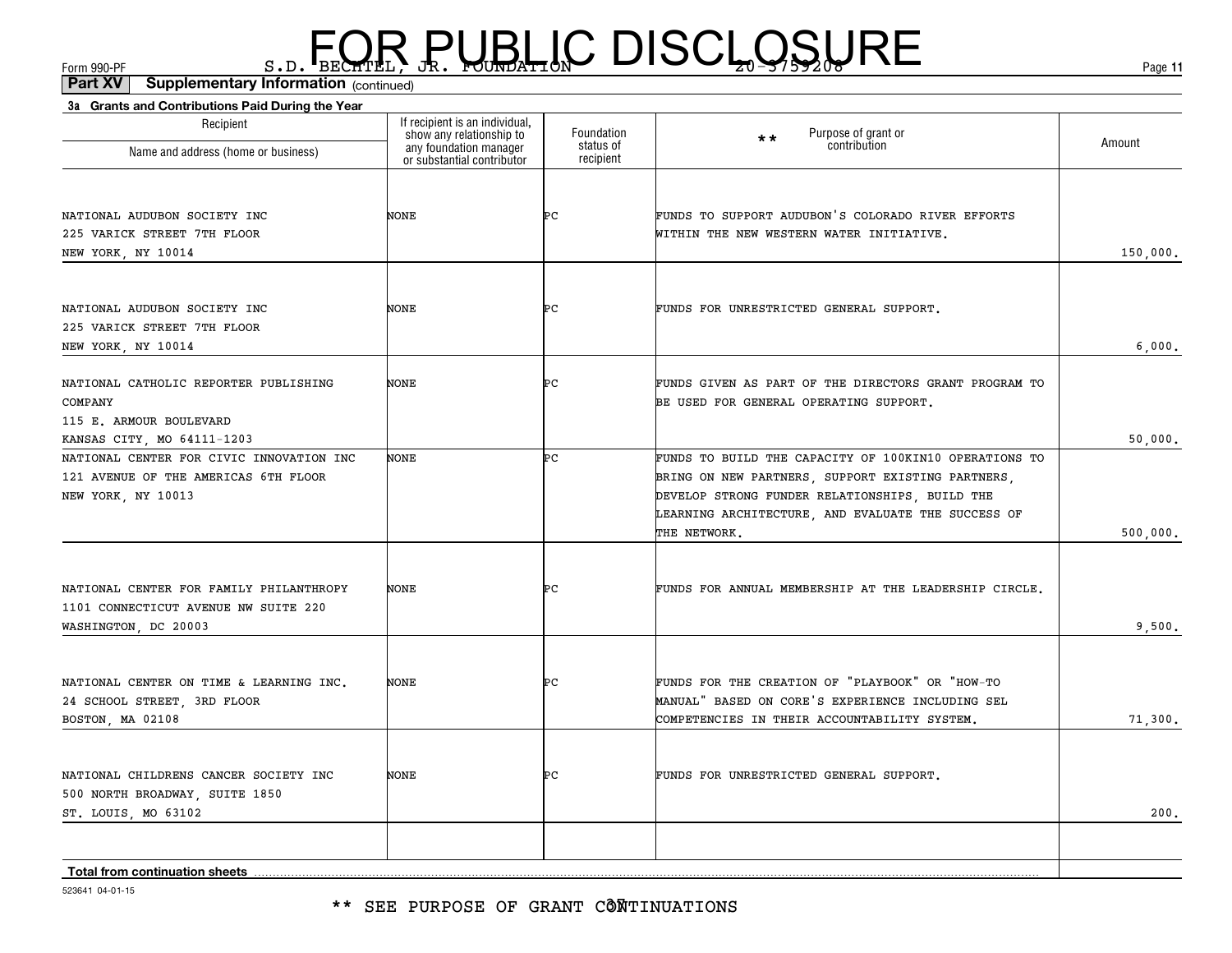FOR PUBLIC DISCLOSURE

Form 990-PF S.D. BECHTEL, JR. FOUNDATION 20-3759208

**Part XV Supplementary Information** (continued)

**3a Grants and Contributions Paid During the Year**

| Recipient Name and address (home or business) | If recipient is an individual, show any relationship to any foundation manager or substantial contributor | Foundation status of recipient | ** Purpose of grant or contribution | Amount |
|---|---|---|---|---|
| NATIONAL AUDUBON SOCIETY INC<br>225 VARICK STREET 7TH FLOOR<br>NEW YORK, NY 10014 | NONE | PC | FUNDS TO SUPPORT AUDUBON'S COLORADO RIVER EFFORTS WITHIN THE NEW WESTERN WATER INITIATIVE. | 150,000. |
| NATIONAL AUDUBON SOCIETY INC<br>225 VARICK STREET 7TH FLOOR<br>NEW YORK, NY 10014 | NONE | PC | FUNDS FOR UNRESTRICTED GENERAL SUPPORT. | 6,000. |
| NATIONAL CATHOLIC REPORTER PUBLISHING COMPANY<br>115 E. ARMOUR BOULEVARD<br>KANSAS CITY, MO 64111-1203 | NONE | PC | FUNDS GIVEN AS PART OF THE DIRECTORS GRANT PROGRAM TO BE USED FOR GENERAL OPERATING SUPPORT. | 50,000. |
| NATIONAL CENTER FOR CIVIC INNOVATION INC<br>121 AVENUE OF THE AMERICAS 6TH FLOOR<br>NEW YORK, NY 10013 | NONE | PC | FUNDS TO BUILD THE CAPACITY OF 100KIN10 OPERATIONS TO BRING ON NEW PARTNERS, SUPPORT EXISTING PARTNERS, DEVELOP STRONG FUNDER RELATIONSHIPS, BUILD THE LEARNING ARCHITECTURE, AND EVALUATE THE SUCCESS OF THE NETWORK. | 500,000. |
| NATIONAL CENTER FOR FAMILY PHILANTHROPY<br>1101 CONNECTICUT AVENUE NW SUITE 220<br>WASHINGTON, DC 20003 | NONE | PC | FUNDS FOR ANNUAL MEMBERSHIP AT THE LEADERSHIP CIRCLE. | 9,500. |
| NATIONAL CENTER ON TIME & LEARNING INC.<br>24 SCHOOL STREET, 3RD FLOOR<br>BOSTON, MA 02108 | NONE | PC | FUNDS FOR THE CREATION OF "PLAYBOOK" OR "HOW-TO MANUAL" BASED ON CORE'S EXPERIENCE INCLUDING SEL COMPETENCIES IN THEIR ACCOUNTABILITY SYSTEM. | 71,300. |
| NATIONAL CHILDRENS CANCER SOCIETY INC<br>500 NORTH BROADWAY, SUITE 1850<br>ST. LOUIS, MO 63102 | NONE | PC | FUNDS FOR UNRESTRICTED GENERAL SUPPORT. | 200. |
| | | | | |
| **Total from continuation sheets** | | | | |

523641 04-01-15

** SEE PURPOSE OF GRANT CONTINUATIONS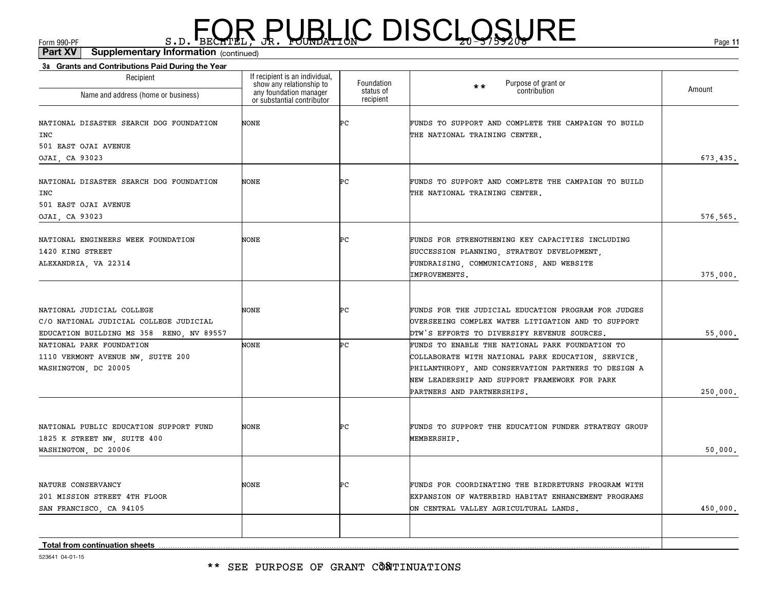FOR PUBLIC DISCLOSURE

Form 990-PF S.D. BECHTEL, JR. FOUNDATION 20-3759208

**Part XV Supplementary Information** (continued)

**3a Grants and Contributions Paid During the Year**

| Recipient Name and address (home or business) | If recipient is an individual, show any relationship to any foundation manager or substantial contributor | Foundation status of recipient | ** Purpose of grant or contribution | Amount |
|---|---|---|---|---|
| NATIONAL DISASTER SEARCH DOG FOUNDATION INC 501 EAST OJAI AVENUE OJAI, CA 93023 | NONE | PC | FUNDS TO SUPPORT AND COMPLETE THE CAMPAIGN TO BUILD THE NATIONAL TRAINING CENTER. | 673,435. |
| NATIONAL DISASTER SEARCH DOG FOUNDATION INC 501 EAST OJAI AVENUE OJAI, CA 93023 | NONE | PC | FUNDS TO SUPPORT AND COMPLETE THE CAMPAIGN TO BUILD THE NATIONAL TRAINING CENTER. | 576,565. |
| NATIONAL ENGINEERS WEEK FOUNDATION 1420 KING STREET ALEXANDRIA, VA 22314 | NONE | PC | FUNDS FOR STRENGTHENING KEY CAPACITIES INCLUDING SUCCESSION PLANNING, STRATEGY DEVELOPMENT, FUNDRAISING, COMMUNICATIONS, AND WEBSITE IMPROVEMENTS. | 375,000. |
| NATIONAL JUDICIAL COLLEGE C/O NATIONAL JUDICIAL COLLEGE JUDICIAL EDUCATION BUILDING MS 358 RENO, NV 89557 | NONE | PC | FUNDS FOR THE JUDICIAL EDUCATION PROGRAM FOR JUDGES OVERSEEING COMPLEX WATER LITIGATION AND TO SUPPORT DTW'S EFFORTS TO DIVERSIFY REVENUE SOURCES. | 55,000. |
| NATIONAL PARK FOUNDATION 1110 VERMONT AVENUE NW, SUITE 200 WASHINGTON, DC 20005 | NONE | PC | FUNDS TO ENABLE THE NATIONAL PARK FOUNDATION TO COLLABORATE WITH NATIONAL PARK EDUCATION, SERVICE, PHILANTHROPY, AND CONSERVATION PARTNERS TO DESIGN A NEW LEADERSHIP AND SUPPORT FRAMEWORK FOR PARK PARTNERS AND PARTNERSHIPS. | 250,000. |
| NATIONAL PUBLIC EDUCATION SUPPORT FUND 1825 K STREET NW, SUITE 400 WASHINGTON, DC 20006 | NONE | PC | FUNDS TO SUPPORT THE EDUCATION FUNDER STRATEGY GROUP MEMBERSHIP. | 50,000. |
| NATURE CONSERVANCY 201 MISSION STREET 4TH FLOOR SAN FRANCISCO, CA 94105 | NONE | PC | FUNDS FOR COORDINATING THE BIRDRETURNS PROGRAM WITH EXPANSION OF WATERBIRD HABITAT ENHANCEMENT PROGRAMS ON CENTRAL VALLEY AGRICULTURAL LANDS. | 450,000. |
| | | | | |
| **Total from continuation sheets** | | | | |

523641 04-01-15

** SEE PURPOSE OF GRANT CONTINUATIONS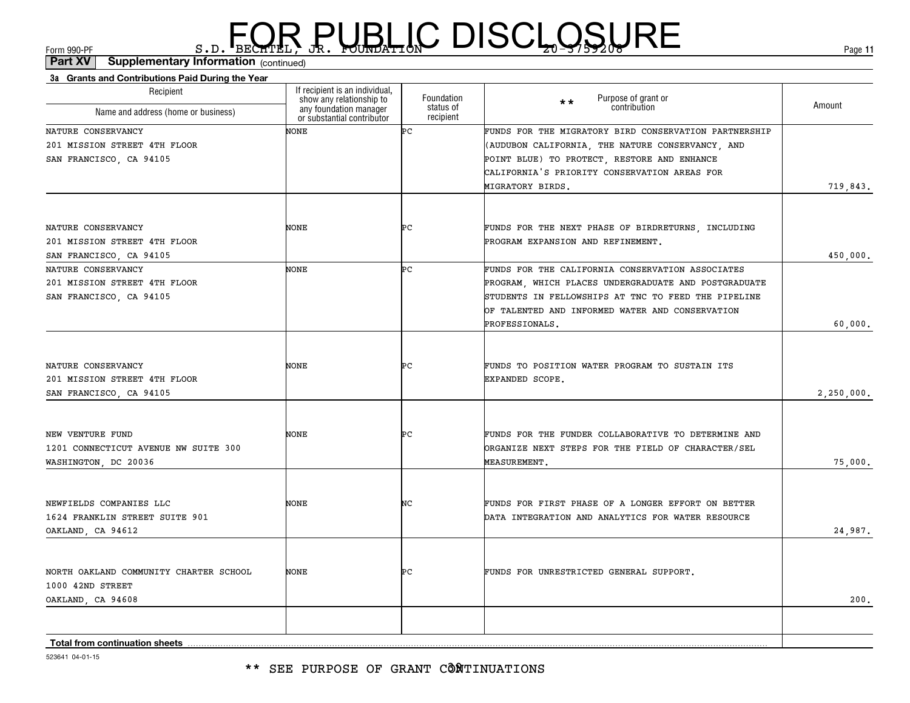Form 990-PF S.D. BECHTEL, JR. FOUNDATION 20-3759208

FOR PUBLIC DISCLOSURE

**Part XV Supplementary Information** (continued)

**3a Grants and Contributions Paid During the Year**

| Recipient Name and address (home or business) | If recipient is an individual, show any relationship to any foundation manager or substantial contributor | Foundation status of recipient | ** Purpose of grant or contribution | Amount |
|---|---|---|---|---|
| NATURE CONSERVANCY 201 MISSION STREET 4TH FLOOR SAN FRANCISCO, CA 94105 | NONE | PC | FUNDS FOR THE MIGRATORY BIRD CONSERVATION PARTNERSHIP (AUDUBON CALIFORNIA, THE NATURE CONSERVANCY, AND POINT BLUE) TO PROTECT, RESTORE AND ENHANCE CALIFORNIA'S PRIORITY CONSERVATION AREAS FOR MIGRATORY BIRDS. | 719,843. |
| NATURE CONSERVANCY 201 MISSION STREET 4TH FLOOR SAN FRANCISCO, CA 94105 | NONE | PC | FUNDS FOR THE NEXT PHASE OF BIRDRETURNS, INCLUDING PROGRAM EXPANSION AND REFINEMENT. | 450,000. |
| NATURE CONSERVANCY 201 MISSION STREET 4TH FLOOR SAN FRANCISCO, CA 94105 | NONE | PC | FUNDS FOR THE CALIFORNIA CONSERVATION ASSOCIATES PROGRAM, WHICH PLACES UNDERGRADUATE AND POSTGRADUATE STUDENTS IN FELLOWSHIPS AT TNC TO FEED THE PIPELINE OF TALENTED AND INFORMED WATER AND CONSERVATION PROFESSIONALS. | 60,000. |
| NATURE CONSERVANCY 201 MISSION STREET 4TH FLOOR SAN FRANCISCO, CA 94105 | NONE | PC | FUNDS TO POSITION WATER PROGRAM TO SUSTAIN ITS EXPANDED SCOPE. | 2,250,000. |
| NEW VENTURE FUND 1201 CONNECTICUT AVENUE NW SUITE 300 WASHINGTON, DC 20036 | NONE | PC | FUNDS FOR THE FUNDER COLLABORATIVE TO DETERMINE AND ORGANIZE NEXT STEPS FOR THE FIELD OF CHARACTER/SEL MEASUREMENT. | 75,000. |
| NEWFIELDS COMPANIES LLC 1624 FRANKLIN STREET SUITE 901 OAKLAND, CA 94612 | NONE | NC | FUNDS FOR FIRST PHASE OF A LONGER EFFORT ON BETTER DATA INTEGRATION AND ANALYTICS FOR WATER RESOURCE | 24,987. |
| NORTH OAKLAND COMMUNITY CHARTER SCHOOL 1000 42ND STREET OAKLAND, CA 94608 | NONE | PC | FUNDS FOR UNRESTRICTED GENERAL SUPPORT. | 200. |
| | | | | |
| **Total from continuation sheets** | | | | |

523641 04-01-15

** SEE PURPOSE OF GRANT CONTINUATIONS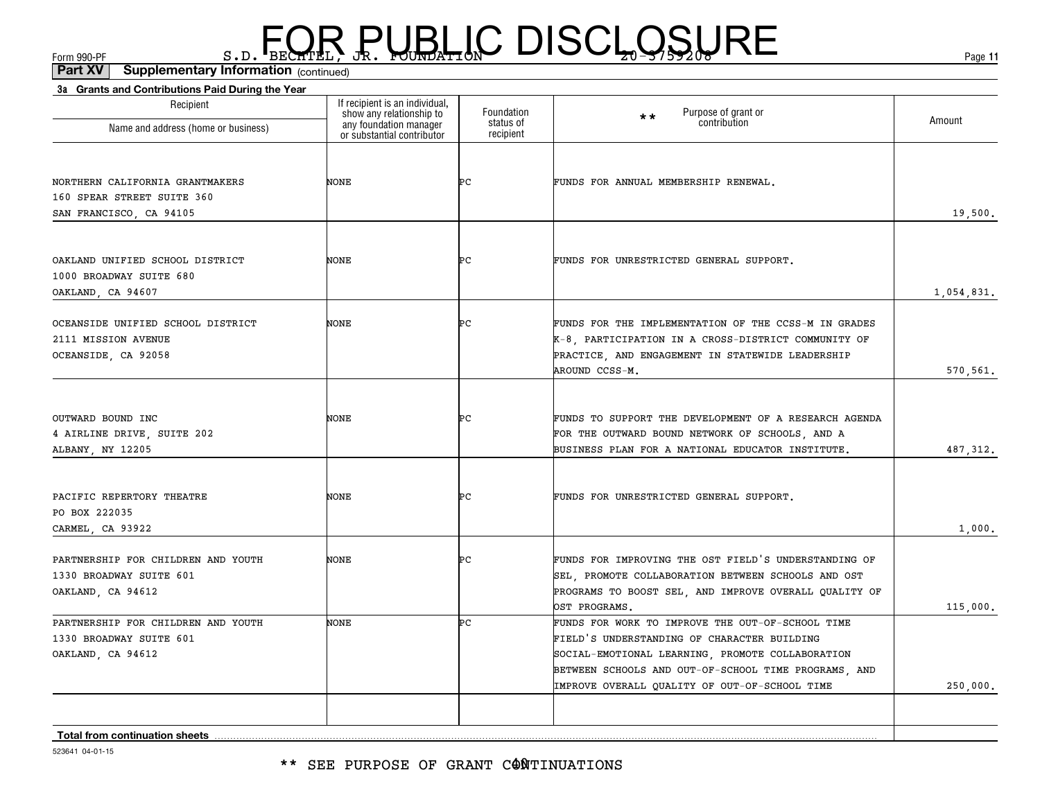Form 990-PF S.D. BECHTEL, JR. FOUNDATION 20-3759208

FOR PUBLIC DISCLOSURE

**Part XV Supplementary Information** (continued)

**3a Grants and Contributions Paid During the Year**

| Recipient<br>Name and address (home or business) | If recipient is an individual, show any relationship to any foundation manager or substantial contributor | Foundation status of recipient | ** Purpose of grant or contribution | Amount |
|---|---|---|---|---|
| NORTHERN CALIFORNIA GRANTMAKERS<br>160 SPEAR STREET SUITE 360<br>SAN FRANCISCO, CA 94105 | NONE | PC | FUNDS FOR ANNUAL MEMBERSHIP RENEWAL. | 19,500. |
| OAKLAND UNIFIED SCHOOL DISTRICT<br>1000 BROADWAY SUITE 680<br>OAKLAND, CA 94607 | NONE | PC | FUNDS FOR UNRESTRICTED GENERAL SUPPORT. | 1,054,831. |
| OCEANSIDE UNIFIED SCHOOL DISTRICT<br>2111 MISSION AVENUE<br>OCEANSIDE, CA 92058 | NONE | PC | FUNDS FOR THE IMPLEMENTATION OF THE CCSS-M IN GRADES K-8, PARTICIPATION IN A CROSS-DISTRICT COMMUNITY OF PRACTICE, AND ENGAGEMENT IN STATEWIDE LEADERSHIP AROUND CCSS-M. | 570,561. |
| OUTWARD BOUND INC<br>4 AIRLINE DRIVE, SUITE 202<br>ALBANY, NY 12205 | NONE | PC | FUNDS TO SUPPORT THE DEVELOPMENT OF A RESEARCH AGENDA FOR THE OUTWARD BOUND NETWORK OF SCHOOLS, AND A BUSINESS PLAN FOR A NATIONAL EDUCATOR INSTITUTE. | 487,312. |
| PACIFIC REPERTORY THEATRE<br>PO BOX 222035<br>CARMEL, CA 93922 | NONE | PC | FUNDS FOR UNRESTRICTED GENERAL SUPPORT. | 1,000. |
| PARTNERSHIP FOR CHILDREN AND YOUTH<br>1330 BROADWAY SUITE 601<br>OAKLAND, CA 94612 | NONE | PC | FUNDS FOR IMPROVING THE OST FIELD'S UNDERSTANDING OF SEL, PROMOTE COLLABORATION BETWEEN SCHOOLS AND OST PROGRAMS TO BOOST SEL, AND IMPROVE OVERALL QUALITY OF OST PROGRAMS. | 115,000. |
| PARTNERSHIP FOR CHILDREN AND YOUTH<br>1330 BROADWAY SUITE 601<br>OAKLAND, CA 94612 | NONE | PC | FUNDS FOR WORK TO IMPROVE THE OUT-OF-SCHOOL TIME FIELD'S UNDERSTANDING OF CHARACTER BUILDING SOCIAL-EMOTIONAL LEARNING, PROMOTE COLLABORATION BETWEEN SCHOOLS AND OUT-OF-SCHOOL TIME PROGRAMS, AND IMPROVE OVERALL QUALITY OF OUT-OF-SCHOOL TIME | 250,000. |
| | | | | |
| **Total from continuation sheets** | | | | |

523641 04-01-15

** SEE PURPOSE OF GRANT CONTINUATIONS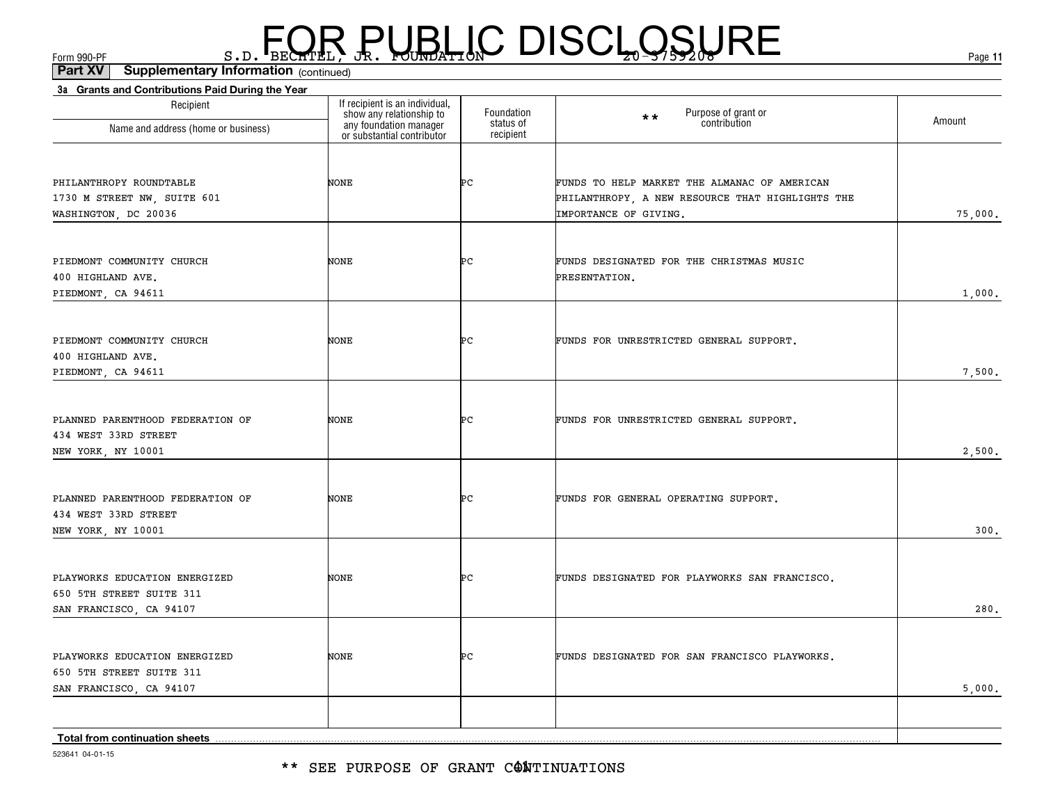FOR PUBLIC DISCLOSURE

Form 990-PF S.D. BECHTEL, JR. FOUNDATION 20-3759208

**Part XV Supplementary Information** (continued)

**3a Grants and Contributions Paid During the Year**

| Recipient Name and address (home or business) | If recipient is an individual, show any relationship to any foundation manager or substantial contributor | Foundation status of recipient | ** Purpose of grant or contribution | Amount |
|---|---|---|---|---|
| PHILANTHROPY ROUNDTABLE<br>1730 M STREET NW, SUITE 601<br>WASHINGTON, DC 20036 | NONE | PC | FUNDS TO HELP MARKET THE ALMANAC OF AMERICAN PHILANTHROPY, A NEW RESOURCE THAT HIGHLIGHTS THE IMPORTANCE OF GIVING. | 75,000. |
| PIEDMONT COMMUNITY CHURCH<br>400 HIGHLAND AVE.<br>PIEDMONT, CA 94611 | NONE | PC | FUNDS DESIGNATED FOR THE CHRISTMAS MUSIC PRESENTATION. | 1,000. |
| PIEDMONT COMMUNITY CHURCH<br>400 HIGHLAND AVE.<br>PIEDMONT, CA 94611 | NONE | PC | FUNDS FOR UNRESTRICTED GENERAL SUPPORT. | 7,500. |
| PLANNED PARENTHOOD FEDERATION OF<br>434 WEST 33RD STREET<br>NEW YORK, NY 10001 | NONE | PC | FUNDS FOR UNRESTRICTED GENERAL SUPPORT. | 2,500. |
| PLANNED PARENTHOOD FEDERATION OF<br>434 WEST 33RD STREET<br>NEW YORK, NY 10001 | NONE | PC | FUNDS FOR GENERAL OPERATING SUPPORT. | 300. |
| PLAYWORKS EDUCATION ENERGIZED<br>650 5TH STREET SUITE 311<br>SAN FRANCISCO, CA 94107 | NONE | PC | FUNDS DESIGNATED FOR PLAYWORKS SAN FRANCISCO. | 280. |
| PLAYWORKS EDUCATION ENERGIZED<br>650 5TH STREET SUITE 311<br>SAN FRANCISCO, CA 94107 | NONE | PC | FUNDS DESIGNATED FOR SAN FRANCISCO PLAYWORKS. | 5,000. |
| **Total from continuation sheets** | | | | |

523641 04-01-15

** SEE PURPOSE OF GRANT CONTINUATIONS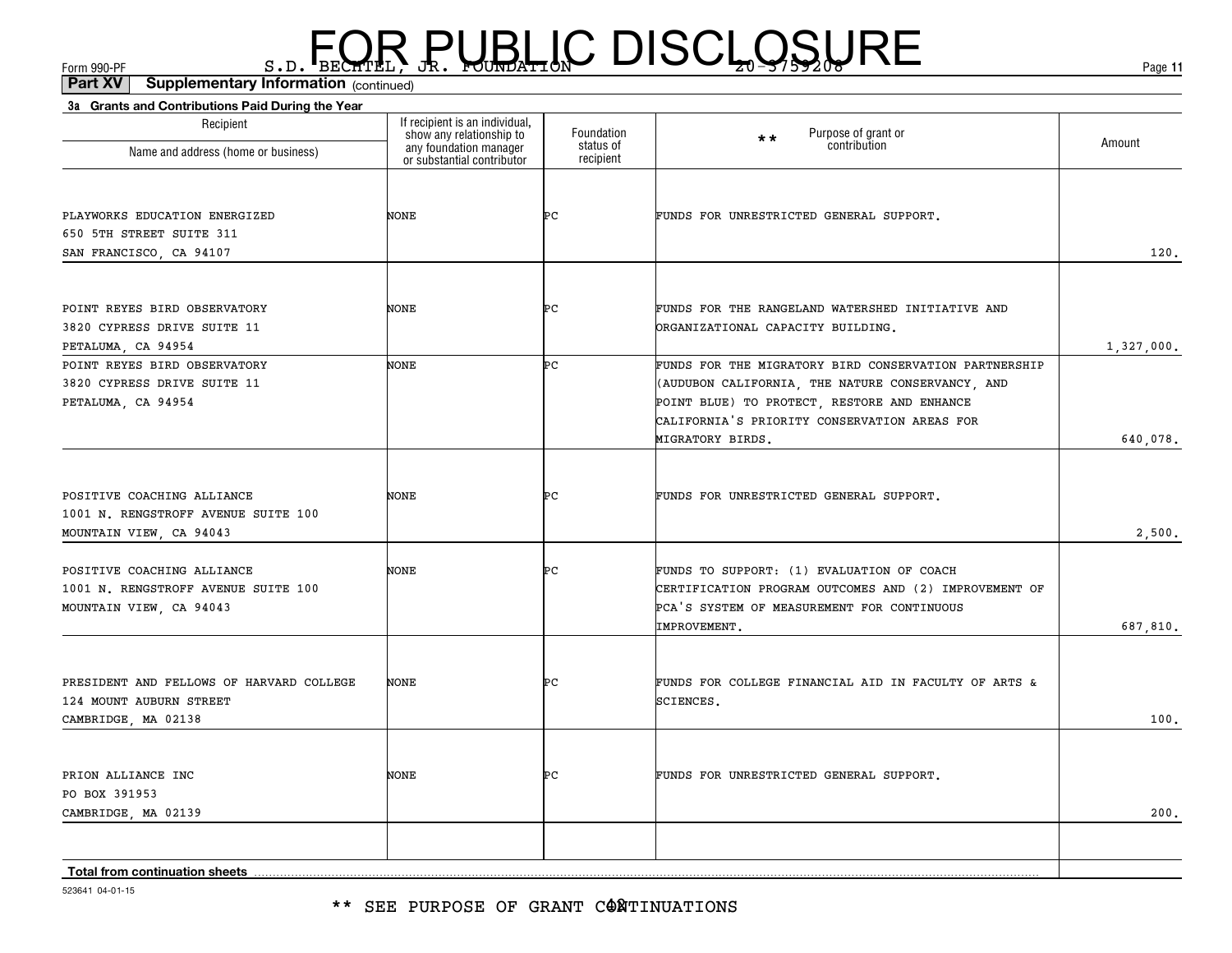FOR PUBLIC DISCLOSURE

Form 990-PF S.D. BECHTEL, JR. FOUNDATION 20-3759208

**Part XV Supplementary Information** (continued)

**3a Grants and Contributions Paid During the Year**

| Recipient Name and address (home or business) | If recipient is an individual, show any relationship to any foundation manager or substantial contributor | Foundation status of recipient | ** Purpose of grant or contribution | Amount |
|---|---|---|---|---|
| PLAYWORKS EDUCATION ENERGIZED 650 5TH STREET SUITE 311 SAN FRANCISCO, CA 94107 | NONE | PC | FUNDS FOR UNRESTRICTED GENERAL SUPPORT. | 120. |
| POINT REYES BIRD OBSERVATORY 3820 CYPRESS DRIVE SUITE 11 PETALUMA, CA 94954 | NONE | PC | FUNDS FOR THE RANGELAND WATERSHED INITIATIVE AND ORGANIZATIONAL CAPACITY BUILDING. | 1,327,000. |
| POINT REYES BIRD OBSERVATORY 3820 CYPRESS DRIVE SUITE 11 PETALUMA, CA 94954 | NONE | PC | FUNDS FOR THE MIGRATORY BIRD CONSERVATION PARTNERSHIP (AUDUBON CALIFORNIA, THE NATURE CONSERVANCY, AND POINT BLUE) TO PROTECT, RESTORE AND ENHANCE CALIFORNIA'S PRIORITY CONSERVATION AREAS FOR MIGRATORY BIRDS. | 640,078. |
| POSITIVE COACHING ALLIANCE 1001 N. RENGSTROFF AVENUE SUITE 100 MOUNTAIN VIEW, CA 94043 | NONE | PC | FUNDS FOR UNRESTRICTED GENERAL SUPPORT. | 2,500. |
| POSITIVE COACHING ALLIANCE 1001 N. RENGSTROFF AVENUE SUITE 100 MOUNTAIN VIEW, CA 94043 | NONE | PC | FUNDS TO SUPPORT: (1) EVALUATION OF COACH CERTIFICATION PROGRAM OUTCOMES AND (2) IMPROVEMENT OF PCA'S SYSTEM OF MEASUREMENT FOR CONTINUOUS IMPROVEMENT. | 687,810. |
| PRESIDENT AND FELLOWS OF HARVARD COLLEGE 124 MOUNT AUBURN STREET CAMBRIDGE, MA 02138 | NONE | PC | FUNDS FOR COLLEGE FINANCIAL AID IN FACULTY OF ARTS & SCIENCES. | 100. |
| PRION ALLIANCE INC PO BOX 391953 CAMBRIDGE, MA 02139 | NONE | PC | FUNDS FOR UNRESTRICTED GENERAL SUPPORT. | 200. |
| | | | | |
| **Total from continuation sheets** | | | | |

523641 04-01-15

** SEE PURPOSE OF GRANT CONTINUATIONS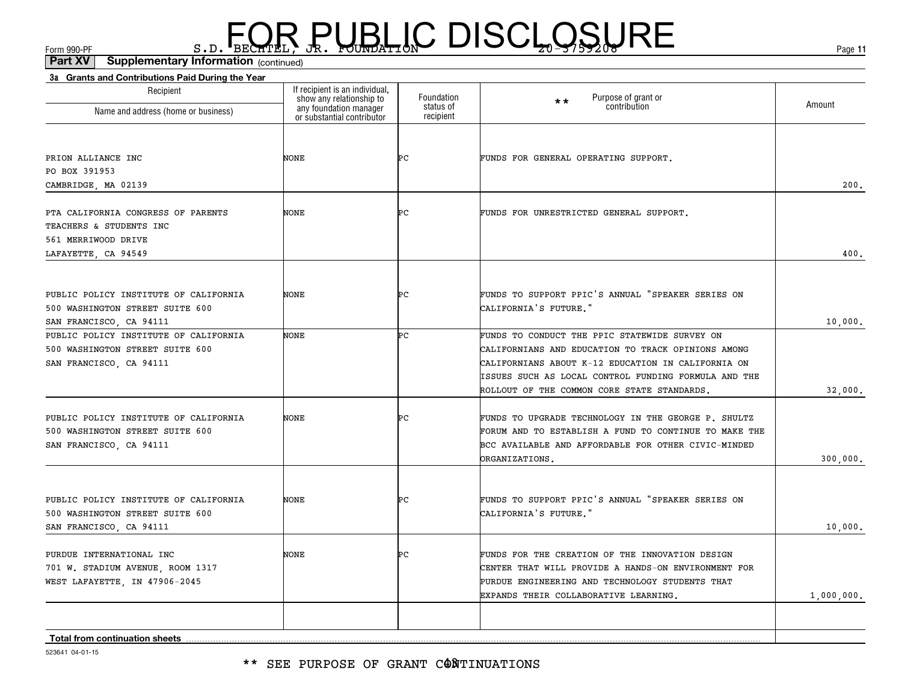FOR PUBLIC DISCLOSURE

Form 990-PF S.D. BECHTEL, JR. FOUNDATION 20-3759208

**Part XV Supplementary Information** (continued)

**3a Grants and Contributions Paid During the Year**

| Recipient Name and address (home or business) | If recipient is an individual, show any relationship to any foundation manager or substantial contributor | Foundation status of recipient | ** Purpose of grant or contribution | Amount |
|---|---|---|---|---|
| PRION ALLIANCE INC<br>PO BOX 391953<br>CAMBRIDGE, MA 02139 | NONE | PC | FUNDS FOR GENERAL OPERATING SUPPORT. | 200. |
| PTA CALIFORNIA CONGRESS OF PARENTS TEACHERS & STUDENTS INC<br>561 MERRIWOOD DRIVE<br>LAFAYETTE, CA 94549 | NONE | PC | FUNDS FOR UNRESTRICTED GENERAL SUPPORT. | 400. |
| PUBLIC POLICY INSTITUTE OF CALIFORNIA<br>500 WASHINGTON STREET SUITE 600<br>SAN FRANCISCO, CA 94111 | NONE | PC | FUNDS TO SUPPORT PPIC'S ANNUAL "SPEAKER SERIES ON CALIFORNIA'S FUTURE." | 10,000. |
| PUBLIC POLICY INSTITUTE OF CALIFORNIA<br>500 WASHINGTON STREET SUITE 600<br>SAN FRANCISCO, CA 94111 | NONE | PC | FUNDS TO CONDUCT THE PPIC STATEWIDE SURVEY ON CALIFORNIANS AND EDUCATION TO TRACK OPINIONS AMONG CALIFORNIANS ABOUT K-12 EDUCATION IN CALIFORNIA ON ISSUES SUCH AS LOCAL CONTROL FUNDING FORMULA AND THE ROLLOUT OF THE COMMON CORE STATE STANDARDS. | 32,000. |
| PUBLIC POLICY INSTITUTE OF CALIFORNIA<br>500 WASHINGTON STREET SUITE 600<br>SAN FRANCISCO, CA 94111 | NONE | PC | FUNDS TO UPGRADE TECHNOLOGY IN THE GEORGE P. SHULTZ FORUM AND TO ESTABLISH A FUND TO CONTINUE TO MAKE THE BCC AVAILABLE AND AFFORDABLE FOR OTHER CIVIC-MINDED ORGANIZATIONS. | 300,000. |
| PUBLIC POLICY INSTITUTE OF CALIFORNIA<br>500 WASHINGTON STREET SUITE 600<br>SAN FRANCISCO, CA 94111 | NONE | PC | FUNDS TO SUPPORT PPIC'S ANNUAL "SPEAKER SERIES ON CALIFORNIA'S FUTURE." | 10,000. |
| PURDUE INTERNATIONAL INC<br>701 W. STADIUM AVENUE, ROOM 1317<br>WEST LAFAYETTE, IN 47906-2045 | NONE | PC | FUNDS FOR THE CREATION OF THE INNOVATION DESIGN CENTER THAT WILL PROVIDE A HANDS-ON ENVIRONMENT FOR PURDUE ENGINEERING AND TECHNOLOGY STUDENTS THAT EXPANDS THEIR COLLABORATIVE LEARNING. | 1,000,000. |
| | | | | |
| **Total from continuation sheets** | | | | |

523641 04-01-15

** SEE PURPOSE OF GRANT CONTINUATIONS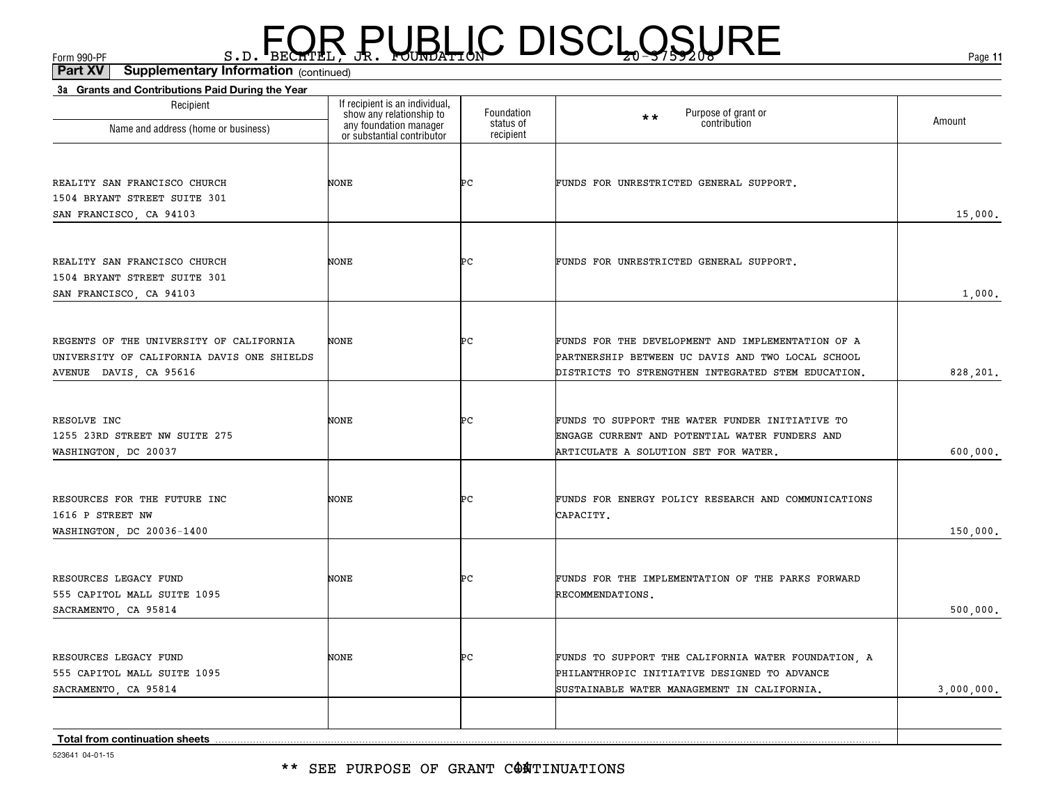FOR PUBLIC DISCLOSURE

Form 990-PF S.D. BECHTEL, JR. FOUNDATION 20-3759208

**Part XV Supplementary Information** (continued)

**3a Grants and Contributions Paid During the Year**

| Recipient Name and address (home or business) | If recipient is an individual, show any relationship to any foundation manager or substantial contributor | Foundation status of recipient | ** Purpose of grant or contribution | Amount |
|---|---|---|---|---|
| REALITY SAN FRANCISCO CHURCH<br>1504 BRYANT STREET SUITE 301<br>SAN FRANCISCO, CA 94103 | NONE | PC | FUNDS FOR UNRESTRICTED GENERAL SUPPORT. | 15,000. |
| REALITY SAN FRANCISCO CHURCH<br>1504 BRYANT STREET SUITE 301<br>SAN FRANCISCO, CA 94103 | NONE | PC | FUNDS FOR UNRESTRICTED GENERAL SUPPORT. | 1,000. |
| REGENTS OF THE UNIVERSITY OF CALIFORNIA<br>UNIVERSITY OF CALIFORNIA DAVIS ONE SHIELDS<br>AVENUE DAVIS, CA 95616 | NONE | PC | FUNDS FOR THE DEVELOPMENT AND IMPLEMENTATION OF A PARTNERSHIP BETWEEN UC DAVIS AND TWO LOCAL SCHOOL DISTRICTS TO STRENGTHEN INTEGRATED STEM EDUCATION. | 828,201. |
| RESOLVE INC<br>1255 23RD STREET NW SUITE 275<br>WASHINGTON, DC 20037 | NONE | PC | FUNDS TO SUPPORT THE WATER FUNDER INITIATIVE TO ENGAGE CURRENT AND POTENTIAL WATER FUNDERS AND ARTICULATE A SOLUTION SET FOR WATER. | 600,000. |
| RESOURCES FOR THE FUTURE INC<br>1616 P STREET NW<br>WASHINGTON, DC 20036-1400 | NONE | PC | FUNDS FOR ENERGY POLICY RESEARCH AND COMMUNICATIONS CAPACITY. | 150,000. |
| RESOURCES LEGACY FUND<br>555 CAPITOL MALL SUITE 1095<br>SACRAMENTO, CA 95814 | NONE | PC | FUNDS FOR THE IMPLEMENTATION OF THE PARKS FORWARD RECOMMENDATIONS. | 500,000. |
| RESOURCES LEGACY FUND<br>555 CAPITOL MALL SUITE 1095<br>SACRAMENTO, CA 95814 | NONE | PC | FUNDS TO SUPPORT THE CALIFORNIA WATER FOUNDATION, A PHILANTHROPIC INITIATIVE DESIGNED TO ADVANCE SUSTAINABLE WATER MANAGEMENT IN CALIFORNIA. | 3,000,000. |
| | | | | |
| **Total from continuation sheets** | | | | |

523641 04-01-15

** SEE PURPOSE OF GRANT CONTINUATIONS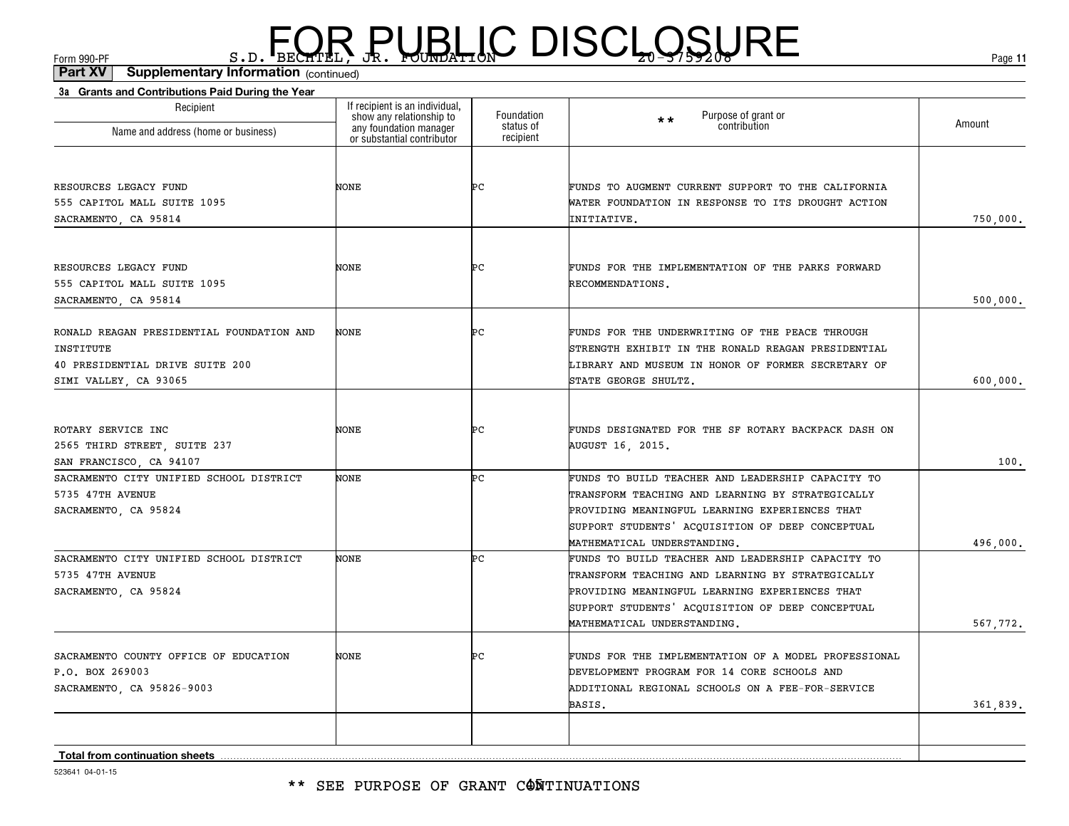FOR PUBLIC DISCLOSURE

Form 990-PF S.D. BECHTEL, JR. FOUNDATION 20-3759208

**Part XV Supplementary Information** (continued)

**3a Grants and Contributions Paid During the Year**

| Recipient Name and address (home or business) | If recipient is an individual, show any relationship to any foundation manager or substantial contributor | Foundation status of recipient | ** Purpose of grant or contribution | Amount |
|---|---|---|---|---|
| RESOURCES LEGACY FUND<br>555 CAPITOL MALL SUITE 1095<br>SACRAMENTO, CA 95814 | NONE | PC | FUNDS TO AUGMENT CURRENT SUPPORT TO THE CALIFORNIA WATER FOUNDATION IN RESPONSE TO ITS DROUGHT ACTION INITIATIVE. | 750,000. |
| RESOURCES LEGACY FUND<br>555 CAPITOL MALL SUITE 1095<br>SACRAMENTO, CA 95814 | NONE | PC | FUNDS FOR THE IMPLEMENTATION OF THE PARKS FORWARD RECOMMENDATIONS. | 500,000. |
| RONALD REAGAN PRESIDENTIAL FOUNDATION AND INSTITUTE<br>40 PRESIDENTIAL DRIVE SUITE 200<br>SIMI VALLEY, CA 93065 | NONE | PC | FUNDS FOR THE UNDERWRITING OF THE PEACE THROUGH STRENGTH EXHIBIT IN THE RONALD REAGAN PRESIDENTIAL LIBRARY AND MUSEUM IN HONOR OF FORMER SECRETARY OF STATE GEORGE SHULTZ. | 600,000. |
| ROTARY SERVICE INC<br>2565 THIRD STREET, SUITE 237<br>SAN FRANCISCO, CA 94107 | NONE | PC | FUNDS DESIGNATED FOR THE SF ROTARY BACKPACK DASH ON AUGUST 16, 2015. | 100. |
| SACRAMENTO CITY UNIFIED SCHOOL DISTRICT<br>5735 47TH AVENUE<br>SACRAMENTO, CA 95824 | NONE | PC | FUNDS TO BUILD TEACHER AND LEADERSHIP CAPACITY TO TRANSFORM TEACHING AND LEARNING BY STRATEGICALLY PROVIDING MEANINGFUL LEARNING EXPERIENCES THAT SUPPORT STUDENTS' ACQUISITION OF DEEP CONCEPTUAL MATHEMATICAL UNDERSTANDING. | 496,000. |
| SACRAMENTO CITY UNIFIED SCHOOL DISTRICT<br>5735 47TH AVENUE<br>SACRAMENTO, CA 95824 | NONE | PC | FUNDS TO BUILD TEACHER AND LEADERSHIP CAPACITY TO TRANSFORM TEACHING AND LEARNING BY STRATEGICALLY PROVIDING MEANINGFUL LEARNING EXPERIENCES THAT SUPPORT STUDENTS' ACQUISITION OF DEEP CONCEPTUAL MATHEMATICAL UNDERSTANDING. | 567,772. |
| SACRAMENTO COUNTY OFFICE OF EDUCATION<br>P.O. BOX 269003<br>SACRAMENTO, CA 95826-9003 | NONE | PC | FUNDS FOR THE IMPLEMENTATION OF A MODEL PROFESSIONAL DEVELOPMENT PROGRAM FOR 14 CORE SCHOOLS AND ADDITIONAL REGIONAL SCHOOLS ON A FEE-FOR-SERVICE BASIS. | 361,839. |
| | | | | |
| **Total from continuation sheets** | | | | |

523641 04-01-15

** SEE PURPOSE OF GRANT CONTINUATIONS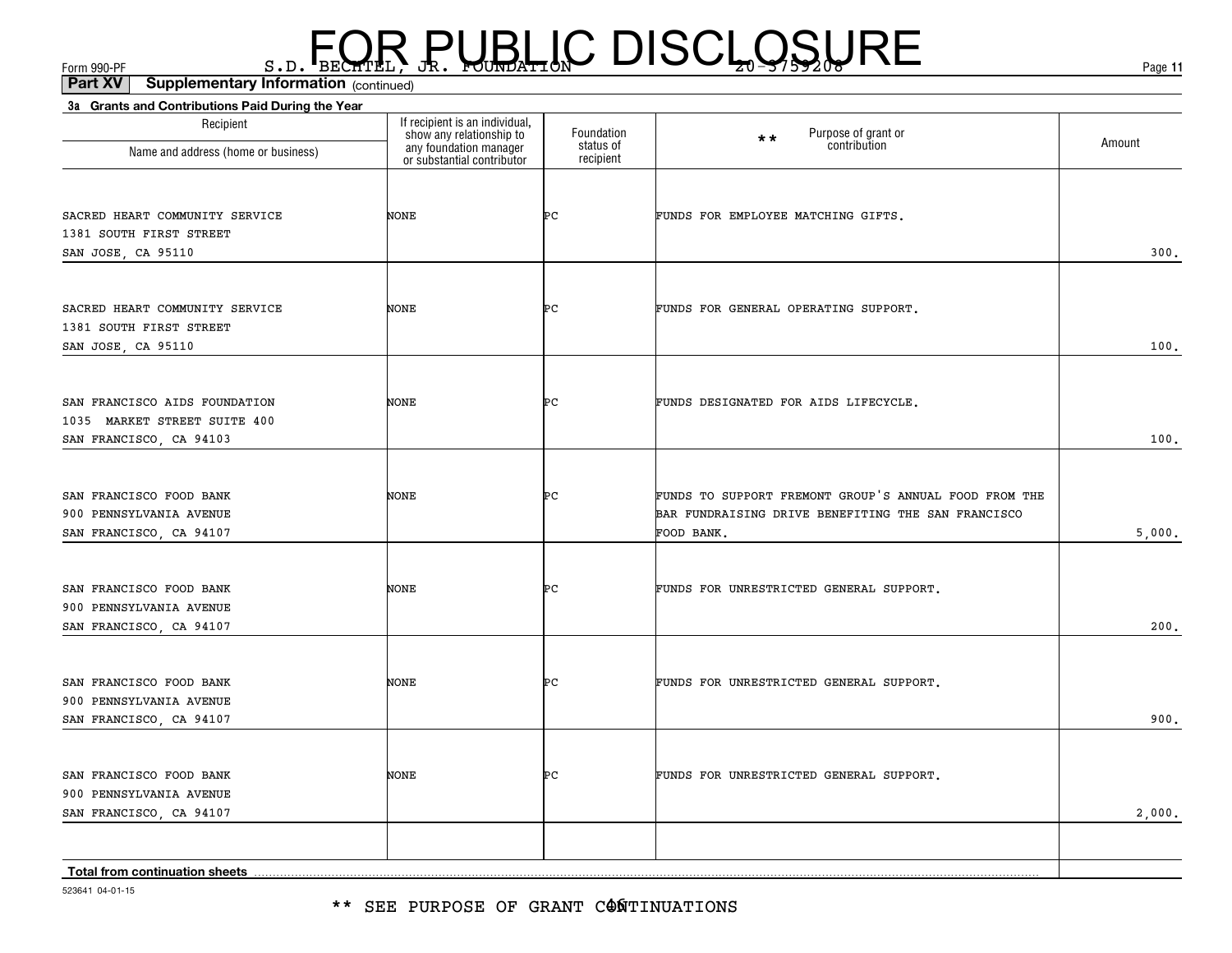FOR PUBLIC DISCLOSURE

Form 990-PF S.D. BECHTEL, JR. FOUNDATION 20-3759208

**Part XV** **Supplementary Information** (continued)

**3a Grants and Contributions Paid During the Year**

| Recipient Name and address (home or business) | If recipient is an individual, show any relationship to any foundation manager or substantial contributor | Foundation status of recipient | ** Purpose of grant or contribution | Amount |
|---|---|---|---|---|
| SACRED HEART COMMUNITY SERVICE 1381 SOUTH FIRST STREET SAN JOSE, CA 95110 | NONE | PC | FUNDS FOR EMPLOYEE MATCHING GIFTS. | 300. |
| SACRED HEART COMMUNITY SERVICE 1381 SOUTH FIRST STREET SAN JOSE, CA 95110 | NONE | PC | FUNDS FOR GENERAL OPERATING SUPPORT. | 100. |
| SAN FRANCISCO AIDS FOUNDATION 1035 MARKET STREET SUITE 400 SAN FRANCISCO, CA 94103 | NONE | PC | FUNDS DESIGNATED FOR AIDS LIFECYCLE. | 100. |
| SAN FRANCISCO FOOD BANK 900 PENNSYLVANIA AVENUE SAN FRANCISCO, CA 94107 | NONE | PC | FUNDS TO SUPPORT FREMONT GROUP'S ANNUAL FOOD FROM THE BAR FUNDRAISING DRIVE BENEFITING THE SAN FRANCISCO FOOD BANK. | 5,000. |
| SAN FRANCISCO FOOD BANK 900 PENNSYLVANIA AVENUE SAN FRANCISCO, CA 94107 | NONE | PC | FUNDS FOR UNRESTRICTED GENERAL SUPPORT. | 200. |
| SAN FRANCISCO FOOD BANK 900 PENNSYLVANIA AVENUE SAN FRANCISCO, CA 94107 | NONE | PC | FUNDS FOR UNRESTRICTED GENERAL SUPPORT. | 900. |
| SAN FRANCISCO FOOD BANK 900 PENNSYLVANIA AVENUE SAN FRANCISCO, CA 94107 | NONE | PC | FUNDS FOR UNRESTRICTED GENERAL SUPPORT. | 2,000. |
| **Total from continuation sheets** | | | | |

523641 04-01-15

** SEE PURPOSE OF GRANT CONTINUATIONS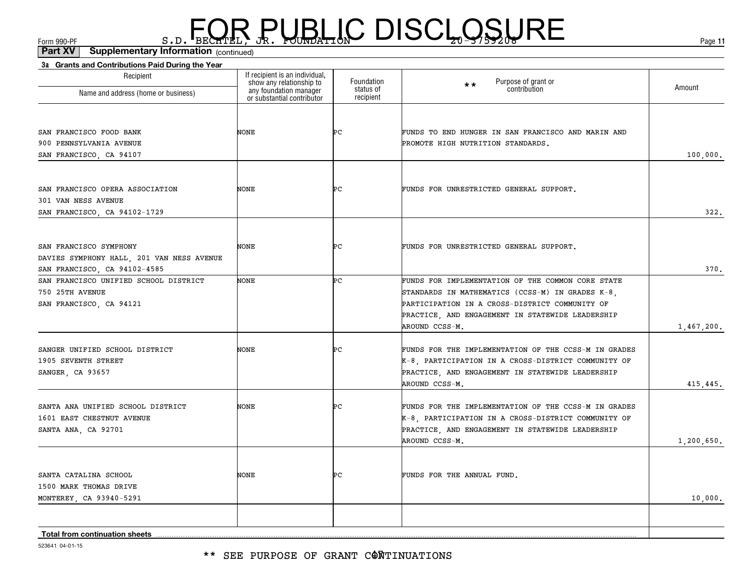# FOR PUBLIC DISCLOSURE

Form 990-PF S.D. BECHTEL, JR. FOUNDATION 20-3759208

**Part XV Supplementary Information** (continued)

**3a Grants and Contributions Paid During the Year**

| Recipient Name and address (home or business) | If recipient is an individual, show any relationship to any foundation manager or substantial contributor | Foundation status of recipient | ** Purpose of grant or contribution | Amount |
|---|---|---|---|---|
| SAN FRANCISCO FOOD BANK<br>900 PENNSYLVANIA AVENUE<br>SAN FRANCISCO, CA 94107 | NONE | PC | FUNDS TO END HUNGER IN SAN FRANCISCO AND MARIN AND PROMOTE HIGH NUTRITION STANDARDS. | 100,000. |
| SAN FRANCISCO OPERA ASSOCIATION<br>301 VAN NESS AVENUE<br>SAN FRANCISCO, CA 94102-1729 | NONE | PC | FUNDS FOR UNRESTRICTED GENERAL SUPPORT. | 322. |
| SAN FRANCISCO SYMPHONY<br>DAVIES SYMPHONY HALL, 201 VAN NESS AVENUE<br>SAN FRANCISCO, CA 94102-4585 | NONE | PC | FUNDS FOR UNRESTRICTED GENERAL SUPPORT. | 370. |
| SAN FRANCISCO UNIFIED SCHOOL DISTRICT<br>750 25TH AVENUE<br>SAN FRANCISCO, CA 94121 | NONE | PC | FUNDS FOR IMPLEMENTATION OF THE COMMON CORE STATE STANDARDS IN MATHEMATICS (CCSS-M) IN GRADES K-8, PARTICIPATION IN A CROSS-DISTRICT COMMUNITY OF PRACTICE, AND ENGAGEMENT IN STATEWIDE LEADERSHIP AROUND CCSS-M. | 1,467,200. |
| SANGER UNIFIED SCHOOL DISTRICT<br>1905 SEVENTH STREET<br>SANGER, CA 93657 | NONE | PC | FUNDS FOR THE IMPLEMENTATION OF THE CCSS-M IN GRADES K-8, PARTICIPATION IN A CROSS-DISTRICT COMMUNITY OF PRACTICE, AND ENGAGEMENT IN STATEWIDE LEADERSHIP AROUND CCSS-M. | 415,445. |
| SANTA ANA UNIFIED SCHOOL DISTRICT<br>1601 EAST CHESTNUT AVENUE<br>SANTA ANA, CA 92701 | NONE | PC | FUNDS FOR THE IMPLEMENTATION OF THE CCSS-M IN GRADES K-8, PARTICIPATION IN A CROSS-DISTRICT COMMUNITY OF PRACTICE, AND ENGAGEMENT IN STATEWIDE LEADERSHIP AROUND CCSS-M. | 1,200,650. |
| SANTA CATALINA SCHOOL<br>1500 MARK THOMAS DRIVE<br>MONTEREY, CA 93940-5291 | NONE | PC | FUNDS FOR THE ANNUAL FUND. | 10,000. |
| | | | | |
| **Total from continuation sheets** | | | | |

523641 04-01-15

** SEE PURPOSE OF GRANT CONTINUATIONS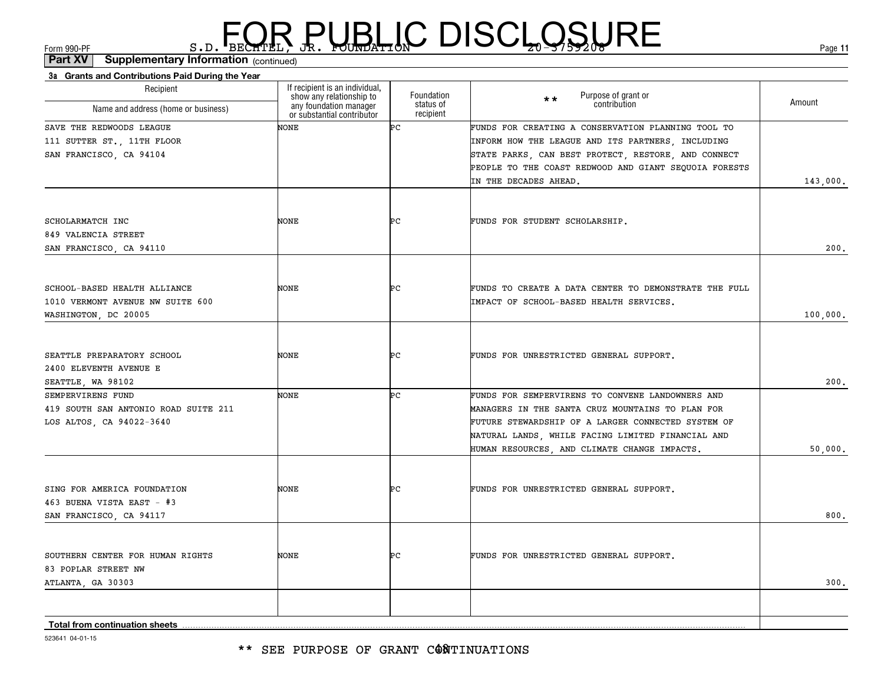FOR PUBLIC DISCLOSURE

Form 990-PF S.D. BECHTEL, JR. FOUNDATION 20-3759208

**Part XV Supplementary Information** (continued)

**3a Grants and Contributions Paid During the Year**

| Recipient Name and address (home or business) | If recipient is an individual, show any relationship to any foundation manager or substantial contributor | Foundation status of recipient | ** Purpose of grant or contribution | Amount |
|---|---|---|---|---|
| SAVE THE REDWOODS LEAGUE 111 SUTTER ST., 11TH FLOOR SAN FRANCISCO, CA 94104 | NONE | PC | FUNDS FOR CREATING A CONSERVATION PLANNING TOOL TO INFORM HOW THE LEAGUE AND ITS PARTNERS, INCLUDING STATE PARKS, CAN BEST PROTECT, RESTORE, AND CONNECT PEOPLE TO THE COAST REDWOOD AND GIANT SEQUOIA FORESTS IN THE DECADES AHEAD. | 143,000. |
| SCHOLARMATCH INC 849 VALENCIA STREET SAN FRANCISCO, CA 94110 | NONE | PC | FUNDS FOR STUDENT SCHOLARSHIP. | 200. |
| SCHOOL-BASED HEALTH ALLIANCE 1010 VERMONT AVENUE NW SUITE 600 WASHINGTON, DC 20005 | NONE | PC | FUNDS TO CREATE A DATA CENTER TO DEMONSTRATE THE FULL IMPACT OF SCHOOL-BASED HEALTH SERVICES. | 100,000. |
| SEATTLE PREPARATORY SCHOOL 2400 ELEVENTH AVENUE E SEATTLE, WA 98102 | NONE | PC | FUNDS FOR UNRESTRICTED GENERAL SUPPORT. | 200. |
| SEMPERVIRENS FUND 419 SOUTH SAN ANTONIO ROAD SUITE 211 LOS ALTOS, CA 94022-3640 | NONE | PC | FUNDS FOR SEMPERVIRENS TO CONVENE LANDOWNERS AND MANAGERS IN THE SANTA CRUZ MOUNTAINS TO PLAN FOR FUTURE STEWARDSHIP OF A LARGER CONNECTED SYSTEM OF NATURAL LANDS, WHILE FACING LIMITED FINANCIAL AND HUMAN RESOURCES, AND CLIMATE CHANGE IMPACTS. | 50,000. |
| SING FOR AMERICA FOUNDATION 463 BUENA VISTA EAST - #3 SAN FRANCISCO, CA 94117 | NONE | PC | FUNDS FOR UNRESTRICTED GENERAL SUPPORT. | 800. |
| SOUTHERN CENTER FOR HUMAN RIGHTS 83 POPLAR STREET NW ATLANTA, GA 30303 | NONE | PC | FUNDS FOR UNRESTRICTED GENERAL SUPPORT. | 300. |
| **Total from continuation sheets** | | | | |

523641 04-01-15

** SEE PURPOSE OF GRANT CONTINUATIONS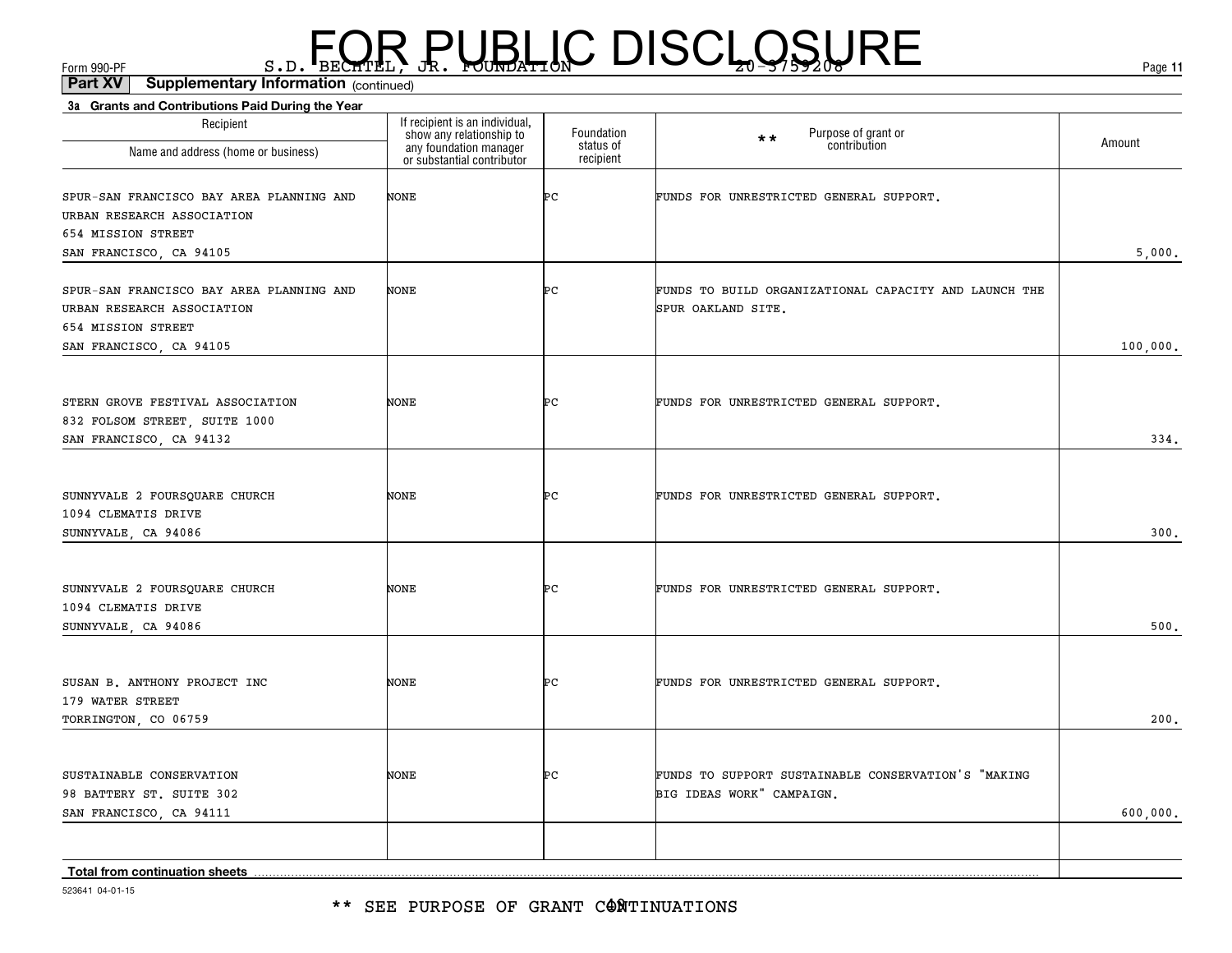FOR PUBLIC DISCLOSURE

Form 990-PF S.D. BECHTEL, JR. FOUNDATION 20-3759208

**Part XV Supplementary Information** (continued)

**3a Grants and Contributions Paid During the Year**

| Recipient Name and address (home or business) | If recipient is an individual, show any relationship to any foundation manager or substantial contributor | Foundation status of recipient | ** Purpose of grant or contribution | Amount |
|---|---|---|---|---|
| SPUR-SAN FRANCISCO BAY AREA PLANNING AND URBAN RESEARCH ASSOCIATION 654 MISSION STREET SAN FRANCISCO, CA 94105 | NONE | PC | FUNDS FOR UNRESTRICTED GENERAL SUPPORT. | 5,000. |
| SPUR-SAN FRANCISCO BAY AREA PLANNING AND URBAN RESEARCH ASSOCIATION 654 MISSION STREET SAN FRANCISCO, CA 94105 | NONE | PC | FUNDS TO BUILD ORGANIZATIONAL CAPACITY AND LAUNCH THE SPUR OAKLAND SITE. | 100,000. |
| STERN GROVE FESTIVAL ASSOCIATION 832 FOLSOM STREET, SUITE 1000 SAN FRANCISCO, CA 94132 | NONE | PC | FUNDS FOR UNRESTRICTED GENERAL SUPPORT. | 334. |
| SUNNYVALE 2 FOURSQUARE CHURCH 1094 CLEMATIS DRIVE SUNNYVALE, CA 94086 | NONE | PC | FUNDS FOR UNRESTRICTED GENERAL SUPPORT. | 300. |
| SUNNYVALE 2 FOURSQUARE CHURCH 1094 CLEMATIS DRIVE SUNNYVALE, CA 94086 | NONE | PC | FUNDS FOR UNRESTRICTED GENERAL SUPPORT. | 500. |
| SUSAN B. ANTHONY PROJECT INC 179 WATER STREET TORRINGTON, CO 06759 | NONE | PC | FUNDS FOR UNRESTRICTED GENERAL SUPPORT. | 200. |
| SUSTAINABLE CONSERVATION 98 BATTERY ST. SUITE 302 SAN FRANCISCO, CA 94111 | NONE | PC | FUNDS TO SUPPORT SUSTAINABLE CONSERVATION'S "MAKING BIG IDEAS WORK" CAMPAIGN. | 600,000. |
| | | | | |
| **Total from continuation sheets** | | | | |

523641 04-01-15

** SEE PURPOSE OF GRANT CONTINUATIONS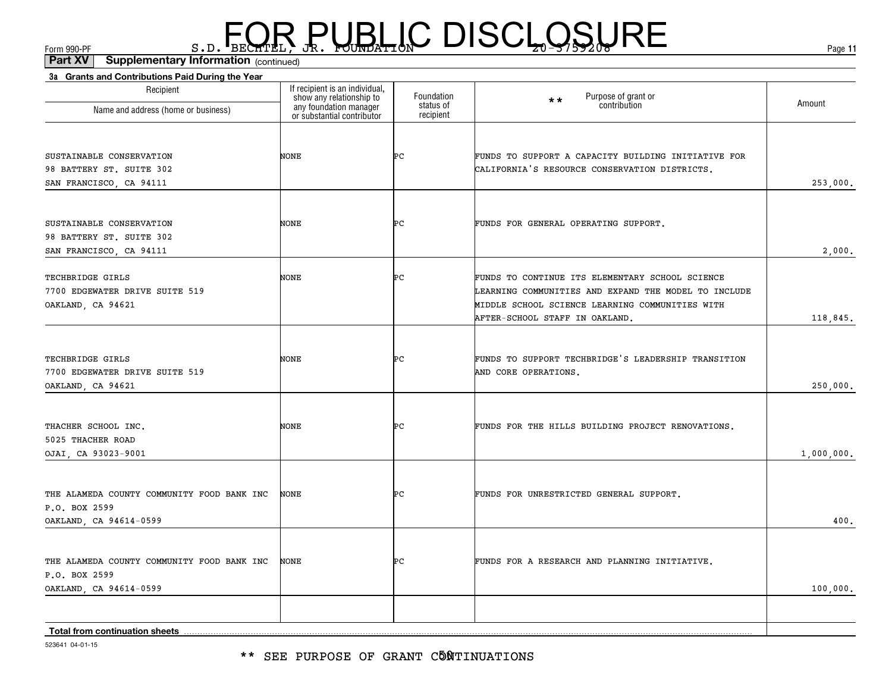FOR PUBLIC DISCLOSURE

Form 990-PF S.D. BECHTEL, JR. FOUNDATION 20-3759208

**Part XV Supplementary Information** (continued)

**3a Grants and Contributions Paid During the Year**

| Recipient<br>Name and address (home or business) | If recipient is an individual, show any relationship to any foundation manager or substantial contributor | Foundation status of recipient | ** Purpose of grant or contribution | Amount |
|---|---|---|---|---|
| SUSTAINABLE CONSERVATION<br>98 BATTERY ST. SUITE 302<br>SAN FRANCISCO, CA 94111 | NONE | PC | FUNDS TO SUPPORT A CAPACITY BUILDING INITIATIVE FOR CALIFORNIA'S RESOURCE CONSERVATION DISTRICTS. | 253,000. |
| SUSTAINABLE CONSERVATION<br>98 BATTERY ST. SUITE 302<br>SAN FRANCISCO, CA 94111 | NONE | PC | FUNDS FOR GENERAL OPERATING SUPPORT. | 2,000. |
| TECHBRIDGE GIRLS<br>7700 EDGEWATER DRIVE SUITE 519<br>OAKLAND, CA 94621 | NONE | PC | FUNDS TO CONTINUE ITS ELEMENTARY SCHOOL SCIENCE LEARNING COMMUNITIES AND EXPAND THE MODEL TO INCLUDE MIDDLE SCHOOL SCIENCE LEARNING COMMUNITIES WITH AFTER-SCHOOL STAFF IN OAKLAND. | 118,845. |
| TECHBRIDGE GIRLS<br>7700 EDGEWATER DRIVE SUITE 519<br>OAKLAND, CA 94621 | NONE | PC | FUNDS TO SUPPORT TECHBRIDGE'S LEADERSHIP TRANSITION AND CORE OPERATIONS. | 250,000. |
| THACHER SCHOOL INC.<br>5025 THACHER ROAD<br>OJAI, CA 93023-9001 | NONE | PC | FUNDS FOR THE HILLS BUILDING PROJECT RENOVATIONS. | 1,000,000. |
| THE ALAMEDA COUNTY COMMUNITY FOOD BANK INC<br>P.O. BOX 2599<br>OAKLAND, CA 94614-0599 | NONE | PC | FUNDS FOR UNRESTRICTED GENERAL SUPPORT. | 400. |
| THE ALAMEDA COUNTY COMMUNITY FOOD BANK INC<br>P.O. BOX 2599<br>OAKLAND, CA 94614-0599 | NONE | PC | FUNDS FOR A RESEARCH AND PLANNING INITIATIVE. | 100,000. |
| **Total from continuation sheets** | | | | |

523641 04-01-15

** SEE PURPOSE OF GRANT CONTINUATIONS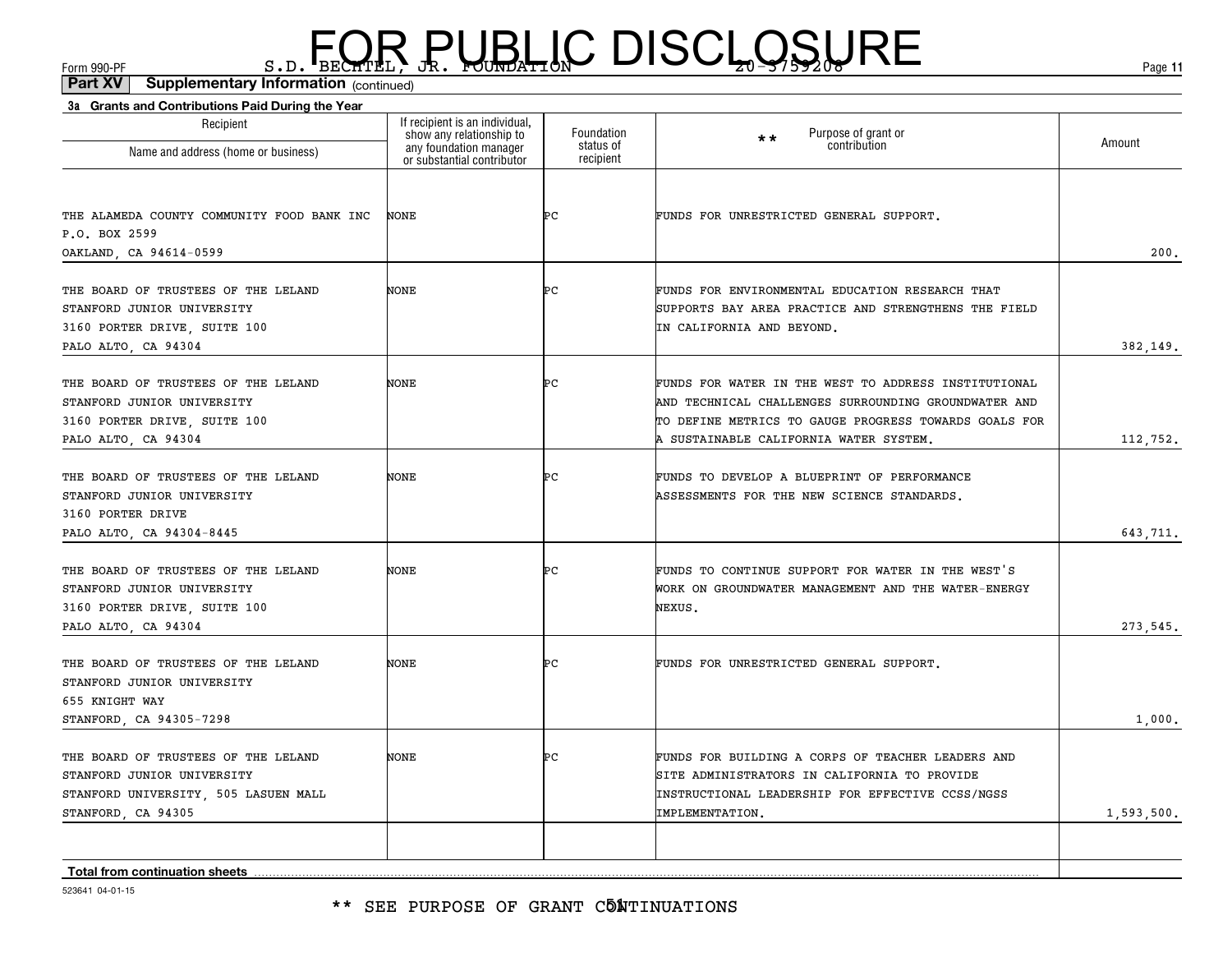FOR PUBLIC DISCLOSURE

Form 990-PF S.D. BECHTEL, JR. FOUNDATION 20-3759208

**Part XV Supplementary Information** (continued)

**3a Grants and Contributions Paid During the Year**

| Recipient Name and address (home or business) | If recipient is an individual, show any relationship to any foundation manager or substantial contributor | Foundation status of recipient | ** Purpose of grant or contribution | Amount |
|---|---|---|---|---|
| THE ALAMEDA COUNTY COMMUNITY FOOD BANK INC P.O. BOX 2599 OAKLAND, CA 94614-0599 | NONE | PC | FUNDS FOR UNRESTRICTED GENERAL SUPPORT. | 200. |
| THE BOARD OF TRUSTEES OF THE LELAND STANFORD JUNIOR UNIVERSITY 3160 PORTER DRIVE, SUITE 100 PALO ALTO, CA 94304 | NONE | PC | FUNDS FOR ENVIRONMENTAL EDUCATION RESEARCH THAT SUPPORTS BAY AREA PRACTICE AND STRENGTHENS THE FIELD IN CALIFORNIA AND BEYOND. | 382,149. |
| THE BOARD OF TRUSTEES OF THE LELAND STANFORD JUNIOR UNIVERSITY 3160 PORTER DRIVE, SUITE 100 PALO ALTO, CA 94304 | NONE | PC | FUNDS FOR WATER IN THE WEST TO ADDRESS INSTITUTIONAL AND TECHNICAL CHALLENGES SURROUNDING GROUNDWATER AND TO DEFINE METRICS TO GAUGE PROGRESS TOWARDS GOALS FOR A SUSTAINABLE CALIFORNIA WATER SYSTEM. | 112,752. |
| THE BOARD OF TRUSTEES OF THE LELAND STANFORD JUNIOR UNIVERSITY 3160 PORTER DRIVE PALO ALTO, CA 94304-8445 | NONE | PC | FUNDS TO DEVELOP A BLUEPRINT OF PERFORMANCE ASSESSMENTS FOR THE NEW SCIENCE STANDARDS. | 643,711. |
| THE BOARD OF TRUSTEES OF THE LELAND STANFORD JUNIOR UNIVERSITY 3160 PORTER DRIVE, SUITE 100 PALO ALTO, CA 94304 | NONE | PC | FUNDS TO CONTINUE SUPPORT FOR WATER IN THE WEST'S WORK ON GROUNDWATER MANAGEMENT AND THE WATER-ENERGY NEXUS. | 273,545. |
| THE BOARD OF TRUSTEES OF THE LELAND STANFORD JUNIOR UNIVERSITY 655 KNIGHT WAY STANFORD, CA 94305-7298 | NONE | PC | FUNDS FOR UNRESTRICTED GENERAL SUPPORT. | 1,000. |
| THE BOARD OF TRUSTEES OF THE LELAND STANFORD JUNIOR UNIVERSITY STANFORD UNIVERSITY, 505 LASUEN MALL STANFORD, CA 94305 | NONE | PC | FUNDS FOR BUILDING A CORPS OF TEACHER LEADERS AND SITE ADMINISTRATORS IN CALIFORNIA TO PROVIDE INSTRUCTIONAL LEADERSHIP FOR EFFECTIVE CCSS/NGSS IMPLEMENTATION. | 1,593,500. |
| **Total from continuation sheets** | | | | |

523641 04-01-15

** SEE PURPOSE OF GRANT CONTINUATIONS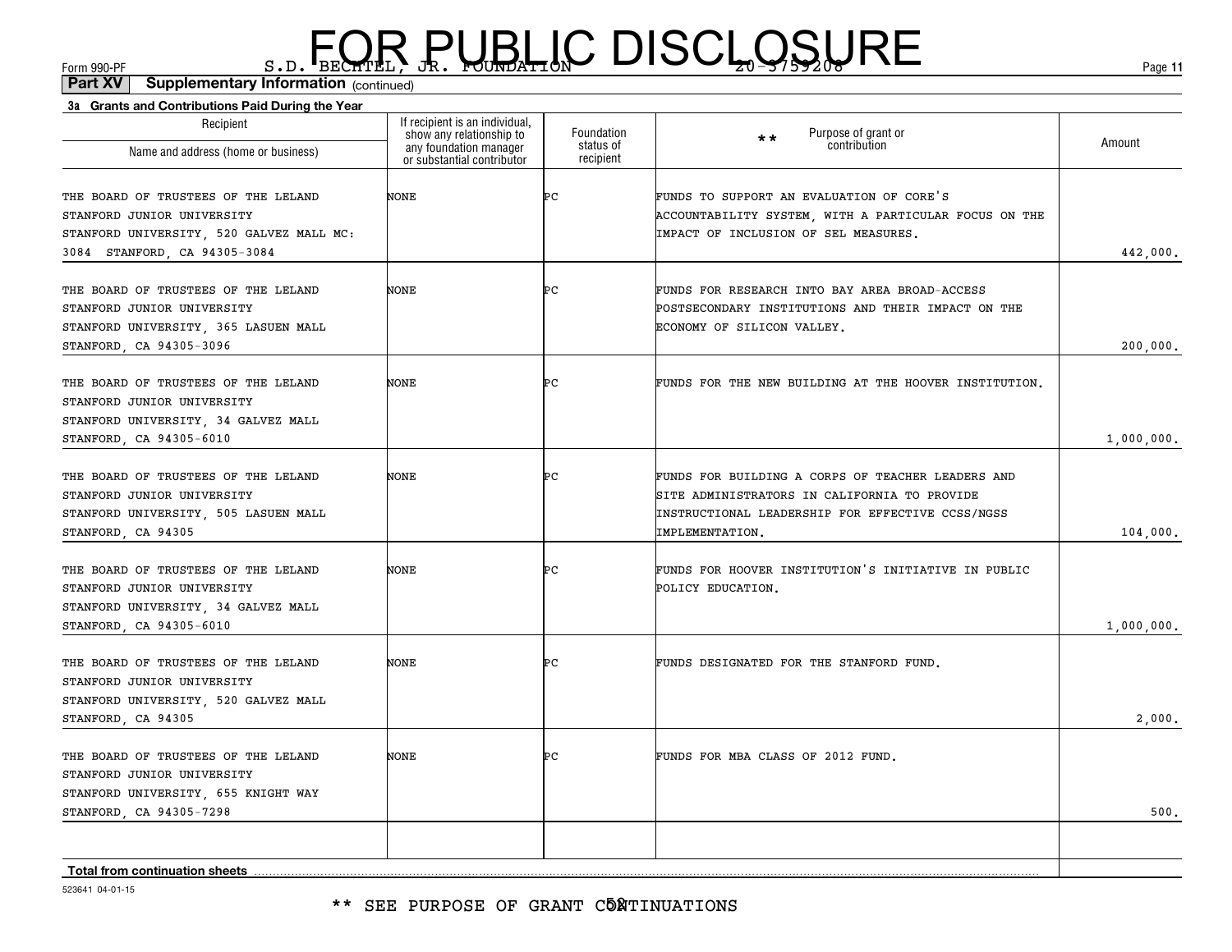# FOR PUBLIC DISCLOSURE

Form 990-PF S.D. BECHTEL, JR. FOUNDATION 20-3759208

**Part XV Supplementary Information** (continued)

**3a Grants and Contributions Paid During the Year**

| Recipient<br>Name and address (home or business) | If recipient is an individual, show any relationship to any foundation manager or substantial contributor | Foundation status of recipient | ** Purpose of grant or contribution | Amount |
|---|---|---|---|---|
| THE BOARD OF TRUSTEES OF THE LELAND STANFORD JUNIOR UNIVERSITY STANFORD UNIVERSITY, 520 GALVEZ MALL MC: 3084 STANFORD, CA 94305-3084 | NONE | PC | FUNDS TO SUPPORT AN EVALUATION OF CORE'S ACCOUNTABILITY SYSTEM, WITH A PARTICULAR FOCUS ON THE IMPACT OF INCLUSION OF SEL MEASURES. | 442,000. |
| THE BOARD OF TRUSTEES OF THE LELAND STANFORD JUNIOR UNIVERSITY STANFORD UNIVERSITY, 365 LASUEN MALL STANFORD, CA 94305-3096 | NONE | PC | FUNDS FOR RESEARCH INTO BAY AREA BROAD-ACCESS POSTSECONDARY INSTITUTIONS AND THEIR IMPACT ON THE ECONOMY OF SILICON VALLEY. | 200,000. |
| THE BOARD OF TRUSTEES OF THE LELAND STANFORD JUNIOR UNIVERSITY STANFORD UNIVERSITY, 34 GALVEZ MALL STANFORD, CA 94305-6010 | NONE | PC | FUNDS FOR THE NEW BUILDING AT THE HOOVER INSTITUTION. | 1,000,000. |
| THE BOARD OF TRUSTEES OF THE LELAND STANFORD JUNIOR UNIVERSITY STANFORD UNIVERSITY, 505 LASUEN MALL STANFORD, CA 94305 | NONE | PC | FUNDS FOR BUILDING A CORPS OF TEACHER LEADERS AND SITE ADMINISTRATORS IN CALIFORNIA TO PROVIDE INSTRUCTIONAL LEADERSHIP FOR EFFECTIVE CCSS/NGSS IMPLEMENTATION. | 104,000. |
| THE BOARD OF TRUSTEES OF THE LELAND STANFORD JUNIOR UNIVERSITY STANFORD UNIVERSITY, 34 GALVEZ MALL STANFORD, CA 94305-6010 | NONE | PC | FUNDS FOR HOOVER INSTITUTION'S INITIATIVE IN PUBLIC POLICY EDUCATION. | 1,000,000. |
| THE BOARD OF TRUSTEES OF THE LELAND STANFORD JUNIOR UNIVERSITY STANFORD UNIVERSITY, 520 GALVEZ MALL STANFORD, CA 94305 | NONE | PC | FUNDS DESIGNATED FOR THE STANFORD FUND. | 2,000. |
| THE BOARD OF TRUSTEES OF THE LELAND STANFORD JUNIOR UNIVERSITY STANFORD UNIVERSITY, 655 KNIGHT WAY STANFORD, CA 94305-7298 | NONE | PC | FUNDS FOR MBA CLASS OF 2012 FUND. | 500. |
| | | | | |
| **Total from continuation sheets** | | | | |

523641 04-01-15

** SEE PURPOSE OF GRANT CONTINUATIONS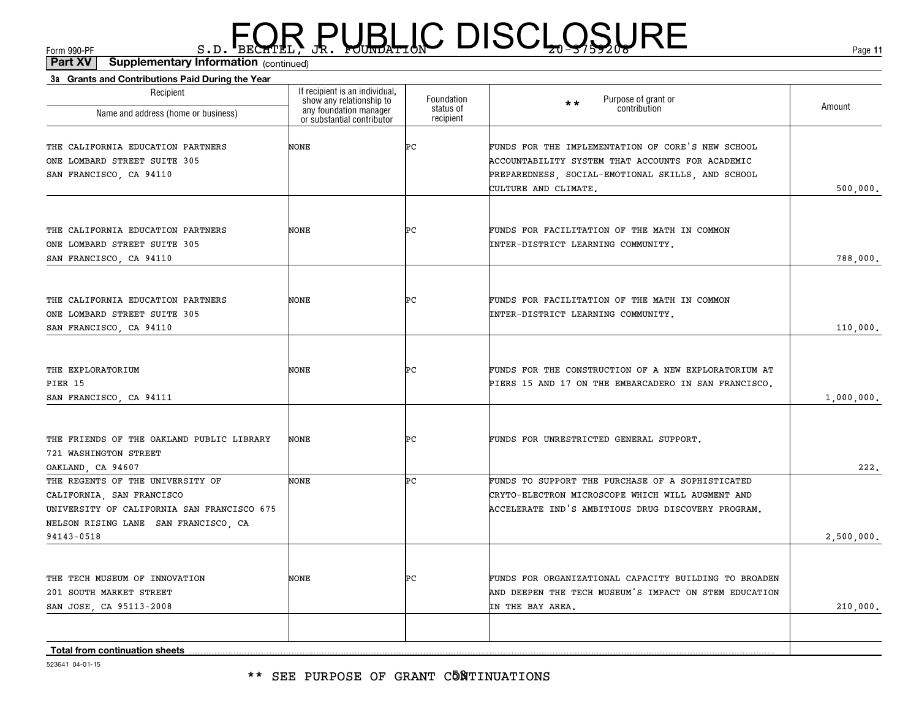# FOR PUBLIC DISCLOSURE

Form 990-PF S.D. BECHTEL, JR. FOUNDATION 20-3759208

**Part XV Supplementary Information** (continued)

**3a Grants and Contributions Paid During the Year**

| Recipient Name and address (home or business) | If recipient is an individual, show any relationship to any foundation manager or substantial contributor | Foundation status of recipient | ** Purpose of grant or contribution | Amount |
|---|---|---|---|---|
| THE CALIFORNIA EDUCATION PARTNERS ONE LOMBARD STREET SUITE 305 SAN FRANCISCO, CA 94110 | NONE | PC | FUNDS FOR THE IMPLEMENTATION OF CORE'S NEW SCHOOL ACCOUNTABILITY SYSTEM THAT ACCOUNTS FOR ACADEMIC PREPAREDNESS, SOCIAL-EMOTIONAL SKILLS, AND SCHOOL CULTURE AND CLIMATE. | 500,000. |
| THE CALIFORNIA EDUCATION PARTNERS ONE LOMBARD STREET SUITE 305 SAN FRANCISCO, CA 94110 | NONE | PC | FUNDS FOR FACILITATION OF THE MATH IN COMMON INTER-DISTRICT LEARNING COMMUNITY. | 788,000. |
| THE CALIFORNIA EDUCATION PARTNERS ONE LOMBARD STREET SUITE 305 SAN FRANCISCO, CA 94110 | NONE | PC | FUNDS FOR FACILITATION OF THE MATH IN COMMON INTER-DISTRICT LEARNING COMMUNITY. | 110,000. |
| THE EXPLORATORIUM PIER 15 SAN FRANCISCO, CA 94111 | NONE | PC | FUNDS FOR THE CONSTRUCTION OF A NEW EXPLORATORIUM AT PIERS 15 AND 17 ON THE EMBARCADERO IN SAN FRANCISCO. | 1,000,000. |
| THE FRIENDS OF THE OAKLAND PUBLIC LIBRARY 721 WASHINGTON STREET OAKLAND, CA 94607 | NONE | PC | FUNDS FOR UNRESTRICTED GENERAL SUPPORT. | 222. |
| THE REGENTS OF THE UNIVERSITY OF CALIFORNIA, SAN FRANCISCO UNIVERSITY OF CALIFORNIA SAN FRANCISCO 675 NELSON RISING LANE SAN FRANCISCO, CA 94143-0518 | NONE | PC | FUNDS TO SUPPORT THE PURCHASE OF A SOPHISTICATED CRYTO-ELECTRON MICROSCOPE WHICH WILL AUGMENT AND ACCELERATE IND'S AMBITIOUS DRUG DISCOVERY PROGRAM. | 2,500,000. |
| THE TECH MUSEUM OF INNOVATION 201 SOUTH MARKET STREET SAN JOSE, CA 95113-2008 | NONE | PC | FUNDS FOR ORGANIZATIONAL CAPACITY BUILDING TO BROADEN AND DEEPEN THE TECH MUSEUM'S IMPACT ON STEM EDUCATION IN THE BAY AREA. | 210,000. |
| | | | | |
| **Total from continuation sheets** | | | | |

523641 04-01-15

** SEE PURPOSE OF GRANT CONTINUATIONS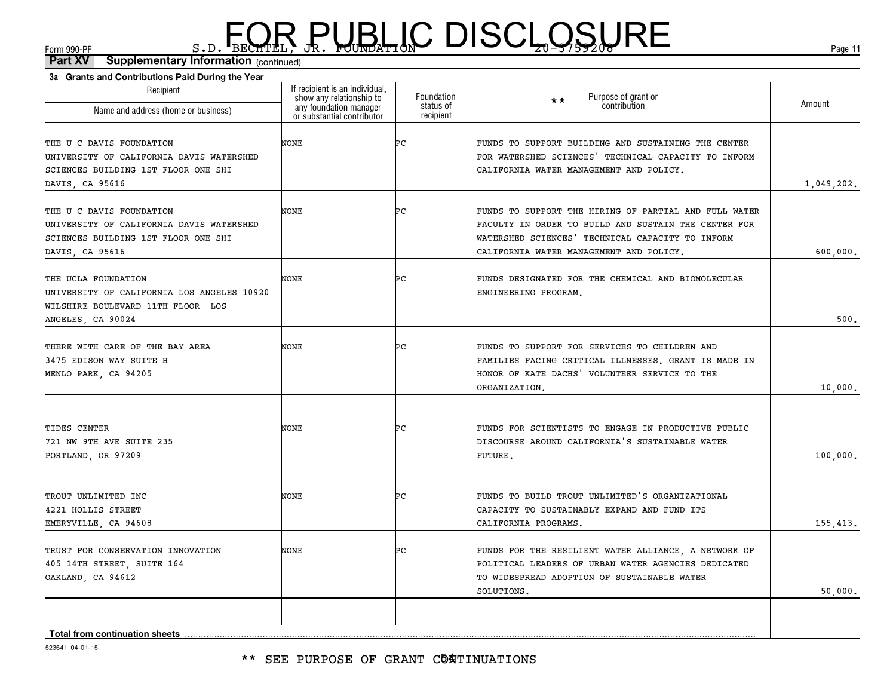FOR PUBLIC DISCLOSURE

Form 990-PF S.D. BECHTEL, JR. FOUNDATION 20-3759208

**Part XV Supplementary Information** (continued)

**3a Grants and Contributions Paid During the Year**

| Recipient Name and address (home or business) | If recipient is an individual, show any relationship to any foundation manager or substantial contributor | Foundation status of recipient | ** Purpose of grant or contribution | Amount |
|---|---|---|---|---|
| THE U C DAVIS FOUNDATION UNIVERSITY OF CALIFORNIA DAVIS WATERSHED SCIENCES BUILDING 1ST FLOOR ONE SHI DAVIS, CA 95616 | NONE | PC | FUNDS TO SUPPORT BUILDING AND SUSTAINING THE CENTER FOR WATERSHED SCIENCES' TECHNICAL CAPACITY TO INFORM CALIFORNIA WATER MANAGEMENT AND POLICY. | 1,049,202. |
| THE U C DAVIS FOUNDATION UNIVERSITY OF CALIFORNIA DAVIS WATERSHED SCIENCES BUILDING 1ST FLOOR ONE SHI DAVIS, CA 95616 | NONE | PC | FUNDS TO SUPPORT THE HIRING OF PARTIAL AND FULL WATER FACULTY IN ORDER TO BUILD AND SUSTAIN THE CENTER FOR WATERSHED SCIENCES' TECHNICAL CAPACITY TO INFORM CALIFORNIA WATER MANAGEMENT AND POLICY. | 600,000. |
| THE UCLA FOUNDATION UNIVERSITY OF CALIFORNIA LOS ANGELES 10920 WILSHIRE BOULEVARD 11TH FLOOR LOS ANGELES, CA 90024 | NONE | PC | FUNDS DESIGNATED FOR THE CHEMICAL AND BIOMOLECULAR ENGINEERING PROGRAM. | 500. |
| THERE WITH CARE OF THE BAY AREA 3475 EDISON WAY SUITE H MENLO PARK, CA 94205 | NONE | PC | FUNDS TO SUPPORT FOR SERVICES TO CHILDREN AND FAMILIES FACING CRITICAL ILLNESSES. GRANT IS MADE IN HONOR OF KATE DACHS' VOLUNTEER SERVICE TO THE ORGANIZATION. | 10,000. |
| TIDES CENTER 721 NW 9TH AVE SUITE 235 PORTLAND, OR 97209 | NONE | PC | FUNDS FOR SCIENTISTS TO ENGAGE IN PRODUCTIVE PUBLIC DISCOURSE AROUND CALIFORNIA'S SUSTAINABLE WATER FUTURE. | 100,000. |
| TROUT UNLIMITED INC 4221 HOLLIS STREET EMERYVILLE, CA 94608 | NONE | PC | FUNDS TO BUILD TROUT UNLIMITED'S ORGANIZATIONAL CAPACITY TO SUSTAINABLY EXPAND AND FUND ITS CALIFORNIA PROGRAMS. | 155,413. |
| TRUST FOR CONSERVATION INNOVATION 405 14TH STREET, SUITE 164 OAKLAND, CA 94612 | NONE | PC | FUNDS FOR THE RESILIENT WATER ALLIANCE, A NETWORK OF POLITICAL LEADERS OF URBAN WATER AGENCIES DEDICATED TO WIDESPREAD ADOPTION OF SUSTAINABLE WATER SOLUTIONS. | 50,000. |
| | | | | |
| **Total from continuation sheets** | | | | |

523641 04-01-15

** SEE PURPOSE OF GRANT CONTINUATIONS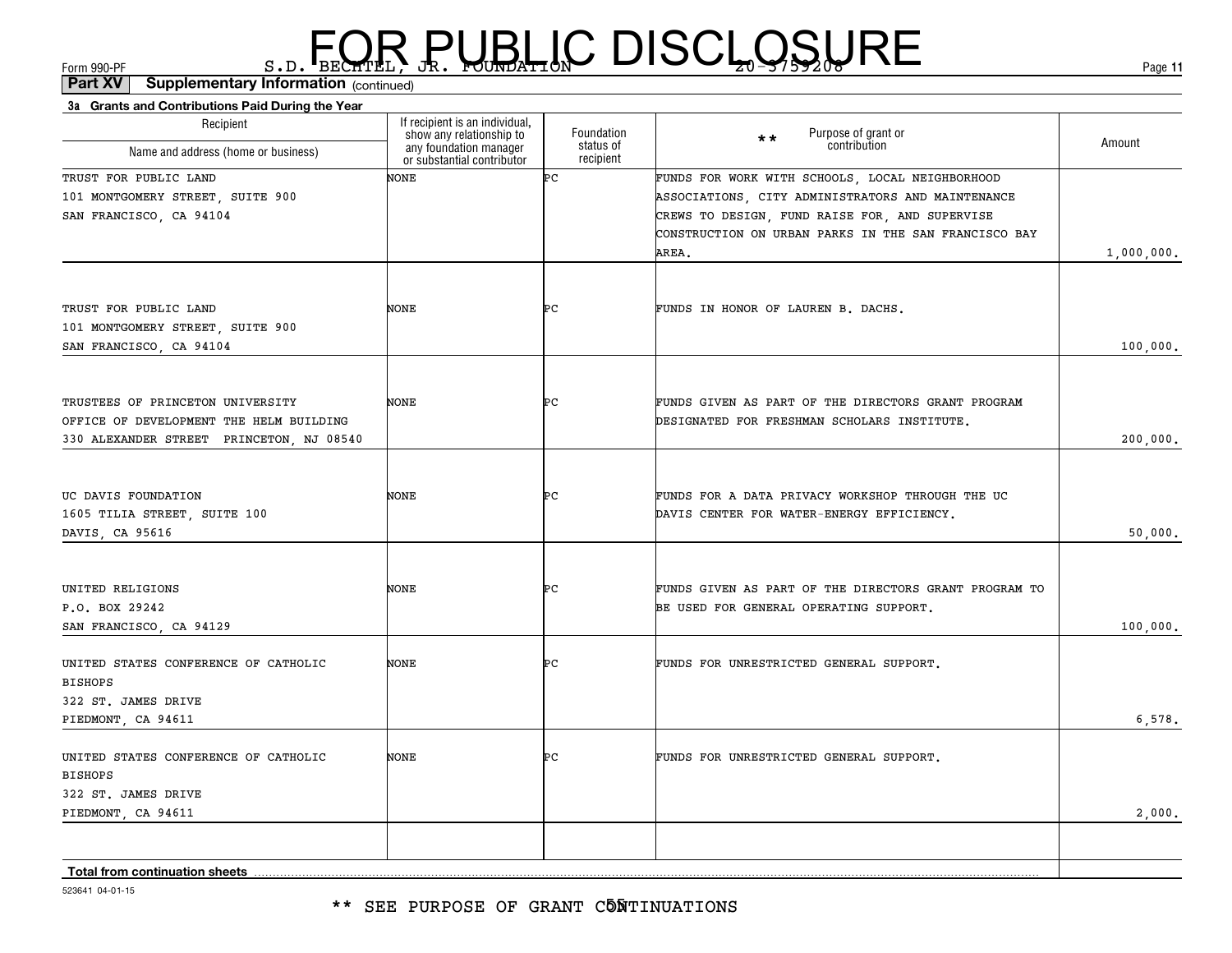FOR PUBLIC DISCLOSURE

Form 990-PF S.D. BECHTEL, JR. FOUNDATION 20-3759208

**Part XV Supplementary Information** (continued)

**3a Grants and Contributions Paid During the Year**

| Recipient Name and address (home or business) | If recipient is an individual, show any relationship to any foundation manager or substantial contributor | Foundation status of recipient | ** Purpose of grant or contribution | Amount |
|---|---|---|---|---|
| TRUST FOR PUBLIC LAND 101 MONTGOMERY STREET, SUITE 900 SAN FRANCISCO, CA 94104 | NONE | PC | FUNDS FOR WORK WITH SCHOOLS, LOCAL NEIGHBORHOOD ASSOCIATIONS, CITY ADMINISTRATORS AND MAINTENANCE CREWS TO DESIGN, FUND RAISE FOR, AND SUPERVISE CONSTRUCTION ON URBAN PARKS IN THE SAN FRANCISCO BAY AREA. | 1,000,000. |
| TRUST FOR PUBLIC LAND 101 MONTGOMERY STREET, SUITE 900 SAN FRANCISCO, CA 94104 | NONE | PC | FUNDS IN HONOR OF LAUREN B. DACHS. | 100,000. |
| TRUSTEES OF PRINCETON UNIVERSITY OFFICE OF DEVELOPMENT THE HELM BUILDING 330 ALEXANDER STREET PRINCETON, NJ 08540 | NONE | PC | FUNDS GIVEN AS PART OF THE DIRECTORS GRANT PROGRAM DESIGNATED FOR FRESHMAN SCHOLARS INSTITUTE. | 200,000. |
| UC DAVIS FOUNDATION 1605 TILIA STREET, SUITE 100 DAVIS, CA 95616 | NONE | PC | FUNDS FOR A DATA PRIVACY WORKSHOP THROUGH THE UC DAVIS CENTER FOR WATER-ENERGY EFFICIENCY. | 50,000. |
| UNITED RELIGIONS P.O. BOX 29242 SAN FRANCISCO, CA 94129 | NONE | PC | FUNDS GIVEN AS PART OF THE DIRECTORS GRANT PROGRAM TO BE USED FOR GENERAL OPERATING SUPPORT. | 100,000. |
| UNITED STATES CONFERENCE OF CATHOLIC BISHOPS 322 ST. JAMES DRIVE PIEDMONT, CA 94611 | NONE | PC | FUNDS FOR UNRESTRICTED GENERAL SUPPORT. | 6,578. |
| UNITED STATES CONFERENCE OF CATHOLIC BISHOPS 322 ST. JAMES DRIVE PIEDMONT, CA 94611 | NONE | PC | FUNDS FOR UNRESTRICTED GENERAL SUPPORT. | 2,000. |
| | | | | |
| **Total from continuation sheets** | | | | |

523641 04-01-15

** SEE PURPOSE OF GRANT CONTINUATIONS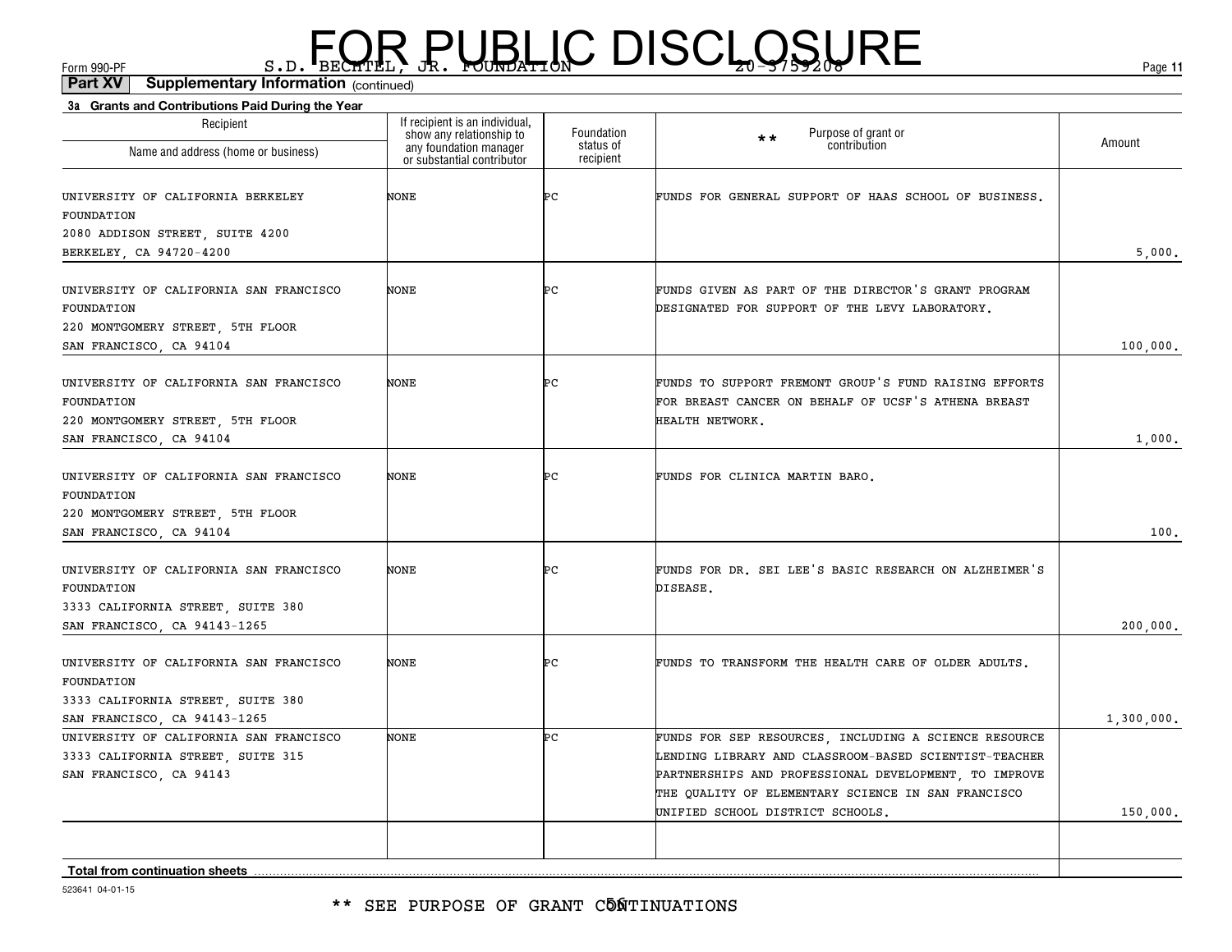FOR PUBLIC DISCLOSURE

Form 990-PF S.D. BECHTEL, JR. FOUNDATION 20-3759208

**Part XV Supplementary Information** (continued)

**3a Grants and Contributions Paid During the Year**

| Recipient Name and address (home or business) | If recipient is an individual, show any relationship to any foundation manager or substantial contributor | Foundation status of recipient | ** Purpose of grant or contribution | Amount |
|---|---|---|---|---|
| UNIVERSITY OF CALIFORNIA BERKELEY FOUNDATION 2080 ADDISON STREET, SUITE 4200 BERKELEY, CA 94720-4200 | NONE | PC | FUNDS FOR GENERAL SUPPORT OF HAAS SCHOOL OF BUSINESS. | 5,000. |
| UNIVERSITY OF CALIFORNIA SAN FRANCISCO FOUNDATION 220 MONTGOMERY STREET, 5TH FLOOR SAN FRANCISCO, CA 94104 | NONE | PC | FUNDS GIVEN AS PART OF THE DIRECTOR'S GRANT PROGRAM DESIGNATED FOR SUPPORT OF THE LEVY LABORATORY. | 100,000. |
| UNIVERSITY OF CALIFORNIA SAN FRANCISCO FOUNDATION 220 MONTGOMERY STREET, 5TH FLOOR SAN FRANCISCO, CA 94104 | NONE | PC | FUNDS TO SUPPORT FREMONT GROUP'S FUND RAISING EFFORTS FOR BREAST CANCER ON BEHALF OF UCSF'S ATHENA BREAST HEALTH NETWORK. | 1,000. |
| UNIVERSITY OF CALIFORNIA SAN FRANCISCO FOUNDATION 220 MONTGOMERY STREET, 5TH FLOOR SAN FRANCISCO, CA 94104 | NONE | PC | FUNDS FOR CLINICA MARTIN BARO. | 100. |
| UNIVERSITY OF CALIFORNIA SAN FRANCISCO FOUNDATION 3333 CALIFORNIA STREET, SUITE 380 SAN FRANCISCO, CA 94143-1265 | NONE | PC | FUNDS FOR DR. SEI LEE'S BASIC RESEARCH ON ALZHEIMER'S DISEASE. | 200,000. |
| UNIVERSITY OF CALIFORNIA SAN FRANCISCO FOUNDATION 3333 CALIFORNIA STREET, SUITE 380 SAN FRANCISCO, CA 94143-1265 | NONE | PC | FUNDS TO TRANSFORM THE HEALTH CARE OF OLDER ADULTS. | 1,300,000. |
| UNIVERSITY OF CALIFORNIA SAN FRANCISCO 3333 CALIFORNIA STREET, SUITE 315 SAN FRANCISCO, CA 94143 | NONE | PC | FUNDS FOR SEP RESOURCES, INCLUDING A SCIENCE RESOURCE LENDING LIBRARY AND CLASSROOM-BASED SCIENTIST-TEACHER PARTNERSHIPS AND PROFESSIONAL DEVELOPMENT, TO IMPROVE THE QUALITY OF ELEMENTARY SCIENCE IN SAN FRANCISCO UNIFIED SCHOOL DISTRICT SCHOOLS. | 150,000. |
| | | | | |
| **Total from continuation sheets** | | | | |

523641 04-01-15

** SEE PURPOSE OF GRANT CONTINUATIONS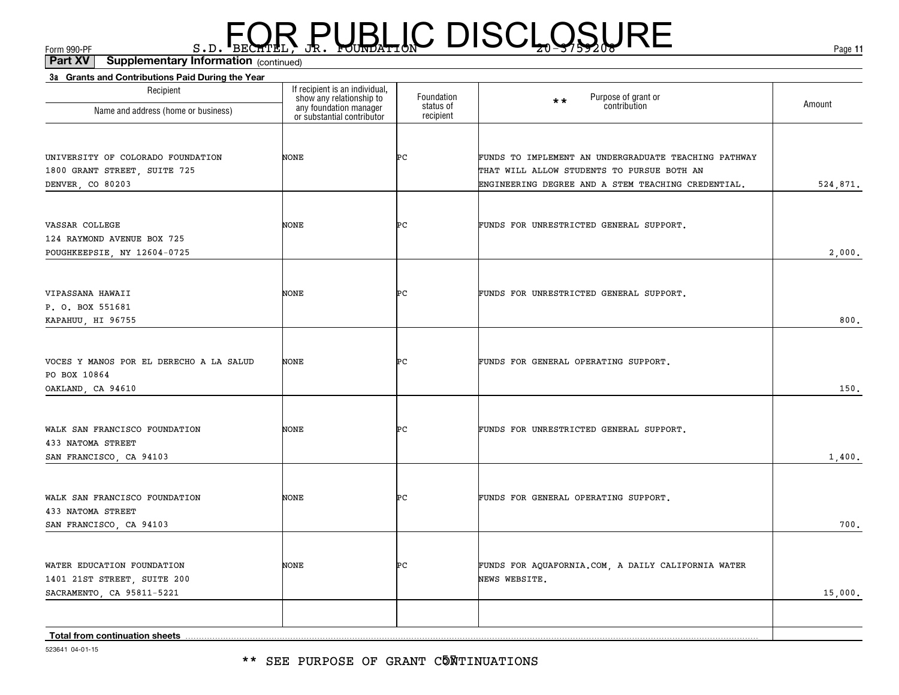**Part XV Supplementary Information** (continued)

**3a Grants and Contributions Paid During the Year**

| Recipient Name and address (home or business) | If recipient is an individual, show any relationship to any foundation manager or substantial contributor | Foundation status of recipient | ** Purpose of grant or contribution | Amount |
|---|---|---|---|---|
| UNIVERSITY OF COLORADO FOUNDATION<br>1800 GRANT STREET, SUITE 725<br>DENVER, CO 80203 | NONE | PC | FUNDS TO IMPLEMENT AN UNDERGRADUATE TEACHING PATHWAY THAT WILL ALLOW STUDENTS TO PURSUE BOTH AN ENGINEERING DEGREE AND A STEM TEACHING CREDENTIAL. | 524,871. |
| VASSAR COLLEGE<br>124 RAYMOND AVENUE BOX 725<br>POUGHKEEPSIE, NY 12604-0725 | NONE | PC | FUNDS FOR UNRESTRICTED GENERAL SUPPORT. | 2,000. |
| VIPASSANA HAWAII<br>P. O. BOX 551681<br>KAPAHUU, HI 96755 | NONE | PC | FUNDS FOR UNRESTRICTED GENERAL SUPPORT. | 800. |
| VOCES Y MANOS POR EL DERECHO A LA SALUD<br>PO BOX 10864<br>OAKLAND, CA 94610 | NONE | PC | FUNDS FOR GENERAL OPERATING SUPPORT. | 150. |
| WALK SAN FRANCISCO FOUNDATION<br>433 NATOMA STREET<br>SAN FRANCISCO, CA 94103 | NONE | PC | FUNDS FOR UNRESTRICTED GENERAL SUPPORT. | 1,400. |
| WALK SAN FRANCISCO FOUNDATION<br>433 NATOMA STREET<br>SAN FRANCISCO, CA 94103 | NONE | PC | FUNDS FOR GENERAL OPERATING SUPPORT. | 700. |
| WATER EDUCATION FOUNDATION<br>1401 21ST STREET, SUITE 200<br>SACRAMENTO, CA 95811-5221 | NONE | PC | FUNDS FOR AQUAFORNIA.COM, A DAILY CALIFORNIA WATER NEWS WEBSITE. | 15,000. |
| | | | | |
| **Total from continuation sheets** | | | | |

** SEE PURPOSE OF GRANT CONTINUATIONS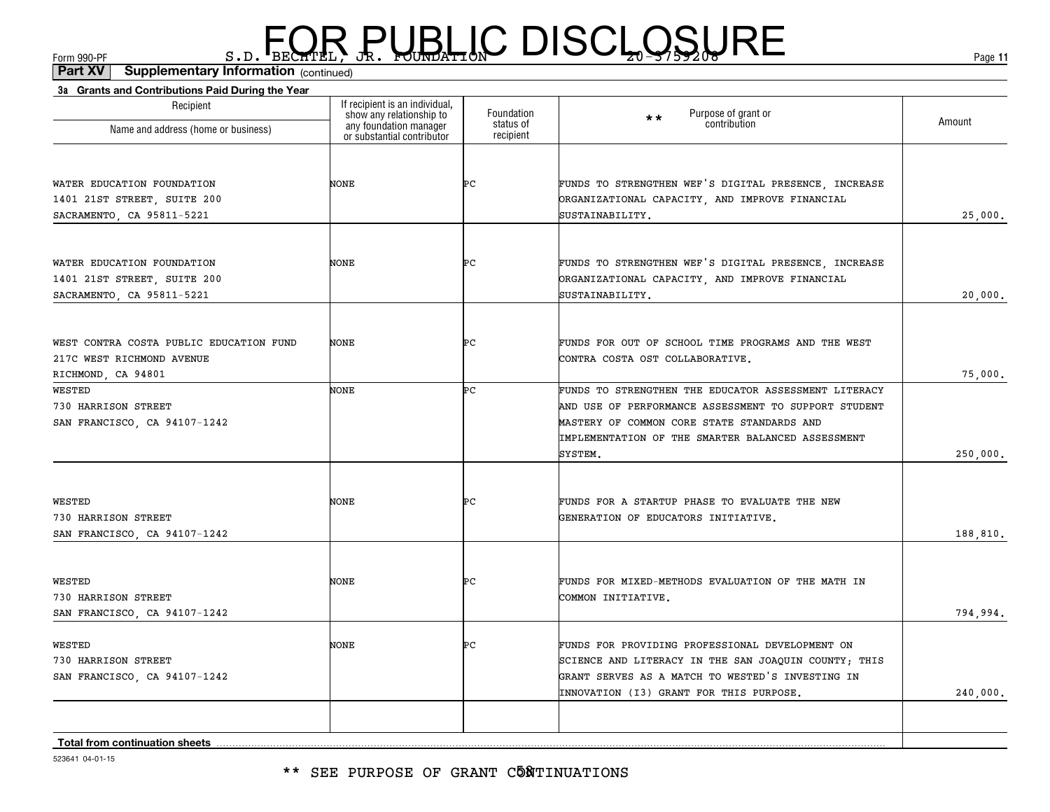FOR PUBLIC DISCLOSURE

Form 990-PF S.D. BECHTEL, JR. FOUNDATION 20-3759208

**Part XV Supplementary Information** (continued)

**3a Grants and Contributions Paid During the Year**

| Recipient Name and address (home or business) | If recipient is an individual, show any relationship to any foundation manager or substantial contributor | Foundation status of recipient | ** Purpose of grant or contribution | Amount |
|---|---|---|---|---|
| WATER EDUCATION FOUNDATION<br>1401 21ST STREET, SUITE 200<br>SACRAMENTO, CA 95811-5221 | NONE | PC | FUNDS TO STRENGTHEN WEF'S DIGITAL PRESENCE, INCREASE ORGANIZATIONAL CAPACITY, AND IMPROVE FINANCIAL SUSTAINABILITY. | 25,000. |
| WATER EDUCATION FOUNDATION<br>1401 21ST STREET, SUITE 200<br>SACRAMENTO, CA 95811-5221 | NONE | PC | FUNDS TO STRENGTHEN WEF'S DIGITAL PRESENCE, INCREASE ORGANIZATIONAL CAPACITY, AND IMPROVE FINANCIAL SUSTAINABILITY. | 20,000. |
| WEST CONTRA COSTA PUBLIC EDUCATION FUND<br>217C WEST RICHMOND AVENUE<br>RICHMOND, CA 94801 | NONE | PC | FUNDS FOR OUT OF SCHOOL TIME PROGRAMS AND THE WEST CONTRA COSTA OST COLLABORATIVE. | 75,000. |
| WESTED<br>730 HARRISON STREET<br>SAN FRANCISCO, CA 94107-1242 | NONE | PC | FUNDS TO STRENGTHEN THE EDUCATOR ASSESSMENT LITERACY AND USE OF PERFORMANCE ASSESSMENT TO SUPPORT STUDENT MASTERY OF COMMON CORE STATE STANDARDS AND IMPLEMENTATION OF THE SMARTER BALANCED ASSESSMENT SYSTEM. | 250,000. |
| WESTED<br>730 HARRISON STREET<br>SAN FRANCISCO, CA 94107-1242 | NONE | PC | FUNDS FOR A STARTUP PHASE TO EVALUATE THE NEW GENERATION OF EDUCATORS INITIATIVE. | 188,810. |
| WESTED<br>730 HARRISON STREET<br>SAN FRANCISCO, CA 94107-1242 | NONE | PC | FUNDS FOR MIXED-METHODS EVALUATION OF THE MATH IN COMMON INITIATIVE. | 794,994. |
| WESTED<br>730 HARRISON STREET<br>SAN FRANCISCO, CA 94107-1242 | NONE | PC | FUNDS FOR PROVIDING PROFESSIONAL DEVELOPMENT ON SCIENCE AND LITERACY IN THE SAN JOAQUIN COUNTY; THIS GRANT SERVES AS A MATCH TO WESTED'S INVESTING IN INNOVATION (I3) GRANT FOR THIS PURPOSE. | 240,000. |
| **Total from continuation sheets** | | | | |

523641 04-01-15

** SEE PURPOSE OF GRANT CONTINUATIONS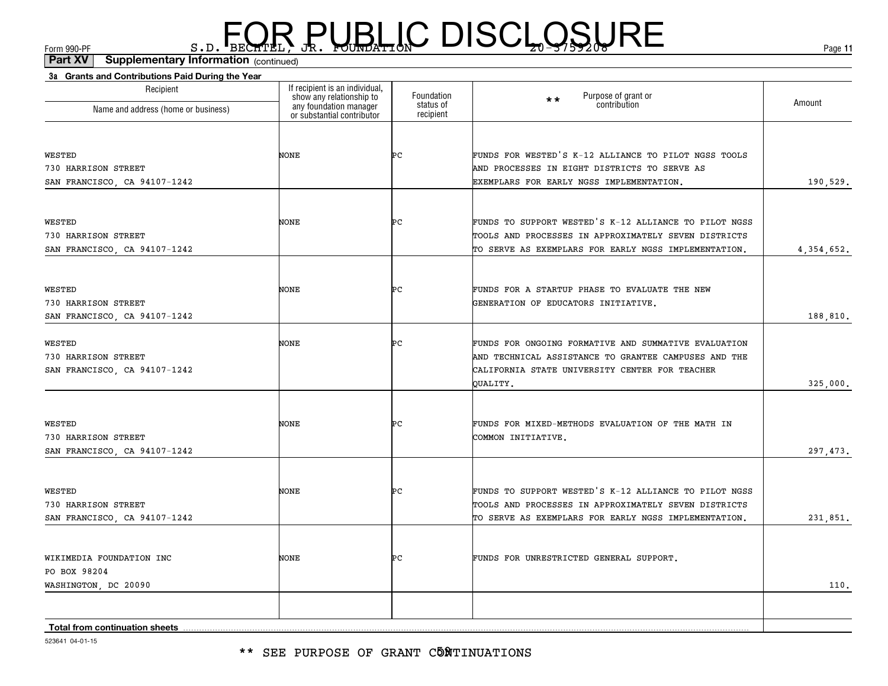FOR PUBLIC DISCLOSURE

Form 990-PF S.D. BECHTEL, JR. FOUNDATION 20-3759208

**Part XV Supplementary Information** (continued)

**3a Grants and Contributions Paid During the Year**

| Recipient Name and address (home or business) | If recipient is an individual, show any relationship to any foundation manager or substantial contributor | Foundation status of recipient | ** Purpose of grant or contribution | Amount |
|---|---|---|---|---|
| WESTED<br>730 HARRISON STREET<br>SAN FRANCISCO, CA 94107-1242 | NONE | PC | FUNDS FOR WESTED'S K-12 ALLIANCE TO PILOT NGSS TOOLS AND PROCESSES IN EIGHT DISTRICTS TO SERVE AS EXEMPLARS FOR EARLY NGSS IMPLEMENTATION. | 190,529. |
| WESTED<br>730 HARRISON STREET<br>SAN FRANCISCO, CA 94107-1242 | NONE | PC | FUNDS TO SUPPORT WESTED'S K-12 ALLIANCE TO PILOT NGSS TOOLS AND PROCESSES IN APPROXIMATELY SEVEN DISTRICTS TO SERVE AS EXEMPLARS FOR EARLY NGSS IMPLEMENTATION. | 4,354,652. |
| WESTED<br>730 HARRISON STREET<br>SAN FRANCISCO, CA 94107-1242 | NONE | PC | FUNDS FOR A STARTUP PHASE TO EVALUATE THE NEW GENERATION OF EDUCATORS INITIATIVE. | 188,810. |
| WESTED<br>730 HARRISON STREET<br>SAN FRANCISCO, CA 94107-1242 | NONE | PC | FUNDS FOR ONGOING FORMATIVE AND SUMMATIVE EVALUATION AND TECHNICAL ASSISTANCE TO GRANTEE CAMPUSES AND THE CALIFORNIA STATE UNIVERSITY CENTER FOR TEACHER QUALITY. | 325,000. |
| WESTED<br>730 HARRISON STREET<br>SAN FRANCISCO, CA 94107-1242 | NONE | PC | FUNDS FOR MIXED-METHODS EVALUATION OF THE MATH IN COMMON INITIATIVE. | 297,473. |
| WESTED<br>730 HARRISON STREET<br>SAN FRANCISCO, CA 94107-1242 | NONE | PC | FUNDS TO SUPPORT WESTED'S K-12 ALLIANCE TO PILOT NGSS TOOLS AND PROCESSES IN APPROXIMATELY SEVEN DISTRICTS TO SERVE AS EXEMPLARS FOR EARLY NGSS IMPLEMENTATION. | 231,851. |
| WIKIMEDIA FOUNDATION INC<br>PO BOX 98204<br>WASHINGTON, DC 20090 | NONE | PC | FUNDS FOR UNRESTRICTED GENERAL SUPPORT. | 110. |
| | | | | |
| **Total from continuation sheets** | | | | |

523641 04-01-15

** SEE PURPOSE OF GRANT CONTINUATIONS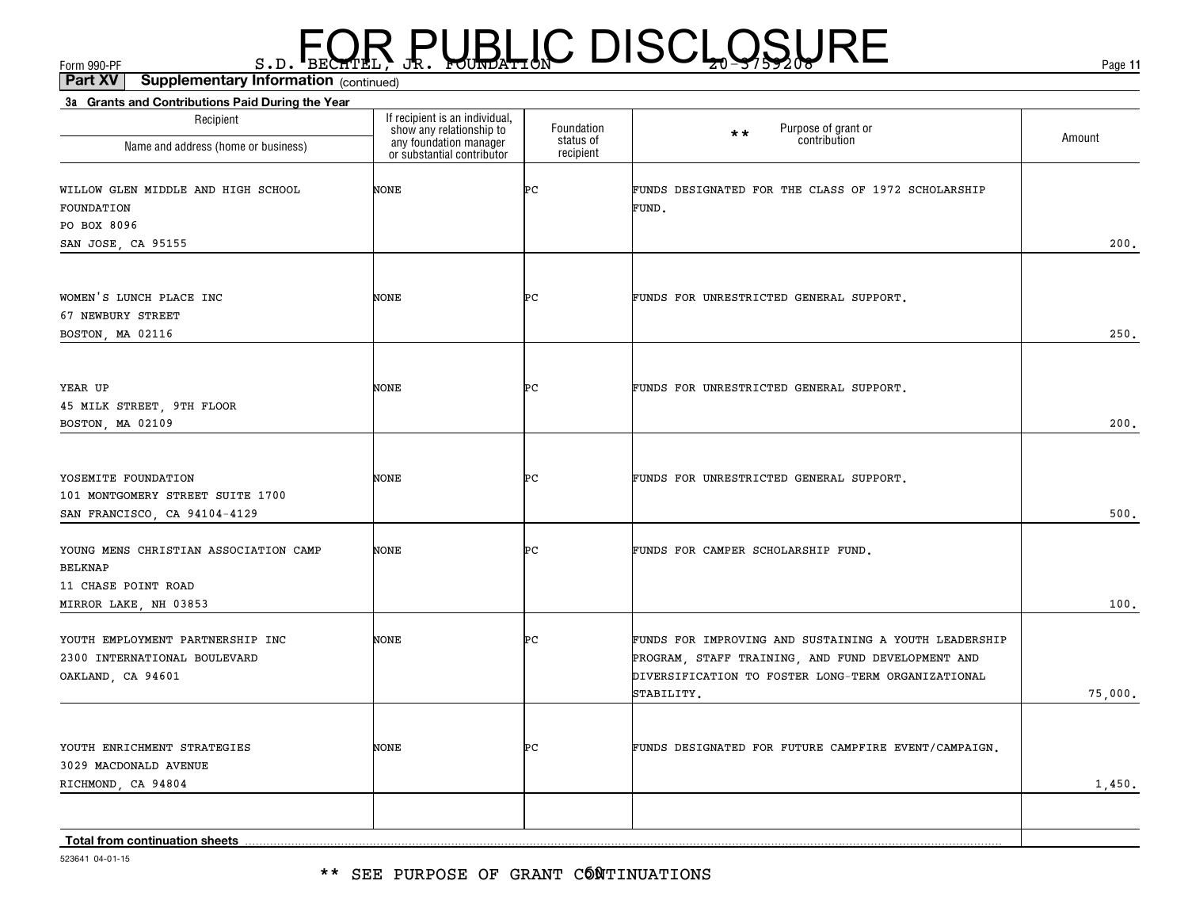**Part XV Supplementary Information** (continued)

**3a Grants and Contributions Paid During the Year**

| Recipient Name and address (home or business) | If recipient is an individual, show any relationship to any foundation manager or substantial contributor | Foundation status of recipient | ** Purpose of grant or contribution | Amount |
|---|---|---|---|---|
| WILLOW GLEN MIDDLE AND HIGH SCHOOL FOUNDATION PO BOX 8096 SAN JOSE, CA 95155 | NONE | PC | FUNDS DESIGNATED FOR THE CLASS OF 1972 SCHOLARSHIP FUND. | 200. |
| WOMEN'S LUNCH PLACE INC 67 NEWBURY STREET BOSTON, MA 02116 | NONE | PC | FUNDS FOR UNRESTRICTED GENERAL SUPPORT. | 250. |
| YEAR UP 45 MILK STREET, 9TH FLOOR BOSTON, MA 02109 | NONE | PC | FUNDS FOR UNRESTRICTED GENERAL SUPPORT. | 200. |
| YOSEMITE FOUNDATION 101 MONTGOMERY STREET SUITE 1700 SAN FRANCISCO, CA 94104-4129 | NONE | PC | FUNDS FOR UNRESTRICTED GENERAL SUPPORT. | 500. |
| YOUNG MENS CHRISTIAN ASSOCIATION CAMP BELKNAP 11 CHASE POINT ROAD MIRROR LAKE, NH 03853 | NONE | PC | FUNDS FOR CAMPER SCHOLARSHIP FUND. | 100. |
| YOUTH EMPLOYMENT PARTNERSHIP INC 2300 INTERNATIONAL BOULEVARD OAKLAND, CA 94601 | NONE | PC | FUNDS FOR IMPROVING AND SUSTAINING A YOUTH LEADERSHIP PROGRAM, STAFF TRAINING, AND FUND DEVELOPMENT AND DIVERSIFICATION TO FOSTER LONG-TERM ORGANIZATIONAL STABILITY. | 75,000. |
| YOUTH ENRICHMENT STRATEGIES 3029 MACDONALD AVENUE RICHMOND, CA 94804 | NONE | PC | FUNDS DESIGNATED FOR FUTURE CAMPFIRE EVENT/CAMPAIGN. | 1,450. |
| | | | | |
| **Total from continuation sheets** | | | | |

523641 04-01-15

** SEE PURPOSE OF GRANT CONTINUATIONS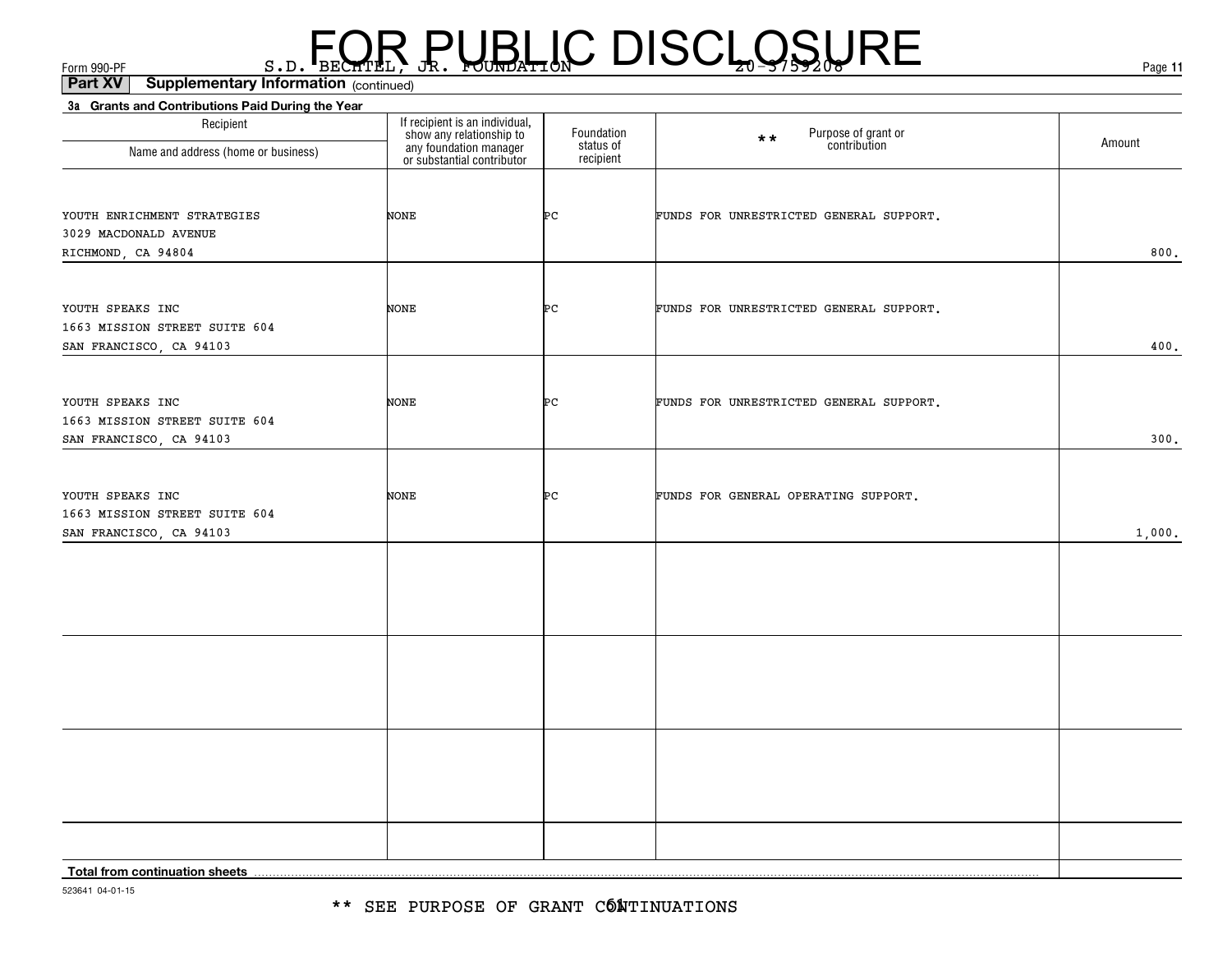FOR PUBLIC DISCLOSURE

Form 990-PF S.D. BECHTEL, JR. FOUNDATION 20-3759208

**Part XV** **Supplementary Information** (continued)

**3a Grants and Contributions Paid During the Year**

| Recipient<br>Name and address (home or business) | If recipient is an individual, show any relationship to any foundation manager or substantial contributor | Foundation status of recipient | ** Purpose of grant or contribution | Amount |
|---|---|---|---|---|
| YOUTH ENRICHMENT STRATEGIES<br>3029 MACDONALD AVENUE<br>RICHMOND, CA 94804 | NONE | PC | FUNDS FOR UNRESTRICTED GENERAL SUPPORT. | 800. |
| YOUTH SPEAKS INC<br>1663 MISSION STREET SUITE 604<br>SAN FRANCISCO, CA 94103 | NONE | PC | FUNDS FOR UNRESTRICTED GENERAL SUPPORT. | 400. |
| YOUTH SPEAKS INC<br>1663 MISSION STREET SUITE 604<br>SAN FRANCISCO, CA 94103 | NONE | PC | FUNDS FOR UNRESTRICTED GENERAL SUPPORT. | 300. |
| YOUTH SPEAKS INC<br>1663 MISSION STREET SUITE 604<br>SAN FRANCISCO, CA 94103 | NONE | PC | FUNDS FOR GENERAL OPERATING SUPPORT. | 1,000. |
| | | | | |
| | | | | |
| | | | | |
| | | | | |
| **Total from continuation sheets** | | | | |

523641 04-01-15

** SEE PURPOSE OF GRANT CONTINUATIONS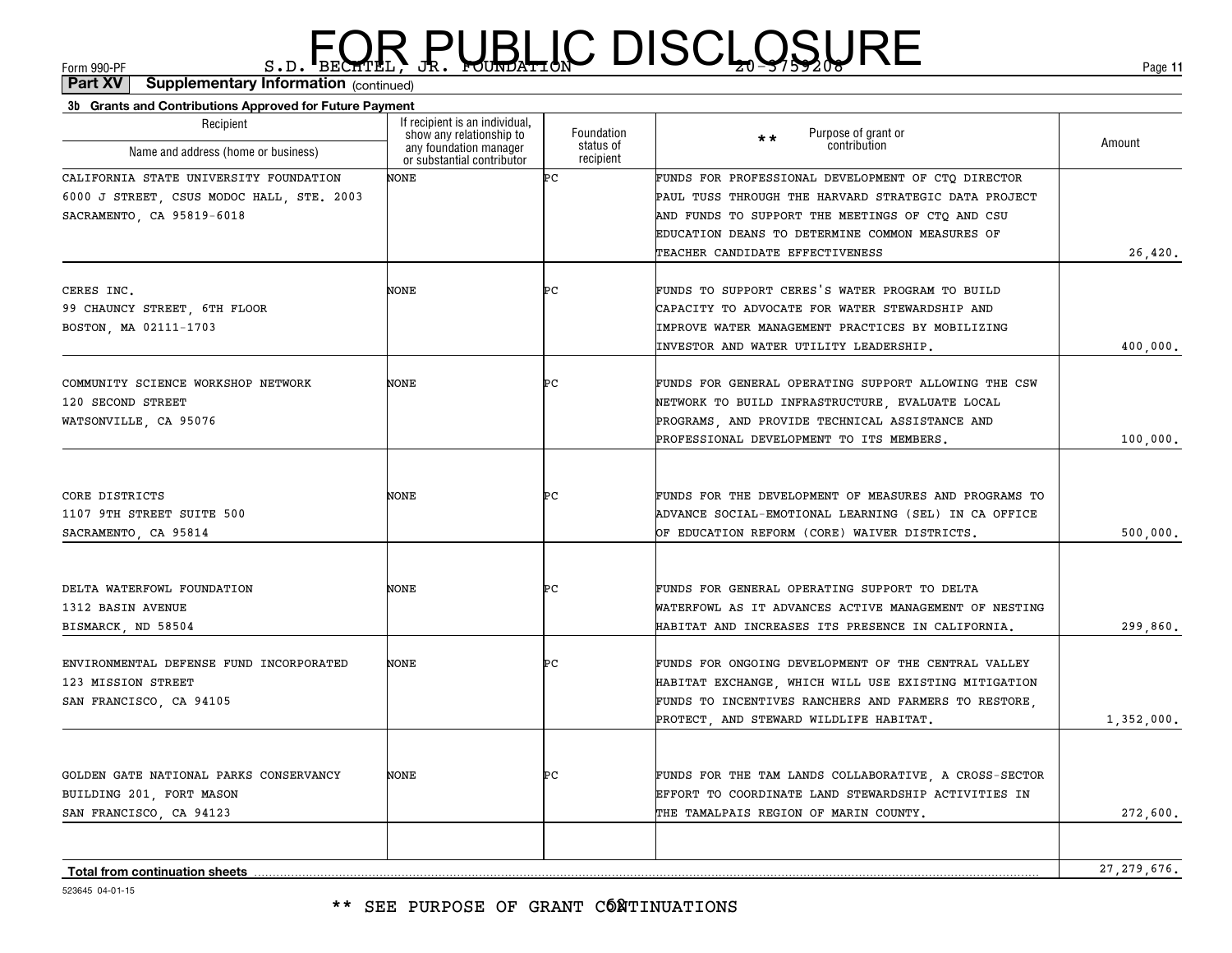FOR PUBLIC DISCLOSURE

Form 990-PF S.D. BECHTEL, JR. FOUNDATION 20-3759208

**Part XV Supplementary Information** (continued)

**3b Grants and Contributions Approved for Future Payment**

| Recipient Name and address (home or business) | If recipient is an individual, show any relationship to any foundation manager or substantial contributor | Foundation status of recipient | ** Purpose of grant or contribution | Amount |
|---|---|---|---|---|
| CALIFORNIA STATE UNIVERSITY FOUNDATION 6000 J STREET, CSUS MODOC HALL, STE. 2003 SACRAMENTO, CA 95819-6018 | NONE | PC | FUNDS FOR PROFESSIONAL DEVELOPMENT OF CTQ DIRECTOR PAUL TUSS THROUGH THE HARVARD STRATEGIC DATA PROJECT AND FUNDS TO SUPPORT THE MEETINGS OF CTQ AND CSU EDUCATION DEANS TO DETERMINE COMMON MEASURES OF TEACHER CANDIDATE EFFECTIVENESS | 26,420. |
| CERES INC. 99 CHAUNCY STREET, 6TH FLOOR BOSTON, MA 02111-1703 | NONE | PC | FUNDS TO SUPPORT CERES'S WATER PROGRAM TO BUILD CAPACITY TO ADVOCATE FOR WATER STEWARDSHIP AND IMPROVE WATER MANAGEMENT PRACTICES BY MOBILIZING INVESTOR AND WATER UTILITY LEADERSHIP. | 400,000. |
| COMMUNITY SCIENCE WORKSHOP NETWORK 120 SECOND STREET WATSONVILLE, CA 95076 | NONE | PC | FUNDS FOR GENERAL OPERATING SUPPORT ALLOWING THE CSW NETWORK TO BUILD INFRASTRUCTURE, EVALUATE LOCAL PROGRAMS, AND PROVIDE TECHNICAL ASSISTANCE AND PROFESSIONAL DEVELOPMENT TO ITS MEMBERS. | 100,000. |
| CORE DISTRICTS 1107 9TH STREET SUITE 500 SACRAMENTO, CA 95814 | NONE | PC | FUNDS FOR THE DEVELOPMENT OF MEASURES AND PROGRAMS TO ADVANCE SOCIAL-EMOTIONAL LEARNING (SEL) IN CA OFFICE OF EDUCATION REFORM (CORE) WAIVER DISTRICTS. | 500,000. |
| DELTA WATERFOWL FOUNDATION 1312 BASIN AVENUE BISMARCK, ND 58504 | NONE | PC | FUNDS FOR GENERAL OPERATING SUPPORT TO DELTA WATERFOWL AS IT ADVANCES ACTIVE MANAGEMENT OF NESTING HABITAT AND INCREASES ITS PRESENCE IN CALIFORNIA. | 299,860. |
| ENVIRONMENTAL DEFENSE FUND INCORPORATED 123 MISSION STREET SAN FRANCISCO, CA 94105 | NONE | PC | FUNDS FOR ONGOING DEVELOPMENT OF THE CENTRAL VALLEY HABITAT EXCHANGE, WHICH WILL USE EXISTING MITIGATION FUNDS TO INCENTIVES RANCHERS AND FARMERS TO RESTORE, PROTECT, AND STEWARD WILDLIFE HABITAT. | 1,352,000. |
| GOLDEN GATE NATIONAL PARKS CONSERVANCY BUILDING 201, FORT MASON SAN FRANCISCO, CA 94123 | NONE | PC | FUNDS FOR THE TAM LANDS COLLABORATIVE, A CROSS-SECTOR EFFORT TO COORDINATE LAND STEWARDSHIP ACTIVITIES IN THE TAMALPAIS REGION OF MARIN COUNTY. | 272,600. |
| | | | | |
| **Total from continuation sheets** | | | | 27,279,676. |

523645 04-01-15

** SEE PURPOSE OF GRANT CONTINUATIONS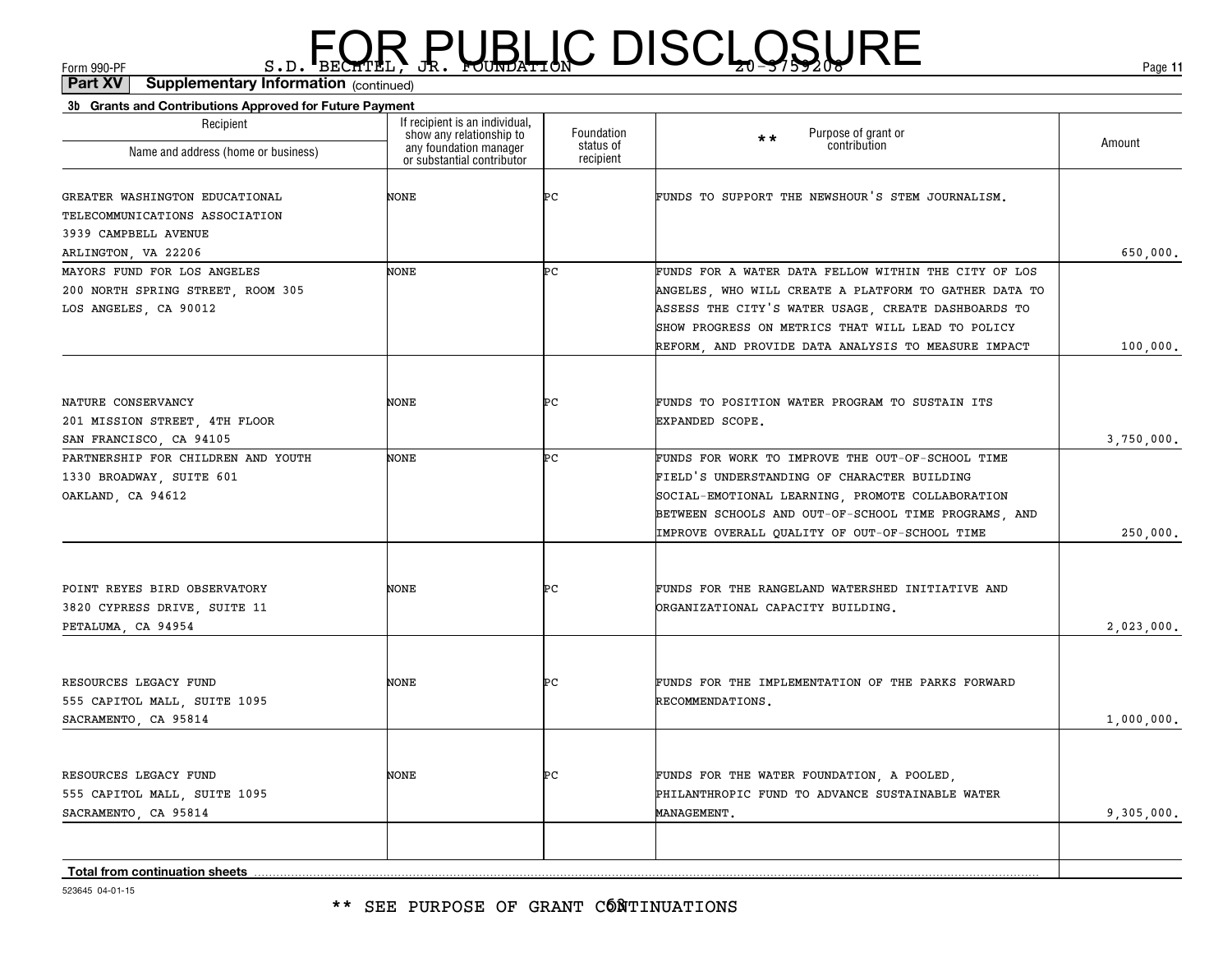FOR PUBLIC DISCLOSURE

Form 990-PF S.D. BECHTEL, JR. FOUNDATION 20-3759208

**Part XV Supplementary Information** (continued)

**3b Grants and Contributions Approved for Future Payment**

| Recipient Name and address (home or business) | If recipient is an individual, show any relationship to any foundation manager or substantial contributor | Foundation status of recipient | ** Purpose of grant or contribution | Amount |
|---|---|---|---|---|
| GREATER WASHINGTON EDUCATIONAL TELECOMMUNICATIONS ASSOCIATION 3939 CAMPBELL AVENUE ARLINGTON, VA 22206 | NONE | PC | FUNDS TO SUPPORT THE NEWSHOUR'S STEM JOURNALISM. | 650,000. |
| MAYORS FUND FOR LOS ANGELES 200 NORTH SPRING STREET, ROOM 305 LOS ANGELES, CA 90012 | NONE | PC | FUNDS FOR A WATER DATA FELLOW WITHIN THE CITY OF LOS ANGELES, WHO WILL CREATE A PLATFORM TO GATHER DATA TO ASSESS THE CITY'S WATER USAGE, CREATE DASHBOARDS TO SHOW PROGRESS ON METRICS THAT WILL LEAD TO POLICY REFORM, AND PROVIDE DATA ANALYSIS TO MEASURE IMPACT | 100,000. |
| NATURE CONSERVANCY 201 MISSION STREET, 4TH FLOOR SAN FRANCISCO, CA 94105 | NONE | PC | FUNDS TO POSITION WATER PROGRAM TO SUSTAIN ITS EXPANDED SCOPE. | 3,750,000. |
| PARTNERSHIP FOR CHILDREN AND YOUTH 1330 BROADWAY, SUITE 601 OAKLAND, CA 94612 | NONE | PC | FUNDS FOR WORK TO IMPROVE THE OUT-OF-SCHOOL TIME FIELD'S UNDERSTANDING OF CHARACTER BUILDING SOCIAL-EMOTIONAL LEARNING, PROMOTE COLLABORATION BETWEEN SCHOOLS AND OUT-OF-SCHOOL TIME PROGRAMS, AND IMPROVE OVERALL QUALITY OF OUT-OF-SCHOOL TIME | 250,000. |
| POINT REYES BIRD OBSERVATORY 3820 CYPRESS DRIVE, SUITE 11 PETALUMA, CA 94954 | NONE | PC | FUNDS FOR THE RANGELAND WATERSHED INITIATIVE AND ORGANIZATIONAL CAPACITY BUILDING. | 2,023,000. |
| RESOURCES LEGACY FUND 555 CAPITOL MALL, SUITE 1095 SACRAMENTO, CA 95814 | NONE | PC | FUNDS FOR THE IMPLEMENTATION OF THE PARKS FORWARD RECOMMENDATIONS. | 1,000,000. |
| RESOURCES LEGACY FUND 555 CAPITOL MALL, SUITE 1095 SACRAMENTO, CA 95814 | NONE | PC | FUNDS FOR THE WATER FOUNDATION, A POOLED, PHILANTHROPIC FUND TO ADVANCE SUSTAINABLE WATER MANAGEMENT. | 9,305,000. |
| | | | | |
| **Total from continuation sheets** | | | | |

523645 04-01-15

** SEE PURPOSE OF GRANT CONTINUATIONS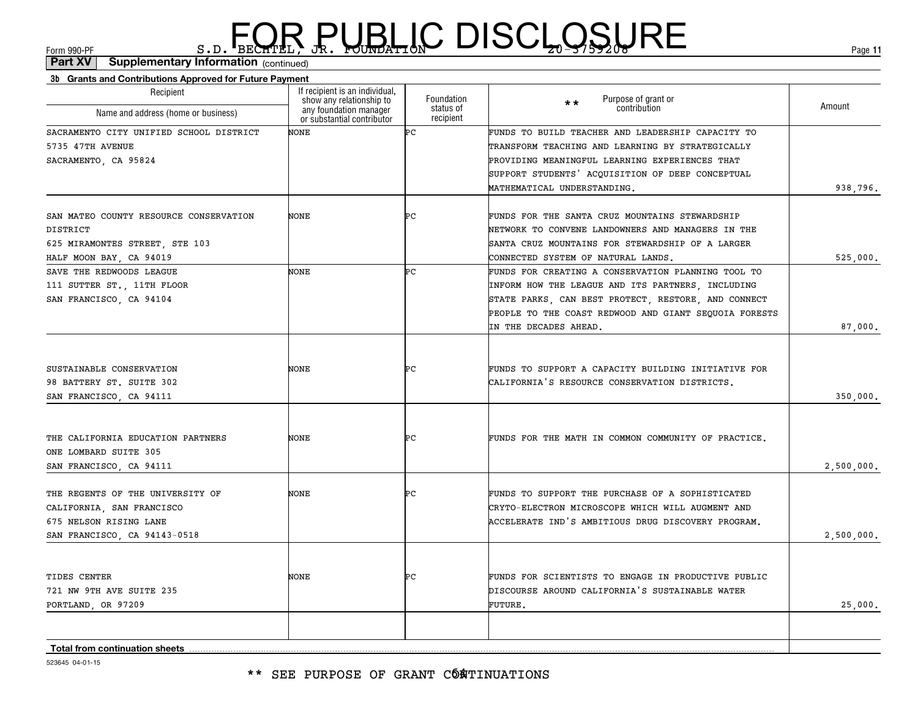FOR PUBLIC DISCLOSURE

Form 990-PF S.D. BECHTEL, JR. FOUNDATION 20-3759208

**Part XV Supplementary Information** (continued)

**3b Grants and Contributions Approved for Future Payment**

| Recipient Name and address (home or business) | If recipient is an individual, show any relationship to any foundation manager or substantial contributor | Foundation status of recipient | ** Purpose of grant or contribution | Amount |
|---|---|---|---|---|
| SACRAMENTO CITY UNIFIED SCHOOL DISTRICT 5735 47TH AVENUE SACRAMENTO, CA 95824 | NONE | PC | FUNDS TO BUILD TEACHER AND LEADERSHIP CAPACITY TO TRANSFORM TEACHING AND LEARNING BY STRATEGICALLY PROVIDING MEANINGFUL LEARNING EXPERIENCES THAT SUPPORT STUDENTS' ACQUISITION OF DEEP CONCEPTUAL MATHEMATICAL UNDERSTANDING. | 938,796. |
| SAN MATEO COUNTY RESOURCE CONSERVATION DISTRICT 625 MIRAMONTES STREET, STE 103 HALF MOON BAY, CA 94019 | NONE | PC | FUNDS FOR THE SANTA CRUZ MOUNTAINS STEWARDSHIP NETWORK TO CONVENE LANDOWNERS AND MANAGERS IN THE SANTA CRUZ MOUNTAINS FOR STEWARDSHIP OF A LARGER CONNECTED SYSTEM OF NATURAL LANDS. | 525,000. |
| SAVE THE REDWOODS LEAGUE 111 SUTTER ST., 11TH FLOOR SAN FRANCISCO, CA 94104 | NONE | PC | FUNDS FOR CREATING A CONSERVATION PLANNING TOOL TO INFORM HOW THE LEAGUE AND ITS PARTNERS, INCLUDING STATE PARKS, CAN BEST PROTECT, RESTORE, AND CONNECT PEOPLE TO THE COAST REDWOOD AND GIANT SEQUOIA FORESTS IN THE DECADES AHEAD. | 87,000. |
| SUSTAINABLE CONSERVATION 98 BATTERY ST. SUITE 302 SAN FRANCISCO, CA 94111 | NONE | PC | FUNDS TO SUPPORT A CAPACITY BUILDING INITIATIVE FOR CALIFORNIA'S RESOURCE CONSERVATION DISTRICTS. | 350,000. |
| THE CALIFORNIA EDUCATION PARTNERS ONE LOMBARD SUITE 305 SAN FRANCISCO, CA 94111 | NONE | PC | FUNDS FOR THE MATH IN COMMON COMMUNITY OF PRACTICE. | 2,500,000. |
| THE REGENTS OF THE UNIVERSITY OF CALIFORNIA, SAN FRANCISCO 675 NELSON RISING LANE SAN FRANCISCO, CA 94143-0518 | NONE | PC | FUNDS TO SUPPORT THE PURCHASE OF A SOPHISTICATED CRYTO-ELECTRON MICROSCOPE WHICH WILL AUGMENT AND ACCELERATE IND'S AMBITIOUS DRUG DISCOVERY PROGRAM. | 2,500,000. |
| TIDES CENTER 721 NW 9TH AVE SUITE 235 PORTLAND, OR 97209 | NONE | PC | FUNDS FOR SCIENTISTS TO ENGAGE IN PRODUCTIVE PUBLIC DISCOURSE AROUND CALIFORNIA'S SUSTAINABLE WATER FUTURE. | 25,000. |
| | | | | |
| **Total from continuation sheets** | | | | |

523645 04-01-15

** SEE PURPOSE OF GRANT CONTINUATIONS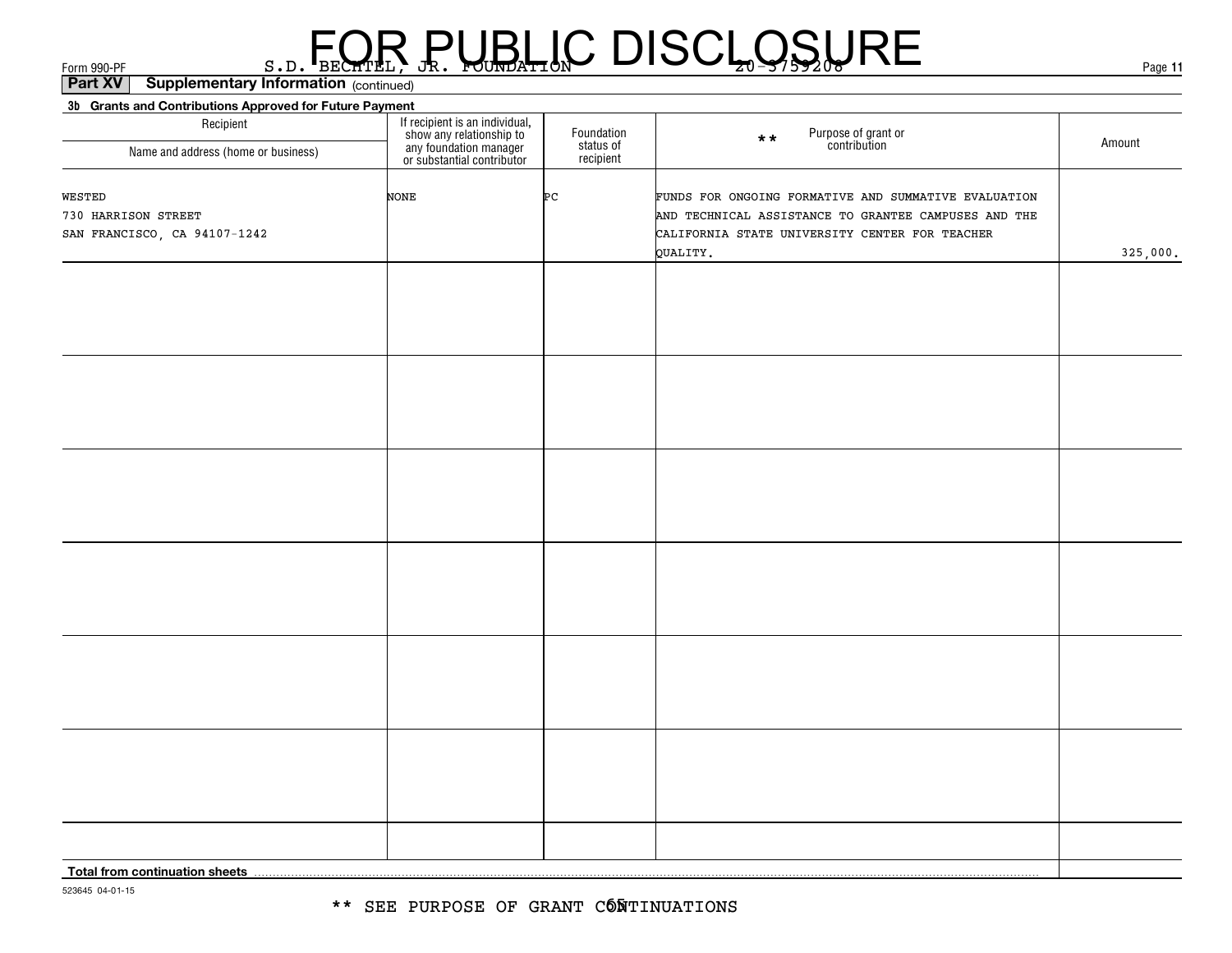FOR PUBLIC DISCLOSURE

Form 990-PF S.D. BECHTEL, JR. FOUNDATION 20-3759208

**Part XV Supplementary Information** (continued)

**3b Grants and Contributions Approved for Future Payment**

| Recipient<br>Name and address (home or business) | If recipient is an individual, show any relationship to any foundation manager or substantial contributor | Foundation status of recipient | ** Purpose of grant or contribution | Amount |
|---|---|---|---|---|
| WESTED<br>730 HARRISON STREET<br>SAN FRANCISCO, CA 94107-1242 | NONE | PC | FUNDS FOR ONGOING FORMATIVE AND SUMMATIVE EVALUATION AND TECHNICAL ASSISTANCE TO GRANTEE CAMPUSES AND THE CALIFORNIA STATE UNIVERSITY CENTER FOR TEACHER QUALITY. | 325,000. |
| | | | | |
| | | | | |
| | | | | |
| | | | | |
| | | | | |
| | | | | |
| | | | | |
| **Total from continuation sheets** | | | | |

523645 04-01-15

** SEE PURPOSE OF GRANT CONTINUATIONS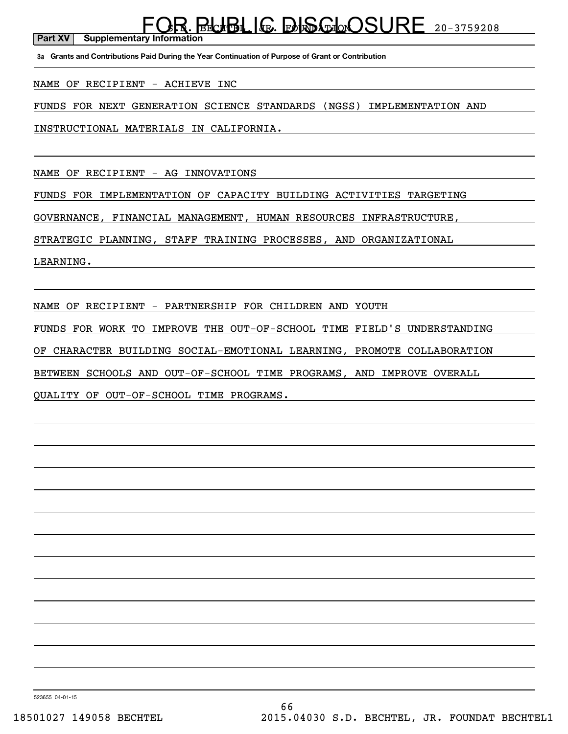**Part XV Supplementary Information**

**3a Grants and Contributions Paid During the Year Continuation of Purpose of Grant or Contribution**

NAME OF RECIPIENT - ACHIEVE INC

FUNDS FOR NEXT GENERATION SCIENCE STANDARDS (NGSS) IMPLEMENTATION AND INSTRUCTIONAL MATERIALS IN CALIFORNIA.

NAME OF RECIPIENT - AG INNOVATIONS

FUNDS FOR IMPLEMENTATION OF CAPACITY BUILDING ACTIVITIES TARGETING GOVERNANCE, FINANCIAL MANAGEMENT, HUMAN RESOURCES INFRASTRUCTURE, STRATEGIC PLANNING, STAFF TRAINING PROCESSES, AND ORGANIZATIONAL LEARNING.

NAME OF RECIPIENT - PARTNERSHIP FOR CHILDREN AND YOUTH

FUNDS FOR WORK TO IMPROVE THE OUT-OF-SCHOOL TIME FIELD'S UNDERSTANDING OF CHARACTER BUILDING SOCIAL-EMOTIONAL LEARNING, PROMOTE COLLABORATION BETWEEN SCHOOLS AND OUT-OF-SCHOOL TIME PROGRAMS, AND IMPROVE OVERALL QUALITY OF OUT-OF-SCHOOL TIME PROGRAMS.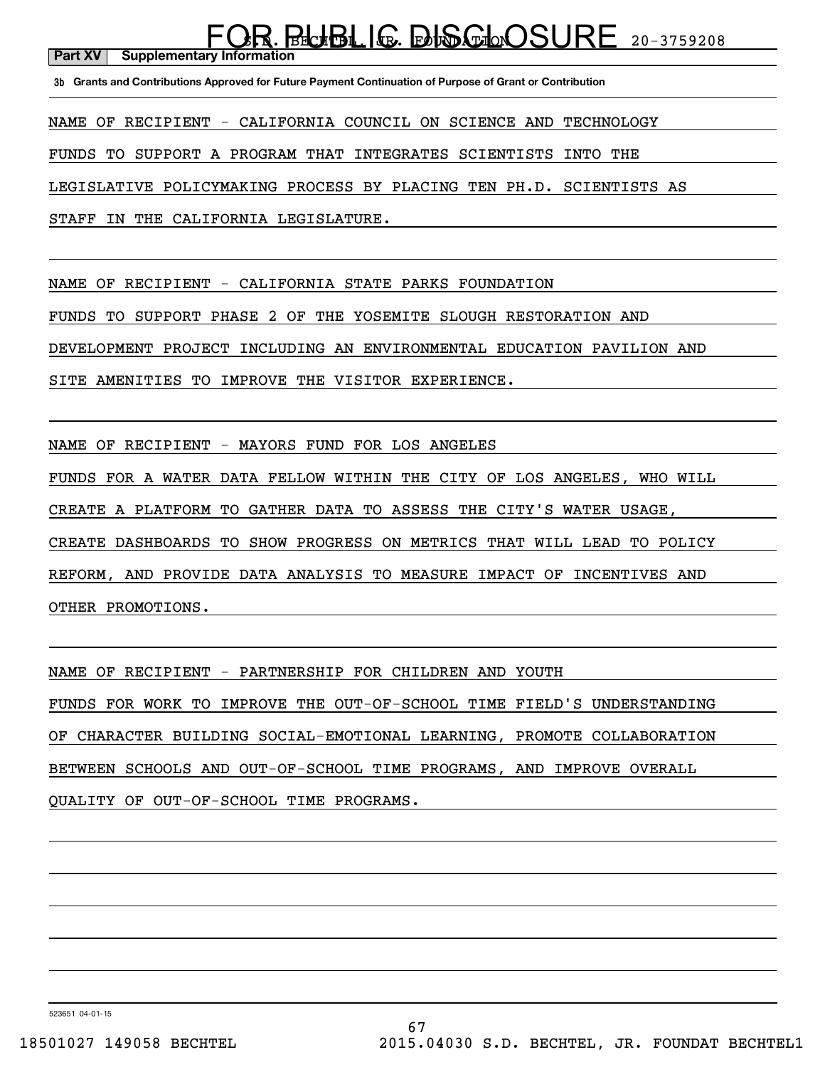S.D. BECHTEL, JR. FOUNDATION 20-3759208

**Part XV Supplementary Information**

**3b Grants and Contributions Approved for Future Payment Continuation of Purpose of Grant or Contribution**

NAME OF RECIPIENT - CALIFORNIA COUNCIL ON SCIENCE AND TECHNOLOGY
FUNDS TO SUPPORT A PROGRAM THAT INTEGRATES SCIENTISTS INTO THE LEGISLATIVE POLICYMAKING PROCESS BY PLACING TEN PH.D. SCIENTISTS AS STAFF IN THE CALIFORNIA LEGISLATURE.

NAME OF RECIPIENT - CALIFORNIA STATE PARKS FOUNDATION
FUNDS TO SUPPORT PHASE 2 OF THE YOSEMITE SLOUGH RESTORATION AND DEVELOPMENT PROJECT INCLUDING AN ENVIRONMENTAL EDUCATION PAVILION AND SITE AMENITIES TO IMPROVE THE VISITOR EXPERIENCE.

NAME OF RECIPIENT - MAYORS FUND FOR LOS ANGELES
FUNDS FOR A WATER DATA FELLOW WITHIN THE CITY OF LOS ANGELES, WHO WILL CREATE A PLATFORM TO GATHER DATA TO ASSESS THE CITY'S WATER USAGE, CREATE DASHBOARDS TO SHOW PROGRESS ON METRICS THAT WILL LEAD TO POLICY REFORM, AND PROVIDE DATA ANALYSIS TO MEASURE IMPACT OF INCENTIVES AND OTHER PROMOTIONS.

NAME OF RECIPIENT - PARTNERSHIP FOR CHILDREN AND YOUTH
FUNDS FOR WORK TO IMPROVE THE OUT-OF-SCHOOL TIME FIELD'S UNDERSTANDING OF CHARACTER BUILDING SOCIAL-EMOTIONAL LEARNING, PROMOTE COLLABORATION BETWEEN SCHOOLS AND OUT-OF-SCHOOL TIME PROGRAMS, AND IMPROVE OVERALL QUALITY OF OUT-OF-SCHOOL TIME PROGRAMS.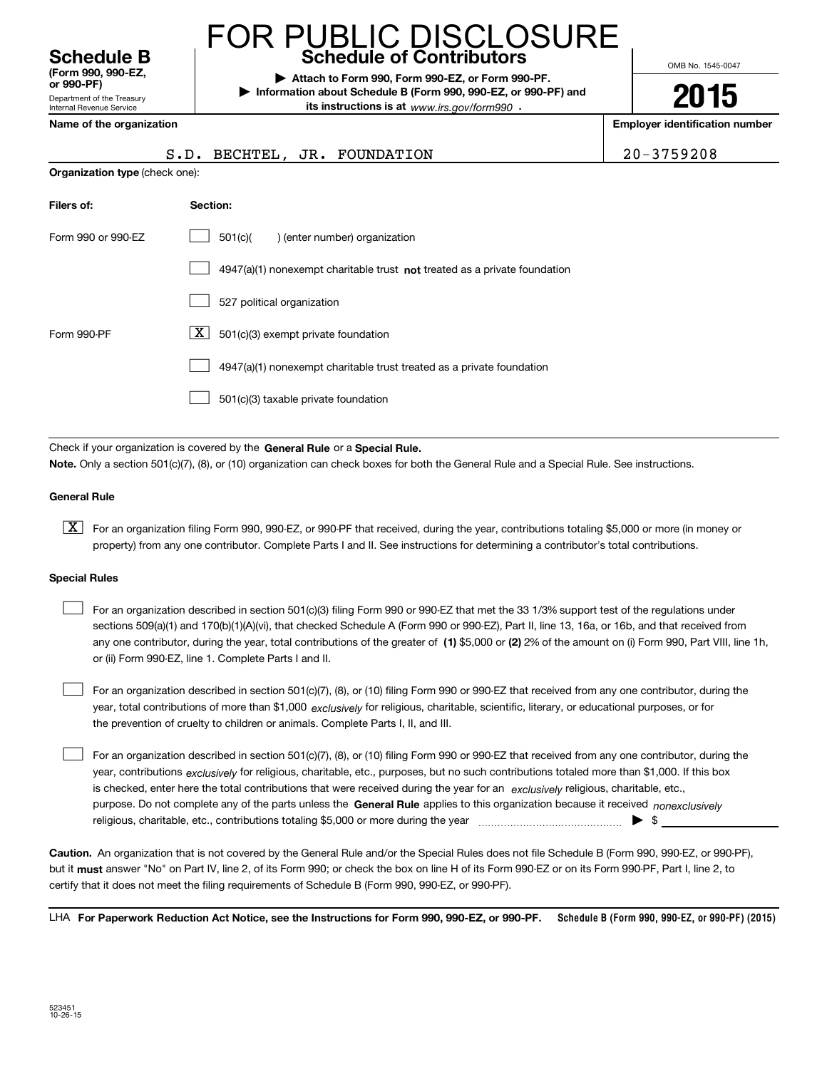# FOR PUBLIC DISCLOSURE

**Schedule B**
**(Form 990, 990-EZ, or 990-PF)**
Department of the Treasury
Internal Revenue Service

## Schedule of Contributors

▶ **Attach to Form 990, Form 990-EZ, or Form 990-PF.**
▶ **Information about Schedule B (Form 990, 990-EZ, or 990-PF) and its instructions is at** *www.irs.gov/form990* **.**

OMB No. 1545-0047

**2015**

| Name of the organization | Employer identification number |
|---|---|
| S.D. BECHTEL, JR. FOUNDATION | 20-3759208 |

**Organization type** (check one):

| Filers of: | Section: |
|---|---|
| Form 990 or 990-EZ | [ ] 501(c)( ) (enter number) organization |
| | [ ] 4947(a)(1) nonexempt charitable trust **not** treated as a private foundation |
| | [ ] 527 political organization |
| Form 990-PF | [X] 501(c)(3) exempt private foundation |
| | [ ] 4947(a)(1) nonexempt charitable trust treated as a private foundation |
| | [ ] 501(c)(3) taxable private foundation |

Check if your organization is covered by the **General Rule** or a **Special Rule.**

**Note.** Only a section 501(c)(7), (8), or (10) organization can check boxes for both the General Rule and a Special Rule. See instructions.

### General Rule

[X] For an organization filing Form 990, 990-EZ, or 990-PF that received, during the year, contributions totaling $5,000 or more (in money or property) from any one contributor. Complete Parts I and II. See instructions for determining a contributor's total contributions.

### Special Rules

[ ] For an organization described in section 501(c)(3) filing Form 990 or 990-EZ that met the 33 1/3% support test of the regulations under sections 509(a)(1) and 170(b)(1)(A)(vi), that checked Schedule A (Form 990 or 990-EZ), Part II, line 13, 16a, or 16b, and that received from any one contributor, during the year, total contributions of the greater of **(1)** $5,000 or **(2)** 2% of the amount on (i) Form 990, Part VIII, line 1h, or (ii) Form 990-EZ, line 1. Complete Parts I and II.

[ ] For an organization described in section 501(c)(7), (8), or (10) filing Form 990 or 990-EZ that received from any one contributor, during the year, total contributions of more than $1,000 *exclusively* for religious, charitable, scientific, literary, or educational purposes, or for the prevention of cruelty to children or animals. Complete Parts I, II, and III.

[ ] For an organization described in section 501(c)(7), (8), or (10) filing Form 990 or 990-EZ that received from any one contributor, during the year, contributions *exclusively* for religious, charitable, etc., purposes, but no such contributions totaled more than $1,000. If this box is checked, enter here the total contributions that were received during the year for an *exclusively* religious, charitable, etc., purpose. Do not complete any of the parts unless the **General Rule** applies to this organization because it received *nonexclusively* religious, charitable, etc., contributions totaling $5,000 or more during the year ▶ $ ______

**Caution.** An organization that is not covered by the General Rule and/or the Special Rules does not file Schedule B (Form 990, 990-EZ, or 990-PF), but it **must** answer "No" on Part IV, line 2, of its Form 990; or check the box on line H of its Form 990-EZ or on its Form 990-PF, Part I, line 2, to certify that it does not meet the filing requirements of Schedule B (Form 990, 990-EZ, or 990-PF).

LHA **For Paperwork Reduction Act Notice, see the Instructions for Form 990, 990-EZ, or 990-PF.** **Schedule B (Form 990, 990-EZ, or 990-PF) (2015)**

523451
10-26-15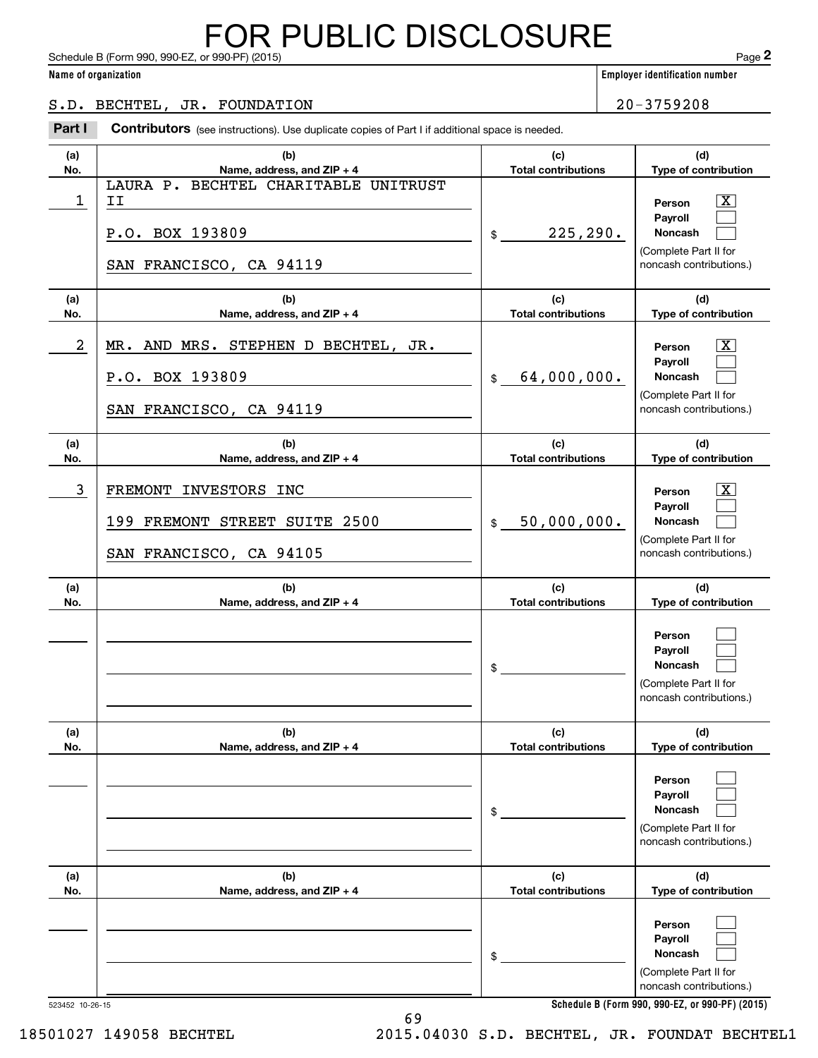# FOR PUBLIC DISCLOSURE

Schedule B (Form 990, 990-EZ, or 990-PF) (2015) Page **2**

**Name of organization**: S.D. BECHTEL, JR. FOUNDATION

**Employer identification number**: 20-3759208

**Part I** **Contributors** (see instructions). Use duplicate copies of Part I if additional space is needed.

| (a) No. | (b) Name, address, and ZIP + 4 | (c) Total contributions | (d) Type of contribution |
|---|---|---|---|
| 1 | LAURA P. BECHTEL CHARITABLE UNITRUST II<br>P.O. BOX 193809<br>SAN FRANCISCO, CA 94119 | $ 225,290. | Person [X]<br>Payroll [ ]<br>Noncash [ ]<br>(Complete Part II for noncash contributions.) |
| 2 | MR. AND MRS. STEPHEN D BECHTEL, JR.<br>P.O. BOX 193809<br>SAN FRANCISCO, CA 94119 | $ 64,000,000. | Person [X]<br>Payroll [ ]<br>Noncash [ ]<br>(Complete Part II for noncash contributions.) |
| 3 | FREMONT INVESTORS INC<br>199 FREMONT STREET SUITE 2500<br>SAN FRANCISCO, CA 94105 | $ 50,000,000. | Person [X]<br>Payroll [ ]<br>Noncash [ ]<br>(Complete Part II for noncash contributions.) |
| | | $ | Person [ ]<br>Payroll [ ]<br>Noncash [ ]<br>(Complete Part II for noncash contributions.) |
| | | $ | Person [ ]<br>Payroll [ ]<br>Noncash [ ]<br>(Complete Part II for noncash contributions.) |
| | | $ | Person [ ]<br>Payroll [ ]<br>Noncash [ ]<br>(Complete Part II for noncash contributions.) |

523452 10-26-15

**Schedule B (Form 990, 990-EZ, or 990-PF) (2015)**

18501027 149058 BECHTEL 2015.04030 S.D. BECHTEL, JR. FOUNDAT BECHTEL1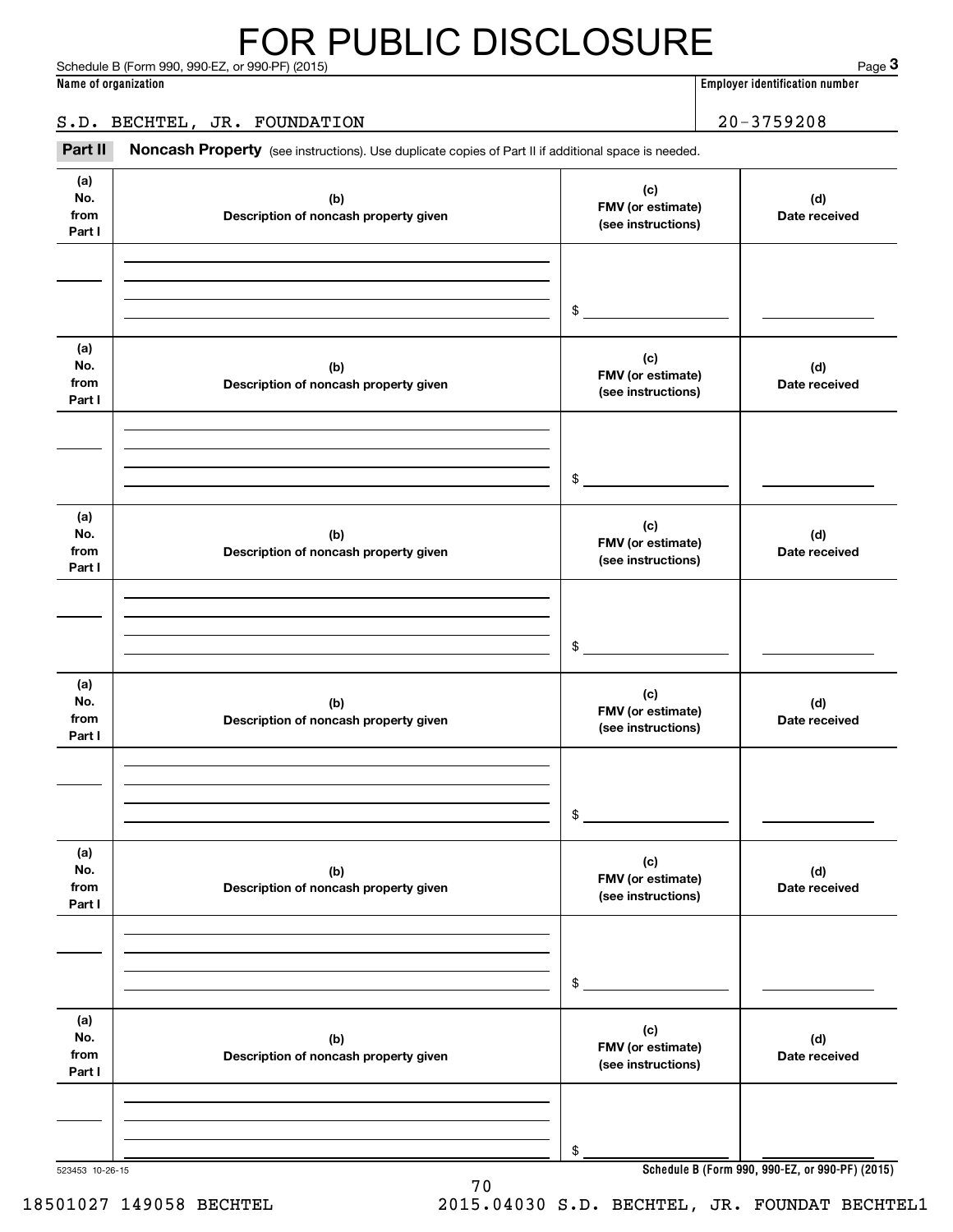# FOR PUBLIC DISCLOSURE

Schedule B (Form 990, 990-EZ, or 990-PF) (2015) Page **3**

**Name of organization** | **Employer identification number**

S.D. BECHTEL, JR. FOUNDATION | 20-3759208

**Part II** **Noncash Property** (see instructions). Use duplicate copies of Part II if additional space is needed.

| (a) No. from Part I | (b) Description of noncash property given | (c) FMV (or estimate) (see instructions) | (d) Date received |
|---|---|---|---|
| | | $ | |

| (a) No. from Part I | (b) Description of noncash property given | (c) FMV (or estimate) (see instructions) | (d) Date received |
|---|---|---|---|
| | | $ | |

| (a) No. from Part I | (b) Description of noncash property given | (c) FMV (or estimate) (see instructions) | (d) Date received |
|---|---|---|---|
| | | $ | |

| (a) No. from Part I | (b) Description of noncash property given | (c) FMV (or estimate) (see instructions) | (d) Date received |
|---|---|---|---|
| | | $ | |

| (a) No. from Part I | (b) Description of noncash property given | (c) FMV (or estimate) (see instructions) | (d) Date received |
|---|---|---|---|
| | | $ | |

| (a) No. from Part I | (b) Description of noncash property given | (c) FMV (or estimate) (see instructions) | (d) Date received |
|---|---|---|---|
| | | $ | |

523453 10-26-15 **Schedule B (Form 990, 990-EZ, or 990-PF) (2015)**

18501027 149058 BECHTEL 2015.04030 S.D. BECHTEL, JR. FOUNDAT BECHTEL1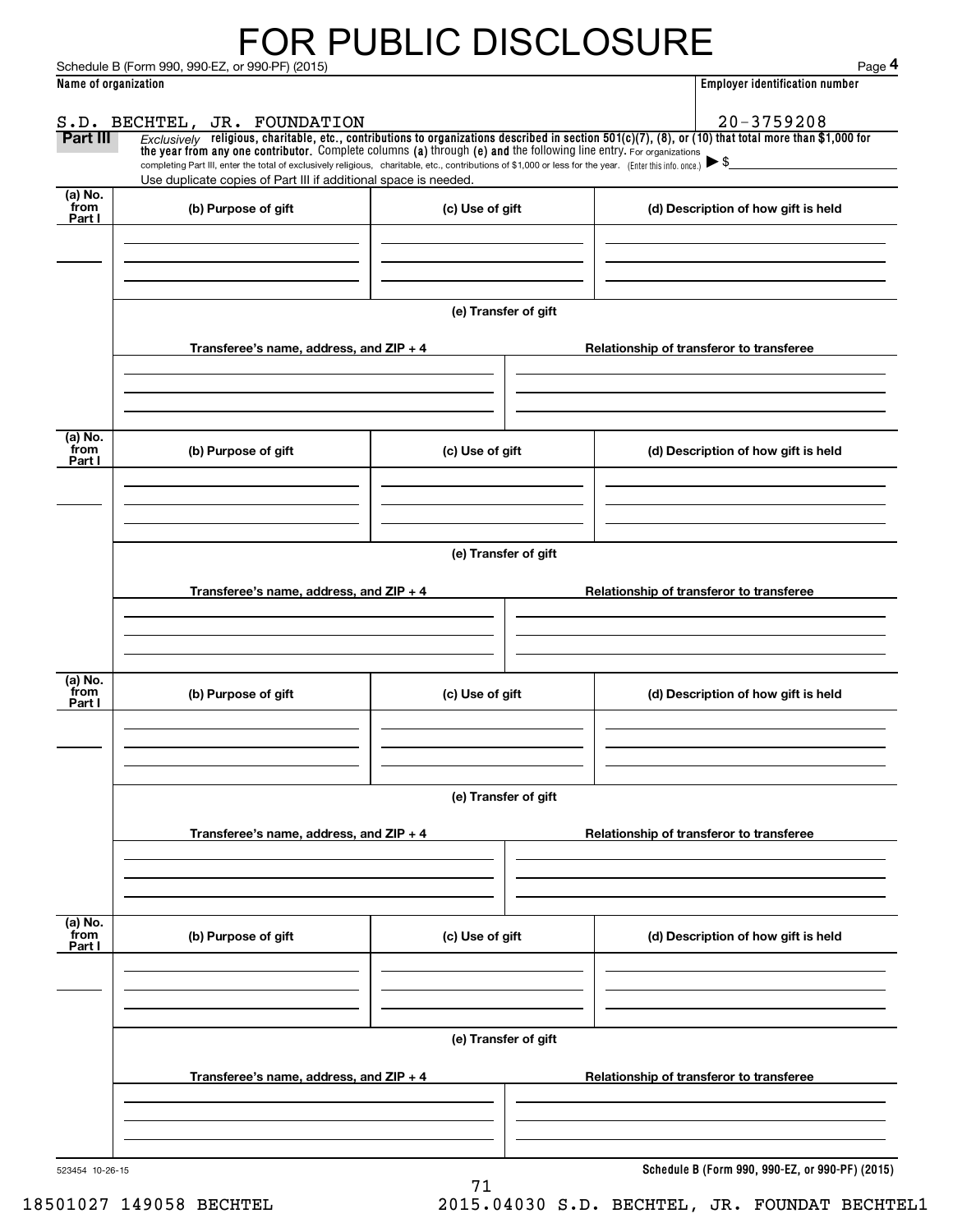# FOR PUBLIC DISCLOSURE

Schedule B (Form 990, 990-EZ, or 990-PF) (2015) Page **4**

| Name of organization | Employer identification number |
|---|---|
| S.D. BECHTEL, JR. FOUNDATION | 20-3759208 |

**Part III** *Exclusively* **religious, charitable, etc., contributions to organizations described in section 501(c)(7), (8), or (10) that total more than $1,000 for the year from any one contributor.** Complete columns **(a)** through **(e) and** the following line entry. For organizations completing Part III, enter the total of exclusively religious, charitable, etc., contributions of $1,000 or less for the year. (Enter this info. once.) ▶ $

Use duplicate copies of Part III if additional space is needed.

| (a) No. from Part I | (b) Purpose of gift | (c) Use of gift | (d) Description of how gift is held |
|---|---|---|---|
| | | | |

**(e) Transfer of gift**

| Transferee's name, address, and ZIP + 4 | Relationship of transferor to transferee |
|---|---|
| | |

| (a) No. from Part I | (b) Purpose of gift | (c) Use of gift | (d) Description of how gift is held |
|---|---|---|---|
| | | | |

**(e) Transfer of gift**

| Transferee's name, address, and ZIP + 4 | Relationship of transferor to transferee |
|---|---|
| | |

| (a) No. from Part I | (b) Purpose of gift | (c) Use of gift | (d) Description of how gift is held |
|---|---|---|---|
| | | | |

**(e) Transfer of gift**

| Transferee's name, address, and ZIP + 4 | Relationship of transferor to transferee |
|---|---|
| | |

| (a) No. from Part I | (b) Purpose of gift | (c) Use of gift | (d) Description of how gift is held |
|---|---|---|---|
| | | | |

**(e) Transfer of gift**

| Transferee's name, address, and ZIP + 4 | Relationship of transferor to transferee |
|---|---|
| | |

523454 10-26-15 **Schedule B (Form 990, 990-EZ, or 990-PF) (2015)**

18501027 149058 BECHTEL 2015.04030 S.D. BECHTEL, JR. FOUNDAT BECHTEL1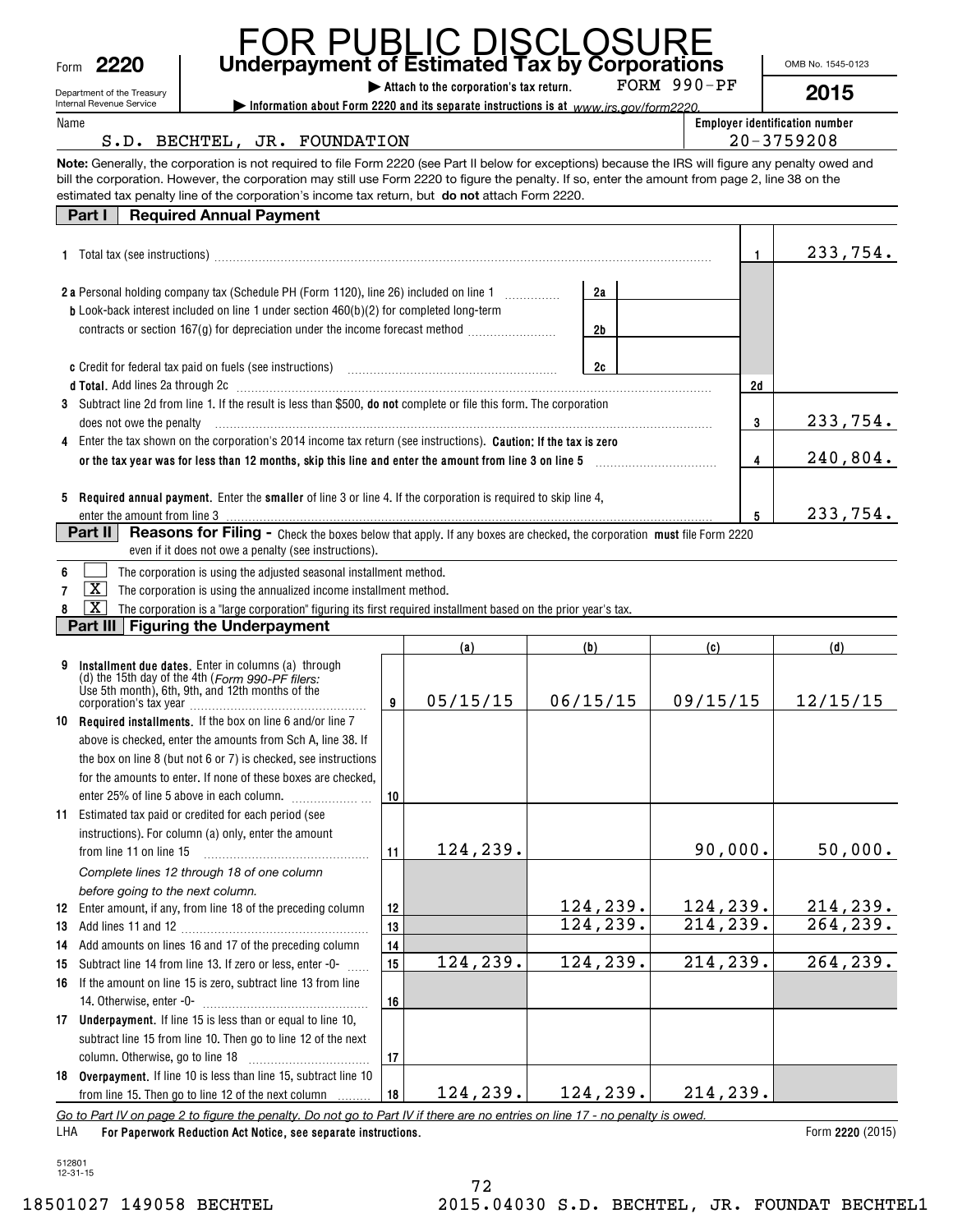FOR PUBLIC DISCLOSURE

Form **2220**

Department of the Treasury
Internal Revenue Service

# Underpayment of Estimated Tax by Corporations

▶ Attach to the corporation's tax return. FORM 990-PF

▶ Information about Form 2220 and its separate instructions is at *www.irs.gov/form2220.*

OMB No. 1545-0123

**2015**

Name: S.D. BECHTEL, JR. FOUNDATION

Employer identification number: 20-3759208

**Note:** Generally, the corporation is not required to file Form 2220 (see Part II below for exceptions) because the IRS will figure any penalty owed and bill the corporation. However, the corporation may still use Form 2220 to figure the penalty. If so, enter the amount from page 2, line 38 on the estimated tax penalty line of the corporation's income tax return, but **do not** attach Form 2220.

## Part I Required Annual Payment

| Line | Description | | | Line | Amount |
|---|---|---|---|---|---|
| 1 | Total tax (see instructions) | | | 1 | 233,754. |
| 2a | Personal holding company tax (Schedule PH (Form 1120), line 26) included on line 1 | 2a | | | |
| b | Look-back interest included on line 1 under section 460(b)(2) for completed long-term contracts or section 167(g) for depreciation under the income forecast method | 2b | | | |
| c | Credit for federal tax paid on fuels (see instructions) | 2c | | | |
| d | **Total.** Add lines 2a through 2c | | | 2d | |
| 3 | Subtract line 2d from line 1. If the result is less than $500, **do not** complete or file this form. The corporation does not owe the penalty | | | 3 | 233,754. |
| 4 | Enter the tax shown on the corporation's 2014 income tax return (see instructions). **Caution: If the tax is zero or the tax year was for less than 12 months, skip this line and enter the amount from line 3 on line 5** | | | 4 | 240,804. |
| 5 | **Required annual payment.** Enter the **smaller** of line 3 or line 4. If the corporation is required to skip line 4, enter the amount from line 3 | | | 5 | 233,754. |

## Part II Reasons for Filing - Check the boxes below that apply. If any boxes are checked, the corporation **must** file Form 2220 even if it does not owe a penalty (see instructions).

6 ☐ The corporation is using the adjusted seasonal installment method.

7 ☒ The corporation is using the annualized income installment method.

8 ☒ The corporation is a "large corporation" figuring its first required installment based on the prior year's tax.

## Part III Figuring the Underpayment

| Line | Description | | (a) | (b) | (c) | (d) |
|---|---|---|---|---|---|---|
| 9 | **Installment due dates.** Enter in columns (a) through (d) the 15th day of the 4th (*Form 990-PF filers:* Use 5th month), 6th, 9th, and 12th months of the corporation's tax year | 9 | 05/15/15 | 06/15/15 | 09/15/15 | 12/15/15 |
| 10 | **Required installments.** If the box on line 6 and/or line 7 above is checked, enter the amounts from Sch A, line 38. If the box on line 8 (but not 6 or 7) is checked, see instructions for the amounts to enter. If none of these boxes are checked, enter 25% of line 5 above in each column. | 10 | | | | |
| 11 | Estimated tax paid or credited for each period (see instructions). For column (a) only, enter the amount from line 11 on line 15 | 11 | 124,239. | | 90,000. | 50,000. |
| | *Complete lines 12 through 18 of one column before going to the next column.* | | | | | |
| 12 | Enter amount, if any, from line 18 of the preceding column | 12 | | 124,239. | 124,239. | 214,239. |
| 13 | Add lines 11 and 12 | 13 | | 124,239. | 214,239. | 264,239. |
| 14 | Add amounts on lines 16 and 17 of the preceding column | 14 | | | | |
| 15 | Subtract line 14 from line 13. If zero or less, enter -0- | 15 | 124,239. | 124,239. | 214,239. | 264,239. |
| 16 | If the amount on line 15 is zero, subtract line 13 from line 14. Otherwise, enter -0- | 16 | | | | |
| 17 | **Underpayment.** If line 15 is less than or equal to line 10, subtract line 15 from line 10. Then go to line 12 of the next column. Otherwise, go to line 18 | 17 | | | | |
| 18 | **Overpayment.** If line 10 is less than line 15, subtract line 10 from line 15. Then go to line 12 of the next column | 18 | 124,239. | 124,239. | 214,239. | |

*Go to Part IV on page 2 to figure the penalty. Do not go to Part IV if there are no entries on line 17 - no penalty is owed.*

LHA **For Paperwork Reduction Act Notice, see separate instructions.** Form **2220** (2015)

512801
12-31-15

18501027 149058 BECHTEL 2015.04030 S.D. BECHTEL, JR. FOUNDAT BECHTEL1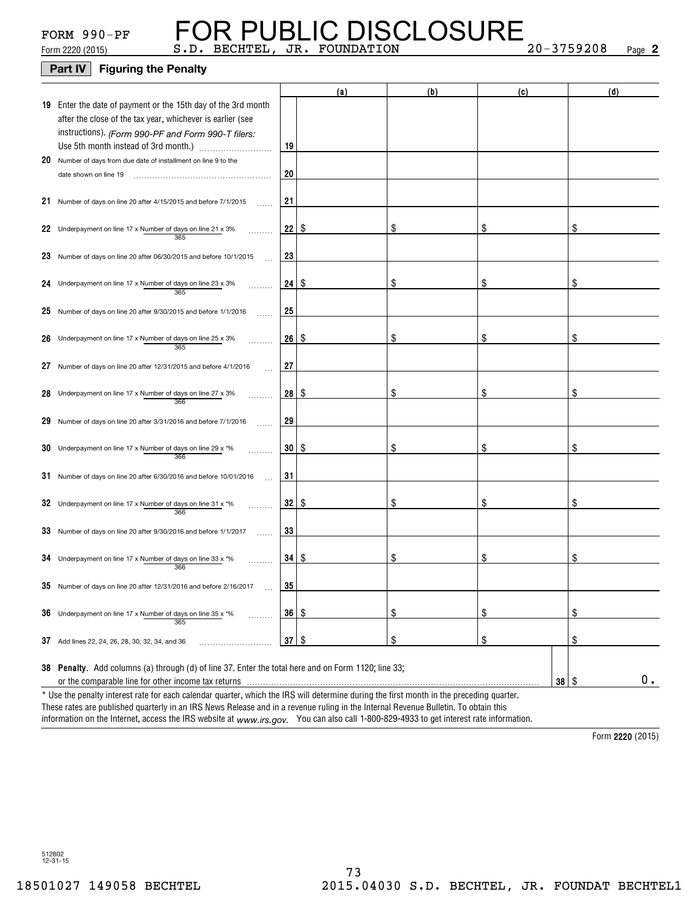FORM 990-PF **FOR PUBLIC DISCLOSURE**

Form 2220 (2015) S.D. BECHTEL, JR. FOUNDATION 20-3759208 Page **2**

## Part IV Figuring the Penalty

| | | | (a) | (b) | (c) | (d) |
|---|---|---|---|---|---|---|
| 19 | Enter the date of payment or the 15th day of the 3rd month after the close of the tax year, whichever is earlier (see instructions). *(Form 990-PF and Form 990-T filers: Use 5th month instead of 3rd month.)* | 19 | | | | |
| 20 | Number of days from due date of installment on line 9 to the date shown on line 19 | 20 | | | | |
| 21 | Number of days on line 20 after 4/15/2015 and before 7/1/2015 | 21 | | | | |
| 22 | Underpayment on line 17 x (Number of days on line 21 / 365) x 3% | 22 | $ | $ | $ | $ |
| 23 | Number of days on line 20 after 06/30/2015 and before 10/1/2015 | 23 | | | | |
| 24 | Underpayment on line 17 x (Number of days on line 23 / 365) x 3% | 24 | $ | $ | $ | $ |
| 25 | Number of days on line 20 after 9/30/2015 and before 1/1/2016 | 25 | | | | |
| 26 | Underpayment on line 17 x (Number of days on line 25 / 365) x 3% | 26 | $ | $ | $ | $ |
| 27 | Number of days on line 20 after 12/31/2015 and before 4/1/2016 | 27 | | | | |
| 28 | Underpayment on line 17 x (Number of days on line 27 / 366) x 3% | 28 | $ | $ | $ | $ |
| 29 | Number of days on line 20 after 3/31/2016 and before 7/1/2016 | 29 | | | | |
| 30 | Underpayment on line 17 x (Number of days on line 29 / 366) x *% | 30 | $ | $ | $ | $ |
| 31 | Number of days on line 20 after 6/30/2016 and before 10/01/2016 | 31 | | | | |
| 32 | Underpayment on line 17 x (Number of days on line 31 / 366) x *% | 32 | $ | $ | $ | $ |
| 33 | Number of days on line 20 after 9/30/2016 and before 1/1/2017 | 33 | | | | |
| 34 | Underpayment on line 17 x (Number of days on line 33 / 366) x *% | 34 | $ | $ | $ | $ |
| 35 | Number of days on line 20 after 12/31/2016 and before 2/16/2017 | 35 | | | | |
| 36 | Underpayment on line 17 x (Number of days on line 35 / 365) x *% | 36 | $ | $ | $ | $ |
| 37 | Add lines 22, 24, 26, 28, 30, 32, 34, and 36 | 37 | $ | $ | $ | $ |

**38 Penalty.** Add columns (a) through (d) of line 37. Enter the total here and on Form 1120; line 33; or the comparable line for other income tax returns ..... **38** $ 0.

* Use the penalty interest rate for each calendar quarter, which the IRS will determine during the first month in the preceding quarter. These rates are published quarterly in an IRS News Release and in a revenue ruling in the Internal Revenue Bulletin. To obtain this information on the Internet, access the IRS website at *www.irs.gov*. You can also call 1-800-829-4933 to get interest rate information.

Form **2220** (2015)

512802 12-31-15

18501027 149058 BECHTEL 2015.04030 S.D. BECHTEL, JR. FOUNDAT BECHTEL1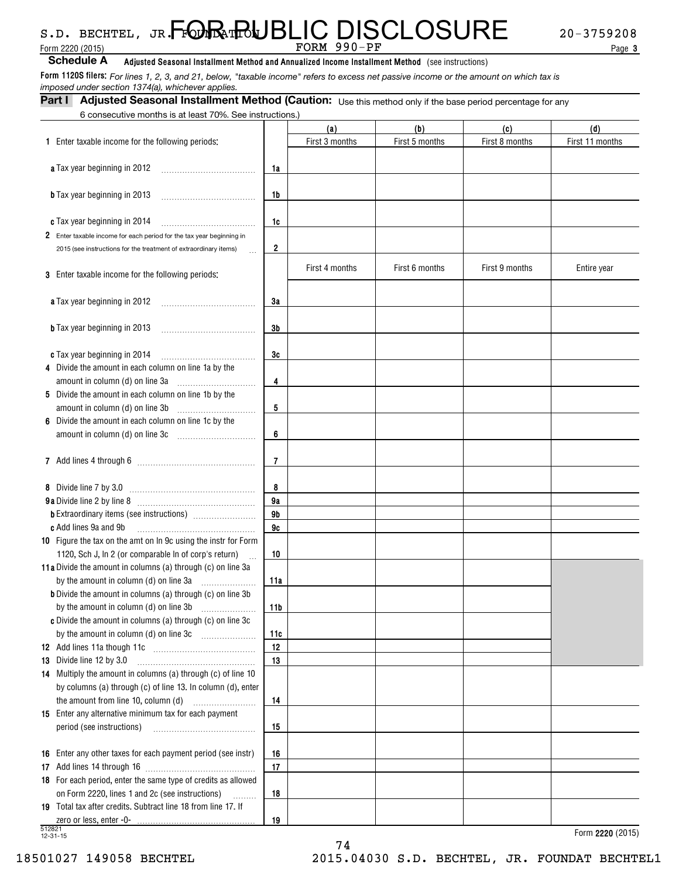S.D. BECHTEL, JR. FOUNDATION FOR PUBLIC DISCLOSURE 20-3759208

Form 2220 (2015) FORM 990-PF

## Schedule A Adjusted Seasonal Installment Method and Annualized Income Installment Method (see instructions)

**Form 1120S filers:** *For lines 1, 2, 3, and 21, below, "taxable income" refers to excess net passive income or the amount on which tax is imposed under section 1374(a), whichever applies.*

### Part I Adjusted Seasonal Installment Method (Caution: Use this method only if the base period percentage for any 6 consecutive months is at least 70%. See instructions.)

| | | (a) | (b) | (c) | (d) |
|---|---|---|---|---|---|
| **1** Enter taxable income for the following periods: | | First 3 months | First 5 months | First 8 months | First 11 months |
| **a** Tax year beginning in 2012 | 1a | | | | |
| **b** Tax year beginning in 2013 | 1b | | | | |
| **c** Tax year beginning in 2014 | 1c | | | | |
| **2** Enter taxable income for each period for the tax year beginning in 2015 (see instructions for the treatment of extraordinary items) | 2 | | | | |
| **3** Enter taxable income for the following periods: | | First 4 months | First 6 months | First 9 months | Entire year |
| **a** Tax year beginning in 2012 | 3a | | | | |
| **b** Tax year beginning in 2013 | 3b | | | | |
| **c** Tax year beginning in 2014 | 3c | | | | |
| **4** Divide the amount in each column on line 1a by the amount in column (d) on line 3a | 4 | | | | |
| **5** Divide the amount in each column on line 1b by the amount in column (d) on line 3b | 5 | | | | |
| **6** Divide the amount in each column on line 1c by the amount in column (d) on line 3c | 6 | | | | |
| **7** Add lines 4 through 6 | 7 | | | | |
| **8** Divide line 7 by 3.0 | 8 | | | | |
| **9a** Divide line 2 by line 8 | 9a | | | | |
| **b** Extraordinary items (see instructions) | 9b | | | | |
| **c** Add lines 9a and 9b | 9c | | | | |
| **10** Figure the tax on the amt on ln 9c using the instr for Form 1120, Sch J, ln 2 (or comparable ln of corp's return) | 10 | | | | |
| **11a** Divide the amount in columns (a) through (c) on line 3a by the amount in column (d) on line 3a | 11a | | | | |
| **b** Divide the amount in columns (a) through (c) on line 3b by the amount in column (d) on line 3b | 11b | | | | |
| **c** Divide the amount in columns (a) through (c) on line 3c by the amount in column (d) on line 3c | 11c | | | | |
| **12** Add lines 11a though 11c | 12 | | | | |
| **13** Divide line 12 by 3.0 | 13 | | | | |
| **14** Multiply the amount in columns (a) through (c) of line 10 by columns (a) through (c) of line 13. In column (d), enter the amount from line 10, column (d) | 14 | | | | |
| **15** Enter any alternative minimum tax for each payment period (see instructions) | 15 | | | | |
| **16** Enter any other taxes for each payment period (see instr) | 16 | | | | |
| **17** Add lines 14 through 16 | 17 | | | | |
| **18** For each period, enter the same type of credits as allowed on Form 2220, lines 1 and 2c (see instructions) | 18 | | | | |
| **19** Total tax after credits. Subtract line 18 from line 17. If zero or less, enter -0- | 19 | | | | |

512821 12-31-15

Form **2220** (2015)

18501027 149058 BECHTEL 2015.04030 S.D. BECHTEL, JR. FOUNDAT BECHTEL1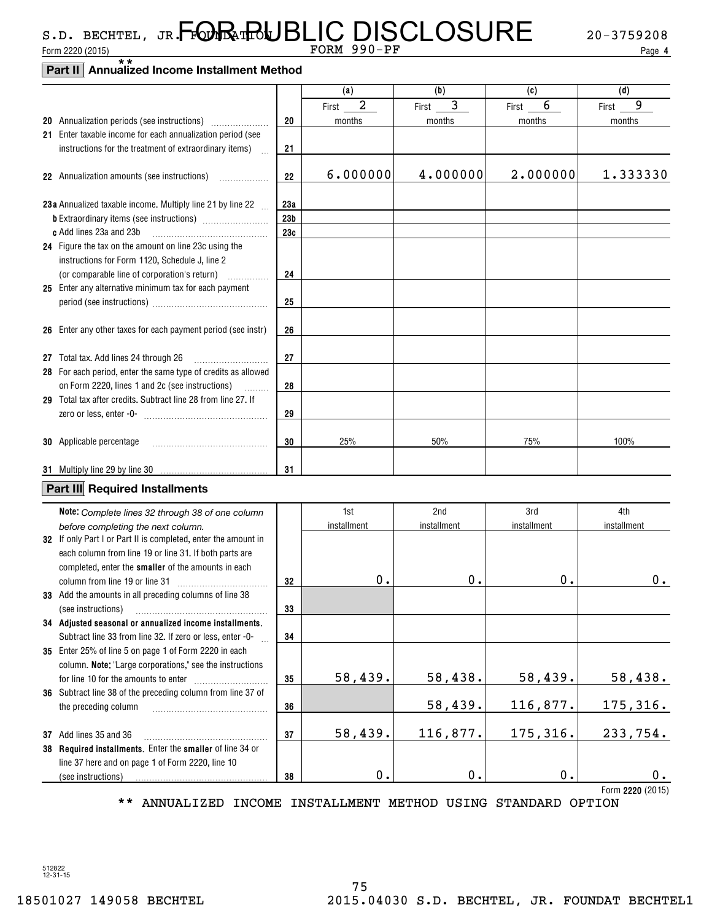S.D. BECHTEL, JR. FOUNDATION FOR PUBLIC DISCLOSURE 20-3759208

Form 2220 (2015) FORM 990-PF

## Part II ** Annualized Income Installment Method

| | | | (a) | (b) | (c) | (d) |
|---|---|---|---|---|---|---|
| 20 | Annualization periods (see instructions) | 20 | First 2 months | First 3 months | First 6 months | First 9 months |
| 21 | Enter taxable income for each annualization period (see instructions for the treatment of extraordinary items) | 21 | | | | |
| 22 | Annualization amounts (see instructions) | 22 | 6.000000 | 4.000000 | 2.000000 | 1.333330 |
| 23a | Annualized taxable income. Multiply line 21 by line 22 | 23a | | | | |
| b | Extraordinary items (see instructions) | 23b | | | | |
| c | Add lines 23a and 23b | 23c | | | | |
| 24 | Figure the tax on the amount on line 23c using the instructions for Form 1120, Schedule J, line 2 (or comparable line of corporation's return) | 24 | | | | |
| 25 | Enter any alternative minimum tax for each payment period (see instructions) | 25 | | | | |
| 26 | Enter any other taxes for each payment period (see instr) | 26 | | | | |
| 27 | Total tax. Add lines 24 through 26 | 27 | | | | |
| 28 | For each period, enter the same type of credits as allowed on Form 2220, lines 1 and 2c (see instructions) | 28 | | | | |
| 29 | Total tax after credits. Subtract line 28 from line 27. If zero or less, enter -0- | 29 | | | | |
| 30 | Applicable percentage | 30 | 25% | 50% | 75% | 100% |
| 31 | Multiply line 29 by line 30 | 31 | | | | |

## Part III Required Installments

| | *Note: Complete lines 32 through 38 of one column before completing the next column.* | | 1st installment | 2nd installment | 3rd installment | 4th installment |
|---|---|---|---|---|---|---|
| 32 | If only Part I or Part II is completed, enter the amount in each column from line 19 or line 31. If both parts are completed, enter the **smaller** of the amounts in each column from line 19 or line 31 | 32 | 0. | 0. | 0. | 0. |
| 33 | Add the amounts in all preceding columns of line 38 (see instructions) | 33 | | | | |
| 34 | **Adjusted seasonal or annualized income installments.** Subtract line 33 from line 32. If zero or less, enter -0- | 34 | | | | |
| 35 | Enter 25% of line 5 on page 1 of Form 2220 in each column. **Note:** "Large corporations," see the instructions for line 10 for the amounts to enter | 35 | 58,439. | 58,438. | 58,439. | 58,438. |
| 36 | Subtract line 38 of the preceding column from line 37 of the preceding column | 36 | | 58,439. | 116,877. | 175,316. |
| 37 | Add lines 35 and 36 | 37 | 58,439. | 116,877. | 175,316. | 233,754. |
| 38 | **Required installments.** Enter the **smaller** of line 34 or line 37 here and on page 1 of Form 2220, line 10 (see instructions) | 38 | 0. | 0. | 0. | 0. |

Form **2220** (2015)

** ANNUALIZED INCOME INSTALLMENT METHOD USING STANDARD OPTION

512822 12-31-15

18501027 149058 BECHTEL 2015.04030 S.D. BECHTEL, JR. FOUNDAT BECHTEL1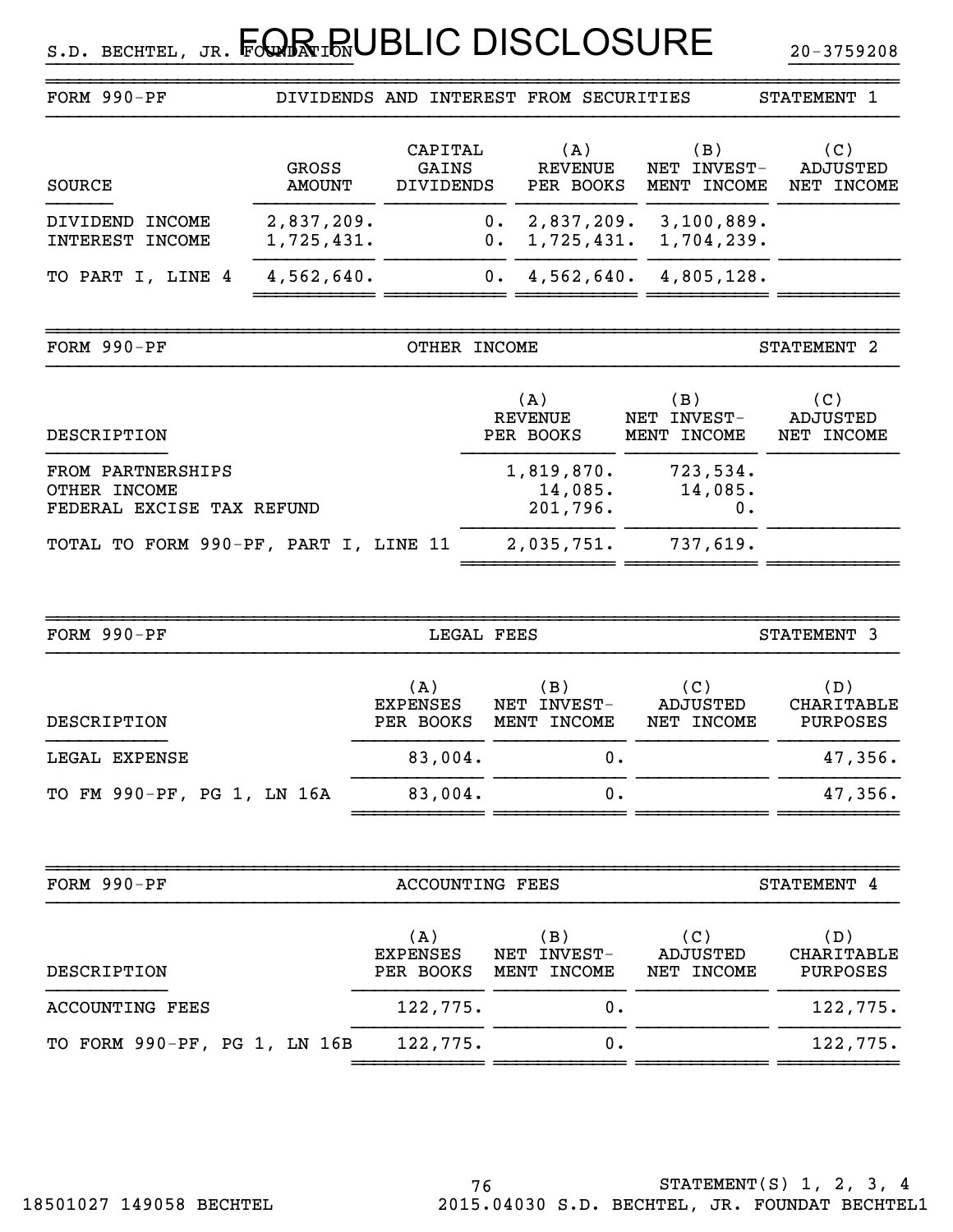S.D. BECHTEL, JR. FOUNDATION 20-3759208

FOR PUBLIC DISCLOSURE

## FORM 990-PF — DIVIDENDS AND INTEREST FROM SECURITIES — STATEMENT 1

| SOURCE | GROSS AMOUNT | CAPITAL GAINS DIVIDENDS | (A) REVENUE PER BOOKS | (B) NET INVEST-MENT INCOME | (C) ADJUSTED NET INCOME |
|---|---|---|---|---|---|
| DIVIDEND INCOME | 2,837,209. | 0. | 2,837,209. | 3,100,889. | |
| INTEREST INCOME | 1,725,431. | 0. | 1,725,431. | 1,704,239. | |
| TO PART I, LINE 4 | 4,562,640. | 0. | 4,562,640. | 4,805,128. | |

## FORM 990-PF — OTHER INCOME — STATEMENT 2

| DESCRIPTION | (A) REVENUE PER BOOKS | (B) NET INVEST-MENT INCOME | (C) ADJUSTED NET INCOME |
|---|---|---|---|
| FROM PARTNERSHIPS | 1,819,870. | 723,534. | |
| OTHER INCOME | 14,085. | 14,085. | |
| FEDERAL EXCISE TAX REFUND | 201,796. | 0. | |
| TOTAL TO FORM 990-PF, PART I, LINE 11 | 2,035,751. | 737,619. | |

## FORM 990-PF — LEGAL FEES — STATEMENT 3

| DESCRIPTION | (A) EXPENSES PER BOOKS | (B) NET INVEST-MENT INCOME | (C) ADJUSTED NET INCOME | (D) CHARITABLE PURPOSES |
|---|---|---|---|---|
| LEGAL EXPENSE | 83,004. | 0. | | 47,356. |
| TO FM 990-PF, PG 1, LN 16A | 83,004. | 0. | | 47,356. |

## FORM 990-PF — ACCOUNTING FEES — STATEMENT 4

| DESCRIPTION | (A) EXPENSES PER BOOKS | (B) NET INVEST-MENT INCOME | (C) ADJUSTED NET INCOME | (D) CHARITABLE PURPOSES |
|---|---|---|---|---|
| ACCOUNTING FEES | 122,775. | 0. | | 122,775. |
| TO FORM 990-PF, PG 1, LN 16B | 122,775. | 0. | | 122,775. |

STATEMENT(S) 1, 2, 3, 4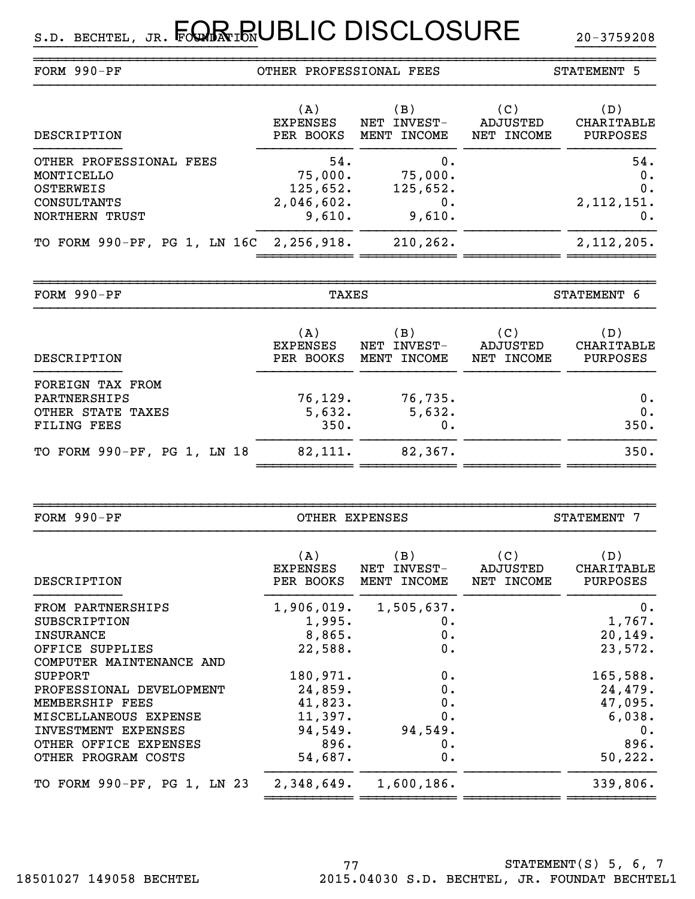| FORM 990-PF | OTHER PROFESSIONAL FEES | | | STATEMENT 5 |
|---|---|---|---|---|
| DESCRIPTION | (A) EXPENSES PER BOOKS | (B) NET INVEST-MENT INCOME | (C) ADJUSTED NET INCOME | (D) CHARITABLE PURPOSES |
| OTHER PROFESSIONAL FEES | 54. | 0. | | 54. |
| MONTICELLO | 75,000. | 75,000. | | 0. |
| OSTERWEIS | 125,652. | 125,652. | | 0. |
| CONSULTANTS | 2,046,602. | 0. | | 2,112,151. |
| NORTHERN TRUST | 9,610. | 9,610. | | 0. |
| TO FORM 990-PF, PG 1, LN 16C | 2,256,918. | 210,262. | | 2,112,205. |

| FORM 990-PF | TAXES | | | STATEMENT 6 |
|---|---|---|---|---|
| DESCRIPTION | (A) EXPENSES PER BOOKS | (B) NET INVEST-MENT INCOME | (C) ADJUSTED NET INCOME | (D) CHARITABLE PURPOSES |
| FOREIGN TAX FROM PARTNERSHIPS | 76,129. | 76,735. | | 0. |
| OTHER STATE TAXES | 5,632. | 5,632. | | 0. |
| FILING FEES | 350. | 0. | | 350. |
| TO FORM 990-PF, PG 1, LN 18 | 82,111. | 82,367. | | 350. |

| FORM 990-PF | OTHER EXPENSES | | | STATEMENT 7 |
|---|---|---|---|---|
| DESCRIPTION | (A) EXPENSES PER BOOKS | (B) NET INVEST-MENT INCOME | (C) ADJUSTED NET INCOME | (D) CHARITABLE PURPOSES |
| FROM PARTNERSHIPS | 1,906,019. | 1,505,637. | | 0. |
| SUBSCRIPTION | 1,995. | 0. | | 1,767. |
| INSURANCE | 8,865. | 0. | | 20,149. |
| OFFICE SUPPLIES | 22,588. | 0. | | 23,572. |
| COMPUTER MAINTENANCE AND SUPPORT | 180,971. | 0. | | 165,588. |
| PROFESSIONAL DEVELOPMENT | 24,859. | 0. | | 24,479. |
| MEMBERSHIP FEES | 41,823. | 0. | | 47,095. |
| MISCELLANEOUS EXPENSE | 11,397. | 0. | | 6,038. |
| INVESTMENT EXPENSES | 94,549. | 94,549. | | 0. |
| OTHER OFFICE EXPENSES | 896. | 0. | | 896. |
| OTHER PROGRAM COSTS | 54,687. | 0. | | 50,222. |
| TO FORM 990-PF, PG 1, LN 23 | 2,348,649. | 1,600,186. | | 339,806. |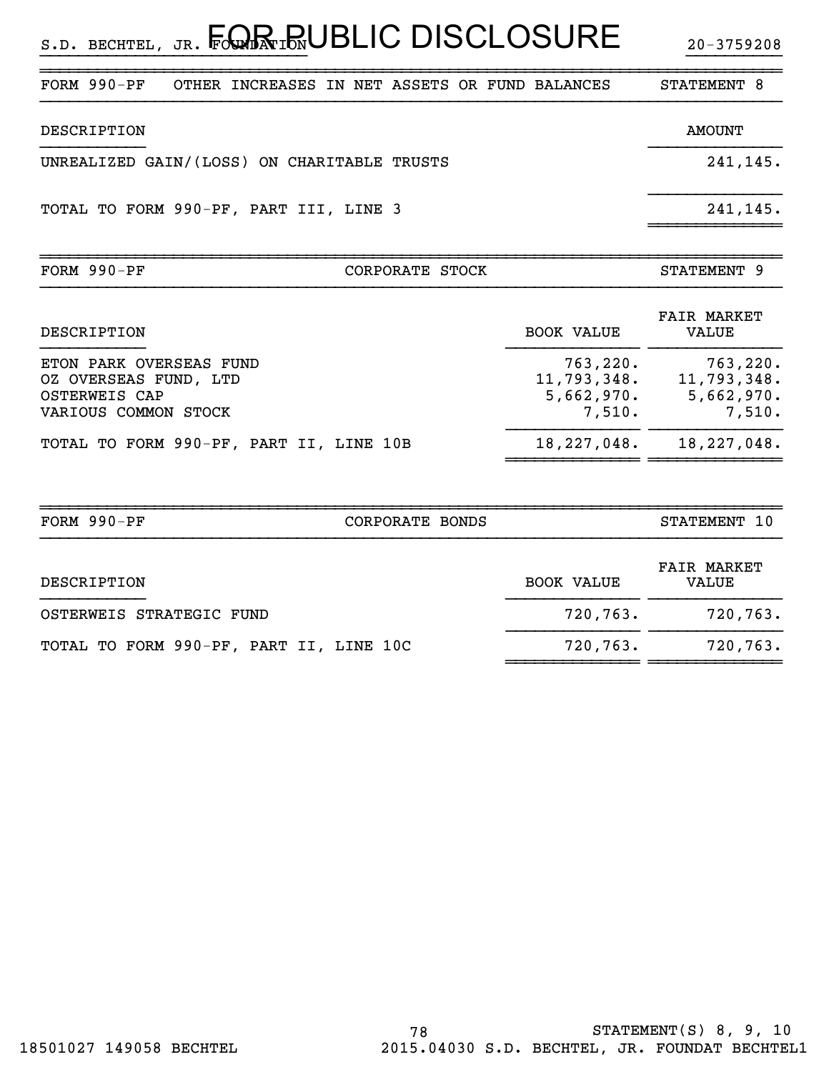| FORM 990-PF | OTHER INCREASES IN NET ASSETS OR FUND BALANCES | STATEMENT 8 |
|---|---|---|

| DESCRIPTION | AMOUNT |
|---|---|
| UNREALIZED GAIN/(LOSS) ON CHARITABLE TRUSTS | 241,145. |
| TOTAL TO FORM 990-PF, PART III, LINE 3 | 241,145. |

| FORM 990-PF | CORPORATE STOCK | STATEMENT 9 |
|---|---|---|

| DESCRIPTION | BOOK VALUE | FAIR MARKET VALUE |
|---|---|---|
| ETON PARK OVERSEAS FUND | 763,220. | 763,220. |
| OZ OVERSEAS FUND, LTD | 11,793,348. | 11,793,348. |
| OSTERWEIS CAP | 5,662,970. | 5,662,970. |
| VARIOUS COMMON STOCK | 7,510. | 7,510. |
| TOTAL TO FORM 990-PF, PART II, LINE 10B | 18,227,048. | 18,227,048. |

| FORM 990-PF | CORPORATE BONDS | STATEMENT 10 |
|---|---|---|

| DESCRIPTION | BOOK VALUE | FAIR MARKET VALUE |
|---|---|---|
| OSTERWEIS STRATEGIC FUND | 720,763. | 720,763. |
| TOTAL TO FORM 990-PF, PART II, LINE 10C | 720,763. | 720,763. |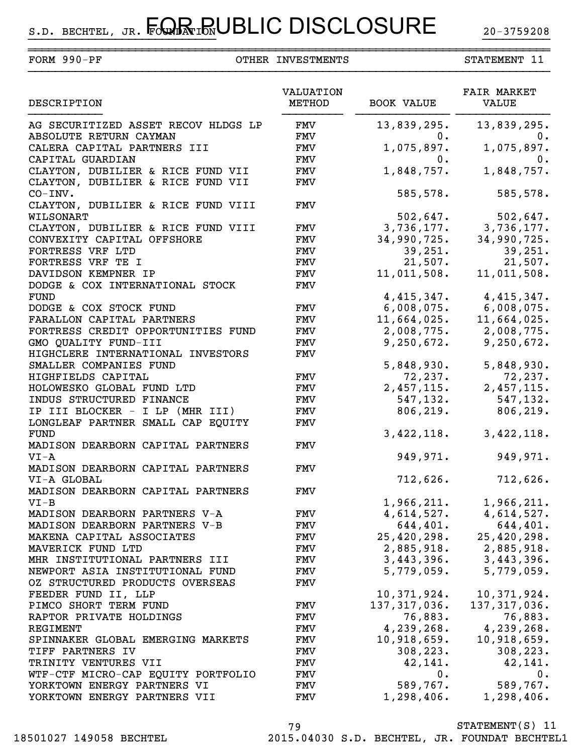S.D. BECHTEL, JR. FOUNDATION — FOR PUBLIC DISCLOSURE — 20-3759208

FORM 990-PF — OTHER INVESTMENTS — STATEMENT 11

| DESCRIPTION | VALUATION METHOD | BOOK VALUE | FAIR MARKET VALUE |
|---|---|---|---|
| AG SECURITIZED ASSET RECOV HLDGS LP | FMV | 13,839,295. | 13,839,295. |
| ABSOLUTE RETURN CAYMAN | FMV | 0. | 0. |
| CALERA CAPITAL PARTNERS III | FMV | 1,075,897. | 1,075,897. |
| CAPITAL GUARDIAN | FMV | 0. | 0. |
| CLAYTON, DUBILIER & RICE FUND VII | FMV | 1,848,757. | 1,848,757. |
| CLAYTON, DUBILIER & RICE FUND VII CO-INV. | FMV | 585,578. | 585,578. |
| CLAYTON, DUBILIER & RICE FUND VIII WILSONART | FMV | 502,647. | 502,647. |
| CLAYTON, DUBILIER & RICE FUND VIII | FMV | 3,736,177. | 3,736,177. |
| CONVEXITY CAPITAL OFFSHORE | FMV | 34,990,725. | 34,990,725. |
| FORTRESS VRF LTD | FMV | 39,251. | 39,251. |
| FORTRESS VRF TE I | FMV | 21,507. | 21,507. |
| DAVIDSON KEMPNER IP | FMV | 11,011,508. | 11,011,508. |
| DODGE & COX INTERNATIONAL STOCK FUND | FMV | 4,415,347. | 4,415,347. |
| DODGE & COX STOCK FUND | FMV | 6,008,075. | 6,008,075. |
| FARALLON CAPITAL PARTNERS | FMV | 11,664,025. | 11,664,025. |
| FORTRESS CREDIT OPPORTUNITIES FUND | FMV | 2,008,775. | 2,008,775. |
| GMO QUALITY FUND-III | FMV | 9,250,672. | 9,250,672. |
| HIGHCLERE INTERNATIONAL INVESTORS SMALLER COMPANIES FUND | FMV | 5,848,930. | 5,848,930. |
| HIGHFIELDS CAPITAL | FMV | 72,237. | 72,237. |
| HOLOWESKO GLOBAL FUND LTD | FMV | 2,457,115. | 2,457,115. |
| INDUS STRUCTURED FINANCE | FMV | 547,132. | 547,132. |
| IP III BLOCKER - I LP (MHR III) | FMV | 806,219. | 806,219. |
| LONGLEAF PARTNER SMALL CAP EQUITY FUND | FMV | 3,422,118. | 3,422,118. |
| MADISON DEARBORN CAPITAL PARTNERS VI-A | FMV | 949,971. | 949,971. |
| MADISON DEARBORN CAPITAL PARTNERS VI-A GLOBAL | FMV | 712,626. | 712,626. |
| MADISON DEARBORN CAPITAL PARTNERS VI-B | FMV | 1,966,211. | 1,966,211. |
| MADISON DEARBORN PARTNERS V-A | FMV | 4,614,527. | 4,614,527. |
| MADISON DEARBORN PARTNERS V-B | FMV | 644,401. | 644,401. |
| MAKENA CAPITAL ASSOCIATES | FMV | 25,420,298. | 25,420,298. |
| MAVERICK FUND LTD | FMV | 2,885,918. | 2,885,918. |
| MHR INSTITUTIONAL PARTNERS III | FMV | 3,443,396. | 3,443,396. |
| NEWPORT ASIA INSTITUTIONAL FUND | FMV | 5,779,059. | 5,779,059. |
| OZ STRUCTURED PRODUCTS OVERSEAS FEEDER FUND II, LLP | FMV | 10,371,924. | 10,371,924. |
| PIMCO SHORT TERM FUND | FMV | 137,317,036. | 137,317,036. |
| RAPTOR PRIVATE HOLDINGS | FMV | 76,883. | 76,883. |
| REGIMENT | FMV | 4,239,268. | 4,239,268. |
| SPINNAKER GLOBAL EMERGING MARKETS | FMV | 10,918,659. | 10,918,659. |
| TIFF PARTNERS IV | FMV | 308,223. | 308,223. |
| TRINITY VENTURES VII | FMV | 42,141. | 42,141. |
| WTF-CTF MICRO-CAP EQUITY PORTFOLIO | FMV | 0. | 0. |
| YORKTOWN ENERGY PARTNERS VI | FMV | 589,767. | 589,767. |
| YORKTOWN ENERGY PARTNERS VII | FMV | 1,298,406. | 1,298,406. |

STATEMENT(S) 11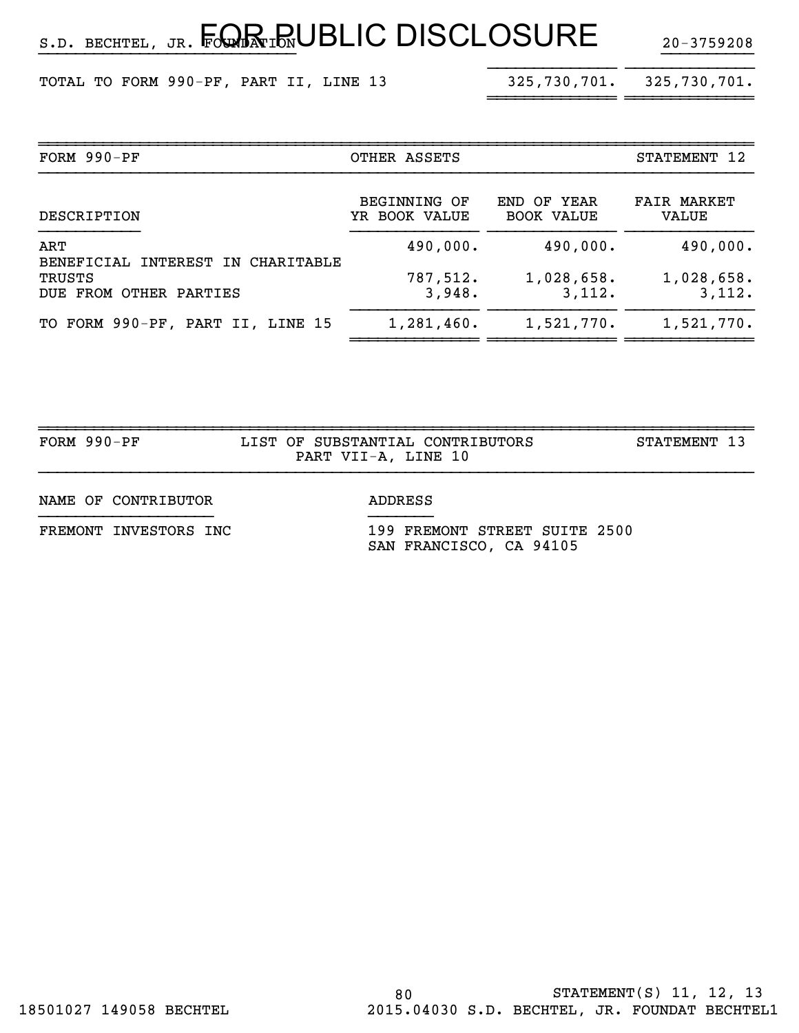S.D. BECHTEL, JR. FOUNDATION — FOR PUBLIC DISCLOSURE — 20-3759208

| | | |
|---|---|---|
| TOTAL TO FORM 990-PF, PART II, LINE 13 | 325,730,701. | 325,730,701. |

| FORM 990-PF | OTHER ASSETS | | STATEMENT 12 |
|---|---|---|---|
| DESCRIPTION | BEGINNING OF YR BOOK VALUE | END OF YEAR BOOK VALUE | FAIR MARKET VALUE |
| ART | 490,000. | 490,000. | 490,000. |
| BENEFICIAL INTEREST IN CHARITABLE TRUSTS | 787,512. | 1,028,658. | 1,028,658. |
| DUE FROM OTHER PARTIES | 3,948. | 3,112. | 3,112. |
| TO FORM 990-PF, PART II, LINE 15 | 1,281,460. | 1,521,770. | 1,521,770. |

| FORM 990-PF | LIST OF SUBSTANTIAL CONTRIBUTORS PART VII-A, LINE 10 | STATEMENT 13 |
|---|---|---|

| NAME OF CONTRIBUTOR | ADDRESS |
|---|---|
| FREMONT INVESTORS INC | 199 FREMONT STREET SUITE 2500 SAN FRANCISCO, CA 94105 |

STATEMENT(S) 11, 12, 13

18501027 149058 BECHTEL 2015.04030 S.D. BECHTEL, JR. FOUNDAT BECHTEL1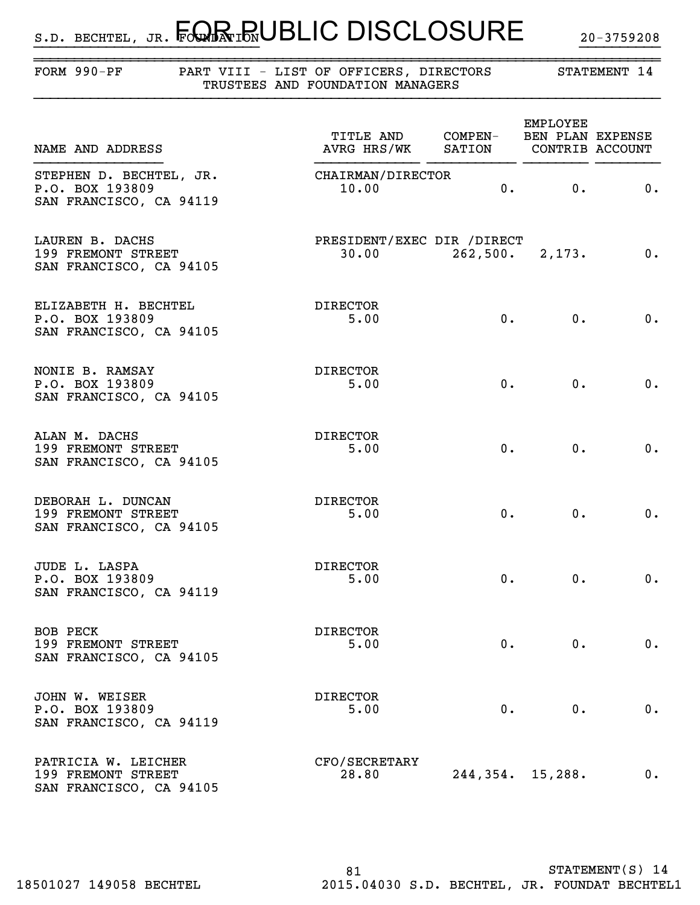S.D. BECHTEL, JR. FOUNDATION 20-3759208

FOR PUBLIC DISCLOSURE

FORM 990-PF — PART VIII - LIST OF OFFICERS, DIRECTORS TRUSTEES AND FOUNDATION MANAGERS — STATEMENT 14

| NAME AND ADDRESS | TITLE AND AVRG HRS/WK | COMPEN-SATION | EMPLOYEE BEN PLAN CONTRIB | EXPENSE ACCOUNT |
|---|---|---|---|---|
| STEPHEN D. BECHTEL, JR.<br>P.O. BOX 193809<br>SAN FRANCISCO, CA 94119 | CHAIRMAN/DIRECTOR<br>10.00 | 0. | 0. | 0. |
| LAUREN B. DACHS<br>199 FREMONT STREET<br>SAN FRANCISCO, CA 94105 | PRESIDENT/EXEC DIR /DIRECT<br>30.00 | 262,500. | 2,173. | 0. |
| ELIZABETH H. BECHTEL<br>P.O. BOX 193809<br>SAN FRANCISCO, CA 94105 | DIRECTOR<br>5.00 | 0. | 0. | 0. |
| NONIE B. RAMSAY<br>P.O. BOX 193809<br>SAN FRANCISCO, CA 94105 | DIRECTOR<br>5.00 | 0. | 0. | 0. |
| ALAN M. DACHS<br>199 FREMONT STREET<br>SAN FRANCISCO, CA 94105 | DIRECTOR<br>5.00 | 0. | 0. | 0. |
| DEBORAH L. DUNCAN<br>199 FREMONT STREET<br>SAN FRANCISCO, CA 94105 | DIRECTOR<br>5.00 | 0. | 0. | 0. |
| JUDE L. LASPA<br>P.O. BOX 193809<br>SAN FRANCISCO, CA 94119 | DIRECTOR<br>5.00 | 0. | 0. | 0. |
| BOB PECK<br>199 FREMONT STREET<br>SAN FRANCISCO, CA 94105 | DIRECTOR<br>5.00 | 0. | 0. | 0. |
| JOHN W. WEISER<br>P.O. BOX 193809<br>SAN FRANCISCO, CA 94119 | DIRECTOR<br>5.00 | 0. | 0. | 0. |
| PATRICIA W. LEICHER<br>199 FREMONT STREET<br>SAN FRANCISCO, CA 94105 | CFO/SECRETARY<br>28.80 | 244,354. | 15,288. | 0. |

STATEMENT(S) 14

18501027 149058 BECHTEL 2015.04030 S.D. BECHTEL, JR. FOUNDAT BECHTEL1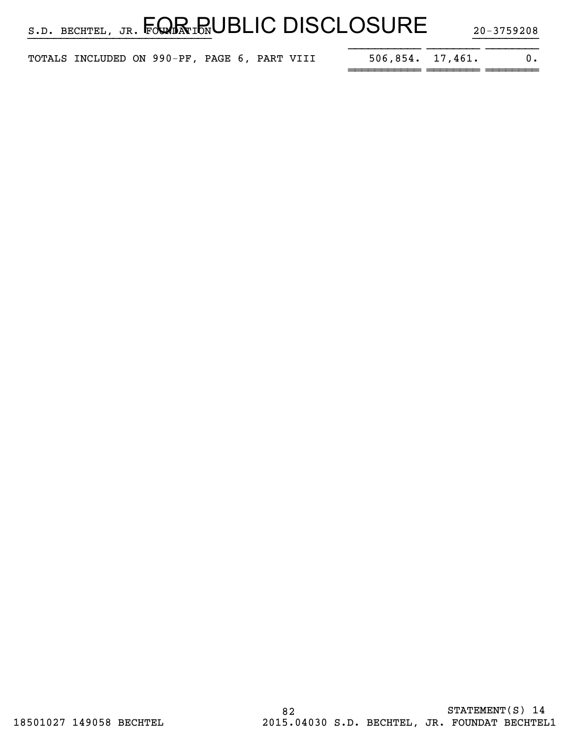| | | | |
|---|---|---|---|
| TOTALS INCLUDED ON 990-PF, PAGE 6, PART VIII | 506,854. | 17,461. | 0. |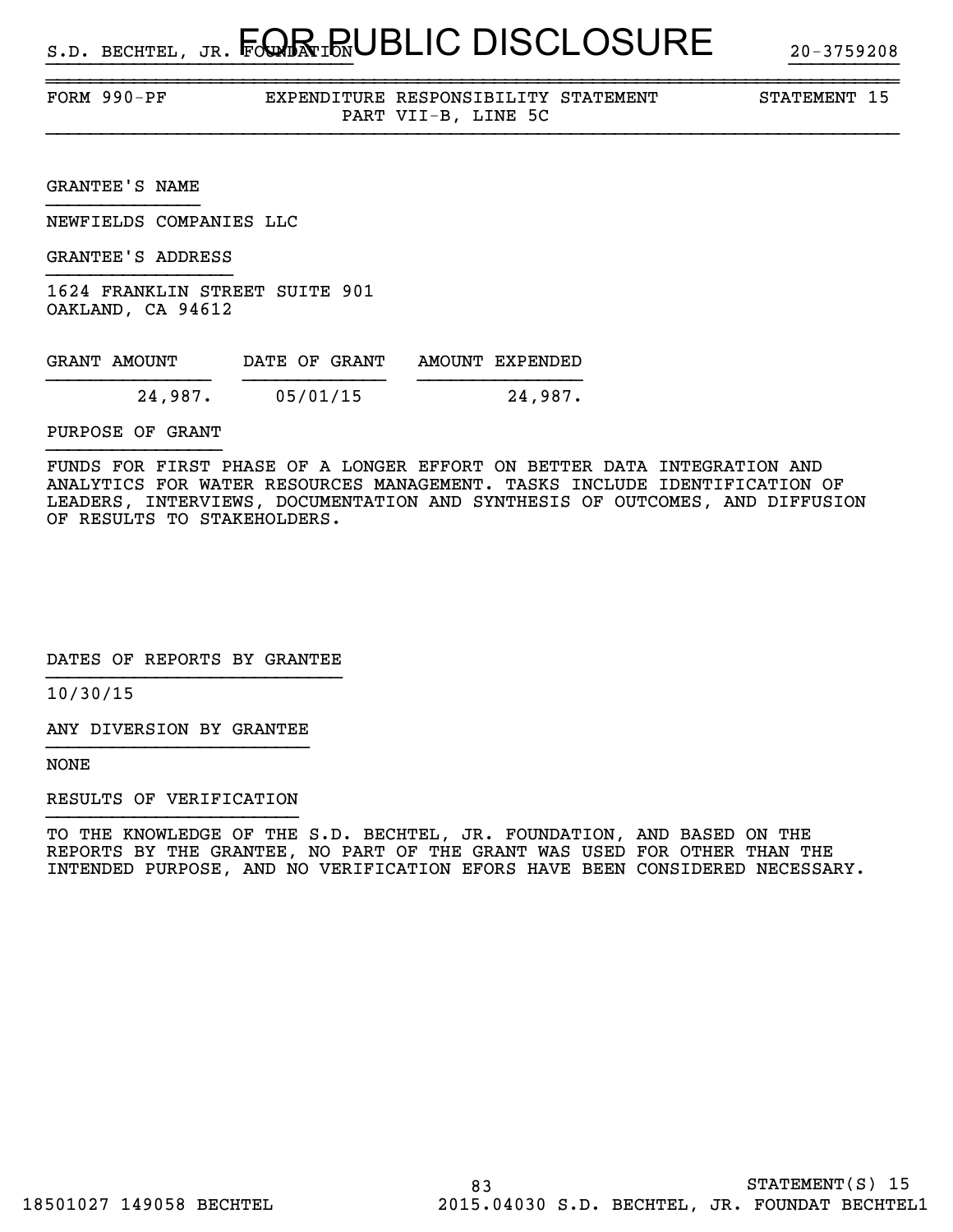FORM 990-PF EXPENDITURE RESPONSIBILITY STATEMENT STATEMENT 15
PART VII-B, LINE 5C

GRANTEE'S NAME

NEWFIELDS COMPANIES LLC

GRANTEE'S ADDRESS

1624 FRANKLIN STREET SUITE 901
OAKLAND, CA 94612

| GRANT AMOUNT | DATE OF GRANT | AMOUNT EXPENDED |
|---|---|---|
| 24,987. | 05/01/15 | 24,987. |

PURPOSE OF GRANT

FUNDS FOR FIRST PHASE OF A LONGER EFFORT ON BETTER DATA INTEGRATION AND ANALYTICS FOR WATER RESOURCES MANAGEMENT. TASKS INCLUDE IDENTIFICATION OF LEADERS, INTERVIEWS, DOCUMENTATION AND SYNTHESIS OF OUTCOMES, AND DIFFUSION OF RESULTS TO STAKEHOLDERS.

DATES OF REPORTS BY GRANTEE

10/30/15

ANY DIVERSION BY GRANTEE

NONE

RESULTS OF VERIFICATION

TO THE KNOWLEDGE OF THE S.D. BECHTEL, JR. FOUNDATION, AND BASED ON THE REPORTS BY THE GRANTEE, NO PART OF THE GRANT WAS USED FOR OTHER THAN THE INTENDED PURPOSE, AND NO VERIFICATION EFORS HAVE BEEN CONSIDERED NECESSARY.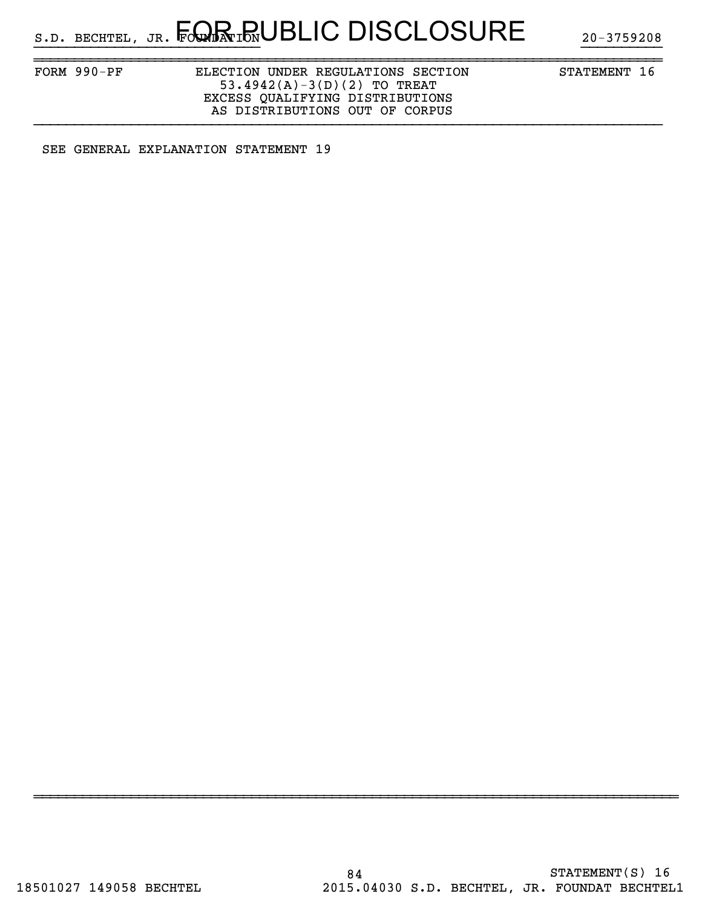FORM 990-PF

## ELECTION UNDER REGULATIONS SECTION 53.4942(A)-3(D)(2) TO TREAT EXCESS QUALIFYING DISTRIBUTIONS AS DISTRIBUTIONS OUT OF CORPUS

STATEMENT 16

SEE GENERAL EXPLANATION STATEMENT 19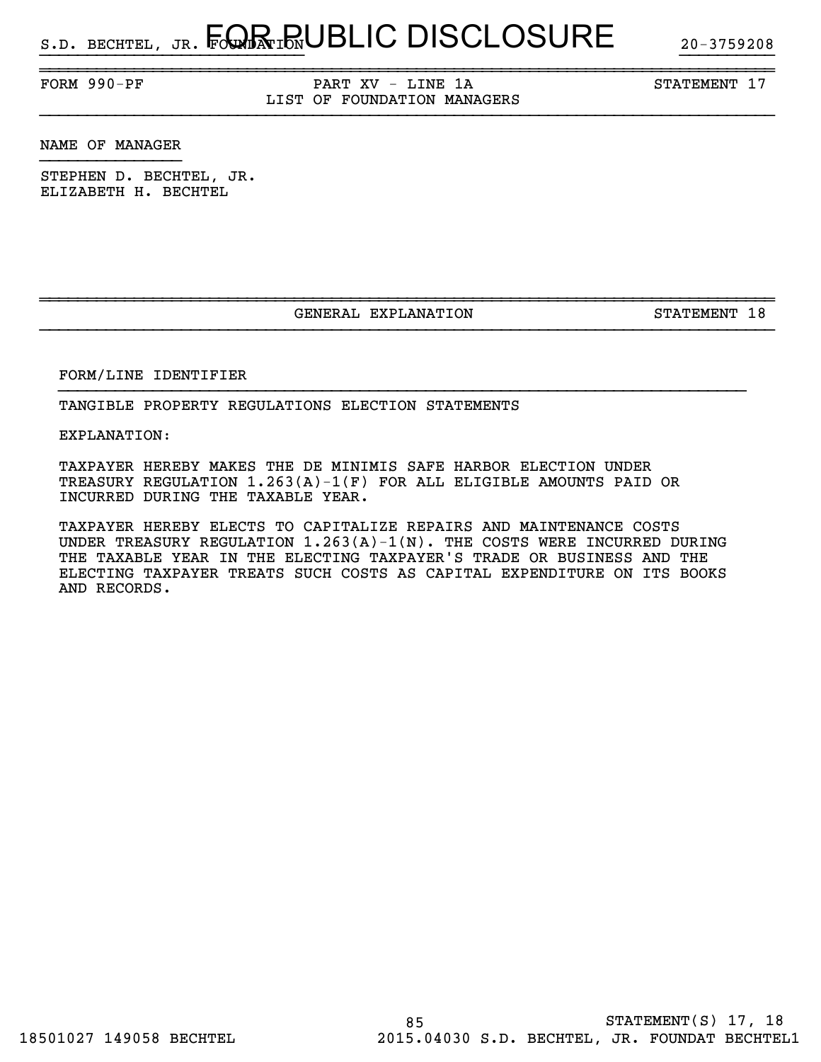FORM 990-PF — PART XV - LINE 1A — LIST OF FOUNDATION MANAGERS — STATEMENT 17

NAME OF MANAGER

STEPHEN D. BECHTEL, JR.
ELIZABETH H. BECHTEL

GENERAL EXPLANATION — STATEMENT 18

FORM/LINE IDENTIFIER

TANGIBLE PROPERTY REGULATIONS ELECTION STATEMENTS

EXPLANATION:

TAXPAYER HEREBY MAKES THE DE MINIMIS SAFE HARBOR ELECTION UNDER TREASURY REGULATION 1.263(A)-1(F) FOR ALL ELIGIBLE AMOUNTS PAID OR INCURRED DURING THE TAXABLE YEAR.

TAXPAYER HEREBY ELECTS TO CAPITALIZE REPAIRS AND MAINTENANCE COSTS UNDER TREASURY REGULATION 1.263(A)-1(N). THE COSTS WERE INCURRED DURING THE TAXABLE YEAR IN THE ELECTING TAXPAYER'S TRADE OR BUSINESS AND THE ELECTING TAXPAYER TREATS SUCH COSTS AS CAPITAL EXPENDITURE ON ITS BOOKS AND RECORDS.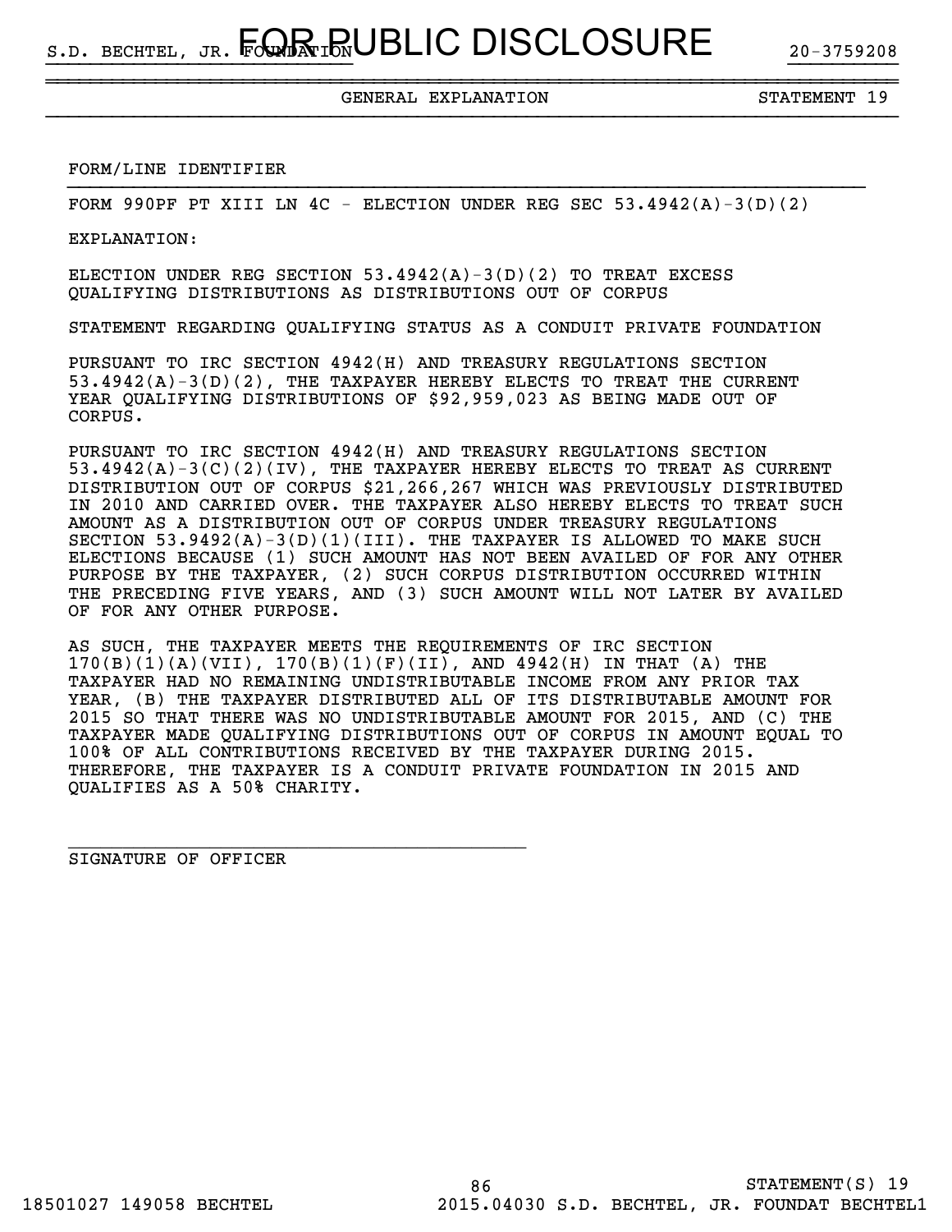GENERAL EXPLANATION — STATEMENT 19

FORM/LINE IDENTIFIER

FORM 990PF PT XIII LN 4C - ELECTION UNDER REG SEC 53.4942(A)-3(D)(2)

EXPLANATION:

ELECTION UNDER REG SECTION 53.4942(A)-3(D)(2) TO TREAT EXCESS QUALIFYING DISTRIBUTIONS AS DISTRIBUTIONS OUT OF CORPUS

STATEMENT REGARDING QUALIFYING STATUS AS A CONDUIT PRIVATE FOUNDATION

PURSUANT TO IRC SECTION 4942(H) AND TREASURY REGULATIONS SECTION 53.4942(A)-3(D)(2), THE TAXPAYER HEREBY ELECTS TO TREAT THE CURRENT YEAR QUALIFYING DISTRIBUTIONS OF $92,959,023 AS BEING MADE OUT OF CORPUS.

PURSUANT TO IRC SECTION 4942(H) AND TREASURY REGULATIONS SECTION 53.4942(A)-3(C)(2)(IV), THE TAXPAYER HEREBY ELECTS TO TREAT AS CURRENT DISTRIBUTION OUT OF CORPUS $21,266,267 WHICH WAS PREVIOUSLY DISTRIBUTED IN 2010 AND CARRIED OVER. THE TAXPAYER ALSO HEREBY ELECTS TO TREAT SUCH AMOUNT AS A DISTRIBUTION OUT OF CORPUS UNDER TREASURY REGULATIONS SECTION 53.9492(A)-3(D)(1)(III). THE TAXPAYER IS ALLOWED TO MAKE SUCH ELECTIONS BECAUSE (1) SUCH AMOUNT HAS NOT BEEN AVAILED OF FOR ANY OTHER PURPOSE BY THE TAXPAYER, (2) SUCH CORPUS DISTRIBUTION OCCURRED WITHIN THE PRECEDING FIVE YEARS, AND (3) SUCH AMOUNT WILL NOT LATER BY AVAILED OF FOR ANY OTHER PURPOSE.

AS SUCH, THE TAXPAYER MEETS THE REQUIREMENTS OF IRC SECTION 170(B)(1)(A)(VII), 170(B)(1)(F)(II), AND 4942(H) IN THAT (A) THE TAXPAYER HAD NO REMAINING UNDISTRIBUTABLE INCOME FROM ANY PRIOR TAX YEAR, (B) THE TAXPAYER DISTRIBUTED ALL OF ITS DISTRIBUTABLE AMOUNT FOR 2015 SO THAT THERE WAS NO UNDISTRIBUTABLE AMOUNT FOR 2015, AND (C) THE TAXPAYER MADE QUALIFYING DISTRIBUTIONS OUT OF CORPUS IN AMOUNT EQUAL TO 100% OF ALL CONTRIBUTIONS RECEIVED BY THE TAXPAYER DURING 2015. THEREFORE, THE TAXPAYER IS A CONDUIT PRIVATE FOUNDATION IN 2015 AND QUALIFIES AS A 50% CHARITY.

\_\_\_\_\_\_\_\_\_\_\_\_\_\_\_\_\_\_\_\_\_\_\_\_\_\_\_\_\_\_\_\_\_\_\_\_

SIGNATURE OF OFFICER